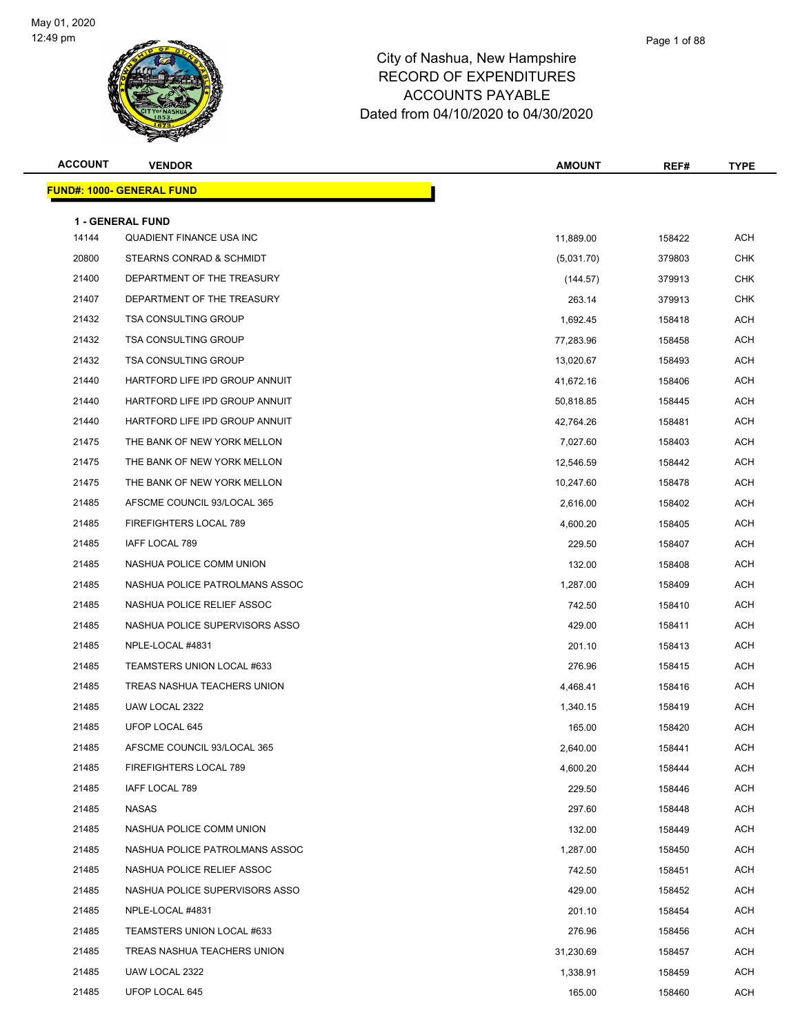# City of Nashua, New Hampshire
## RECORD OF EXPENDITURES
## ACCOUNTS PAYABLE
## Dated from 04/10/2020 to 04/30/2020

May 01, 2020
12:49 pm

| ACCOUNT | VENDOR | AMOUNT | REF# | TYPE |
|---|---|---|---|---|
| **FUND#: 1000- GENERAL FUND** | | | | |
| **1 - GENERAL FUND** | | | | |
| 14144 | QUADIENT FINANCE USA INC | 11,889.00 | 158422 | ACH |
| 20800 | STEARNS CONRAD & SCHMIDT | (5,031.70) | 379803 | CHK |
| 21400 | DEPARTMENT OF THE TREASURY | (144.57) | 379913 | CHK |
| 21407 | DEPARTMENT OF THE TREASURY | 263.14 | 379913 | CHK |
| 21432 | TSA CONSULTING GROUP | 1,692.45 | 158418 | ACH |
| 21432 | TSA CONSULTING GROUP | 77,283.96 | 158458 | ACH |
| 21432 | TSA CONSULTING GROUP | 13,020.67 | 158493 | ACH |
| 21440 | HARTFORD LIFE IPD GROUP ANNUIT | 41,672.16 | 158406 | ACH |
| 21440 | HARTFORD LIFE IPD GROUP ANNUIT | 50,818.85 | 158445 | ACH |
| 21440 | HARTFORD LIFE IPD GROUP ANNUIT | 42,764.26 | 158481 | ACH |
| 21475 | THE BANK OF NEW YORK MELLON | 7,027.60 | 158403 | ACH |
| 21475 | THE BANK OF NEW YORK MELLON | 12,546.59 | 158442 | ACH |
| 21475 | THE BANK OF NEW YORK MELLON | 10,247.60 | 158478 | ACH |
| 21485 | AFSCME COUNCIL 93/LOCAL 365 | 2,616.00 | 158402 | ACH |
| 21485 | FIREFIGHTERS LOCAL 789 | 4,600.20 | 158405 | ACH |
| 21485 | IAFF LOCAL 789 | 229.50 | 158407 | ACH |
| 21485 | NASHUA POLICE COMM UNION | 132.00 | 158408 | ACH |
| 21485 | NASHUA POLICE PATROLMANS ASSOC | 1,287.00 | 158409 | ACH |
| 21485 | NASHUA POLICE RELIEF ASSOC | 742.50 | 158410 | ACH |
| 21485 | NASHUA POLICE SUPERVISORS ASSO | 429.00 | 158411 | ACH |
| 21485 | NPLE-LOCAL #4831 | 201.10 | 158413 | ACH |
| 21485 | TEAMSTERS UNION LOCAL #633 | 276.96 | 158415 | ACH |
| 21485 | TREAS NASHUA TEACHERS UNION | 4,468.41 | 158416 | ACH |
| 21485 | UAW LOCAL 2322 | 1,340.15 | 158419 | ACH |
| 21485 | UFOP LOCAL 645 | 165.00 | 158420 | ACH |
| 21485 | AFSCME COUNCIL 93/LOCAL 365 | 2,640.00 | 158441 | ACH |
| 21485 | FIREFIGHTERS LOCAL 789 | 4,600.20 | 158444 | ACH |
| 21485 | IAFF LOCAL 789 | 229.50 | 158446 | ACH |
| 21485 | NASAS | 297.60 | 158448 | ACH |
| 21485 | NASHUA POLICE COMM UNION | 132.00 | 158449 | ACH |
| 21485 | NASHUA POLICE PATROLMANS ASSOC | 1,287.00 | 158450 | ACH |
| 21485 | NASHUA POLICE RELIEF ASSOC | 742.50 | 158451 | ACH |
| 21485 | NASHUA POLICE SUPERVISORS ASSO | 429.00 | 158452 | ACH |
| 21485 | NPLE-LOCAL #4831 | 201.10 | 158454 | ACH |
| 21485 | TEAMSTERS UNION LOCAL #633 | 276.96 | 158456 | ACH |
| 21485 | TREAS NASHUA TEACHERS UNION | 31,230.69 | 158457 | ACH |
| 21485 | UAW LOCAL 2322 | 1,338.91 | 158459 | ACH |
| 21485 | UFOP LOCAL 645 | 165.00 | 158460 | ACH |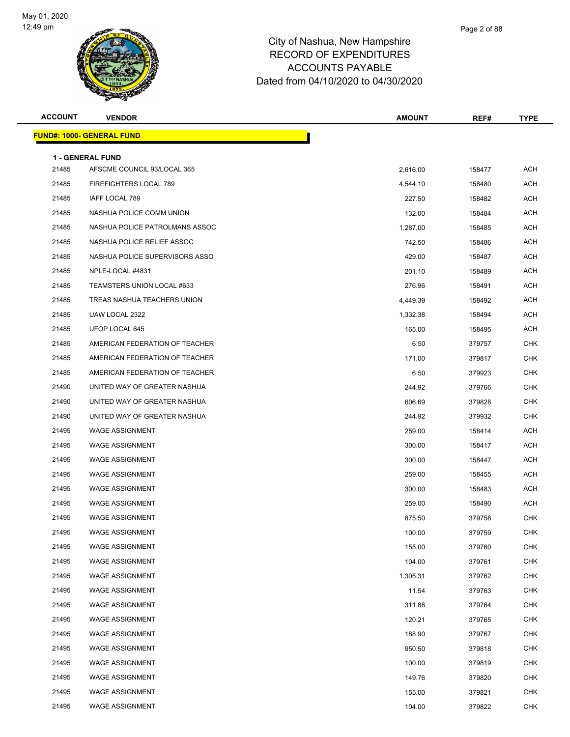City of Nashua, New Hampshire
RECORD OF EXPENDITURES
ACCOUNTS PAYABLE
Dated from 04/10/2020 to 04/30/2020

| ACCOUNT | VENDOR | AMOUNT | REF# | TYPE |
|---|---|---|---|---|
| **FUND#: 1000- GENERAL FUND** | | | | |
| **1 - GENERAL FUND** | | | | |
| 21485 | AFSCME COUNCIL 93/LOCAL 365 | 2,616.00 | 158477 | ACH |
| 21485 | FIREFIGHTERS LOCAL 789 | 4,544.10 | 158480 | ACH |
| 21485 | IAFF LOCAL 789 | 227.50 | 158482 | ACH |
| 21485 | NASHUA POLICE COMM UNION | 132.00 | 158484 | ACH |
| 21485 | NASHUA POLICE PATROLMANS ASSOC | 1,287.00 | 158485 | ACH |
| 21485 | NASHUA POLICE RELIEF ASSOC | 742.50 | 158486 | ACH |
| 21485 | NASHUA POLICE SUPERVISORS ASSO | 429.00 | 158487 | ACH |
| 21485 | NPLE-LOCAL #4831 | 201.10 | 158489 | ACH |
| 21485 | TEAMSTERS UNION LOCAL #633 | 276.96 | 158491 | ACH |
| 21485 | TREAS NASHUA TEACHERS UNION | 4,449.39 | 158492 | ACH |
| 21485 | UAW LOCAL 2322 | 1,332.38 | 158494 | ACH |
| 21485 | UFOP LOCAL 645 | 165.00 | 158495 | ACH |
| 21485 | AMERICAN FEDERATION OF TEACHER | 6.50 | 379757 | CHK |
| 21485 | AMERICAN FEDERATION OF TEACHER | 171.00 | 379817 | CHK |
| 21485 | AMERICAN FEDERATION OF TEACHER | 6.50 | 379923 | CHK |
| 21490 | UNITED WAY OF GREATER NASHUA | 244.92 | 379766 | CHK |
| 21490 | UNITED WAY OF GREATER NASHUA | 606.69 | 379828 | CHK |
| 21490 | UNITED WAY OF GREATER NASHUA | 244.92 | 379932 | CHK |
| 21495 | WAGE ASSIGNMENT | 259.00 | 158414 | ACH |
| 21495 | WAGE ASSIGNMENT | 300.00 | 158417 | ACH |
| 21495 | WAGE ASSIGNMENT | 300.00 | 158447 | ACH |
| 21495 | WAGE ASSIGNMENT | 259.00 | 158455 | ACH |
| 21495 | WAGE ASSIGNMENT | 300.00 | 158483 | ACH |
| 21495 | WAGE ASSIGNMENT | 259.00 | 158490 | ACH |
| 21495 | WAGE ASSIGNMENT | 875.50 | 379758 | CHK |
| 21495 | WAGE ASSIGNMENT | 100.00 | 379759 | CHK |
| 21495 | WAGE ASSIGNMENT | 155.00 | 379760 | CHK |
| 21495 | WAGE ASSIGNMENT | 104.00 | 379761 | CHK |
| 21495 | WAGE ASSIGNMENT | 1,305.31 | 379762 | CHK |
| 21495 | WAGE ASSIGNMENT | 11.54 | 379763 | CHK |
| 21495 | WAGE ASSIGNMENT | 311.88 | 379764 | CHK |
| 21495 | WAGE ASSIGNMENT | 120.21 | 379765 | CHK |
| 21495 | WAGE ASSIGNMENT | 188.90 | 379767 | CHK |
| 21495 | WAGE ASSIGNMENT | 950.50 | 379818 | CHK |
| 21495 | WAGE ASSIGNMENT | 100.00 | 379819 | CHK |
| 21495 | WAGE ASSIGNMENT | 149.76 | 379820 | CHK |
| 21495 | WAGE ASSIGNMENT | 155.00 | 379821 | CHK |
| 21495 | WAGE ASSIGNMENT | 104.00 | 379822 | CHK |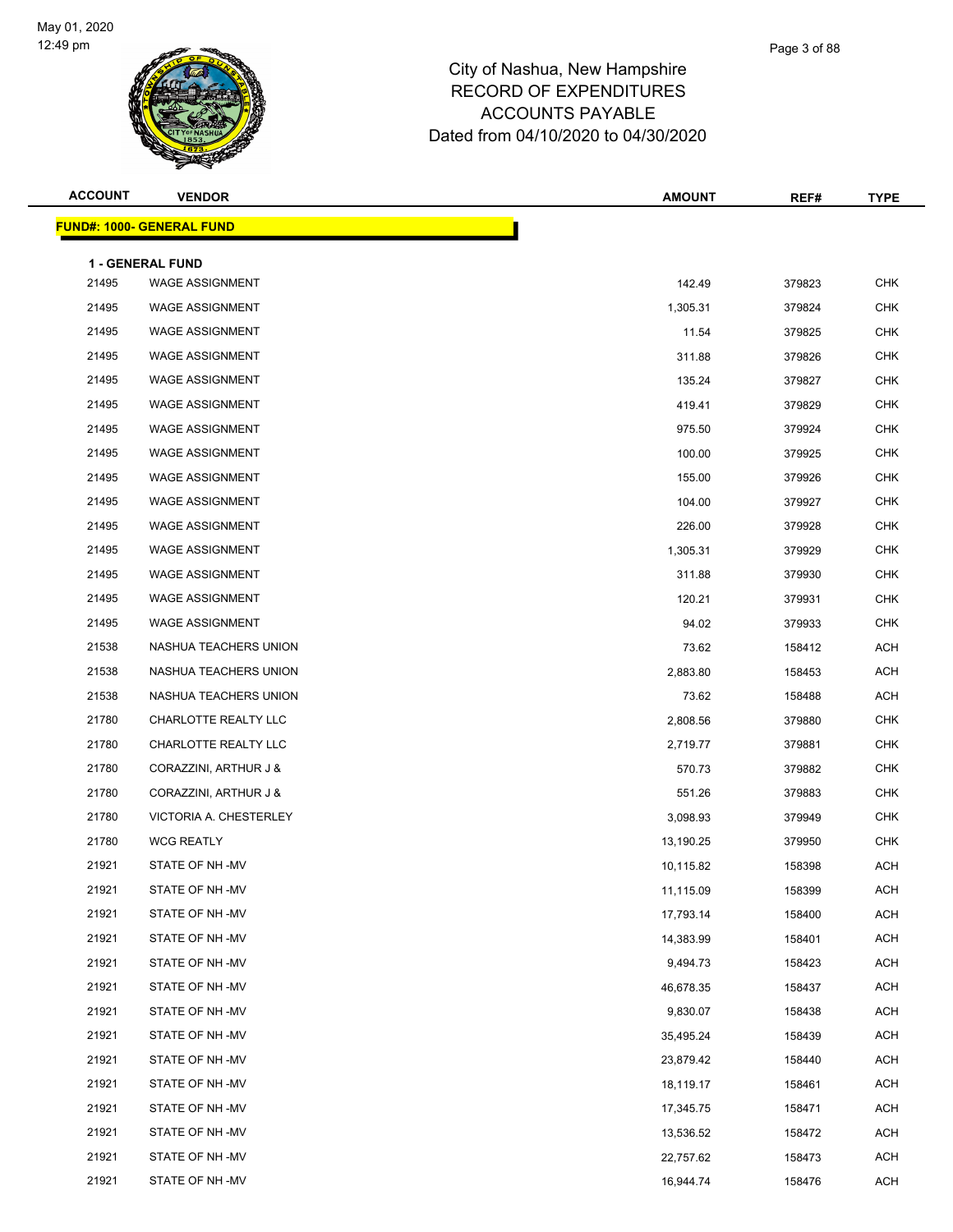City of Nashua, New Hampshire
RECORD OF EXPENDITURES
ACCOUNTS PAYABLE
Dated from 04/10/2020 to 04/30/2020

| ACCOUNT | VENDOR | AMOUNT | REF# | TYPE |
|---|---|---|---|---|

**FUND#: 1000- GENERAL FUND**

**1 - GENERAL FUND**

| ACCOUNT | VENDOR | AMOUNT | REF# | TYPE |
|---|---|---|---|---|
| 21495 | WAGE ASSIGNMENT | 142.49 | 379823 | CHK |
| 21495 | WAGE ASSIGNMENT | 1,305.31 | 379824 | CHK |
| 21495 | WAGE ASSIGNMENT | 11.54 | 379825 | CHK |
| 21495 | WAGE ASSIGNMENT | 311.88 | 379826 | CHK |
| 21495 | WAGE ASSIGNMENT | 135.24 | 379827 | CHK |
| 21495 | WAGE ASSIGNMENT | 419.41 | 379829 | CHK |
| 21495 | WAGE ASSIGNMENT | 975.50 | 379924 | CHK |
| 21495 | WAGE ASSIGNMENT | 100.00 | 379925 | CHK |
| 21495 | WAGE ASSIGNMENT | 155.00 | 379926 | CHK |
| 21495 | WAGE ASSIGNMENT | 104.00 | 379927 | CHK |
| 21495 | WAGE ASSIGNMENT | 226.00 | 379928 | CHK |
| 21495 | WAGE ASSIGNMENT | 1,305.31 | 379929 | CHK |
| 21495 | WAGE ASSIGNMENT | 311.88 | 379930 | CHK |
| 21495 | WAGE ASSIGNMENT | 120.21 | 379931 | CHK |
| 21495 | WAGE ASSIGNMENT | 94.02 | 379933 | CHK |
| 21538 | NASHUA TEACHERS UNION | 73.62 | 158412 | ACH |
| 21538 | NASHUA TEACHERS UNION | 2,883.80 | 158453 | ACH |
| 21538 | NASHUA TEACHERS UNION | 73.62 | 158488 | ACH |
| 21780 | CHARLOTTE REALTY LLC | 2,808.56 | 379880 | CHK |
| 21780 | CHARLOTTE REALTY LLC | 2,719.77 | 379881 | CHK |
| 21780 | CORAZZINI, ARTHUR J & | 570.73 | 379882 | CHK |
| 21780 | CORAZZINI, ARTHUR J & | 551.26 | 379883 | CHK |
| 21780 | VICTORIA A. CHESTERLEY | 3,098.93 | 379949 | CHK |
| 21780 | WCG REATLY | 13,190.25 | 379950 | CHK |
| 21921 | STATE OF NH -MV | 10,115.82 | 158398 | ACH |
| 21921 | STATE OF NH -MV | 11,115.09 | 158399 | ACH |
| 21921 | STATE OF NH -MV | 17,793.14 | 158400 | ACH |
| 21921 | STATE OF NH -MV | 14,383.99 | 158401 | ACH |
| 21921 | STATE OF NH -MV | 9,494.73 | 158423 | ACH |
| 21921 | STATE OF NH -MV | 46,678.35 | 158437 | ACH |
| 21921 | STATE OF NH -MV | 9,830.07 | 158438 | ACH |
| 21921 | STATE OF NH -MV | 35,495.24 | 158439 | ACH |
| 21921 | STATE OF NH -MV | 23,879.42 | 158440 | ACH |
| 21921 | STATE OF NH -MV | 18,119.17 | 158461 | ACH |
| 21921 | STATE OF NH -MV | 17,345.75 | 158471 | ACH |
| 21921 | STATE OF NH -MV | 13,536.52 | 158472 | ACH |
| 21921 | STATE OF NH -MV | 22,757.62 | 158473 | ACH |
| 21921 | STATE OF NH -MV | 16,944.74 | 158476 | ACH |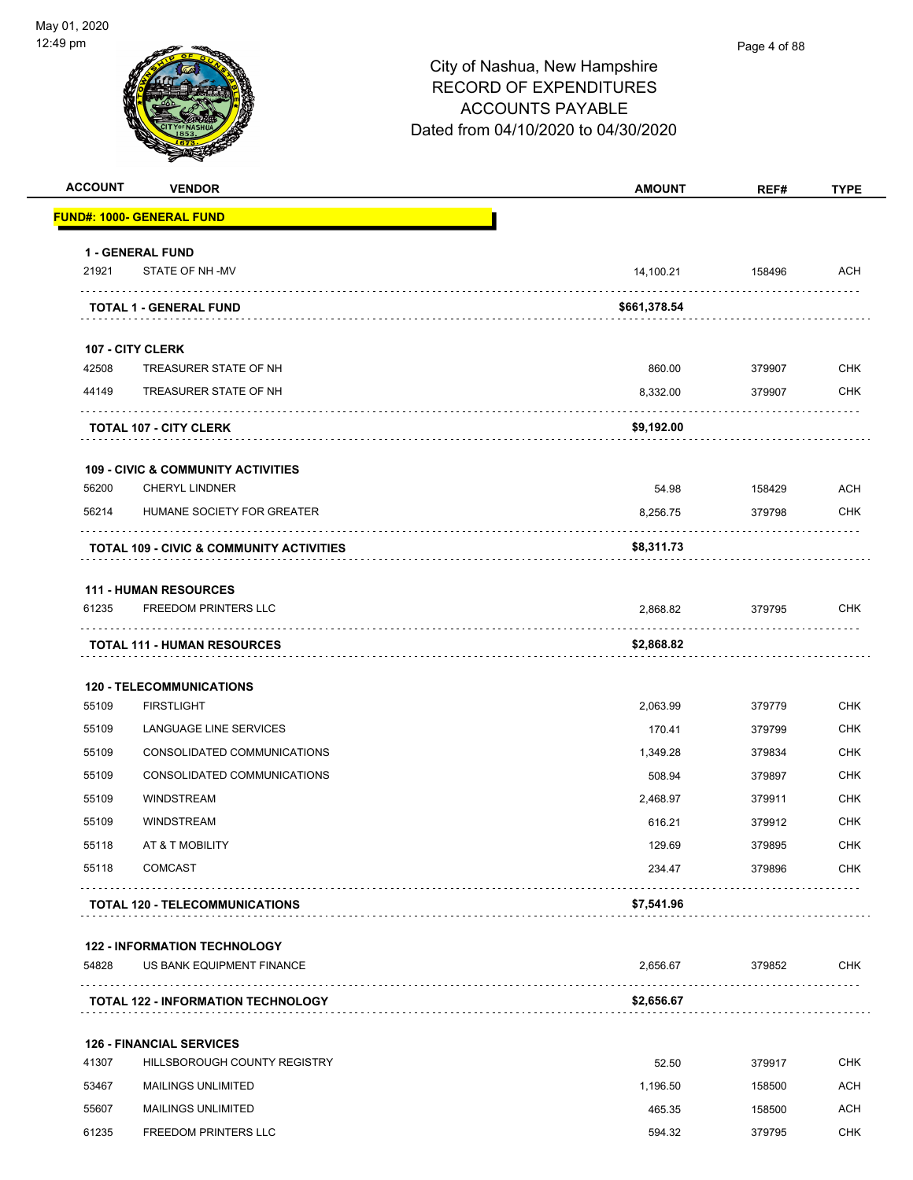# City of Nashua, New Hampshire
## RECORD OF EXPENDITURES
## ACCOUNTS PAYABLE
### Dated from 04/10/2020 to 04/30/2020

May 01, 2020
12:49 pm

| ACCOUNT | VENDOR | AMOUNT | REF# | TYPE |
|---|---|---|---|---|
| **FUND#: 1000- GENERAL FUND** | | | | |
| **1 - GENERAL FUND** | | | | |
| 21921 | STATE OF NH -MV | 14,100.21 | 158496 | ACH |
| | **TOTAL 1 - GENERAL FUND** | **$661,378.54** | | |
| **107 - CITY CLERK** | | | | |
| 42508 | TREASURER STATE OF NH | 860.00 | 379907 | CHK |
| 44149 | TREASURER STATE OF NH | 8,332.00 | 379907 | CHK |
| | **TOTAL 107 - CITY CLERK** | **$9,192.00** | | |
| **109 - CIVIC & COMMUNITY ACTIVITIES** | | | | |
| 56200 | CHERYL LINDNER | 54.98 | 158429 | ACH |
| 56214 | HUMANE SOCIETY FOR GREATER | 8,256.75 | 379798 | CHK |
| | **TOTAL 109 - CIVIC & COMMUNITY ACTIVITIES** | **$8,311.73** | | |
| **111 - HUMAN RESOURCES** | | | | |
| 61235 | FREEDOM PRINTERS LLC | 2,868.82 | 379795 | CHK |
| | **TOTAL 111 - HUMAN RESOURCES** | **$2,868.82** | | |
| **120 - TELECOMMUNICATIONS** | | | | |
| 55109 | FIRSTLIGHT | 2,063.99 | 379779 | CHK |
| 55109 | LANGUAGE LINE SERVICES | 170.41 | 379799 | CHK |
| 55109 | CONSOLIDATED COMMUNICATIONS | 1,349.28 | 379834 | CHK |
| 55109 | CONSOLIDATED COMMUNICATIONS | 508.94 | 379897 | CHK |
| 55109 | WINDSTREAM | 2,468.97 | 379911 | CHK |
| 55109 | WINDSTREAM | 616.21 | 379912 | CHK |
| 55118 | AT & T MOBILITY | 129.69 | 379895 | CHK |
| 55118 | COMCAST | 234.47 | 379896 | CHK |
| | **TOTAL 120 - TELECOMMUNICATIONS** | **$7,541.96** | | |
| **122 - INFORMATION TECHNOLOGY** | | | | |
| 54828 | US BANK EQUIPMENT FINANCE | 2,656.67 | 379852 | CHK |
| | **TOTAL 122 - INFORMATION TECHNOLOGY** | **$2,656.67** | | |
| **126 - FINANCIAL SERVICES** | | | | |
| 41307 | HILLSBOROUGH COUNTY REGISTRY | 52.50 | 379917 | CHK |
| 53467 | MAILINGS UNLIMITED | 1,196.50 | 158500 | ACH |
| 55607 | MAILINGS UNLIMITED | 465.35 | 158500 | ACH |
| 61235 | FREEDOM PRINTERS LLC | 594.32 | 379795 | CHK |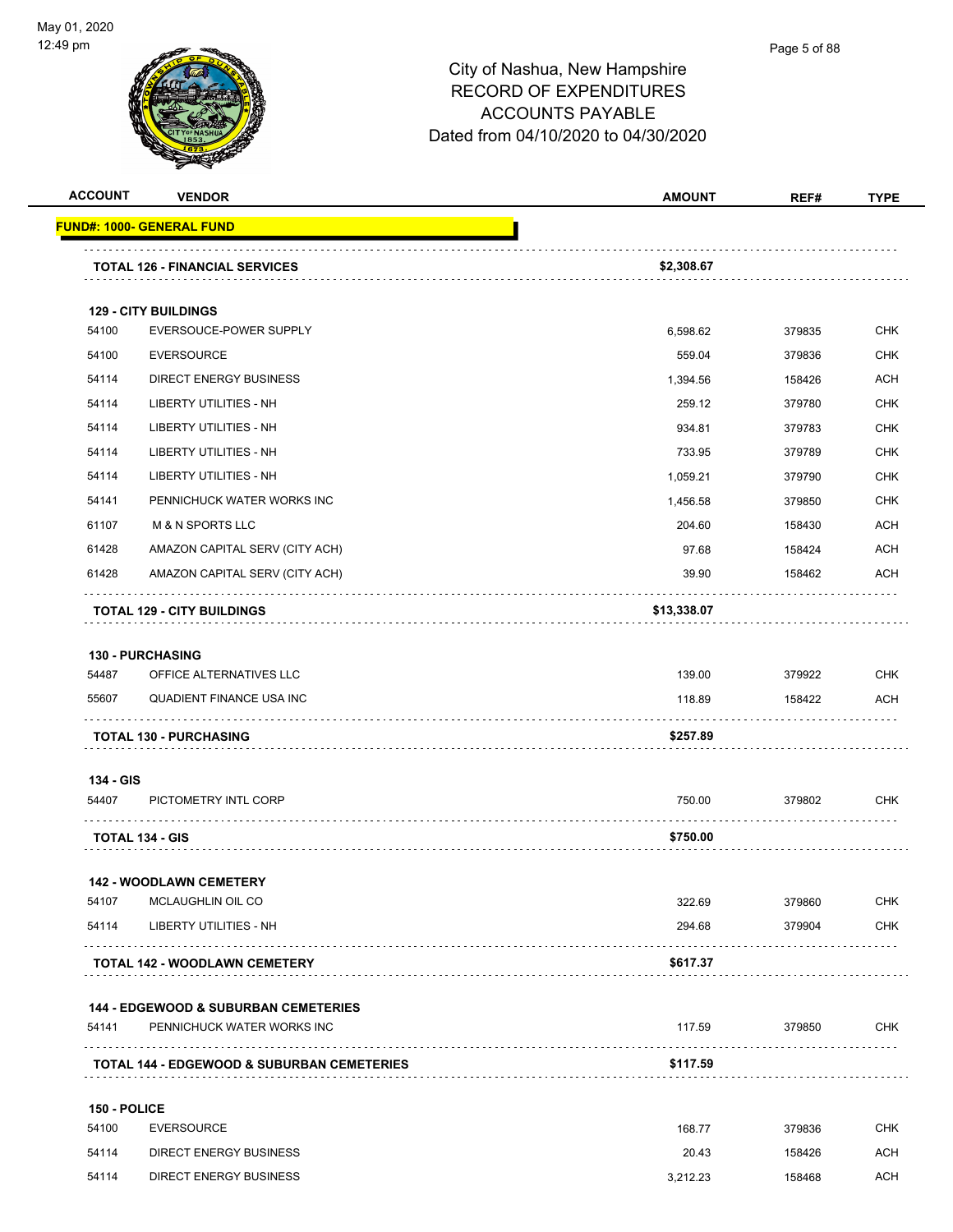City of Nashua, New Hampshire
RECORD OF EXPENDITURES
ACCOUNTS PAYABLE
Dated from 04/10/2020 to 04/30/2020

| ACCOUNT | VENDOR | AMOUNT | REF# | TYPE |
|---|---|---|---|---|
| **FUND#: 1000- GENERAL FUND** | | | | |
| | **TOTAL 126 - FINANCIAL SERVICES** | **$2,308.67** | | |
| **129 - CITY BUILDINGS** | | | | |
| 54100 | EVERSOUCE-POWER SUPPLY | 6,598.62 | 379835 | CHK |
| 54100 | EVERSOURCE | 559.04 | 379836 | CHK |
| 54114 | DIRECT ENERGY BUSINESS | 1,394.56 | 158426 | ACH |
| 54114 | LIBERTY UTILITIES - NH | 259.12 | 379780 | CHK |
| 54114 | LIBERTY UTILITIES - NH | 934.81 | 379783 | CHK |
| 54114 | LIBERTY UTILITIES - NH | 733.95 | 379789 | CHK |
| 54114 | LIBERTY UTILITIES - NH | 1,059.21 | 379790 | CHK |
| 54141 | PENNICHUCK WATER WORKS INC | 1,456.58 | 379850 | CHK |
| 61107 | M & N SPORTS LLC | 204.60 | 158430 | ACH |
| 61428 | AMAZON CAPITAL SERV (CITY ACH) | 97.68 | 158424 | ACH |
| 61428 | AMAZON CAPITAL SERV (CITY ACH) | 39.90 | 158462 | ACH |
| | **TOTAL 129 - CITY BUILDINGS** | **$13,338.07** | | |
| **130 - PURCHASING** | | | | |
| 54487 | OFFICE ALTERNATIVES LLC | 139.00 | 379922 | CHK |
| 55607 | QUADIENT FINANCE USA INC | 118.89 | 158422 | ACH |
| | **TOTAL 130 - PURCHASING** | **$257.89** | | |
| **134 - GIS** | | | | |
| 54407 | PICTOMETRY INTL CORP | 750.00 | 379802 | CHK |
| | **TOTAL 134 - GIS** | **$750.00** | | |
| **142 - WOODLAWN CEMETERY** | | | | |
| 54107 | MCLAUGHLIN OIL CO | 322.69 | 379860 | CHK |
| 54114 | LIBERTY UTILITIES - NH | 294.68 | 379904 | CHK |
| | **TOTAL 142 - WOODLAWN CEMETERY** | **$617.37** | | |
| **144 - EDGEWOOD & SUBURBAN CEMETERIES** | | | | |
| 54141 | PENNICHUCK WATER WORKS INC | 117.59 | 379850 | CHK |
| | **TOTAL 144 - EDGEWOOD & SUBURBAN CEMETERIES** | **$117.59** | | |
| **150 - POLICE** | | | | |
| 54100 | EVERSOURCE | 168.77 | 379836 | CHK |
| 54114 | DIRECT ENERGY BUSINESS | 20.43 | 158426 | ACH |
| 54114 | DIRECT ENERGY BUSINESS | 3,212.23 | 158468 | ACH |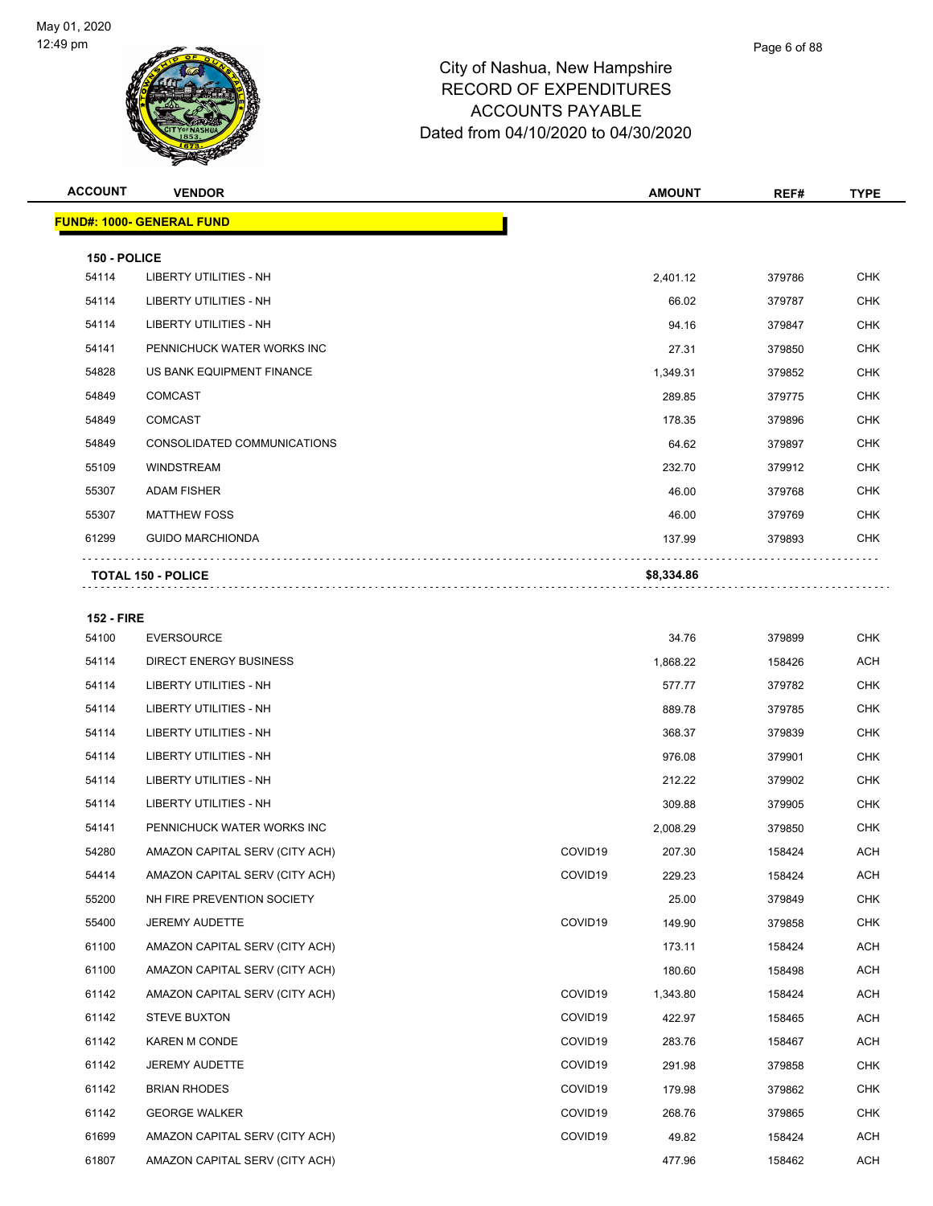# City of Nashua, New Hampshire
## RECORD OF EXPENDITURES
## ACCOUNTS PAYABLE
## Dated from 04/10/2020 to 04/30/2020

May 01, 2020
12:49 pm

| ACCOUNT | VENDOR | | AMOUNT | REF# | TYPE |
|---|---|---|---|---|---|
| **FUND#: 1000- GENERAL FUND** | | | | | |
| **150 - POLICE** | | | | | |
| 54114 | LIBERTY UTILITIES - NH | | 2,401.12 | 379786 | CHK |
| 54114 | LIBERTY UTILITIES - NH | | 66.02 | 379787 | CHK |
| 54114 | LIBERTY UTILITIES - NH | | 94.16 | 379847 | CHK |
| 54141 | PENNICHUCK WATER WORKS INC | | 27.31 | 379850 | CHK |
| 54828 | US BANK EQUIPMENT FINANCE | | 1,349.31 | 379852 | CHK |
| 54849 | COMCAST | | 289.85 | 379775 | CHK |
| 54849 | COMCAST | | 178.35 | 379896 | CHK |
| 54849 | CONSOLIDATED COMMUNICATIONS | | 64.62 | 379897 | CHK |
| 55109 | WINDSTREAM | | 232.70 | 379912 | CHK |
| 55307 | ADAM FISHER | | 46.00 | 379768 | CHK |
| 55307 | MATTHEW FOSS | | 46.00 | 379769 | CHK |
| 61299 | GUIDO MARCHIONDA | | 137.99 | 379893 | CHK |
| **TOTAL 150 - POLICE** | | | **$8,334.86** | | |
| **152 - FIRE** | | | | | |
| 54100 | EVERSOURCE | | 34.76 | 379899 | CHK |
| 54114 | DIRECT ENERGY BUSINESS | | 1,868.22 | 158426 | ACH |
| 54114 | LIBERTY UTILITIES - NH | | 577.77 | 379782 | CHK |
| 54114 | LIBERTY UTILITIES - NH | | 889.78 | 379785 | CHK |
| 54114 | LIBERTY UTILITIES - NH | | 368.37 | 379839 | CHK |
| 54114 | LIBERTY UTILITIES - NH | | 976.08 | 379901 | CHK |
| 54114 | LIBERTY UTILITIES - NH | | 212.22 | 379902 | CHK |
| 54114 | LIBERTY UTILITIES - NH | | 309.88 | 379905 | CHK |
| 54141 | PENNICHUCK WATER WORKS INC | | 2,008.29 | 379850 | CHK |
| 54280 | AMAZON CAPITAL SERV (CITY ACH) | COVID19 | 207.30 | 158424 | ACH |
| 54414 | AMAZON CAPITAL SERV (CITY ACH) | COVID19 | 229.23 | 158424 | ACH |
| 55200 | NH FIRE PREVENTION SOCIETY | | 25.00 | 379849 | CHK |
| 55400 | JEREMY AUDETTE | COVID19 | 149.90 | 379858 | CHK |
| 61100 | AMAZON CAPITAL SERV (CITY ACH) | | 173.11 | 158424 | ACH |
| 61100 | AMAZON CAPITAL SERV (CITY ACH) | | 180.60 | 158498 | ACH |
| 61142 | AMAZON CAPITAL SERV (CITY ACH) | COVID19 | 1,343.80 | 158424 | ACH |
| 61142 | STEVE BUXTON | COVID19 | 422.97 | 158465 | ACH |
| 61142 | KAREN M CONDE | COVID19 | 283.76 | 158467 | ACH |
| 61142 | JEREMY AUDETTE | COVID19 | 291.98 | 379858 | CHK |
| 61142 | BRIAN RHODES | COVID19 | 179.98 | 379862 | CHK |
| 61142 | GEORGE WALKER | COVID19 | 268.76 | 379865 | CHK |
| 61699 | AMAZON CAPITAL SERV (CITY ACH) | COVID19 | 49.82 | 158424 | ACH |
| 61807 | AMAZON CAPITAL SERV (CITY ACH) | | 477.96 | 158462 | ACH |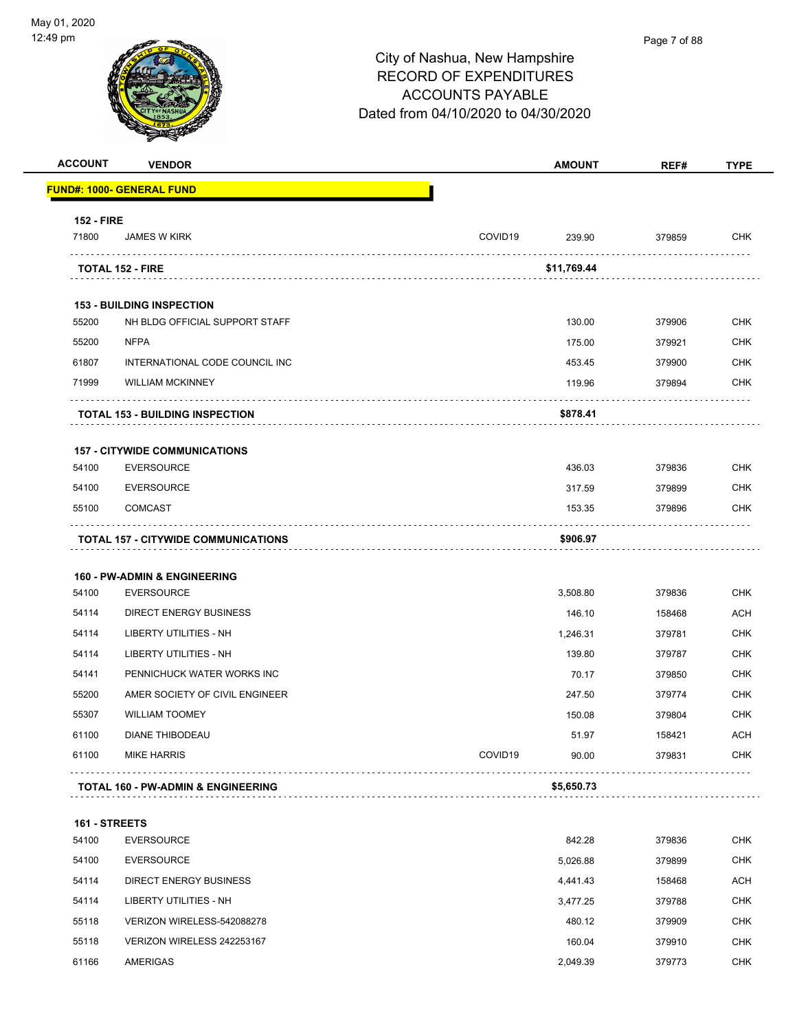# City of Nashua, New Hampshire
## RECORD OF EXPENDITURES
## ACCOUNTS PAYABLE
## Dated from 04/10/2020 to 04/30/2020

| ACCOUNT | VENDOR | | AMOUNT | REF# | TYPE |
|---|---|---|---|---|---|
| **FUND#: 1000- GENERAL FUND** | | | | | |
| **152 - FIRE** | | | | | |
| 71800 | JAMES W KIRK | COVID19 | 239.90 | 379859 | CHK |
| **TOTAL 152 - FIRE** | | | **$11,769.44** | | |
| **153 - BUILDING INSPECTION** | | | | | |
| 55200 | NH BLDG OFFICIAL SUPPORT STAFF | | 130.00 | 379906 | CHK |
| 55200 | NFPA | | 175.00 | 379921 | CHK |
| 61807 | INTERNATIONAL CODE COUNCIL INC | | 453.45 | 379900 | CHK |
| 71999 | WILLIAM MCKINNEY | | 119.96 | 379894 | CHK |
| **TOTAL 153 - BUILDING INSPECTION** | | | **$878.41** | | |
| **157 - CITYWIDE COMMUNICATIONS** | | | | | |
| 54100 | EVERSOURCE | | 436.03 | 379836 | CHK |
| 54100 | EVERSOURCE | | 317.59 | 379899 | CHK |
| 55100 | COMCAST | | 153.35 | 379896 | CHK |
| **TOTAL 157 - CITYWIDE COMMUNICATIONS** | | | **$906.97** | | |
| **160 - PW-ADMIN & ENGINEERING** | | | | | |
| 54100 | EVERSOURCE | | 3,508.80 | 379836 | CHK |
| 54114 | DIRECT ENERGY BUSINESS | | 146.10 | 158468 | ACH |
| 54114 | LIBERTY UTILITIES - NH | | 1,246.31 | 379781 | CHK |
| 54114 | LIBERTY UTILITIES - NH | | 139.80 | 379787 | CHK |
| 54141 | PENNICHUCK WATER WORKS INC | | 70.17 | 379850 | CHK |
| 55200 | AMER SOCIETY OF CIVIL ENGINEER | | 247.50 | 379774 | CHK |
| 55307 | WILLIAM TOOMEY | | 150.08 | 379804 | CHK |
| 61100 | DIANE THIBODEAU | | 51.97 | 158421 | ACH |
| 61100 | MIKE HARRIS | COVID19 | 90.00 | 379831 | CHK |
| **TOTAL 160 - PW-ADMIN & ENGINEERING** | | | **$5,650.73** | | |
| **161 - STREETS** | | | | | |
| 54100 | EVERSOURCE | | 842.28 | 379836 | CHK |
| 54100 | EVERSOURCE | | 5,026.88 | 379899 | CHK |
| 54114 | DIRECT ENERGY BUSINESS | | 4,441.43 | 158468 | ACH |
| 54114 | LIBERTY UTILITIES - NH | | 3,477.25 | 379788 | CHK |
| 55118 | VERIZON WIRELESS-542088278 | | 480.12 | 379909 | CHK |
| 55118 | VERIZON WIRELESS 242253167 | | 160.04 | 379910 | CHK |
| 61166 | AMERIGAS | | 2,049.39 | 379773 | CHK |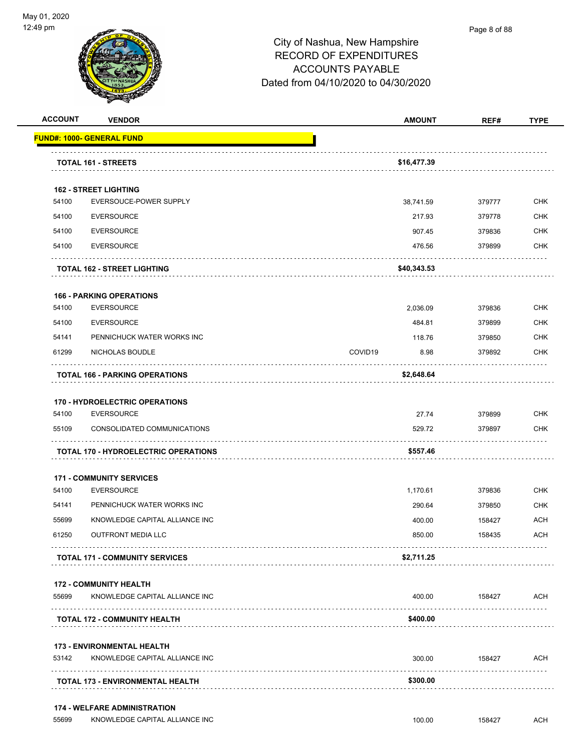City of Nashua, New Hampshire
RECORD OF EXPENDITURES
ACCOUNTS PAYABLE
Dated from 04/10/2020 to 04/30/2020

| ACCOUNT | VENDOR | | AMOUNT | REF# | TYPE |
|---|---|---|---|---|---|
| **FUND#: 1000- GENERAL FUND** | | | | | |
| | **TOTAL 161 - STREETS** | | **$16,477.39** | | |
| | **162 - STREET LIGHTING** | | | | |
| 54100 | EVERSOUCE-POWER SUPPLY | | 38,741.59 | 379777 | CHK |
| 54100 | EVERSOURCE | | 217.93 | 379778 | CHK |
| 54100 | EVERSOURCE | | 907.45 | 379836 | CHK |
| 54100 | EVERSOURCE | | 476.56 | 379899 | CHK |
| | **TOTAL 162 - STREET LIGHTING** | | **$40,343.53** | | |
| | **166 - PARKING OPERATIONS** | | | | |
| 54100 | EVERSOURCE | | 2,036.09 | 379836 | CHK |
| 54100 | EVERSOURCE | | 484.81 | 379899 | CHK |
| 54141 | PENNICHUCK WATER WORKS INC | | 118.76 | 379850 | CHK |
| 61299 | NICHOLAS BOUDLE | COVID19 | 8.98 | 379892 | CHK |
| | **TOTAL 166 - PARKING OPERATIONS** | | **$2,648.64** | | |
| | **170 - HYDROELECTRIC OPERATIONS** | | | | |
| 54100 | EVERSOURCE | | 27.74 | 379899 | CHK |
| 55109 | CONSOLIDATED COMMUNICATIONS | | 529.72 | 379897 | CHK |
| | **TOTAL 170 - HYDROELECTRIC OPERATIONS** | | **$557.46** | | |
| | **171 - COMMUNITY SERVICES** | | | | |
| 54100 | EVERSOURCE | | 1,170.61 | 379836 | CHK |
| 54141 | PENNICHUCK WATER WORKS INC | | 290.64 | 379850 | CHK |
| 55699 | KNOWLEDGE CAPITAL ALLIANCE INC | | 400.00 | 158427 | ACH |
| 61250 | OUTFRONT MEDIA LLC | | 850.00 | 158435 | ACH |
| | **TOTAL 171 - COMMUNITY SERVICES** | | **$2,711.25** | | |
| | **172 - COMMUNITY HEALTH** | | | | |
| 55699 | KNOWLEDGE CAPITAL ALLIANCE INC | | 400.00 | 158427 | ACH |
| | **TOTAL 172 - COMMUNITY HEALTH** | | **$400.00** | | |
| | **173 - ENVIRONMENTAL HEALTH** | | | | |
| 53142 | KNOWLEDGE CAPITAL ALLIANCE INC | | 300.00 | 158427 | ACH |
| | **TOTAL 173 - ENVIRONMENTAL HEALTH** | | **$300.00** | | |
| | **174 - WELFARE ADMINISTRATION** | | | | |
| 55699 | KNOWLEDGE CAPITAL ALLIANCE INC | | 100.00 | 158427 | ACH |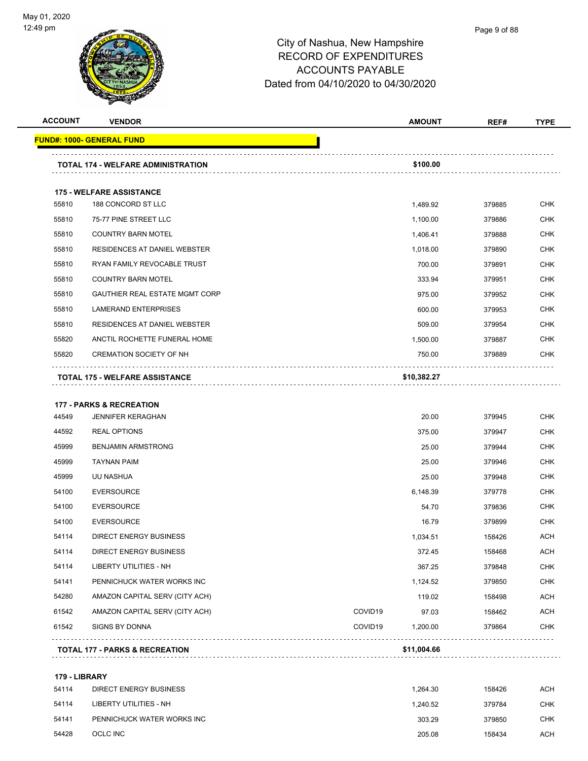# City of Nashua, New Hampshire
## RECORD OF EXPENDITURES
## ACCOUNTS PAYABLE
## Dated from 04/10/2020 to 04/30/2020

| ACCOUNT | VENDOR | | AMOUNT | REF# | TYPE |
|---|---|---|---|---|---|
| **FUND#: 1000- GENERAL FUND** | | | | | |
| **TOTAL 174 - WELFARE ADMINISTRATION** | | | **$100.00** | | |
| **175 - WELFARE ASSISTANCE** | | | | | |
| 55810 | 188 CONCORD ST LLC | | 1,489.92 | 379885 | CHK |
| 55810 | 75-77 PINE STREET LLC | | 1,100.00 | 379886 | CHK |
| 55810 | COUNTRY BARN MOTEL | | 1,406.41 | 379888 | CHK |
| 55810 | RESIDENCES AT DANIEL WEBSTER | | 1,018.00 | 379890 | CHK |
| 55810 | RYAN FAMILY REVOCABLE TRUST | | 700.00 | 379891 | CHK |
| 55810 | COUNTRY BARN MOTEL | | 333.94 | 379951 | CHK |
| 55810 | GAUTHIER REAL ESTATE MGMT CORP | | 975.00 | 379952 | CHK |
| 55810 | LAMERAND ENTERPRISES | | 600.00 | 379953 | CHK |
| 55810 | RESIDENCES AT DANIEL WEBSTER | | 509.00 | 379954 | CHK |
| 55820 | ANCTIL ROCHETTE FUNERAL HOME | | 1,500.00 | 379887 | CHK |
| 55820 | CREMATION SOCIETY OF NH | | 750.00 | 379889 | CHK |
| **TOTAL 175 - WELFARE ASSISTANCE** | | | **$10,382.27** | | |
| **177 - PARKS & RECREATION** | | | | | |
| 44549 | JENNIFER KERAGHAN | | 20.00 | 379945 | CHK |
| 44592 | REAL OPTIONS | | 375.00 | 379947 | CHK |
| 45999 | BENJAMIN ARMSTRONG | | 25.00 | 379944 | CHK |
| 45999 | TAYNAN PAIM | | 25.00 | 379946 | CHK |
| 45999 | UU NASHUA | | 25.00 | 379948 | CHK |
| 54100 | EVERSOURCE | | 6,148.39 | 379778 | CHK |
| 54100 | EVERSOURCE | | 54.70 | 379836 | CHK |
| 54100 | EVERSOURCE | | 16.79 | 379899 | CHK |
| 54114 | DIRECT ENERGY BUSINESS | | 1,034.51 | 158426 | ACH |
| 54114 | DIRECT ENERGY BUSINESS | | 372.45 | 158468 | ACH |
| 54114 | LIBERTY UTILITIES - NH | | 367.25 | 379848 | CHK |
| 54141 | PENNICHUCK WATER WORKS INC | | 1,124.52 | 379850 | CHK |
| 54280 | AMAZON CAPITAL SERV (CITY ACH) | | 119.02 | 158498 | ACH |
| 61542 | AMAZON CAPITAL SERV (CITY ACH) | COVID19 | 97.03 | 158462 | ACH |
| 61542 | SIGNS BY DONNA | COVID19 | 1,200.00 | 379864 | CHK |
| **TOTAL 177 - PARKS & RECREATION** | | | **$11,004.66** | | |
| **179 - LIBRARY** | | | | | |
| 54114 | DIRECT ENERGY BUSINESS | | 1,264.30 | 158426 | ACH |
| 54114 | LIBERTY UTILITIES - NH | | 1,240.52 | 379784 | CHK |
| 54141 | PENNICHUCK WATER WORKS INC | | 303.29 | 379850 | CHK |
| 54428 | OCLC INC | | 205.08 | 158434 | ACH |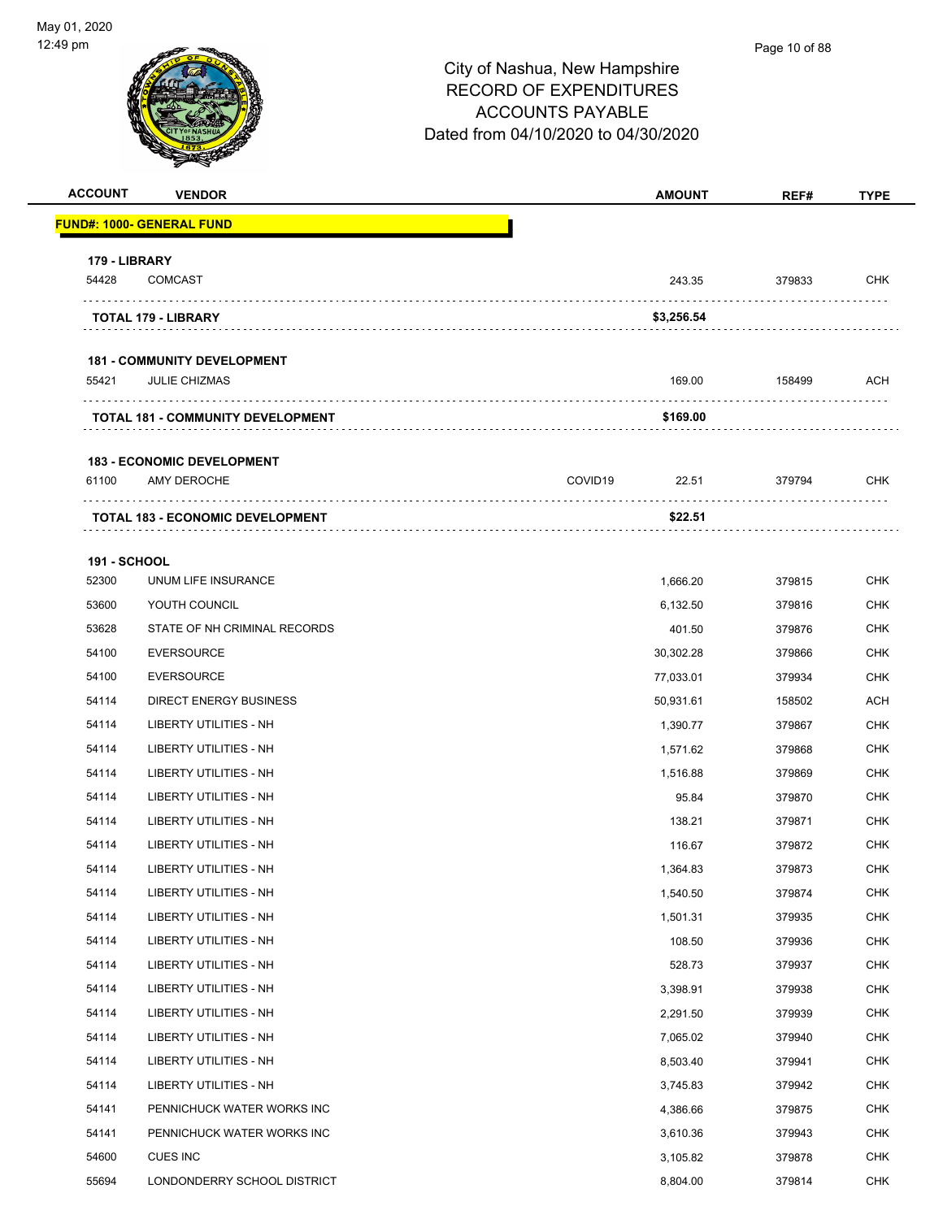# City of Nashua, New Hampshire
## RECORD OF EXPENDITURES
## ACCOUNTS PAYABLE
## Dated from 04/10/2020 to 04/30/2020

| ACCOUNT | VENDOR | | AMOUNT | REF# | TYPE |
|---|---|---|---|---|---|
| **FUND#: 1000- GENERAL FUND** | | | | | |
| **179 - LIBRARY** | | | | | |
| 54428 | COMCAST | | 243.35 | 379833 | CHK |
| | **TOTAL 179 - LIBRARY** | | **$3,256.54** | | |
| **181 - COMMUNITY DEVELOPMENT** | | | | | |
| 55421 | JULIE CHIZMAS | | 169.00 | 158499 | ACH |
| | **TOTAL 181 - COMMUNITY DEVELOPMENT** | | **$169.00** | | |
| **183 - ECONOMIC DEVELOPMENT** | | | | | |
| 61100 | AMY DEROCHE | COVID19 | 22.51 | 379794 | CHK |
| | **TOTAL 183 - ECONOMIC DEVELOPMENT** | | **$22.51** | | |
| **191 - SCHOOL** | | | | | |
| 52300 | UNUM LIFE INSURANCE | | 1,666.20 | 379815 | CHK |
| 53600 | YOUTH COUNCIL | | 6,132.50 | 379816 | CHK |
| 53628 | STATE OF NH CRIMINAL RECORDS | | 401.50 | 379876 | CHK |
| 54100 | EVERSOURCE | | 30,302.28 | 379866 | CHK |
| 54100 | EVERSOURCE | | 77,033.01 | 379934 | CHK |
| 54114 | DIRECT ENERGY BUSINESS | | 50,931.61 | 158502 | ACH |
| 54114 | LIBERTY UTILITIES - NH | | 1,390.77 | 379867 | CHK |
| 54114 | LIBERTY UTILITIES - NH | | 1,571.62 | 379868 | CHK |
| 54114 | LIBERTY UTILITIES - NH | | 1,516.88 | 379869 | CHK |
| 54114 | LIBERTY UTILITIES - NH | | 95.84 | 379870 | CHK |
| 54114 | LIBERTY UTILITIES - NH | | 138.21 | 379871 | CHK |
| 54114 | LIBERTY UTILITIES - NH | | 116.67 | 379872 | CHK |
| 54114 | LIBERTY UTILITIES - NH | | 1,364.83 | 379873 | CHK |
| 54114 | LIBERTY UTILITIES - NH | | 1,540.50 | 379874 | CHK |
| 54114 | LIBERTY UTILITIES - NH | | 1,501.31 | 379935 | CHK |
| 54114 | LIBERTY UTILITIES - NH | | 108.50 | 379936 | CHK |
| 54114 | LIBERTY UTILITIES - NH | | 528.73 | 379937 | CHK |
| 54114 | LIBERTY UTILITIES - NH | | 3,398.91 | 379938 | CHK |
| 54114 | LIBERTY UTILITIES - NH | | 2,291.50 | 379939 | CHK |
| 54114 | LIBERTY UTILITIES - NH | | 7,065.02 | 379940 | CHK |
| 54114 | LIBERTY UTILITIES - NH | | 8,503.40 | 379941 | CHK |
| 54114 | LIBERTY UTILITIES - NH | | 3,745.83 | 379942 | CHK |
| 54141 | PENNICHUCK WATER WORKS INC | | 4,386.66 | 379875 | CHK |
| 54141 | PENNICHUCK WATER WORKS INC | | 3,610.36 | 379943 | CHK |
| 54600 | CUES INC | | 3,105.82 | 379878 | CHK |
| 55694 | LONDONDERRY SCHOOL DISTRICT | | 8,804.00 | 379814 | CHK |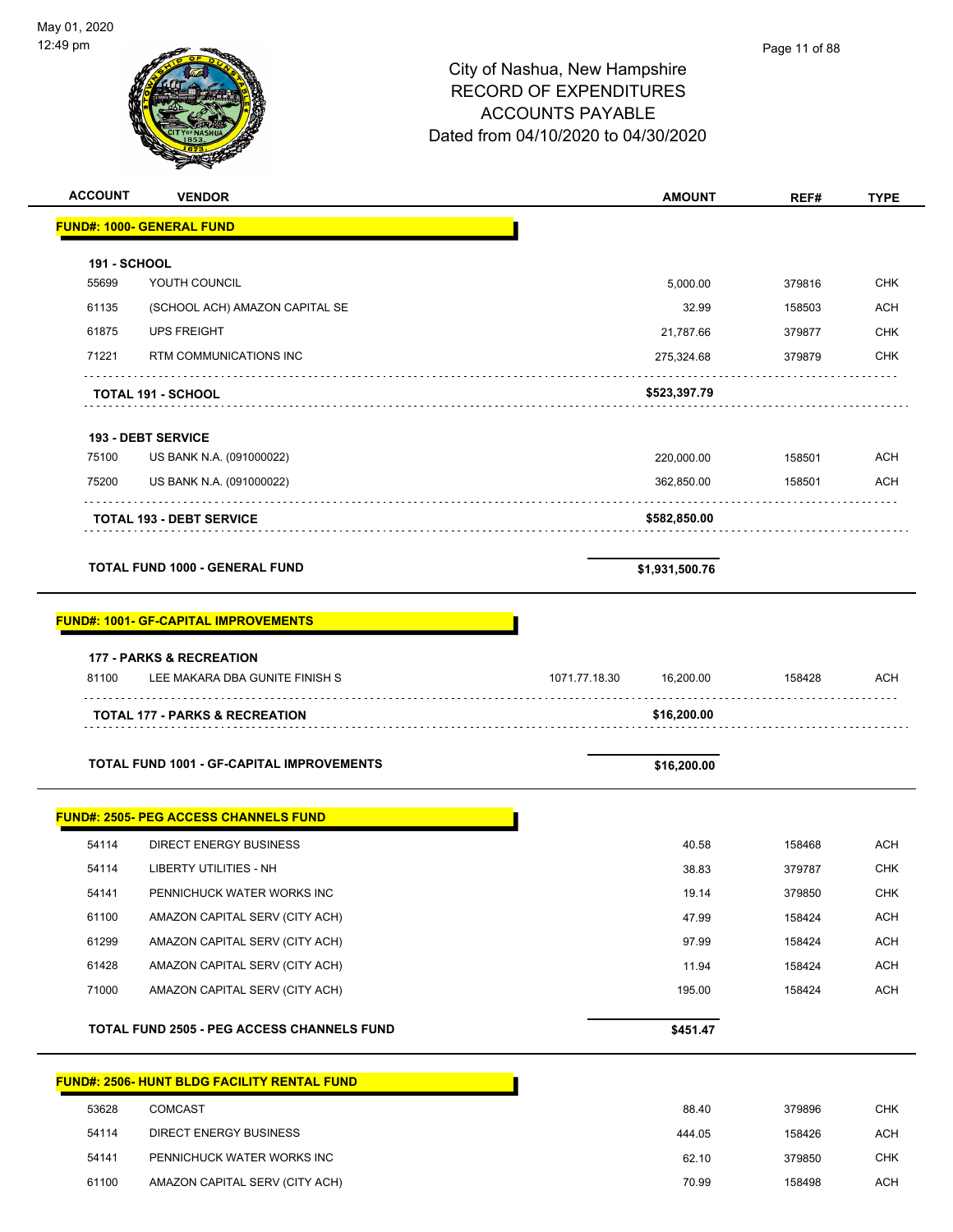# City of Nashua, New Hampshire
# RECORD OF EXPENDITURES
# ACCOUNTS PAYABLE
# Dated from 04/10/2020 to 04/30/2020

| ACCOUNT | VENDOR | | AMOUNT | REF# | TYPE |
|---|---|---|---|---|---|
| **FUND#: 1000- GENERAL FUND** | | | | | |
| **191 - SCHOOL** | | | | | |
| 55699 | YOUTH COUNCIL | | 5,000.00 | 379816 | CHK |
| 61135 | (SCHOOL ACH) AMAZON CAPITAL SE | | 32.99 | 158503 | ACH |
| 61875 | UPS FREIGHT | | 21,787.66 | 379877 | CHK |
| 71221 | RTM COMMUNICATIONS INC | | 275,324.68 | 379879 | CHK |
| | **TOTAL 191 - SCHOOL** | | **$523,397.79** | | |
| **193 - DEBT SERVICE** | | | | | |
| 75100 | US BANK N.A. (091000022) | | 220,000.00 | 158501 | ACH |
| 75200 | US BANK N.A. (091000022) | | 362,850.00 | 158501 | ACH |
| | **TOTAL 193 - DEBT SERVICE** | | **$582,850.00** | | |
| | **TOTAL FUND 1000 - GENERAL FUND** | | **$1,931,500.76** | | |
| **FUND#: 1001- GF-CAPITAL IMPROVEMENTS** | | | | | |
| **177 - PARKS & RECREATION** | | | | | |
| 81100 | LEE MAKARA DBA GUNITE FINISH S | 1071.77.18.30 | 16,200.00 | 158428 | ACH |
| | **TOTAL 177 - PARKS & RECREATION** | | **$16,200.00** | | |
| | **TOTAL FUND 1001 - GF-CAPITAL IMPROVEMENTS** | | **$16,200.00** | | |
| **FUND#: 2505- PEG ACCESS CHANNELS FUND** | | | | | |
| 54114 | DIRECT ENERGY BUSINESS | | 40.58 | 158468 | ACH |
| 54114 | LIBERTY UTILITIES - NH | | 38.83 | 379787 | CHK |
| 54141 | PENNICHUCK WATER WORKS INC | | 19.14 | 379850 | CHK |
| 61100 | AMAZON CAPITAL SERV (CITY ACH) | | 47.99 | 158424 | ACH |
| 61299 | AMAZON CAPITAL SERV (CITY ACH) | | 97.99 | 158424 | ACH |
| 61428 | AMAZON CAPITAL SERV (CITY ACH) | | 11.94 | 158424 | ACH |
| 71000 | AMAZON CAPITAL SERV (CITY ACH) | | 195.00 | 158424 | ACH |
| | **TOTAL FUND 2505 - PEG ACCESS CHANNELS FUND** | | **$451.47** | | |
| **FUND#: 2506- HUNT BLDG FACILITY RENTAL FUND** | | | | | |
| 53628 | COMCAST | | 88.40 | 379896 | CHK |
| 54114 | DIRECT ENERGY BUSINESS | | 444.05 | 158426 | ACH |
| 54141 | PENNICHUCK WATER WORKS INC | | 62.10 | 379850 | CHK |
| 61100 | AMAZON CAPITAL SERV (CITY ACH) | | 70.99 | 158498 | ACH |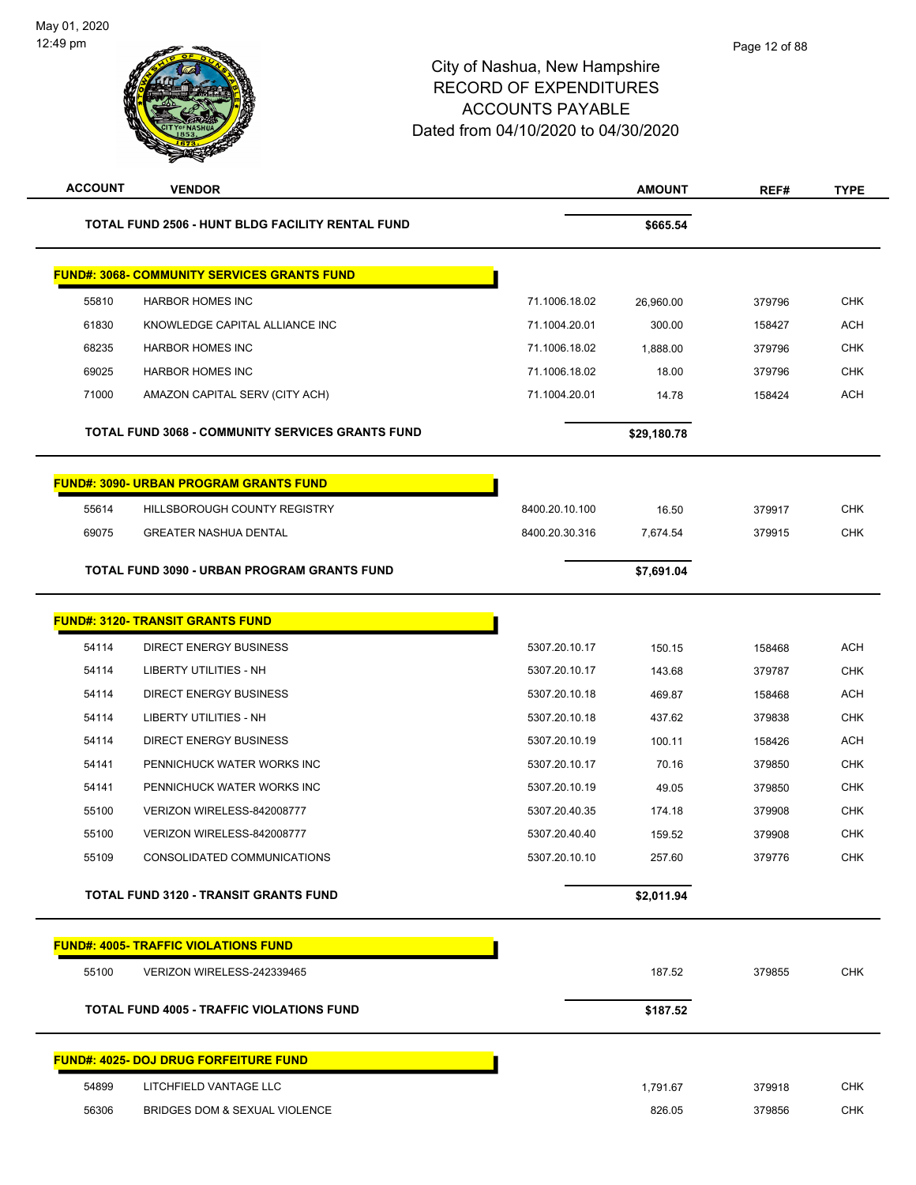City of Nashua, New Hampshire
RECORD OF EXPENDITURES
ACCOUNTS PAYABLE
Dated from 04/10/2020 to 04/30/2020

| ACCOUNT | VENDOR | | AMOUNT | REF# | TYPE |
|---|---|---|---|---|---|
| **TOTAL FUND 2506 - HUNT BLDG FACILITY RENTAL FUND** | | | **$665.54** | | |
| **FUND#: 3068- COMMUNITY SERVICES GRANTS FUND** | | | | | |
| 55810 | HARBOR HOMES INC | 71.1006.18.02 | 26,960.00 | 379796 | CHK |
| 61830 | KNOWLEDGE CAPITAL ALLIANCE INC | 71.1004.20.01 | 300.00 | 158427 | ACH |
| 68235 | HARBOR HOMES INC | 71.1006.18.02 | 1,888.00 | 379796 | CHK |
| 69025 | HARBOR HOMES INC | 71.1006.18.02 | 18.00 | 379796 | CHK |
| 71000 | AMAZON CAPITAL SERV (CITY ACH) | 71.1004.20.01 | 14.78 | 158424 | ACH |
| **TOTAL FUND 3068 - COMMUNITY SERVICES GRANTS FUND** | | | **$29,180.78** | | |
| **FUND#: 3090- URBAN PROGRAM GRANTS FUND** | | | | | |
| 55614 | HILLSBOROUGH COUNTY REGISTRY | 8400.20.10.100 | 16.50 | 379917 | CHK |
| 69075 | GREATER NASHUA DENTAL | 8400.20.30.316 | 7,674.54 | 379915 | CHK |
| **TOTAL FUND 3090 - URBAN PROGRAM GRANTS FUND** | | | **$7,691.04** | | |
| **FUND#: 3120- TRANSIT GRANTS FUND** | | | | | |
| 54114 | DIRECT ENERGY BUSINESS | 5307.20.10.17 | 150.15 | 158468 | ACH |
| 54114 | LIBERTY UTILITIES - NH | 5307.20.10.17 | 143.68 | 379787 | CHK |
| 54114 | DIRECT ENERGY BUSINESS | 5307.20.10.18 | 469.87 | 158468 | ACH |
| 54114 | LIBERTY UTILITIES - NH | 5307.20.10.18 | 437.62 | 379838 | CHK |
| 54114 | DIRECT ENERGY BUSINESS | 5307.20.10.19 | 100.11 | 158426 | ACH |
| 54141 | PENNICHUCK WATER WORKS INC | 5307.20.10.17 | 70.16 | 379850 | CHK |
| 54141 | PENNICHUCK WATER WORKS INC | 5307.20.10.19 | 49.05 | 379850 | CHK |
| 55100 | VERIZON WIRELESS-842008777 | 5307.20.40.35 | 174.18 | 379908 | CHK |
| 55100 | VERIZON WIRELESS-842008777 | 5307.20.40.40 | 159.52 | 379908 | CHK |
| 55109 | CONSOLIDATED COMMUNICATIONS | 5307.20.10.10 | 257.60 | 379776 | CHK |
| **TOTAL FUND 3120 - TRANSIT GRANTS FUND** | | | **$2,011.94** | | |
| **FUND#: 4005- TRAFFIC VIOLATIONS FUND** | | | | | |
| 55100 | VERIZON WIRELESS-242339465 | | 187.52 | 379855 | CHK |
| **TOTAL FUND 4005 - TRAFFIC VIOLATIONS FUND** | | | **$187.52** | | |
| **FUND#: 4025- DOJ DRUG FORFEITURE FUND** | | | | | |
| 54899 | LITCHFIELD VANTAGE LLC | | 1,791.67 | 379918 | CHK |
| 56306 | BRIDGES DOM & SEXUAL VIOLENCE | | 826.05 | 379856 | CHK |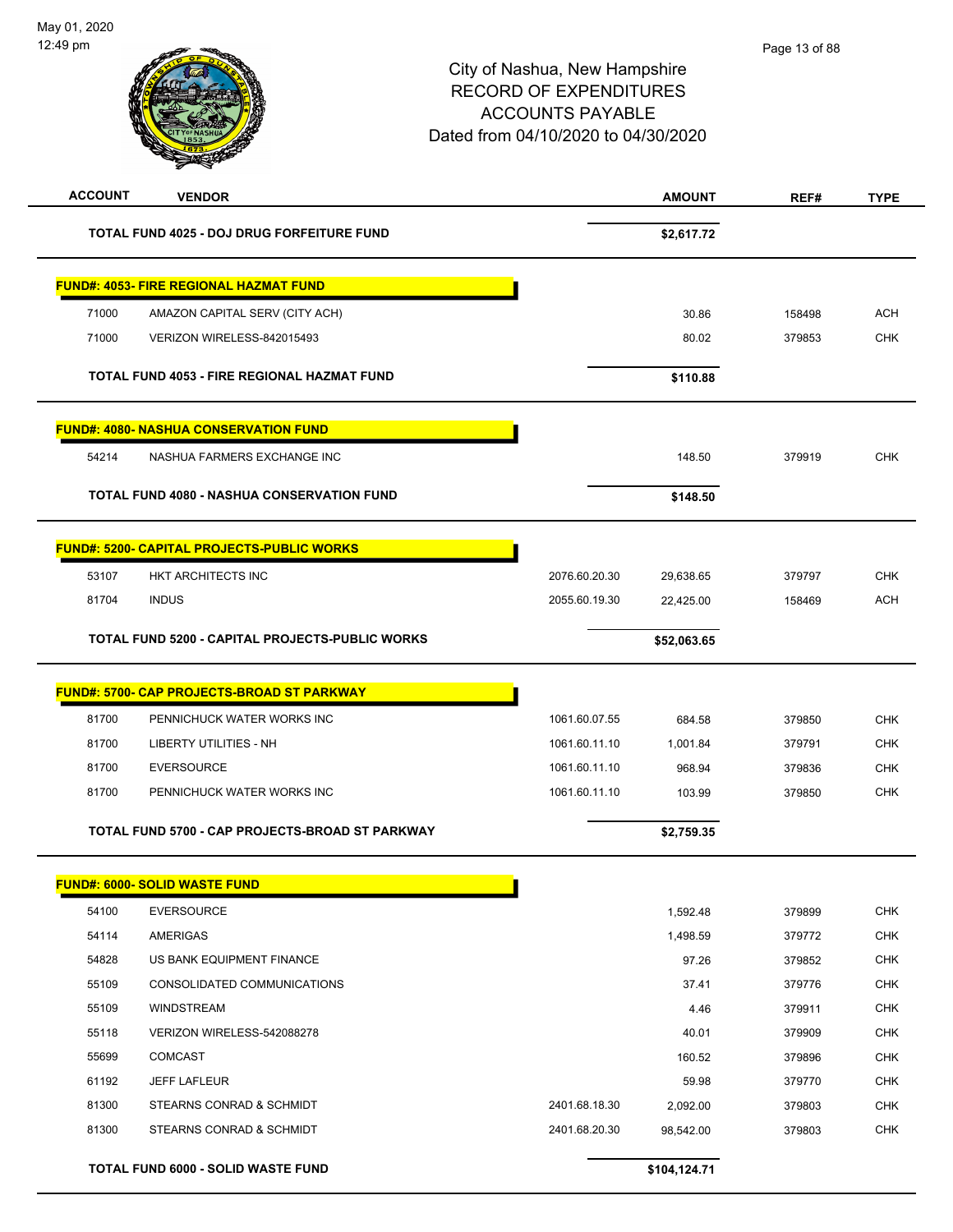# City of Nashua, New Hampshire
## RECORD OF EXPENDITURES
## ACCOUNTS PAYABLE
## Dated from 04/10/2020 to 04/30/2020

| ACCOUNT | VENDOR | | AMOUNT | REF# | TYPE |
|---|---|---|---|---|---|
| | **TOTAL FUND 4025 - DOJ DRUG FORFEITURE FUND** | | **$2,617.72** | | |
| | **FUND#: 4053- FIRE REGIONAL HAZMAT FUND** | | | | |
| 71000 | AMAZON CAPITAL SERV (CITY ACH) | | 30.86 | 158498 | ACH |
| 71000 | VERIZON WIRELESS-842015493 | | 80.02 | 379853 | CHK |
| | **TOTAL FUND 4053 - FIRE REGIONAL HAZMAT FUND** | | **$110.88** | | |
| | **FUND#: 4080- NASHUA CONSERVATION FUND** | | | | |
| 54214 | NASHUA FARMERS EXCHANGE INC | | 148.50 | 379919 | CHK |
| | **TOTAL FUND 4080 - NASHUA CONSERVATION FUND** | | **$148.50** | | |
| | **FUND#: 5200- CAPITAL PROJECTS-PUBLIC WORKS** | | | | |
| 53107 | HKT ARCHITECTS INC | 2076.60.20.30 | 29,638.65 | 379797 | CHK |
| 81704 | INDUS | 2055.60.19.30 | 22,425.00 | 158469 | ACH |
| | **TOTAL FUND 5200 - CAPITAL PROJECTS-PUBLIC WORKS** | | **$52,063.65** | | |
| | **FUND#: 5700- CAP PROJECTS-BROAD ST PARKWAY** | | | | |
| 81700 | PENNICHUCK WATER WORKS INC | 1061.60.07.55 | 684.58 | 379850 | CHK |
| 81700 | LIBERTY UTILITIES - NH | 1061.60.11.10 | 1,001.84 | 379791 | CHK |
| 81700 | EVERSOURCE | 1061.60.11.10 | 968.94 | 379836 | CHK |
| 81700 | PENNICHUCK WATER WORKS INC | 1061.60.11.10 | 103.99 | 379850 | CHK |
| | **TOTAL FUND 5700 - CAP PROJECTS-BROAD ST PARKWAY** | | **$2,759.35** | | |
| | **FUND#: 6000- SOLID WASTE FUND** | | | | |
| 54100 | EVERSOURCE | | 1,592.48 | 379899 | CHK |
| 54114 | AMERIGAS | | 1,498.59 | 379772 | CHK |
| 54828 | US BANK EQUIPMENT FINANCE | | 97.26 | 379852 | CHK |
| 55109 | CONSOLIDATED COMMUNICATIONS | | 37.41 | 379776 | CHK |
| 55109 | WINDSTREAM | | 4.46 | 379911 | CHK |
| 55118 | VERIZON WIRELESS-542088278 | | 40.01 | 379909 | CHK |
| 55699 | COMCAST | | 160.52 | 379896 | CHK |
| 61192 | JEFF LAFLEUR | | 59.98 | 379770 | CHK |
| 81300 | STEARNS CONRAD & SCHMIDT | 2401.68.18.30 | 2,092.00 | 379803 | CHK |
| 81300 | STEARNS CONRAD & SCHMIDT | 2401.68.20.30 | 98,542.00 | 379803 | CHK |
| | **TOTAL FUND 6000 - SOLID WASTE FUND** | | **$104,124.71** | | |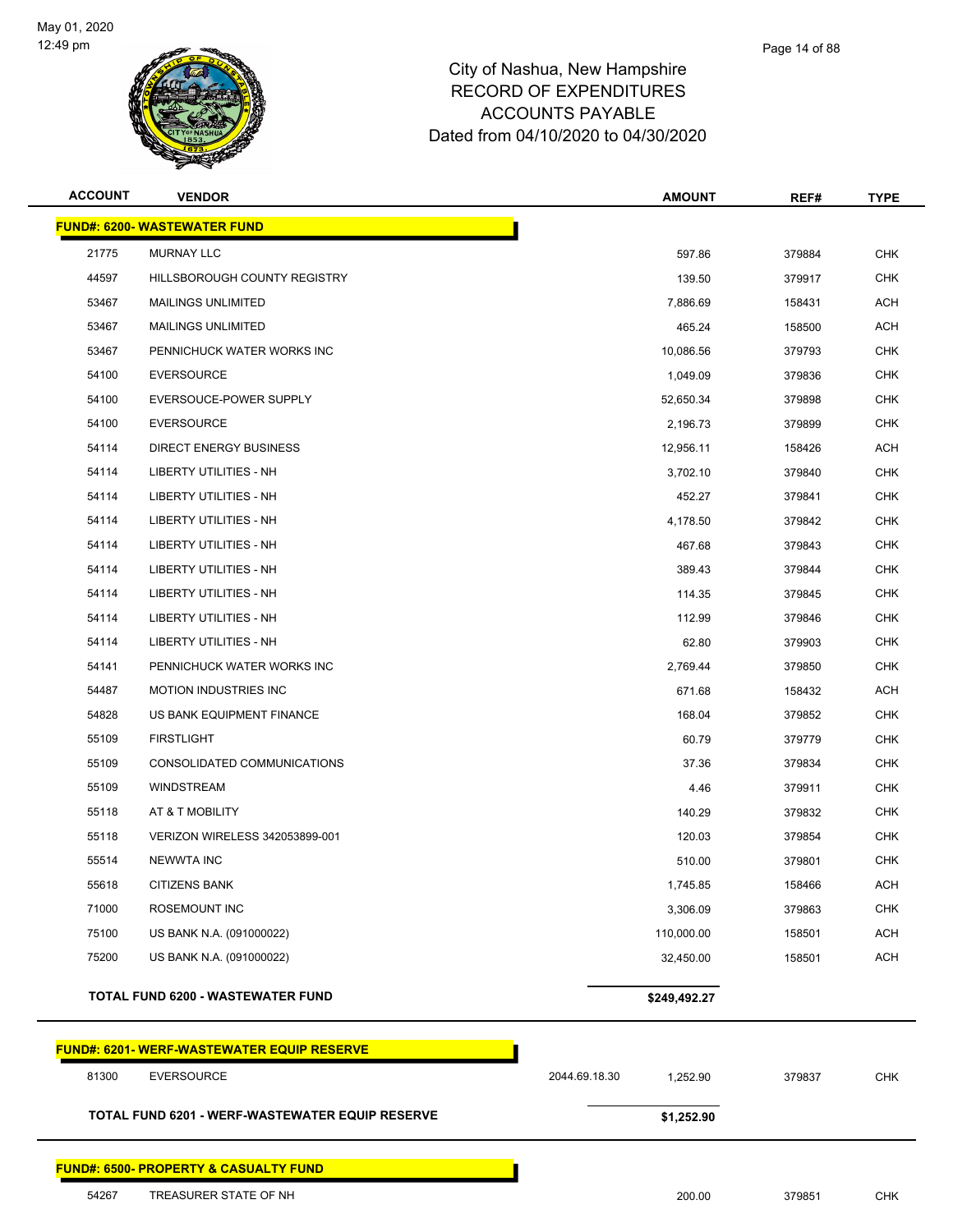# City of Nashua, New Hampshire
# RECORD OF EXPENDITURES
# ACCOUNTS PAYABLE
# Dated from 04/10/2020 to 04/30/2020

| ACCOUNT | VENDOR | | AMOUNT | REF# | TYPE |
|---|---|---|---|---|---|
| **FUND#: 6200- WASTEWATER FUND** | | | | | |
| 21775 | MURNAY LLC | | 597.86 | 379884 | CHK |
| 44597 | HILLSBOROUGH COUNTY REGISTRY | | 139.50 | 379917 | CHK |
| 53467 | MAILINGS UNLIMITED | | 7,886.69 | 158431 | ACH |
| 53467 | MAILINGS UNLIMITED | | 465.24 | 158500 | ACH |
| 53467 | PENNICHUCK WATER WORKS INC | | 10,086.56 | 379793 | CHK |
| 54100 | EVERSOURCE | | 1,049.09 | 379836 | CHK |
| 54100 | EVERSOUCE-POWER SUPPLY | | 52,650.34 | 379898 | CHK |
| 54100 | EVERSOURCE | | 2,196.73 | 379899 | CHK |
| 54114 | DIRECT ENERGY BUSINESS | | 12,956.11 | 158426 | ACH |
| 54114 | LIBERTY UTILITIES - NH | | 3,702.10 | 379840 | CHK |
| 54114 | LIBERTY UTILITIES - NH | | 452.27 | 379841 | CHK |
| 54114 | LIBERTY UTILITIES - NH | | 4,178.50 | 379842 | CHK |
| 54114 | LIBERTY UTILITIES - NH | | 467.68 | 379843 | CHK |
| 54114 | LIBERTY UTILITIES - NH | | 389.43 | 379844 | CHK |
| 54114 | LIBERTY UTILITIES - NH | | 114.35 | 379845 | CHK |
| 54114 | LIBERTY UTILITIES - NH | | 112.99 | 379846 | CHK |
| 54114 | LIBERTY UTILITIES - NH | | 62.80 | 379903 | CHK |
| 54141 | PENNICHUCK WATER WORKS INC | | 2,769.44 | 379850 | CHK |
| 54487 | MOTION INDUSTRIES INC | | 671.68 | 158432 | ACH |
| 54828 | US BANK EQUIPMENT FINANCE | | 168.04 | 379852 | CHK |
| 55109 | FIRSTLIGHT | | 60.79 | 379779 | CHK |
| 55109 | CONSOLIDATED COMMUNICATIONS | | 37.36 | 379834 | CHK |
| 55109 | WINDSTREAM | | 4.46 | 379911 | CHK |
| 55118 | AT & T MOBILITY | | 140.29 | 379832 | CHK |
| 55118 | VERIZON WIRELESS 342053899-001 | | 120.03 | 379854 | CHK |
| 55514 | NEWWTA INC | | 510.00 | 379801 | CHK |
| 55618 | CITIZENS BANK | | 1,745.85 | 158466 | ACH |
| 71000 | ROSEMOUNT INC | | 3,306.09 | 379863 | CHK |
| 75100 | US BANK N.A. (091000022) | | 110,000.00 | 158501 | ACH |
| 75200 | US BANK N.A. (091000022) | | 32,450.00 | 158501 | ACH |
| **TOTAL FUND 6200 - WASTEWATER FUND** | | | **$249,492.27** | | |
| **FUND#: 6201- WERF-WASTEWATER EQUIP RESERVE** | | | | | |
| 81300 | EVERSOURCE | 2044.69.18.30 | 1,252.90 | 379837 | CHK |
| **TOTAL FUND 6201 - WERF-WASTEWATER EQUIP RESERVE** | | | **$1,252.90** | | |
| **FUND#: 6500- PROPERTY & CASUALTY FUND** | | | | | |
| 54267 | TREASURER STATE OF NH | | 200.00 | 379851 | CHK |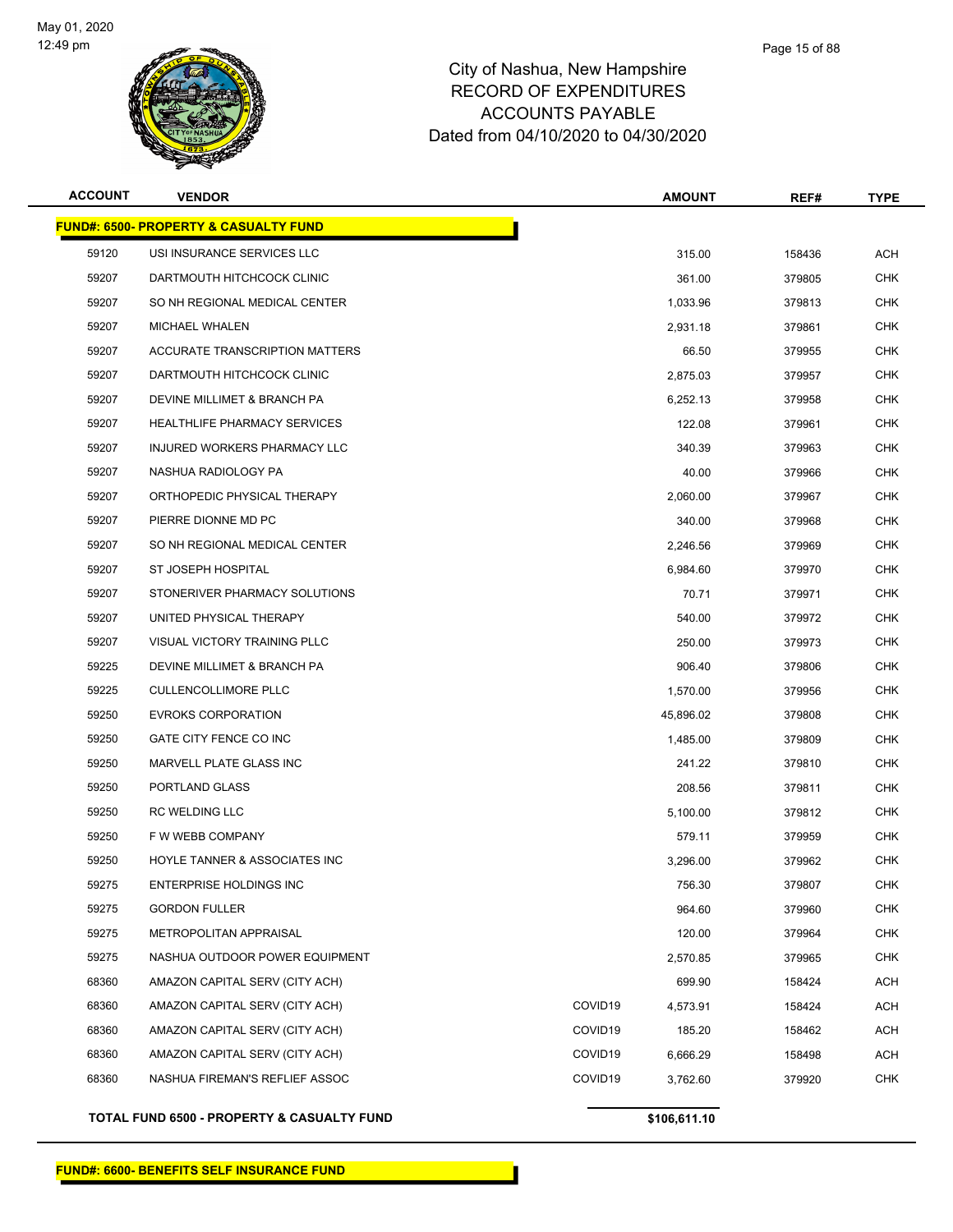# City of Nashua, New Hampshire
## RECORD OF EXPENDITURES
## ACCOUNTS PAYABLE
## Dated from 04/10/2020 to 04/30/2020

| ACCOUNT | VENDOR | | AMOUNT | REF# | TYPE |
|---|---|---|---|---|---|
| **FUND#: 6500- PROPERTY & CASUALTY FUND** | | | | | |
| 59120 | USI INSURANCE SERVICES LLC | | 315.00 | 158436 | ACH |
| 59207 | DARTMOUTH HITCHCOCK CLINIC | | 361.00 | 379805 | CHK |
| 59207 | SO NH REGIONAL MEDICAL CENTER | | 1,033.96 | 379813 | CHK |
| 59207 | MICHAEL WHALEN | | 2,931.18 | 379861 | CHK |
| 59207 | ACCURATE TRANSCRIPTION MATTERS | | 66.50 | 379955 | CHK |
| 59207 | DARTMOUTH HITCHCOCK CLINIC | | 2,875.03 | 379957 | CHK |
| 59207 | DEVINE MILLIMET & BRANCH PA | | 6,252.13 | 379958 | CHK |
| 59207 | HEALTHLIFE PHARMACY SERVICES | | 122.08 | 379961 | CHK |
| 59207 | INJURED WORKERS PHARMACY LLC | | 340.39 | 379963 | CHK |
| 59207 | NASHUA RADIOLOGY PA | | 40.00 | 379966 | CHK |
| 59207 | ORTHOPEDIC PHYSICAL THERAPY | | 2,060.00 | 379967 | CHK |
| 59207 | PIERRE DIONNE MD PC | | 340.00 | 379968 | CHK |
| 59207 | SO NH REGIONAL MEDICAL CENTER | | 2,246.56 | 379969 | CHK |
| 59207 | ST JOSEPH HOSPITAL | | 6,984.60 | 379970 | CHK |
| 59207 | STONERIVER PHARMACY SOLUTIONS | | 70.71 | 379971 | CHK |
| 59207 | UNITED PHYSICAL THERAPY | | 540.00 | 379972 | CHK |
| 59207 | VISUAL VICTORY TRAINING PLLC | | 250.00 | 379973 | CHK |
| 59225 | DEVINE MILLIMET & BRANCH PA | | 906.40 | 379806 | CHK |
| 59225 | CULLENCOLLIMORE PLLC | | 1,570.00 | 379956 | CHK |
| 59250 | EVROKS CORPORATION | | 45,896.02 | 379808 | CHK |
| 59250 | GATE CITY FENCE CO INC | | 1,485.00 | 379809 | CHK |
| 59250 | MARVELL PLATE GLASS INC | | 241.22 | 379810 | CHK |
| 59250 | PORTLAND GLASS | | 208.56 | 379811 | CHK |
| 59250 | RC WELDING LLC | | 5,100.00 | 379812 | CHK |
| 59250 | F W WEBB COMPANY | | 579.11 | 379959 | CHK |
| 59250 | HOYLE TANNER & ASSOCIATES INC | | 3,296.00 | 379962 | CHK |
| 59275 | ENTERPRISE HOLDINGS INC | | 756.30 | 379807 | CHK |
| 59275 | GORDON FULLER | | 964.60 | 379960 | CHK |
| 59275 | METROPOLITAN APPRAISAL | | 120.00 | 379964 | CHK |
| 59275 | NASHUA OUTDOOR POWER EQUIPMENT | | 2,570.85 | 379965 | CHK |
| 68360 | AMAZON CAPITAL SERV (CITY ACH) | | 699.90 | 158424 | ACH |
| 68360 | AMAZON CAPITAL SERV (CITY ACH) | COVID19 | 4,573.91 | 158424 | ACH |
| 68360 | AMAZON CAPITAL SERV (CITY ACH) | COVID19 | 185.20 | 158462 | ACH |
| 68360 | AMAZON CAPITAL SERV (CITY ACH) | COVID19 | 6,666.29 | 158498 | ACH |
| 68360 | NASHUA FIREMAN'S REFLIEF ASSOC | COVID19 | 3,762.60 | 379920 | CHK |
| **TOTAL FUND 6500 - PROPERTY & CASUALTY FUND** | | | **$106,611.10** | | |

**FUND#: 6600- BENEFITS SELF INSURANCE FUND**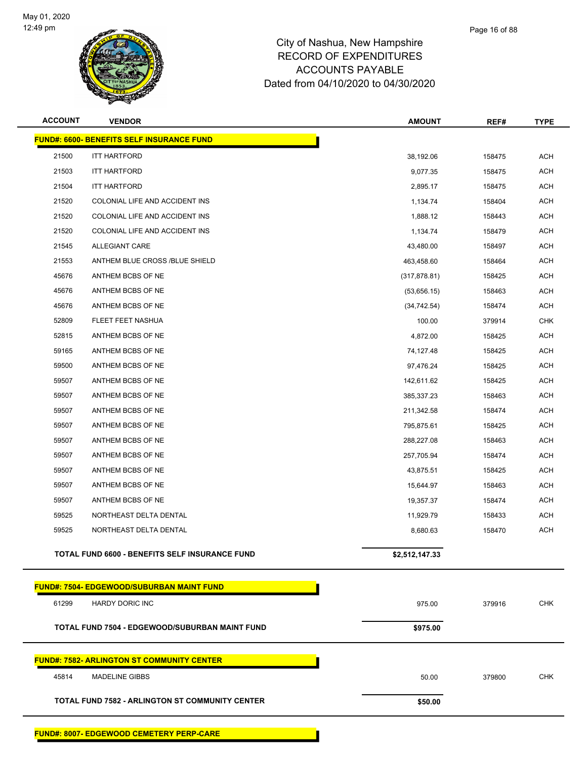# City of Nashua, New Hampshire
## RECORD OF EXPENDITURES
## ACCOUNTS PAYABLE
## Dated from 04/10/2020 to 04/30/2020

| ACCOUNT | VENDOR | AMOUNT | REF# | TYPE |
|---|---|---|---|---|
| **FUND#: 6600- BENEFITS SELF INSURANCE FUND** | | | | |
| 21500 | ITT HARTFORD | 38,192.06 | 158475 | ACH |
| 21503 | ITT HARTFORD | 9,077.35 | 158475 | ACH |
| 21504 | ITT HARTFORD | 2,895.17 | 158475 | ACH |
| 21520 | COLONIAL LIFE AND ACCIDENT INS | 1,134.74 | 158404 | ACH |
| 21520 | COLONIAL LIFE AND ACCIDENT INS | 1,888.12 | 158443 | ACH |
| 21520 | COLONIAL LIFE AND ACCIDENT INS | 1,134.74 | 158479 | ACH |
| 21545 | ALLEGIANT CARE | 43,480.00 | 158497 | ACH |
| 21553 | ANTHEM BLUE CROSS /BLUE SHIELD | 463,458.60 | 158464 | ACH |
| 45676 | ANTHEM BCBS OF NE | (317,878.81) | 158425 | ACH |
| 45676 | ANTHEM BCBS OF NE | (53,656.15) | 158463 | ACH |
| 45676 | ANTHEM BCBS OF NE | (34,742.54) | 158474 | ACH |
| 52809 | FLEET FEET NASHUA | 100.00 | 379914 | CHK |
| 52815 | ANTHEM BCBS OF NE | 4,872.00 | 158425 | ACH |
| 59165 | ANTHEM BCBS OF NE | 74,127.48 | 158425 | ACH |
| 59500 | ANTHEM BCBS OF NE | 97,476.24 | 158425 | ACH |
| 59507 | ANTHEM BCBS OF NE | 142,611.62 | 158425 | ACH |
| 59507 | ANTHEM BCBS OF NE | 385,337.23 | 158463 | ACH |
| 59507 | ANTHEM BCBS OF NE | 211,342.58 | 158474 | ACH |
| 59507 | ANTHEM BCBS OF NE | 795,875.61 | 158425 | ACH |
| 59507 | ANTHEM BCBS OF NE | 288,227.08 | 158463 | ACH |
| 59507 | ANTHEM BCBS OF NE | 257,705.94 | 158474 | ACH |
| 59507 | ANTHEM BCBS OF NE | 43,875.51 | 158425 | ACH |
| 59507 | ANTHEM BCBS OF NE | 15,644.97 | 158463 | ACH |
| 59507 | ANTHEM BCBS OF NE | 19,357.37 | 158474 | ACH |
| 59525 | NORTHEAST DELTA DENTAL | 11,929.79 | 158433 | ACH |
| 59525 | NORTHEAST DELTA DENTAL | 8,680.63 | 158470 | ACH |
| **TOTAL FUND 6600 - BENEFITS SELF INSURANCE FUND** | | **$2,512,147.33** | | |
| **FUND#: 7504- EDGEWOOD/SUBURBAN MAINT FUND** | | | | |
| 61299 | HARDY DORIC INC | 975.00 | 379916 | CHK |
| **TOTAL FUND 7504 - EDGEWOOD/SUBURBAN MAINT FUND** | | **$975.00** | | |
| **FUND#: 7582- ARLINGTON ST COMMUNITY CENTER** | | | | |
| 45814 | MADELINE GIBBS | 50.00 | 379800 | CHK |
| **TOTAL FUND 7582 - ARLINGTON ST COMMUNITY CENTER** | | **$50.00** | | |
| **FUND#: 8007- EDGEWOOD CEMETERY PERP-CARE** | | | | |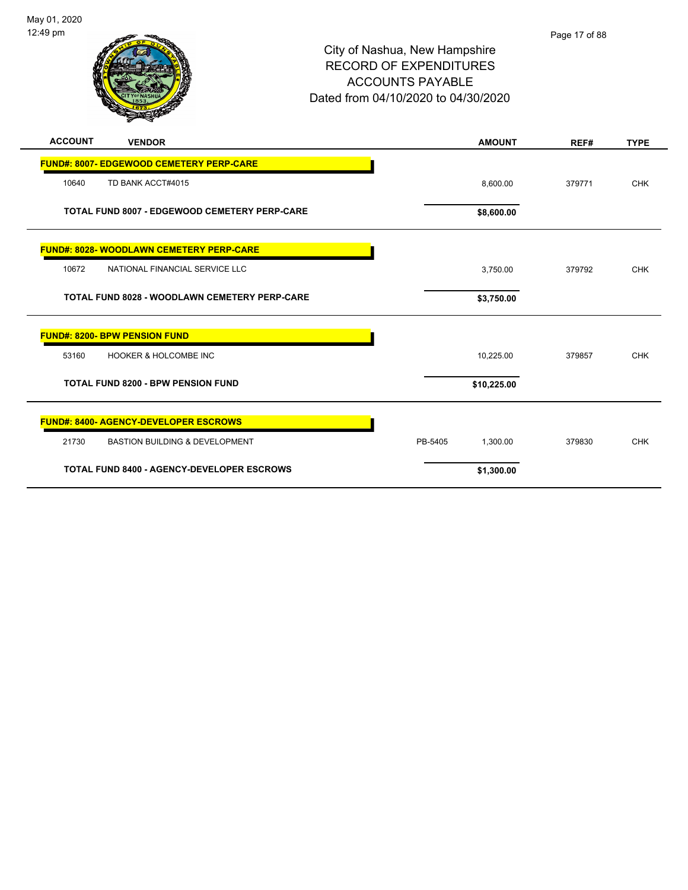City of Nashua, New Hampshire
RECORD OF EXPENDITURES
ACCOUNTS PAYABLE
Dated from 04/10/2020 to 04/30/2020

| ACCOUNT | VENDOR | | AMOUNT | REF# | TYPE |
|---|---|---|---|---|---|
| **FUND#: 8007- EDGEWOOD CEMETERY PERP-CARE** | | | | | |
| 10640 | TD BANK ACCT#4015 | | 8,600.00 | 379771 | CHK |
| | **TOTAL FUND 8007 - EDGEWOOD CEMETERY PERP-CARE** | | **$8,600.00** | | |
| **FUND#: 8028- WOODLAWN CEMETERY PERP-CARE** | | | | | |
| 10672 | NATIONAL FINANCIAL SERVICE LLC | | 3,750.00 | 379792 | CHK |
| | **TOTAL FUND 8028 - WOODLAWN CEMETERY PERP-CARE** | | **$3,750.00** | | |
| **FUND#: 8200- BPW PENSION FUND** | | | | | |
| 53160 | HOOKER & HOLCOMBE INC | | 10,225.00 | 379857 | CHK |
| | **TOTAL FUND 8200 - BPW PENSION FUND** | | **$10,225.00** | | |
| **FUND#: 8400- AGENCY-DEVELOPER ESCROWS** | | | | | |
| 21730 | BASTION BUILDING & DEVELOPMENT | PB-5405 | 1,300.00 | 379830 | CHK |
| | **TOTAL FUND 8400 - AGENCY-DEVELOPER ESCROWS** | | **$1,300.00** | | |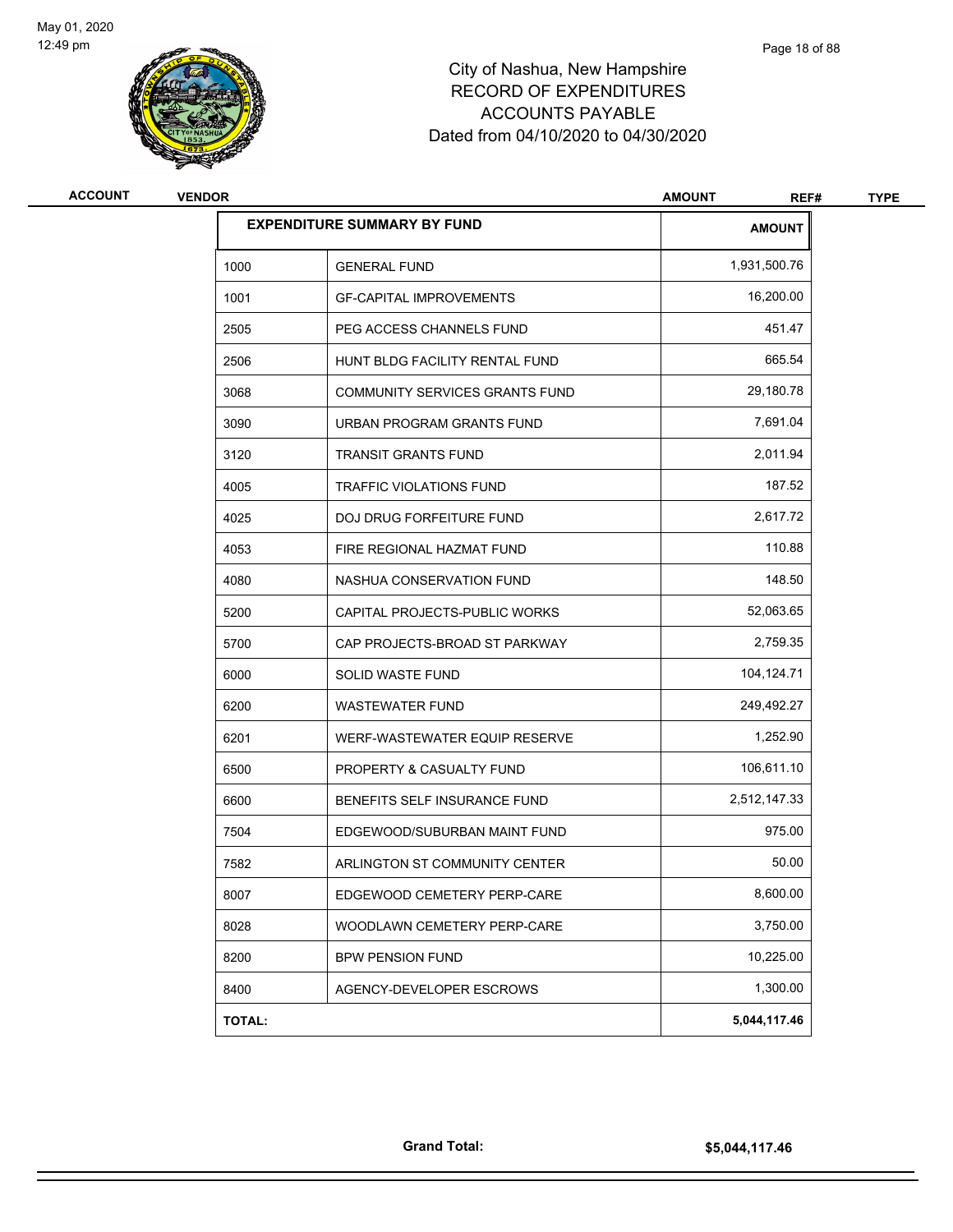City of Nashua, New Hampshire
RECORD OF EXPENDITURES
ACCOUNTS PAYABLE
Dated from 04/10/2020 to 04/30/2020

| ACCOUNT | VENDOR | AMOUNT | REF# | TYPE |
|---|---|---|---|---|

| EXPENDITURE SUMMARY BY FUND | | AMOUNT |
|---|---|---|
| 1000 | GENERAL FUND | 1,931,500.76 |
| 1001 | GF-CAPITAL IMPROVEMENTS | 16,200.00 |
| 2505 | PEG ACCESS CHANNELS FUND | 451.47 |
| 2506 | HUNT BLDG FACILITY RENTAL FUND | 665.54 |
| 3068 | COMMUNITY SERVICES GRANTS FUND | 29,180.78 |
| 3090 | URBAN PROGRAM GRANTS FUND | 7,691.04 |
| 3120 | TRANSIT GRANTS FUND | 2,011.94 |
| 4005 | TRAFFIC VIOLATIONS FUND | 187.52 |
| 4025 | DOJ DRUG FORFEITURE FUND | 2,617.72 |
| 4053 | FIRE REGIONAL HAZMAT FUND | 110.88 |
| 4080 | NASHUA CONSERVATION FUND | 148.50 |
| 5200 | CAPITAL PROJECTS-PUBLIC WORKS | 52,063.65 |
| 5700 | CAP PROJECTS-BROAD ST PARKWAY | 2,759.35 |
| 6000 | SOLID WASTE FUND | 104,124.71 |
| 6200 | WASTEWATER FUND | 249,492.27 |
| 6201 | WERF-WASTEWATER EQUIP RESERVE | 1,252.90 |
| 6500 | PROPERTY & CASUALTY FUND | 106,611.10 |
| 6600 | BENEFITS SELF INSURANCE FUND | 2,512,147.33 |
| 7504 | EDGEWOOD/SUBURBAN MAINT FUND | 975.00 |
| 7582 | ARLINGTON ST COMMUNITY CENTER | 50.00 |
| 8007 | EDGEWOOD CEMETERY PERP-CARE | 8,600.00 |
| 8028 | WOODLAWN CEMETERY PERP-CARE | 3,750.00 |
| 8200 | BPW PENSION FUND | 10,225.00 |
| 8400 | AGENCY-DEVELOPER ESCROWS | 1,300.00 |
| **TOTAL:** | | **5,044,117.46** |

**Grand Total:** **$5,044,117.46**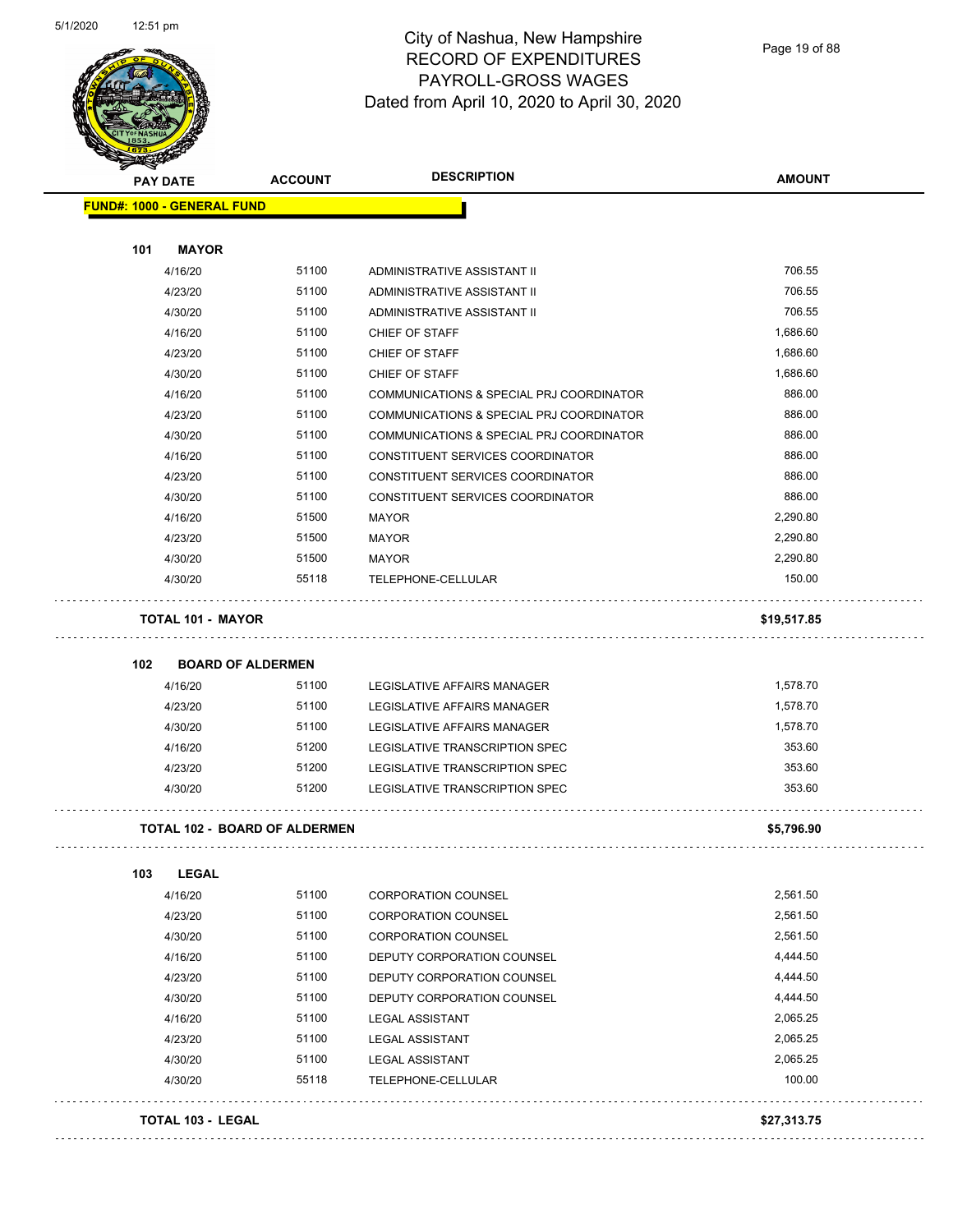# City of Nashua, New Hampshire
## RECORD OF EXPENDITURES
## PAYROLL-GROSS WAGES
### Dated from April 10, 2020 to April 30, 2020

| PAY DATE | ACCOUNT | DESCRIPTION | AMOUNT |
|---|---|---|---|
| **FUND#: 1000 - GENERAL FUND** | | | |
| **101 MAYOR** | | | |
| 4/16/20 | 51100 | ADMINISTRATIVE ASSISTANT II | 706.55 |
| 4/23/20 | 51100 | ADMINISTRATIVE ASSISTANT II | 706.55 |
| 4/30/20 | 51100 | ADMINISTRATIVE ASSISTANT II | 706.55 |
| 4/16/20 | 51100 | CHIEF OF STAFF | 1,686.60 |
| 4/23/20 | 51100 | CHIEF OF STAFF | 1,686.60 |
| 4/30/20 | 51100 | CHIEF OF STAFF | 1,686.60 |
| 4/16/20 | 51100 | COMMUNICATIONS & SPECIAL PRJ COORDINATOR | 886.00 |
| 4/23/20 | 51100 | COMMUNICATIONS & SPECIAL PRJ COORDINATOR | 886.00 |
| 4/30/20 | 51100 | COMMUNICATIONS & SPECIAL PRJ COORDINATOR | 886.00 |
| 4/16/20 | 51100 | CONSTITUENT SERVICES COORDINATOR | 886.00 |
| 4/23/20 | 51100 | CONSTITUENT SERVICES COORDINATOR | 886.00 |
| 4/30/20 | 51100 | CONSTITUENT SERVICES COORDINATOR | 886.00 |
| 4/16/20 | 51500 | MAYOR | 2,290.80 |
| 4/23/20 | 51500 | MAYOR | 2,290.80 |
| 4/30/20 | 51500 | MAYOR | 2,290.80 |
| 4/30/20 | 55118 | TELEPHONE-CELLULAR | 150.00 |
| **TOTAL 101 - MAYOR** | | | **$19,517.85** |
| **102 BOARD OF ALDERMEN** | | | |
| 4/16/20 | 51100 | LEGISLATIVE AFFAIRS MANAGER | 1,578.70 |
| 4/23/20 | 51100 | LEGISLATIVE AFFAIRS MANAGER | 1,578.70 |
| 4/30/20 | 51100 | LEGISLATIVE AFFAIRS MANAGER | 1,578.70 |
| 4/16/20 | 51200 | LEGISLATIVE TRANSCRIPTION SPEC | 353.60 |
| 4/23/20 | 51200 | LEGISLATIVE TRANSCRIPTION SPEC | 353.60 |
| 4/30/20 | 51200 | LEGISLATIVE TRANSCRIPTION SPEC | 353.60 |
| **TOTAL 102 - BOARD OF ALDERMEN** | | | **$5,796.90** |
| **103 LEGAL** | | | |
| 4/16/20 | 51100 | CORPORATION COUNSEL | 2,561.50 |
| 4/23/20 | 51100 | CORPORATION COUNSEL | 2,561.50 |
| 4/30/20 | 51100 | CORPORATION COUNSEL | 2,561.50 |
| 4/16/20 | 51100 | DEPUTY CORPORATION COUNSEL | 4,444.50 |
| 4/23/20 | 51100 | DEPUTY CORPORATION COUNSEL | 4,444.50 |
| 4/30/20 | 51100 | DEPUTY CORPORATION COUNSEL | 4,444.50 |
| 4/16/20 | 51100 | LEGAL ASSISTANT | 2,065.25 |
| 4/23/20 | 51100 | LEGAL ASSISTANT | 2,065.25 |
| 4/30/20 | 51100 | LEGAL ASSISTANT | 2,065.25 |
| 4/30/20 | 55118 | TELEPHONE-CELLULAR | 100.00 |
| **TOTAL 103 - LEGAL** | | | **$27,313.75** |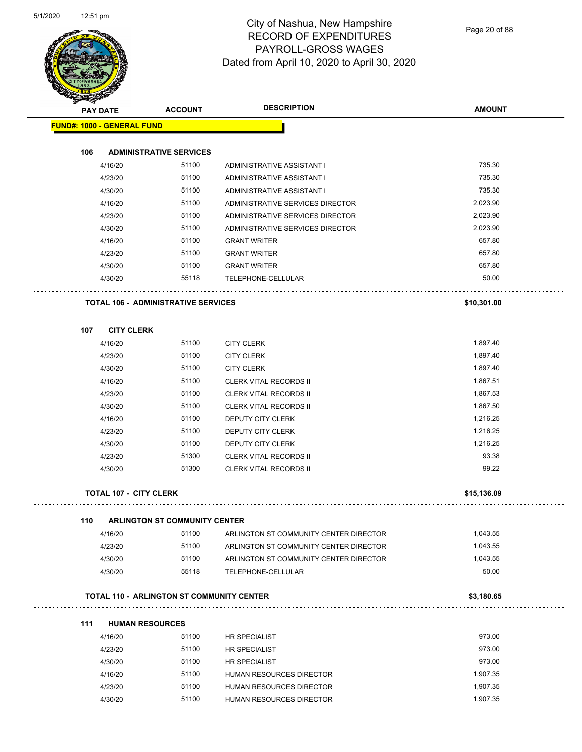# City of Nashua, New Hampshire
## RECORD OF EXPENDITURES
## PAYROLL-GROSS WAGES
### Dated from April 10, 2020 to April 30, 2020

| PAY DATE | ACCOUNT | DESCRIPTION | AMOUNT |
|---|---|---|---|
| **FUND#: 1000 - GENERAL FUND** | | | |
| **106 ADMINISTRATIVE SERVICES** | | | |
| 4/16/20 | 51100 | ADMINISTRATIVE ASSISTANT I | 735.30 |
| 4/23/20 | 51100 | ADMINISTRATIVE ASSISTANT I | 735.30 |
| 4/30/20 | 51100 | ADMINISTRATIVE ASSISTANT I | 735.30 |
| 4/16/20 | 51100 | ADMINISTRATIVE SERVICES DIRECTOR | 2,023.90 |
| 4/23/20 | 51100 | ADMINISTRATIVE SERVICES DIRECTOR | 2,023.90 |
| 4/30/20 | 51100 | ADMINISTRATIVE SERVICES DIRECTOR | 2,023.90 |
| 4/16/20 | 51100 | GRANT WRITER | 657.80 |
| 4/23/20 | 51100 | GRANT WRITER | 657.80 |
| 4/30/20 | 51100 | GRANT WRITER | 657.80 |
| 4/30/20 | 55118 | TELEPHONE-CELLULAR | 50.00 |
| **TOTAL 106 - ADMINISTRATIVE SERVICES** | | | **$10,301.00** |
| **107 CITY CLERK** | | | |
| 4/16/20 | 51100 | CITY CLERK | 1,897.40 |
| 4/23/20 | 51100 | CITY CLERK | 1,897.40 |
| 4/30/20 | 51100 | CITY CLERK | 1,897.40 |
| 4/16/20 | 51100 | CLERK VITAL RECORDS II | 1,867.51 |
| 4/23/20 | 51100 | CLERK VITAL RECORDS II | 1,867.53 |
| 4/30/20 | 51100 | CLERK VITAL RECORDS II | 1,867.50 |
| 4/16/20 | 51100 | DEPUTY CITY CLERK | 1,216.25 |
| 4/23/20 | 51100 | DEPUTY CITY CLERK | 1,216.25 |
| 4/30/20 | 51100 | DEPUTY CITY CLERK | 1,216.25 |
| 4/23/20 | 51300 | CLERK VITAL RECORDS II | 93.38 |
| 4/30/20 | 51300 | CLERK VITAL RECORDS II | 99.22 |
| **TOTAL 107 - CITY CLERK** | | | **$15,136.09** |
| **110 ARLINGTON ST COMMUNITY CENTER** | | | |
| 4/16/20 | 51100 | ARLINGTON ST COMMUNITY CENTER DIRECTOR | 1,043.55 |
| 4/23/20 | 51100 | ARLINGTON ST COMMUNITY CENTER DIRECTOR | 1,043.55 |
| 4/30/20 | 51100 | ARLINGTON ST COMMUNITY CENTER DIRECTOR | 1,043.55 |
| 4/30/20 | 55118 | TELEPHONE-CELLULAR | 50.00 |
| **TOTAL 110 - ARLINGTON ST COMMUNITY CENTER** | | | **$3,180.65** |
| **111 HUMAN RESOURCES** | | | |
| 4/16/20 | 51100 | HR SPECIALIST | 973.00 |
| 4/23/20 | 51100 | HR SPECIALIST | 973.00 |
| 4/30/20 | 51100 | HR SPECIALIST | 973.00 |
| 4/16/20 | 51100 | HUMAN RESOURCES DIRECTOR | 1,907.35 |
| 4/23/20 | 51100 | HUMAN RESOURCES DIRECTOR | 1,907.35 |
| 4/30/20 | 51100 | HUMAN RESOURCES DIRECTOR | 1,907.35 |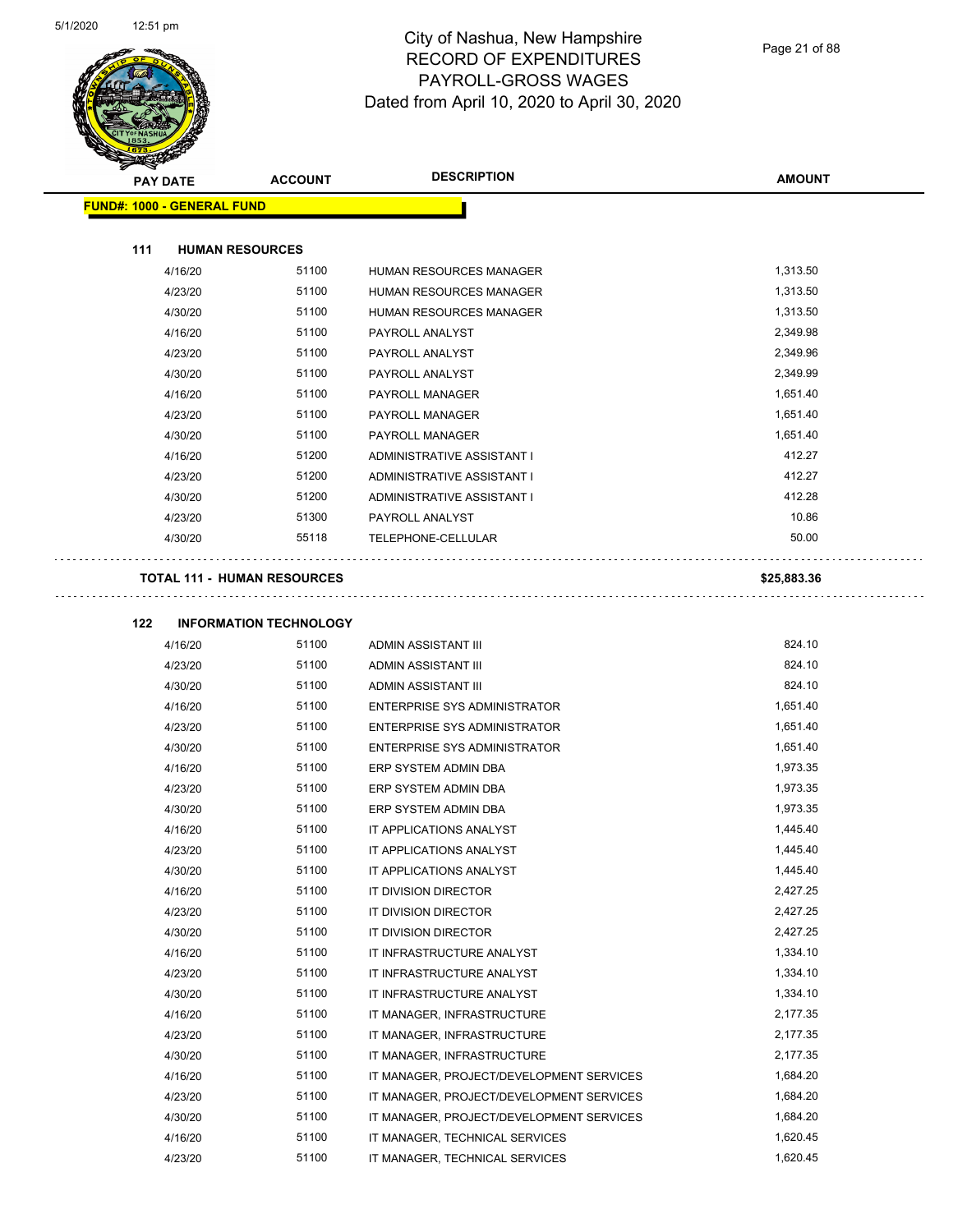# City of Nashua, New Hampshire
## RECORD OF EXPENDITURES
## PAYROLL-GROSS WAGES
## Dated from April 10, 2020 to April 30, 2020

| PAY DATE | ACCOUNT | DESCRIPTION | AMOUNT |
|---|---|---|---|

**FUND#: 1000 - GENERAL FUND**

### 111 HUMAN RESOURCES

| PAY DATE | ACCOUNT | DESCRIPTION | AMOUNT |
|---|---|---|---|
| 4/16/20 | 51100 | HUMAN RESOURCES MANAGER | 1,313.50 |
| 4/23/20 | 51100 | HUMAN RESOURCES MANAGER | 1,313.50 |
| 4/30/20 | 51100 | HUMAN RESOURCES MANAGER | 1,313.50 |
| 4/16/20 | 51100 | PAYROLL ANALYST | 2,349.98 |
| 4/23/20 | 51100 | PAYROLL ANALYST | 2,349.96 |
| 4/30/20 | 51100 | PAYROLL ANALYST | 2,349.99 |
| 4/16/20 | 51100 | PAYROLL MANAGER | 1,651.40 |
| 4/23/20 | 51100 | PAYROLL MANAGER | 1,651.40 |
| 4/30/20 | 51100 | PAYROLL MANAGER | 1,651.40 |
| 4/16/20 | 51200 | ADMINISTRATIVE ASSISTANT I | 412.27 |
| 4/23/20 | 51200 | ADMINISTRATIVE ASSISTANT I | 412.27 |
| 4/30/20 | 51200 | ADMINISTRATIVE ASSISTANT I | 412.28 |
| 4/23/20 | 51300 | PAYROLL ANALYST | 10.86 |
| 4/30/20 | 55118 | TELEPHONE-CELLULAR | 50.00 |

**TOTAL 111 - HUMAN RESOURCES** **$25,883.36**

### 122 INFORMATION TECHNOLOGY

| PAY DATE | ACCOUNT | DESCRIPTION | AMOUNT |
|---|---|---|---|
| 4/16/20 | 51100 | ADMIN ASSISTANT III | 824.10 |
| 4/23/20 | 51100 | ADMIN ASSISTANT III | 824.10 |
| 4/30/20 | 51100 | ADMIN ASSISTANT III | 824.10 |
| 4/16/20 | 51100 | ENTERPRISE SYS ADMINISTRATOR | 1,651.40 |
| 4/23/20 | 51100 | ENTERPRISE SYS ADMINISTRATOR | 1,651.40 |
| 4/30/20 | 51100 | ENTERPRISE SYS ADMINISTRATOR | 1,651.40 |
| 4/16/20 | 51100 | ERP SYSTEM ADMIN DBA | 1,973.35 |
| 4/23/20 | 51100 | ERP SYSTEM ADMIN DBA | 1,973.35 |
| 4/30/20 | 51100 | ERP SYSTEM ADMIN DBA | 1,973.35 |
| 4/16/20 | 51100 | IT APPLICATIONS ANALYST | 1,445.40 |
| 4/23/20 | 51100 | IT APPLICATIONS ANALYST | 1,445.40 |
| 4/30/20 | 51100 | IT APPLICATIONS ANALYST | 1,445.40 |
| 4/16/20 | 51100 | IT DIVISION DIRECTOR | 2,427.25 |
| 4/23/20 | 51100 | IT DIVISION DIRECTOR | 2,427.25 |
| 4/30/20 | 51100 | IT DIVISION DIRECTOR | 2,427.25 |
| 4/16/20 | 51100 | IT INFRASTRUCTURE ANALYST | 1,334.10 |
| 4/23/20 | 51100 | IT INFRASTRUCTURE ANALYST | 1,334.10 |
| 4/30/20 | 51100 | IT INFRASTRUCTURE ANALYST | 1,334.10 |
| 4/16/20 | 51100 | IT MANAGER, INFRASTRUCTURE | 2,177.35 |
| 4/23/20 | 51100 | IT MANAGER, INFRASTRUCTURE | 2,177.35 |
| 4/30/20 | 51100 | IT MANAGER, INFRASTRUCTURE | 2,177.35 |
| 4/16/20 | 51100 | IT MANAGER, PROJECT/DEVELOPMENT SERVICES | 1,684.20 |
| 4/23/20 | 51100 | IT MANAGER, PROJECT/DEVELOPMENT SERVICES | 1,684.20 |
| 4/30/20 | 51100 | IT MANAGER, PROJECT/DEVELOPMENT SERVICES | 1,684.20 |
| 4/16/20 | 51100 | IT MANAGER, TECHNICAL SERVICES | 1,620.45 |
| 4/23/20 | 51100 | IT MANAGER, TECHNICAL SERVICES | 1,620.45 |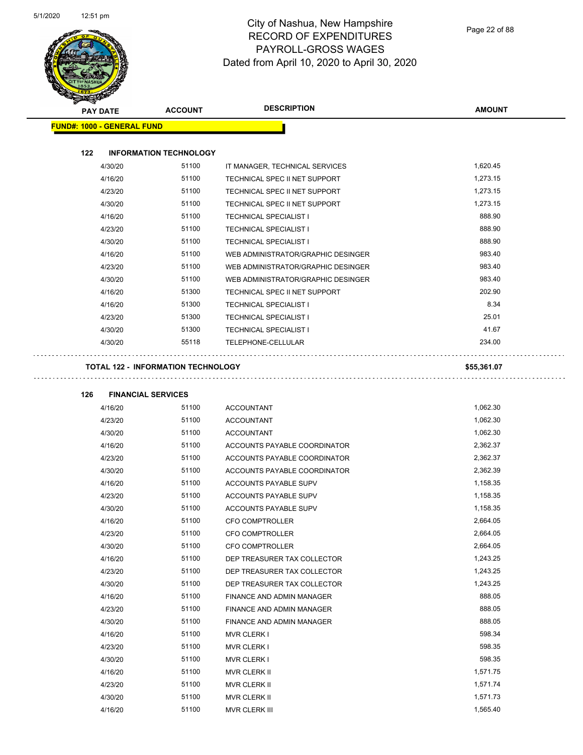# City of Nashua, New Hampshire
## RECORD OF EXPENDITURES
## PAYROLL-GROSS WAGES
## Dated from April 10, 2020 to April 30, 2020

| PAY DATE | ACCOUNT | DESCRIPTION | AMOUNT |
|---|---|---|---|
| **FUND#: 1000 - GENERAL FUND** | | | |
| **122 INFORMATION TECHNOLOGY** | | | |
| 4/30/20 | 51100 | IT MANAGER, TECHNICAL SERVICES | 1,620.45 |
| 4/16/20 | 51100 | TECHNICAL SPEC II NET SUPPORT | 1,273.15 |
| 4/23/20 | 51100 | TECHNICAL SPEC II NET SUPPORT | 1,273.15 |
| 4/30/20 | 51100 | TECHNICAL SPEC II NET SUPPORT | 1,273.15 |
| 4/16/20 | 51100 | TECHNICAL SPECIALIST I | 888.90 |
| 4/23/20 | 51100 | TECHNICAL SPECIALIST I | 888.90 |
| 4/30/20 | 51100 | TECHNICAL SPECIALIST I | 888.90 |
| 4/16/20 | 51100 | WEB ADMINISTRATOR/GRAPHIC DESINGER | 983.40 |
| 4/23/20 | 51100 | WEB ADMINISTRATOR/GRAPHIC DESINGER | 983.40 |
| 4/30/20 | 51100 | WEB ADMINISTRATOR/GRAPHIC DESINGER | 983.40 |
| 4/16/20 | 51300 | TECHNICAL SPEC II NET SUPPORT | 202.90 |
| 4/16/20 | 51300 | TECHNICAL SPECIALIST I | 8.34 |
| 4/23/20 | 51300 | TECHNICAL SPECIALIST I | 25.01 |
| 4/30/20 | 51300 | TECHNICAL SPECIALIST I | 41.67 |
| 4/30/20 | 55118 | TELEPHONE-CELLULAR | 234.00 |
| **TOTAL 122 - INFORMATION TECHNOLOGY** | | | **$55,361.07** |
| **126 FINANCIAL SERVICES** | | | |
| 4/16/20 | 51100 | ACCOUNTANT | 1,062.30 |
| 4/23/20 | 51100 | ACCOUNTANT | 1,062.30 |
| 4/30/20 | 51100 | ACCOUNTANT | 1,062.30 |
| 4/16/20 | 51100 | ACCOUNTS PAYABLE COORDINATOR | 2,362.37 |
| 4/23/20 | 51100 | ACCOUNTS PAYABLE COORDINATOR | 2,362.37 |
| 4/30/20 | 51100 | ACCOUNTS PAYABLE COORDINATOR | 2,362.39 |
| 4/16/20 | 51100 | ACCOUNTS PAYABLE SUPV | 1,158.35 |
| 4/23/20 | 51100 | ACCOUNTS PAYABLE SUPV | 1,158.35 |
| 4/30/20 | 51100 | ACCOUNTS PAYABLE SUPV | 1,158.35 |
| 4/16/20 | 51100 | CFO COMPTROLLER | 2,664.05 |
| 4/23/20 | 51100 | CFO COMPTROLLER | 2,664.05 |
| 4/30/20 | 51100 | CFO COMPTROLLER | 2,664.05 |
| 4/16/20 | 51100 | DEP TREASURER TAX COLLECTOR | 1,243.25 |
| 4/23/20 | 51100 | DEP TREASURER TAX COLLECTOR | 1,243.25 |
| 4/30/20 | 51100 | DEP TREASURER TAX COLLECTOR | 1,243.25 |
| 4/16/20 | 51100 | FINANCE AND ADMIN MANAGER | 888.05 |
| 4/23/20 | 51100 | FINANCE AND ADMIN MANAGER | 888.05 |
| 4/30/20 | 51100 | FINANCE AND ADMIN MANAGER | 888.05 |
| 4/16/20 | 51100 | MVR CLERK I | 598.34 |
| 4/23/20 | 51100 | MVR CLERK I | 598.35 |
| 4/30/20 | 51100 | MVR CLERK I | 598.35 |
| 4/16/20 | 51100 | MVR CLERK II | 1,571.75 |
| 4/23/20 | 51100 | MVR CLERK II | 1,571.74 |
| 4/30/20 | 51100 | MVR CLERK II | 1,571.73 |
| 4/16/20 | 51100 | MVR CLERK III | 1,565.40 |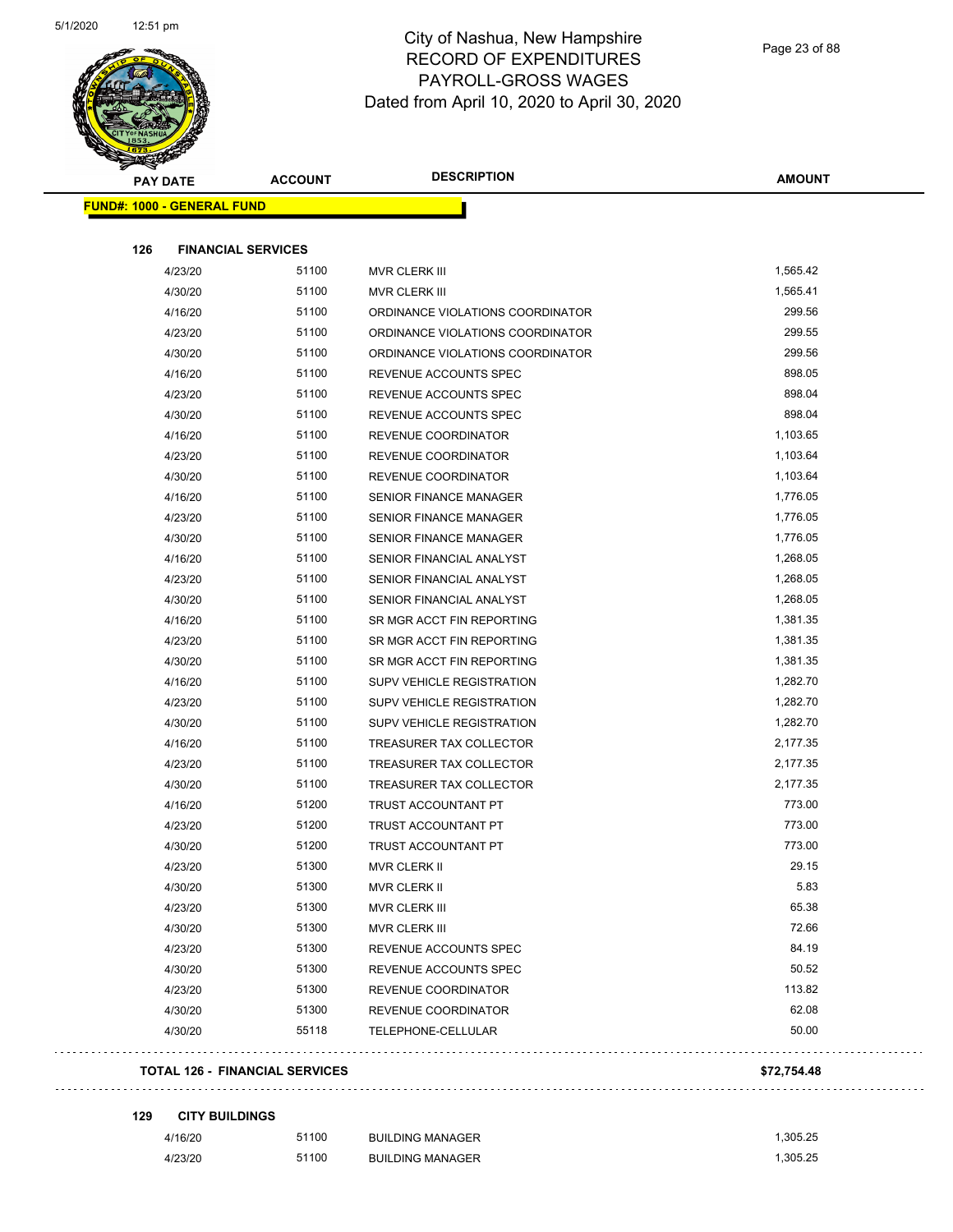# City of Nashua, New Hampshire
## RECORD OF EXPENDITURES
## PAYROLL-GROSS WAGES
## Dated from April 10, 2020 to April 30, 2020

| PAY DATE | ACCOUNT | DESCRIPTION | AMOUNT |
|---|---|---|---|
| **FUND#: 1000 - GENERAL FUND** | | | |
| **126 FINANCIAL SERVICES** | | | |
| 4/23/20 | 51100 | MVR CLERK III | 1,565.42 |
| 4/30/20 | 51100 | MVR CLERK III | 1,565.41 |
| 4/16/20 | 51100 | ORDINANCE VIOLATIONS COORDINATOR | 299.56 |
| 4/23/20 | 51100 | ORDINANCE VIOLATIONS COORDINATOR | 299.55 |
| 4/30/20 | 51100 | ORDINANCE VIOLATIONS COORDINATOR | 299.56 |
| 4/16/20 | 51100 | REVENUE ACCOUNTS SPEC | 898.05 |
| 4/23/20 | 51100 | REVENUE ACCOUNTS SPEC | 898.04 |
| 4/30/20 | 51100 | REVENUE ACCOUNTS SPEC | 898.04 |
| 4/16/20 | 51100 | REVENUE COORDINATOR | 1,103.65 |
| 4/23/20 | 51100 | REVENUE COORDINATOR | 1,103.64 |
| 4/30/20 | 51100 | REVENUE COORDINATOR | 1,103.64 |
| 4/16/20 | 51100 | SENIOR FINANCE MANAGER | 1,776.05 |
| 4/23/20 | 51100 | SENIOR FINANCE MANAGER | 1,776.05 |
| 4/30/20 | 51100 | SENIOR FINANCE MANAGER | 1,776.05 |
| 4/16/20 | 51100 | SENIOR FINANCIAL ANALYST | 1,268.05 |
| 4/23/20 | 51100 | SENIOR FINANCIAL ANALYST | 1,268.05 |
| 4/30/20 | 51100 | SENIOR FINANCIAL ANALYST | 1,268.05 |
| 4/16/20 | 51100 | SR MGR ACCT FIN REPORTING | 1,381.35 |
| 4/23/20 | 51100 | SR MGR ACCT FIN REPORTING | 1,381.35 |
| 4/30/20 | 51100 | SR MGR ACCT FIN REPORTING | 1,381.35 |
| 4/16/20 | 51100 | SUPV VEHICLE REGISTRATION | 1,282.70 |
| 4/23/20 | 51100 | SUPV VEHICLE REGISTRATION | 1,282.70 |
| 4/30/20 | 51100 | SUPV VEHICLE REGISTRATION | 1,282.70 |
| 4/16/20 | 51100 | TREASURER TAX COLLECTOR | 2,177.35 |
| 4/23/20 | 51100 | TREASURER TAX COLLECTOR | 2,177.35 |
| 4/30/20 | 51100 | TREASURER TAX COLLECTOR | 2,177.35 |
| 4/16/20 | 51200 | TRUST ACCOUNTANT PT | 773.00 |
| 4/23/20 | 51200 | TRUST ACCOUNTANT PT | 773.00 |
| 4/30/20 | 51200 | TRUST ACCOUNTANT PT | 773.00 |
| 4/23/20 | 51300 | MVR CLERK II | 29.15 |
| 4/30/20 | 51300 | MVR CLERK II | 5.83 |
| 4/23/20 | 51300 | MVR CLERK III | 65.38 |
| 4/30/20 | 51300 | MVR CLERK III | 72.66 |
| 4/23/20 | 51300 | REVENUE ACCOUNTS SPEC | 84.19 |
| 4/30/20 | 51300 | REVENUE ACCOUNTS SPEC | 50.52 |
| 4/23/20 | 51300 | REVENUE COORDINATOR | 113.82 |
| 4/30/20 | 51300 | REVENUE COORDINATOR | 62.08 |
| 4/30/20 | 55118 | TELEPHONE-CELLULAR | 50.00 |
| **TOTAL 126 - FINANCIAL SERVICES** | | | **$72,754.48** |
| **129 CITY BUILDINGS** | | | |
| 4/16/20 | 51100 | BUILDING MANAGER | 1,305.25 |
| 4/23/20 | 51100 | BUILDING MANAGER | 1,305.25 |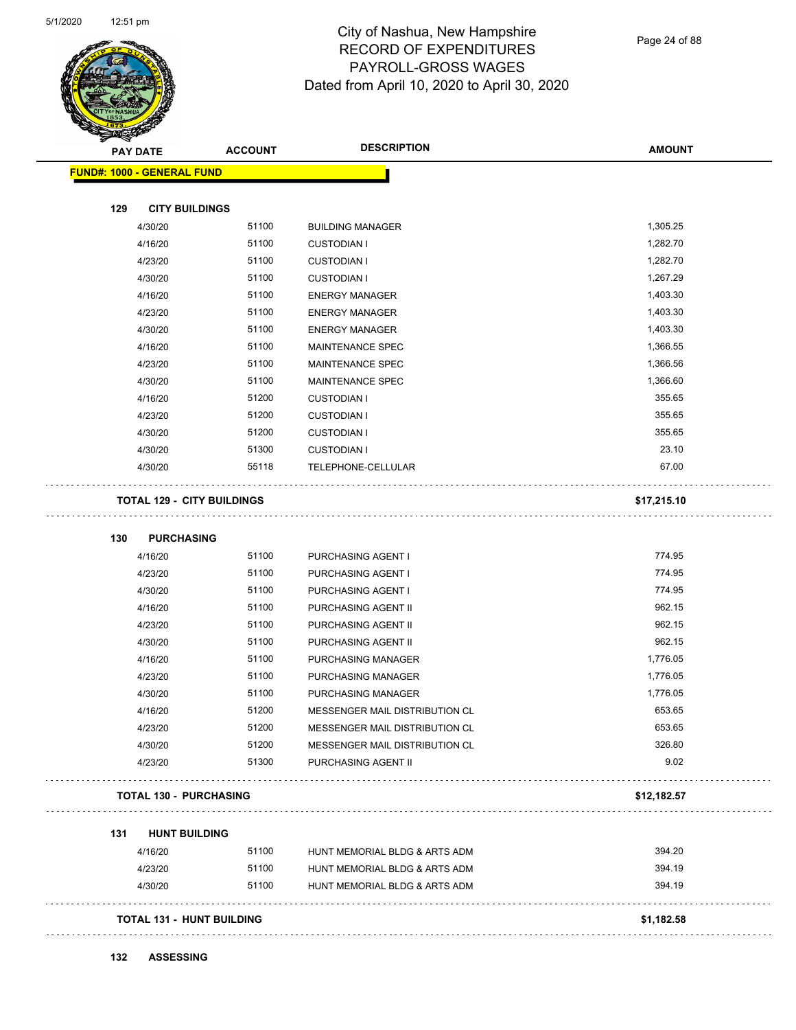# City of Nashua, New Hampshire
## RECORD OF EXPENDITURES
## PAYROLL-GROSS WAGES
## Dated from April 10, 2020 to April 30, 2020

| PAY DATE | ACCOUNT | DESCRIPTION | AMOUNT |
|---|---|---|---|
| **FUND#: 1000 - GENERAL FUND** | | | |
| **129 CITY BUILDINGS** | | | |
| 4/30/20 | 51100 | BUILDING MANAGER | 1,305.25 |
| 4/16/20 | 51100 | CUSTODIAN I | 1,282.70 |
| 4/23/20 | 51100 | CUSTODIAN I | 1,282.70 |
| 4/30/20 | 51100 | CUSTODIAN I | 1,267.29 |
| 4/16/20 | 51100 | ENERGY MANAGER | 1,403.30 |
| 4/23/20 | 51100 | ENERGY MANAGER | 1,403.30 |
| 4/30/20 | 51100 | ENERGY MANAGER | 1,403.30 |
| 4/16/20 | 51100 | MAINTENANCE SPEC | 1,366.55 |
| 4/23/20 | 51100 | MAINTENANCE SPEC | 1,366.56 |
| 4/30/20 | 51100 | MAINTENANCE SPEC | 1,366.60 |
| 4/16/20 | 51200 | CUSTODIAN I | 355.65 |
| 4/23/20 | 51200 | CUSTODIAN I | 355.65 |
| 4/30/20 | 51200 | CUSTODIAN I | 355.65 |
| 4/30/20 | 51300 | CUSTODIAN I | 23.10 |
| 4/30/20 | 55118 | TELEPHONE-CELLULAR | 67.00 |
| **TOTAL 129 - CITY BUILDINGS** | | | **$17,215.10** |
| **130 PURCHASING** | | | |
| 4/16/20 | 51100 | PURCHASING AGENT I | 774.95 |
| 4/23/20 | 51100 | PURCHASING AGENT I | 774.95 |
| 4/30/20 | 51100 | PURCHASING AGENT I | 774.95 |
| 4/16/20 | 51100 | PURCHASING AGENT II | 962.15 |
| 4/23/20 | 51100 | PURCHASING AGENT II | 962.15 |
| 4/30/20 | 51100 | PURCHASING AGENT II | 962.15 |
| 4/16/20 | 51100 | PURCHASING MANAGER | 1,776.05 |
| 4/23/20 | 51100 | PURCHASING MANAGER | 1,776.05 |
| 4/30/20 | 51100 | PURCHASING MANAGER | 1,776.05 |
| 4/16/20 | 51200 | MESSENGER MAIL DISTRIBUTION CL | 653.65 |
| 4/23/20 | 51200 | MESSENGER MAIL DISTRIBUTION CL | 653.65 |
| 4/30/20 | 51200 | MESSENGER MAIL DISTRIBUTION CL | 326.80 |
| 4/23/20 | 51300 | PURCHASING AGENT II | 9.02 |
| **TOTAL 130 - PURCHASING** | | | **$12,182.57** |
| **131 HUNT BUILDING** | | | |
| 4/16/20 | 51100 | HUNT MEMORIAL BLDG & ARTS ADM | 394.20 |
| 4/23/20 | 51100 | HUNT MEMORIAL BLDG & ARTS ADM | 394.19 |
| 4/30/20 | 51100 | HUNT MEMORIAL BLDG & ARTS ADM | 394.19 |
| **TOTAL 131 - HUNT BUILDING** | | | **$1,182.58** |
| **132 ASSESSING** | | | |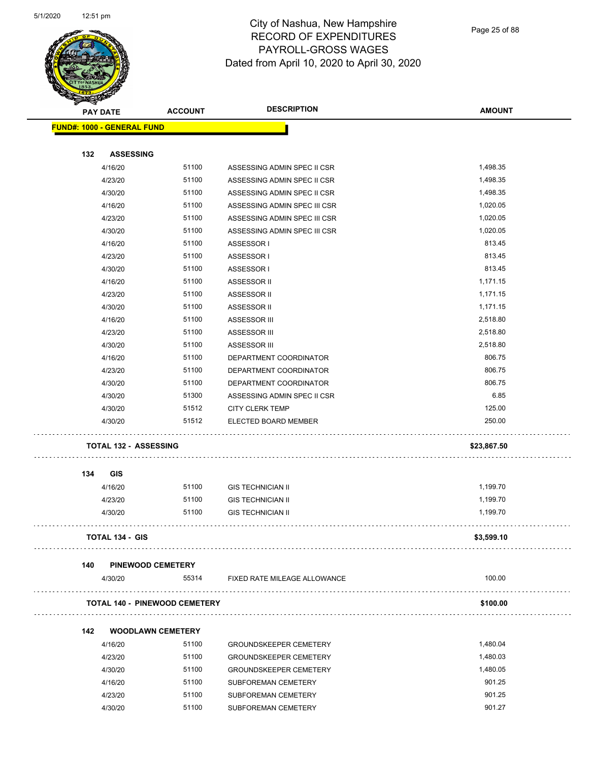# City of Nashua, New Hampshire
## RECORD OF EXPENDITURES
## PAYROLL-GROSS WAGES
### Dated from April 10, 2020 to April 30, 2020

| PAY DATE | ACCOUNT | DESCRIPTION | AMOUNT |
|---|---|---|---|
| **FUND#: 1000 - GENERAL FUND** | | | |
| **132 ASSESSING** | | | |
| 4/16/20 | 51100 | ASSESSING ADMIN SPEC II CSR | 1,498.35 |
| 4/23/20 | 51100 | ASSESSING ADMIN SPEC II CSR | 1,498.35 |
| 4/30/20 | 51100 | ASSESSING ADMIN SPEC II CSR | 1,498.35 |
| 4/16/20 | 51100 | ASSESSING ADMIN SPEC III CSR | 1,020.05 |
| 4/23/20 | 51100 | ASSESSING ADMIN SPEC III CSR | 1,020.05 |
| 4/30/20 | 51100 | ASSESSING ADMIN SPEC III CSR | 1,020.05 |
| 4/16/20 | 51100 | ASSESSOR I | 813.45 |
| 4/23/20 | 51100 | ASSESSOR I | 813.45 |
| 4/30/20 | 51100 | ASSESSOR I | 813.45 |
| 4/16/20 | 51100 | ASSESSOR II | 1,171.15 |
| 4/23/20 | 51100 | ASSESSOR II | 1,171.15 |
| 4/30/20 | 51100 | ASSESSOR II | 1,171.15 |
| 4/16/20 | 51100 | ASSESSOR III | 2,518.80 |
| 4/23/20 | 51100 | ASSESSOR III | 2,518.80 |
| 4/30/20 | 51100 | ASSESSOR III | 2,518.80 |
| 4/16/20 | 51100 | DEPARTMENT COORDINATOR | 806.75 |
| 4/23/20 | 51100 | DEPARTMENT COORDINATOR | 806.75 |
| 4/30/20 | 51100 | DEPARTMENT COORDINATOR | 806.75 |
| 4/30/20 | 51300 | ASSESSING ADMIN SPEC II CSR | 6.85 |
| 4/30/20 | 51512 | CITY CLERK TEMP | 125.00 |
| 4/30/20 | 51512 | ELECTED BOARD MEMBER | 250.00 |
| **TOTAL 132 - ASSESSING** | | | **$23,867.50** |
| **134 GIS** | | | |
| 4/16/20 | 51100 | GIS TECHNICIAN II | 1,199.70 |
| 4/23/20 | 51100 | GIS TECHNICIAN II | 1,199.70 |
| 4/30/20 | 51100 | GIS TECHNICIAN II | 1,199.70 |
| **TOTAL 134 - GIS** | | | **$3,599.10** |
| **140 PINEWOOD CEMETERY** | | | |
| 4/30/20 | 55314 | FIXED RATE MILEAGE ALLOWANCE | 100.00 |
| **TOTAL 140 - PINEWOOD CEMETERY** | | | **$100.00** |
| **142 WOODLAWN CEMETERY** | | | |
| 4/16/20 | 51100 | GROUNDSKEEPER CEMETERY | 1,480.04 |
| 4/23/20 | 51100 | GROUNDSKEEPER CEMETERY | 1,480.03 |
| 4/30/20 | 51100 | GROUNDSKEEPER CEMETERY | 1,480.05 |
| 4/16/20 | 51100 | SUBFOREMAN CEMETERY | 901.25 |
| 4/23/20 | 51100 | SUBFOREMAN CEMETERY | 901.25 |
| 4/30/20 | 51100 | SUBFOREMAN CEMETERY | 901.27 |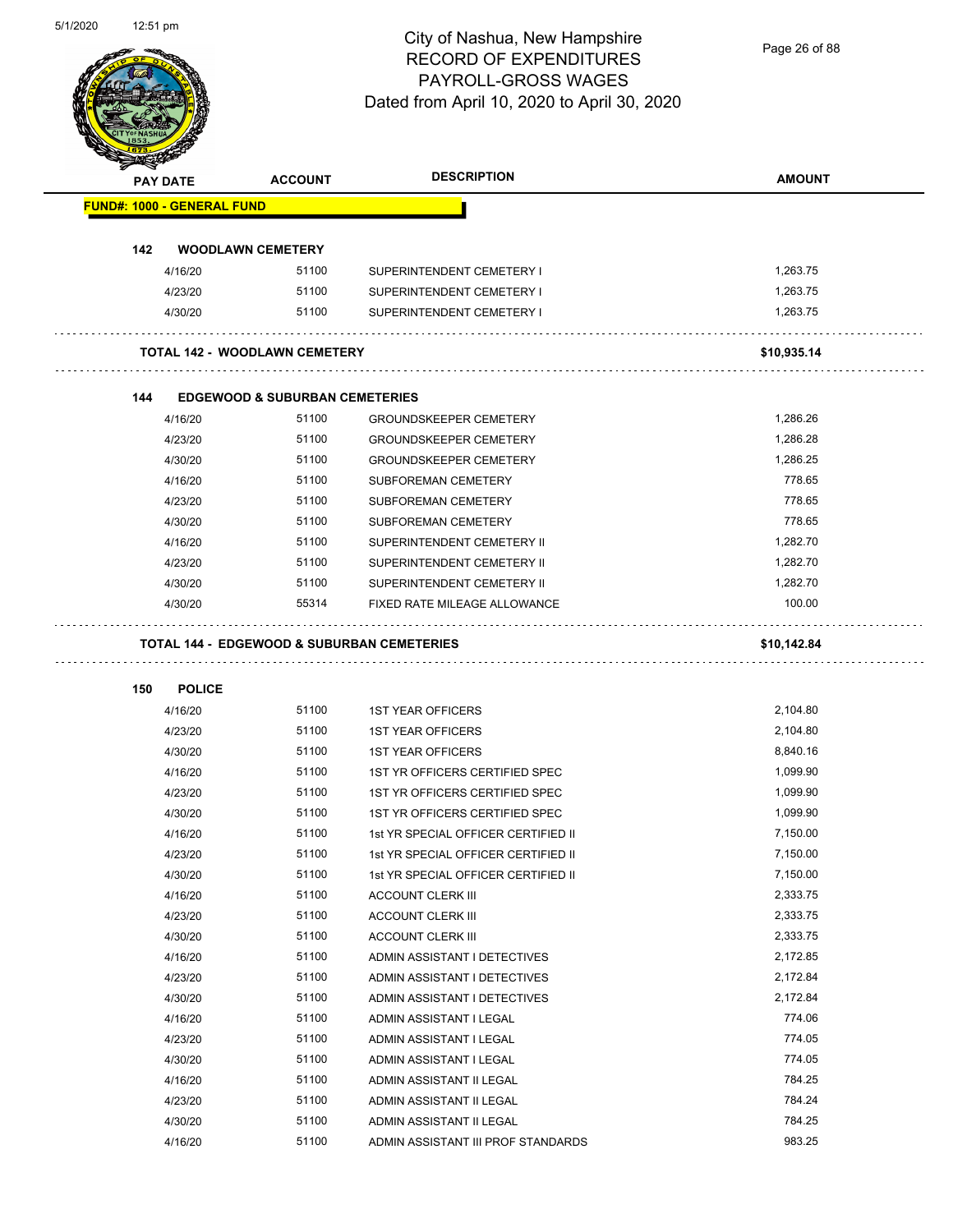# City of Nashua, New Hampshire
## RECORD OF EXPENDITURES
## PAYROLL-GROSS WAGES
## Dated from April 10, 2020 to April 30, 2020

| PAY DATE | ACCOUNT | DESCRIPTION | AMOUNT |
|---|---|---|---|
| **FUND#: 1000 - GENERAL FUND** | | | |
| **142 WOODLAWN CEMETERY** | | | |
| 4/16/20 | 51100 | SUPERINTENDENT CEMETERY I | 1,263.75 |
| 4/23/20 | 51100 | SUPERINTENDENT CEMETERY I | 1,263.75 |
| 4/30/20 | 51100 | SUPERINTENDENT CEMETERY I | 1,263.75 |
| **TOTAL 142 - WOODLAWN CEMETERY** | | | **$10,935.14** |
| **144 EDGEWOOD & SUBURBAN CEMETERIES** | | | |
| 4/16/20 | 51100 | GROUNDSKEEPER CEMETERY | 1,286.26 |
| 4/23/20 | 51100 | GROUNDSKEEPER CEMETERY | 1,286.28 |
| 4/30/20 | 51100 | GROUNDSKEEPER CEMETERY | 1,286.25 |
| 4/16/20 | 51100 | SUBFOREMAN CEMETERY | 778.65 |
| 4/23/20 | 51100 | SUBFOREMAN CEMETERY | 778.65 |
| 4/30/20 | 51100 | SUBFOREMAN CEMETERY | 778.65 |
| 4/16/20 | 51100 | SUPERINTENDENT CEMETERY II | 1,282.70 |
| 4/23/20 | 51100 | SUPERINTENDENT CEMETERY II | 1,282.70 |
| 4/30/20 | 51100 | SUPERINTENDENT CEMETERY II | 1,282.70 |
| 4/30/20 | 55314 | FIXED RATE MILEAGE ALLOWANCE | 100.00 |
| **TOTAL 144 - EDGEWOOD & SUBURBAN CEMETERIES** | | | **$10,142.84** |
| **150 POLICE** | | | |
| 4/16/20 | 51100 | 1ST YEAR OFFICERS | 2,104.80 |
| 4/23/20 | 51100 | 1ST YEAR OFFICERS | 2,104.80 |
| 4/30/20 | 51100 | 1ST YEAR OFFICERS | 8,840.16 |
| 4/16/20 | 51100 | 1ST YR OFFICERS CERTIFIED SPEC | 1,099.90 |
| 4/23/20 | 51100 | 1ST YR OFFICERS CERTIFIED SPEC | 1,099.90 |
| 4/30/20 | 51100 | 1ST YR OFFICERS CERTIFIED SPEC | 1,099.90 |
| 4/16/20 | 51100 | 1st YR SPECIAL OFFICER CERTIFIED II | 7,150.00 |
| 4/23/20 | 51100 | 1st YR SPECIAL OFFICER CERTIFIED II | 7,150.00 |
| 4/30/20 | 51100 | 1st YR SPECIAL OFFICER CERTIFIED II | 7,150.00 |
| 4/16/20 | 51100 | ACCOUNT CLERK III | 2,333.75 |
| 4/23/20 | 51100 | ACCOUNT CLERK III | 2,333.75 |
| 4/30/20 | 51100 | ACCOUNT CLERK III | 2,333.75 |
| 4/16/20 | 51100 | ADMIN ASSISTANT I DETECTIVES | 2,172.85 |
| 4/23/20 | 51100 | ADMIN ASSISTANT I DETECTIVES | 2,172.84 |
| 4/30/20 | 51100 | ADMIN ASSISTANT I DETECTIVES | 2,172.84 |
| 4/16/20 | 51100 | ADMIN ASSISTANT I LEGAL | 774.06 |
| 4/23/20 | 51100 | ADMIN ASSISTANT I LEGAL | 774.05 |
| 4/30/20 | 51100 | ADMIN ASSISTANT I LEGAL | 774.05 |
| 4/16/20 | 51100 | ADMIN ASSISTANT II LEGAL | 784.25 |
| 4/23/20 | 51100 | ADMIN ASSISTANT II LEGAL | 784.24 |
| 4/30/20 | 51100 | ADMIN ASSISTANT II LEGAL | 784.25 |
| 4/16/20 | 51100 | ADMIN ASSISTANT III PROF STANDARDS | 983.25 |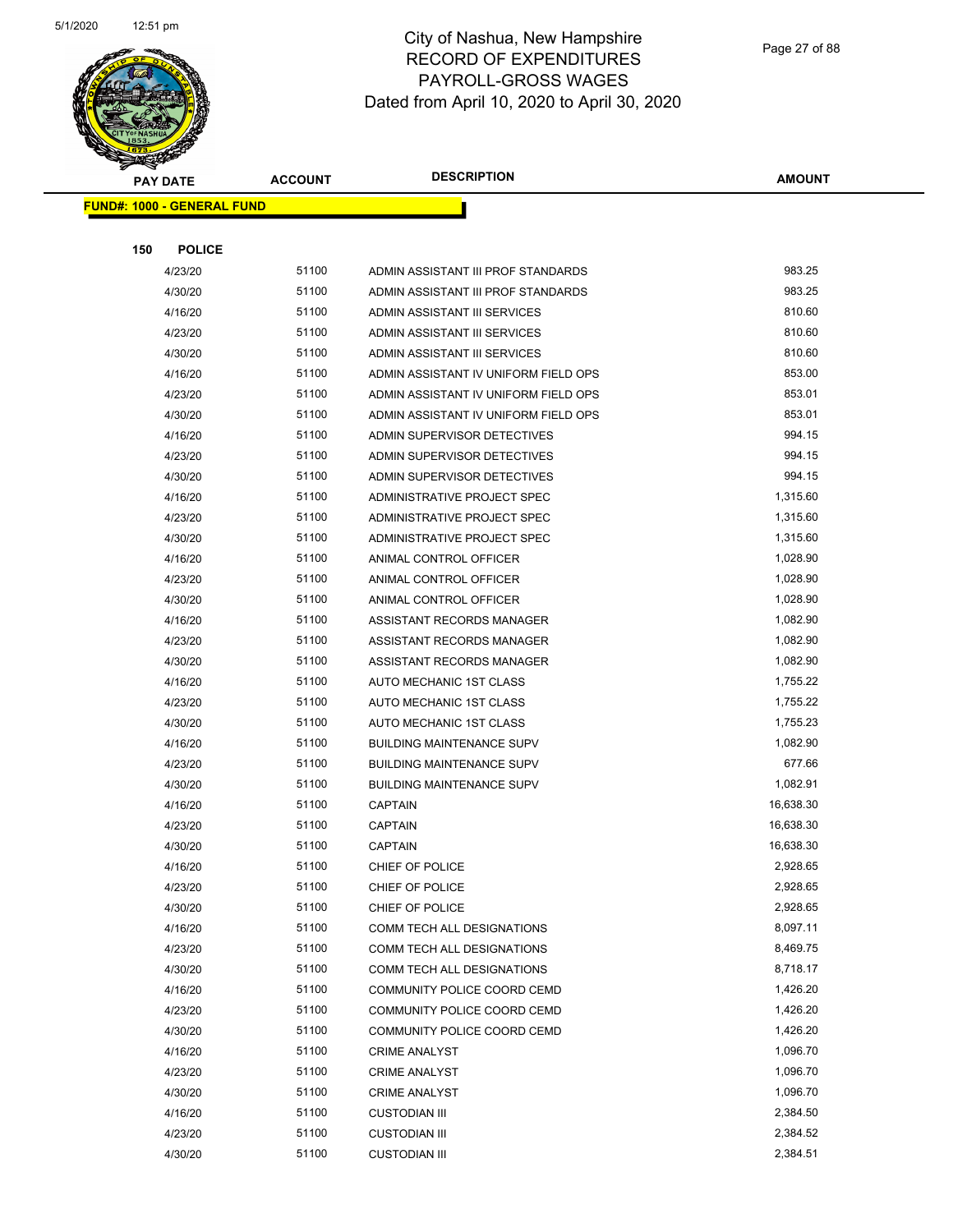# City of Nashua, New Hampshire
## RECORD OF EXPENDITURES
## PAYROLL-GROSS WAGES
### Dated from April 10, 2020 to April 30, 2020

| PAY DATE | ACCOUNT | DESCRIPTION | AMOUNT |
|---|---|---|---|

**FUND#: 1000 - GENERAL FUND**

**150 POLICE**

| PAY DATE | ACCOUNT | DESCRIPTION | AMOUNT |
|---|---|---|---|
| 4/23/20 | 51100 | ADMIN ASSISTANT III PROF STANDARDS | 983.25 |
| 4/30/20 | 51100 | ADMIN ASSISTANT III PROF STANDARDS | 983.25 |
| 4/16/20 | 51100 | ADMIN ASSISTANT III SERVICES | 810.60 |
| 4/23/20 | 51100 | ADMIN ASSISTANT III SERVICES | 810.60 |
| 4/30/20 | 51100 | ADMIN ASSISTANT III SERVICES | 810.60 |
| 4/16/20 | 51100 | ADMIN ASSISTANT IV UNIFORM FIELD OPS | 853.00 |
| 4/23/20 | 51100 | ADMIN ASSISTANT IV UNIFORM FIELD OPS | 853.01 |
| 4/30/20 | 51100 | ADMIN ASSISTANT IV UNIFORM FIELD OPS | 853.01 |
| 4/16/20 | 51100 | ADMIN SUPERVISOR DETECTIVES | 994.15 |
| 4/23/20 | 51100 | ADMIN SUPERVISOR DETECTIVES | 994.15 |
| 4/30/20 | 51100 | ADMIN SUPERVISOR DETECTIVES | 994.15 |
| 4/16/20 | 51100 | ADMINISTRATIVE PROJECT SPEC | 1,315.60 |
| 4/23/20 | 51100 | ADMINISTRATIVE PROJECT SPEC | 1,315.60 |
| 4/30/20 | 51100 | ADMINISTRATIVE PROJECT SPEC | 1,315.60 |
| 4/16/20 | 51100 | ANIMAL CONTROL OFFICER | 1,028.90 |
| 4/23/20 | 51100 | ANIMAL CONTROL OFFICER | 1,028.90 |
| 4/30/20 | 51100 | ANIMAL CONTROL OFFICER | 1,028.90 |
| 4/16/20 | 51100 | ASSISTANT RECORDS MANAGER | 1,082.90 |
| 4/23/20 | 51100 | ASSISTANT RECORDS MANAGER | 1,082.90 |
| 4/30/20 | 51100 | ASSISTANT RECORDS MANAGER | 1,082.90 |
| 4/16/20 | 51100 | AUTO MECHANIC 1ST CLASS | 1,755.22 |
| 4/23/20 | 51100 | AUTO MECHANIC 1ST CLASS | 1,755.22 |
| 4/30/20 | 51100 | AUTO MECHANIC 1ST CLASS | 1,755.23 |
| 4/16/20 | 51100 | BUILDING MAINTENANCE SUPV | 1,082.90 |
| 4/23/20 | 51100 | BUILDING MAINTENANCE SUPV | 677.66 |
| 4/30/20 | 51100 | BUILDING MAINTENANCE SUPV | 1,082.91 |
| 4/16/20 | 51100 | CAPTAIN | 16,638.30 |
| 4/23/20 | 51100 | CAPTAIN | 16,638.30 |
| 4/30/20 | 51100 | CAPTAIN | 16,638.30 |
| 4/16/20 | 51100 | CHIEF OF POLICE | 2,928.65 |
| 4/23/20 | 51100 | CHIEF OF POLICE | 2,928.65 |
| 4/30/20 | 51100 | CHIEF OF POLICE | 2,928.65 |
| 4/16/20 | 51100 | COMM TECH ALL DESIGNATIONS | 8,097.11 |
| 4/23/20 | 51100 | COMM TECH ALL DESIGNATIONS | 8,469.75 |
| 4/30/20 | 51100 | COMM TECH ALL DESIGNATIONS | 8,718.17 |
| 4/16/20 | 51100 | COMMUNITY POLICE COORD CEMD | 1,426.20 |
| 4/23/20 | 51100 | COMMUNITY POLICE COORD CEMD | 1,426.20 |
| 4/30/20 | 51100 | COMMUNITY POLICE COORD CEMD | 1,426.20 |
| 4/16/20 | 51100 | CRIME ANALYST | 1,096.70 |
| 4/23/20 | 51100 | CRIME ANALYST | 1,096.70 |
| 4/30/20 | 51100 | CRIME ANALYST | 1,096.70 |
| 4/16/20 | 51100 | CUSTODIAN III | 2,384.50 |
| 4/23/20 | 51100 | CUSTODIAN III | 2,384.52 |
| 4/30/20 | 51100 | CUSTODIAN III | 2,384.51 |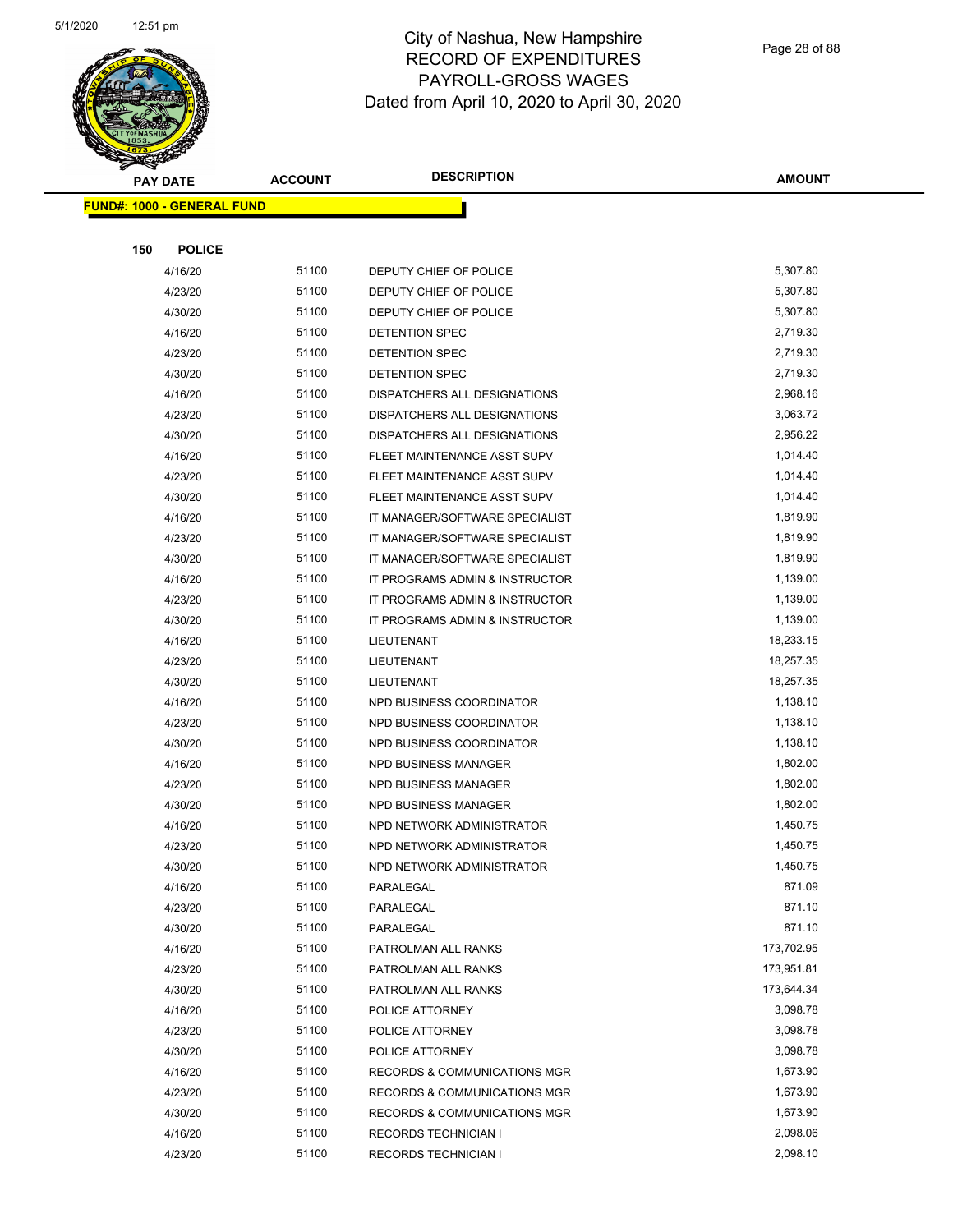City of Nashua, New Hampshire
RECORD OF EXPENDITURES
PAYROLL-GROSS WAGES
Dated from April 10, 2020 to April 30, 2020

| PAY DATE | ACCOUNT | DESCRIPTION | AMOUNT |
|---|---|---|---|

**FUND#: 1000 - GENERAL FUND**

**150 POLICE**

| PAY DATE | ACCOUNT | DESCRIPTION | AMOUNT |
|---|---|---|---|
| 4/16/20 | 51100 | DEPUTY CHIEF OF POLICE | 5,307.80 |
| 4/23/20 | 51100 | DEPUTY CHIEF OF POLICE | 5,307.80 |
| 4/30/20 | 51100 | DEPUTY CHIEF OF POLICE | 5,307.80 |
| 4/16/20 | 51100 | DETENTION SPEC | 2,719.30 |
| 4/23/20 | 51100 | DETENTION SPEC | 2,719.30 |
| 4/30/20 | 51100 | DETENTION SPEC | 2,719.30 |
| 4/16/20 | 51100 | DISPATCHERS ALL DESIGNATIONS | 2,968.16 |
| 4/23/20 | 51100 | DISPATCHERS ALL DESIGNATIONS | 3,063.72 |
| 4/30/20 | 51100 | DISPATCHERS ALL DESIGNATIONS | 2,956.22 |
| 4/16/20 | 51100 | FLEET MAINTENANCE ASST SUPV | 1,014.40 |
| 4/23/20 | 51100 | FLEET MAINTENANCE ASST SUPV | 1,014.40 |
| 4/30/20 | 51100 | FLEET MAINTENANCE ASST SUPV | 1,014.40 |
| 4/16/20 | 51100 | IT MANAGER/SOFTWARE SPECIALIST | 1,819.90 |
| 4/23/20 | 51100 | IT MANAGER/SOFTWARE SPECIALIST | 1,819.90 |
| 4/30/20 | 51100 | IT MANAGER/SOFTWARE SPECIALIST | 1,819.90 |
| 4/16/20 | 51100 | IT PROGRAMS ADMIN & INSTRUCTOR | 1,139.00 |
| 4/23/20 | 51100 | IT PROGRAMS ADMIN & INSTRUCTOR | 1,139.00 |
| 4/30/20 | 51100 | IT PROGRAMS ADMIN & INSTRUCTOR | 1,139.00 |
| 4/16/20 | 51100 | LIEUTENANT | 18,233.15 |
| 4/23/20 | 51100 | LIEUTENANT | 18,257.35 |
| 4/30/20 | 51100 | LIEUTENANT | 18,257.35 |
| 4/16/20 | 51100 | NPD BUSINESS COORDINATOR | 1,138.10 |
| 4/23/20 | 51100 | NPD BUSINESS COORDINATOR | 1,138.10 |
| 4/30/20 | 51100 | NPD BUSINESS COORDINATOR | 1,138.10 |
| 4/16/20 | 51100 | NPD BUSINESS MANAGER | 1,802.00 |
| 4/23/20 | 51100 | NPD BUSINESS MANAGER | 1,802.00 |
| 4/30/20 | 51100 | NPD BUSINESS MANAGER | 1,802.00 |
| 4/16/20 | 51100 | NPD NETWORK ADMINISTRATOR | 1,450.75 |
| 4/23/20 | 51100 | NPD NETWORK ADMINISTRATOR | 1,450.75 |
| 4/30/20 | 51100 | NPD NETWORK ADMINISTRATOR | 1,450.75 |
| 4/16/20 | 51100 | PARALEGAL | 871.09 |
| 4/23/20 | 51100 | PARALEGAL | 871.10 |
| 4/30/20 | 51100 | PARALEGAL | 871.10 |
| 4/16/20 | 51100 | PATROLMAN ALL RANKS | 173,702.95 |
| 4/23/20 | 51100 | PATROLMAN ALL RANKS | 173,951.81 |
| 4/30/20 | 51100 | PATROLMAN ALL RANKS | 173,644.34 |
| 4/16/20 | 51100 | POLICE ATTORNEY | 3,098.78 |
| 4/23/20 | 51100 | POLICE ATTORNEY | 3,098.78 |
| 4/30/20 | 51100 | POLICE ATTORNEY | 3,098.78 |
| 4/16/20 | 51100 | RECORDS & COMMUNICATIONS MGR | 1,673.90 |
| 4/23/20 | 51100 | RECORDS & COMMUNICATIONS MGR | 1,673.90 |
| 4/30/20 | 51100 | RECORDS & COMMUNICATIONS MGR | 1,673.90 |
| 4/16/20 | 51100 | RECORDS TECHNICIAN I | 2,098.06 |
| 4/23/20 | 51100 | RECORDS TECHNICIAN I | 2,098.10 |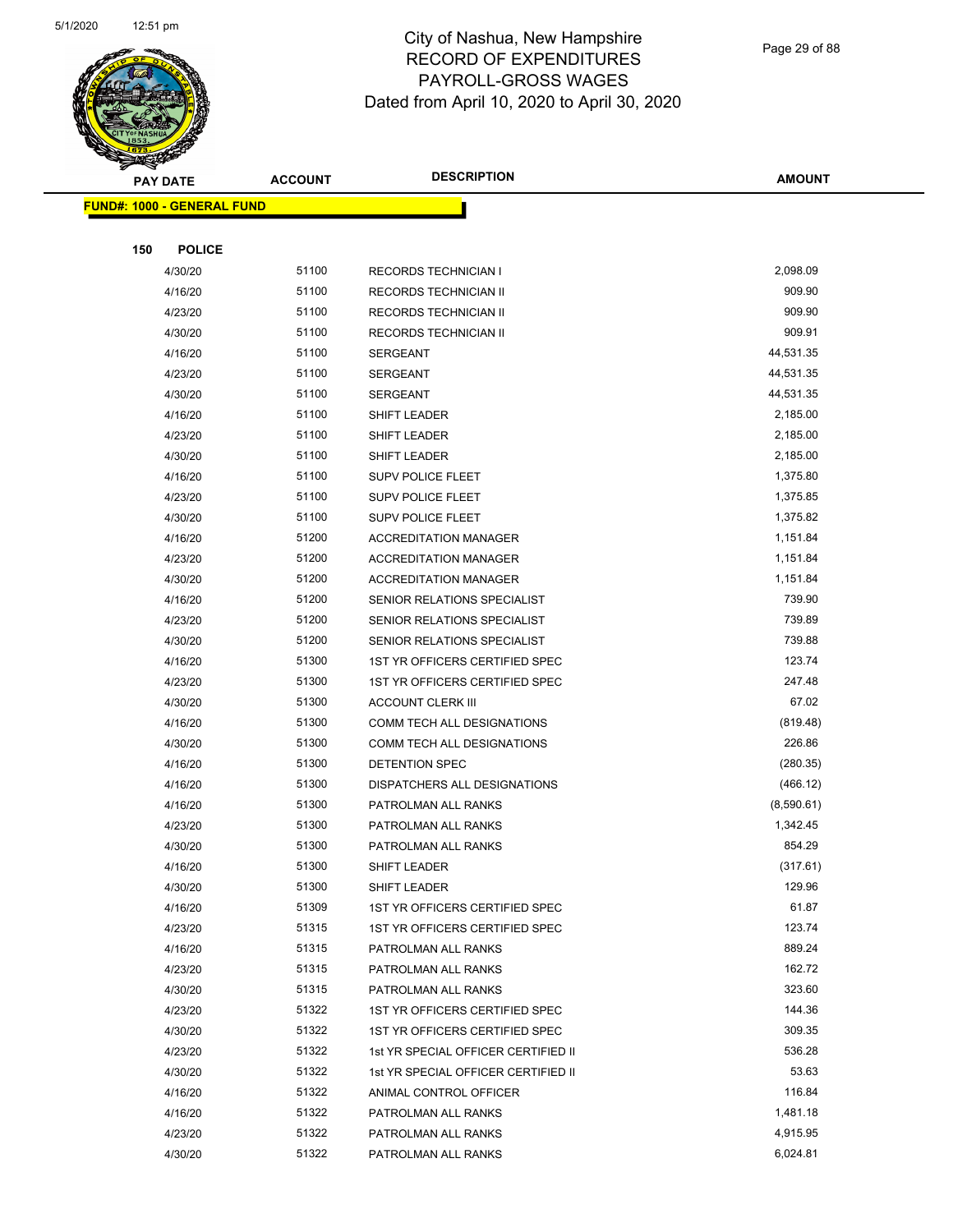# City of Nashua, New Hampshire
## RECORD OF EXPENDITURES
## PAYROLL-GROSS WAGES
### Dated from April 10, 2020 to April 30, 2020

| PAY DATE | ACCOUNT | DESCRIPTION | AMOUNT |
|---|---|---|---|

**FUND#: 1000 - GENERAL FUND**

**150 POLICE**

| PAY DATE | ACCOUNT | DESCRIPTION | AMOUNT |
|---|---|---|---|
| 4/30/20 | 51100 | RECORDS TECHNICIAN I | 2,098.09 |
| 4/16/20 | 51100 | RECORDS TECHNICIAN II | 909.90 |
| 4/23/20 | 51100 | RECORDS TECHNICIAN II | 909.90 |
| 4/30/20 | 51100 | RECORDS TECHNICIAN II | 909.91 |
| 4/16/20 | 51100 | SERGEANT | 44,531.35 |
| 4/23/20 | 51100 | SERGEANT | 44,531.35 |
| 4/30/20 | 51100 | SERGEANT | 44,531.35 |
| 4/16/20 | 51100 | SHIFT LEADER | 2,185.00 |
| 4/23/20 | 51100 | SHIFT LEADER | 2,185.00 |
| 4/30/20 | 51100 | SHIFT LEADER | 2,185.00 |
| 4/16/20 | 51100 | SUPV POLICE FLEET | 1,375.80 |
| 4/23/20 | 51100 | SUPV POLICE FLEET | 1,375.85 |
| 4/30/20 | 51100 | SUPV POLICE FLEET | 1,375.82 |
| 4/16/20 | 51200 | ACCREDITATION MANAGER | 1,151.84 |
| 4/23/20 | 51200 | ACCREDITATION MANAGER | 1,151.84 |
| 4/30/20 | 51200 | ACCREDITATION MANAGER | 1,151.84 |
| 4/16/20 | 51200 | SENIOR RELATIONS SPECIALIST | 739.90 |
| 4/23/20 | 51200 | SENIOR RELATIONS SPECIALIST | 739.89 |
| 4/30/20 | 51200 | SENIOR RELATIONS SPECIALIST | 739.88 |
| 4/16/20 | 51300 | 1ST YR OFFICERS CERTIFIED SPEC | 123.74 |
| 4/23/20 | 51300 | 1ST YR OFFICERS CERTIFIED SPEC | 247.48 |
| 4/30/20 | 51300 | ACCOUNT CLERK III | 67.02 |
| 4/16/20 | 51300 | COMM TECH ALL DESIGNATIONS | (819.48) |
| 4/30/20 | 51300 | COMM TECH ALL DESIGNATIONS | 226.86 |
| 4/16/20 | 51300 | DETENTION SPEC | (280.35) |
| 4/16/20 | 51300 | DISPATCHERS ALL DESIGNATIONS | (466.12) |
| 4/16/20 | 51300 | PATROLMAN ALL RANKS | (8,590.61) |
| 4/23/20 | 51300 | PATROLMAN ALL RANKS | 1,342.45 |
| 4/30/20 | 51300 | PATROLMAN ALL RANKS | 854.29 |
| 4/16/20 | 51300 | SHIFT LEADER | (317.61) |
| 4/30/20 | 51300 | SHIFT LEADER | 129.96 |
| 4/16/20 | 51309 | 1ST YR OFFICERS CERTIFIED SPEC | 61.87 |
| 4/23/20 | 51315 | 1ST YR OFFICERS CERTIFIED SPEC | 123.74 |
| 4/16/20 | 51315 | PATROLMAN ALL RANKS | 889.24 |
| 4/23/20 | 51315 | PATROLMAN ALL RANKS | 162.72 |
| 4/30/20 | 51315 | PATROLMAN ALL RANKS | 323.60 |
| 4/23/20 | 51322 | 1ST YR OFFICERS CERTIFIED SPEC | 144.36 |
| 4/30/20 | 51322 | 1ST YR OFFICERS CERTIFIED SPEC | 309.35 |
| 4/23/20 | 51322 | 1st YR SPECIAL OFFICER CERTIFIED II | 536.28 |
| 4/30/20 | 51322 | 1st YR SPECIAL OFFICER CERTIFIED II | 53.63 |
| 4/16/20 | 51322 | ANIMAL CONTROL OFFICER | 116.84 |
| 4/16/20 | 51322 | PATROLMAN ALL RANKS | 1,481.18 |
| 4/23/20 | 51322 | PATROLMAN ALL RANKS | 4,915.95 |
| 4/30/20 | 51322 | PATROLMAN ALL RANKS | 6,024.81 |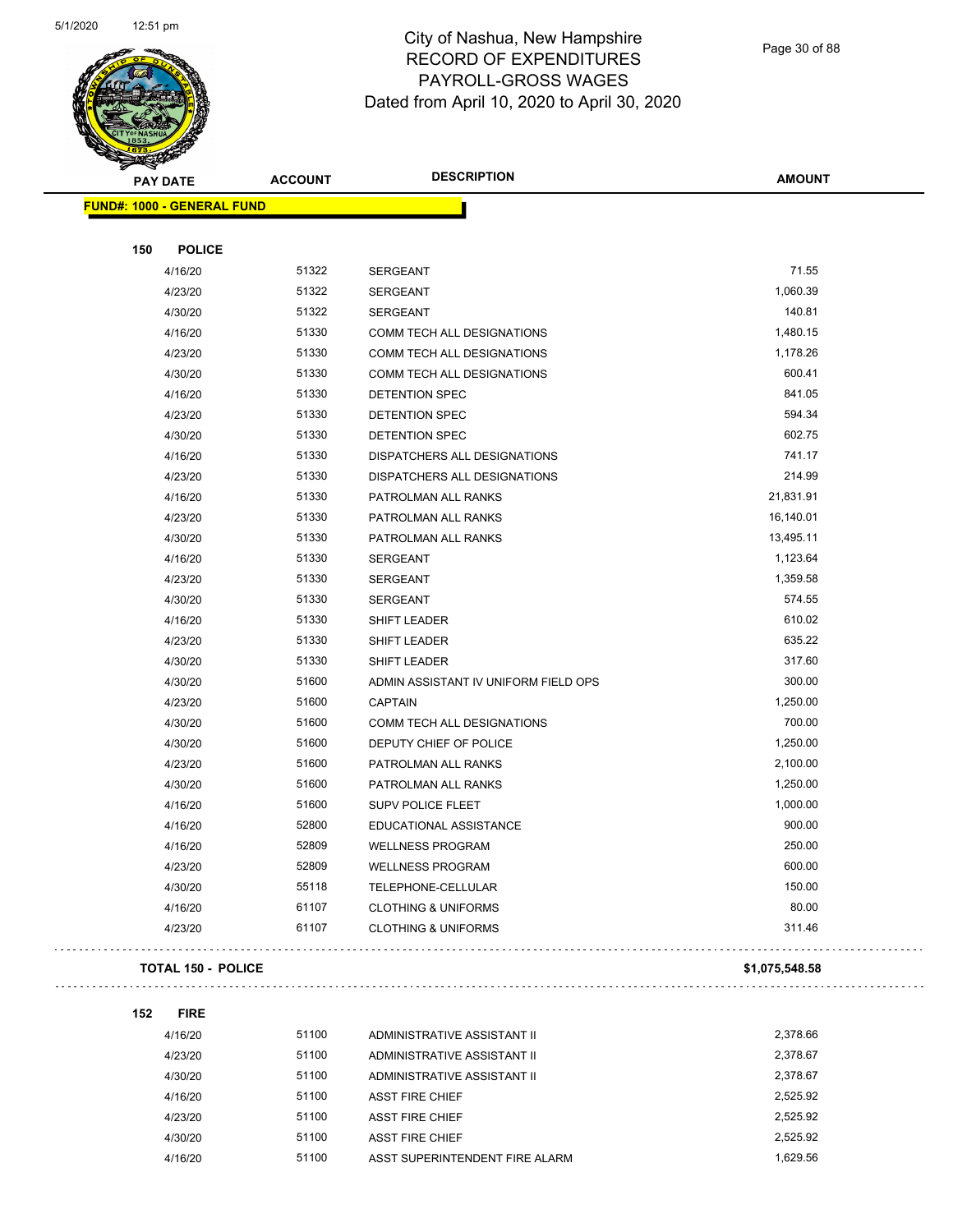# City of Nashua, New Hampshire
## RECORD OF EXPENDITURES
## PAYROLL-GROSS WAGES
## Dated from April 10, 2020 to April 30, 2020

| PAY DATE | ACCOUNT | DESCRIPTION | AMOUNT |
|---|---|---|---|
| **FUND#: 1000 - GENERAL FUND** | | | |
| **150 POLICE** | | | |
| 4/16/20 | 51322 | SERGEANT | 71.55 |
| 4/23/20 | 51322 | SERGEANT | 1,060.39 |
| 4/30/20 | 51322 | SERGEANT | 140.81 |
| 4/16/20 | 51330 | COMM TECH ALL DESIGNATIONS | 1,480.15 |
| 4/23/20 | 51330 | COMM TECH ALL DESIGNATIONS | 1,178.26 |
| 4/30/20 | 51330 | COMM TECH ALL DESIGNATIONS | 600.41 |
| 4/16/20 | 51330 | DETENTION SPEC | 841.05 |
| 4/23/20 | 51330 | DETENTION SPEC | 594.34 |
| 4/30/20 | 51330 | DETENTION SPEC | 602.75 |
| 4/16/20 | 51330 | DISPATCHERS ALL DESIGNATIONS | 741.17 |
| 4/23/20 | 51330 | DISPATCHERS ALL DESIGNATIONS | 214.99 |
| 4/16/20 | 51330 | PATROLMAN ALL RANKS | 21,831.91 |
| 4/23/20 | 51330 | PATROLMAN ALL RANKS | 16,140.01 |
| 4/30/20 | 51330 | PATROLMAN ALL RANKS | 13,495.11 |
| 4/16/20 | 51330 | SERGEANT | 1,123.64 |
| 4/23/20 | 51330 | SERGEANT | 1,359.58 |
| 4/30/20 | 51330 | SERGEANT | 574.55 |
| 4/16/20 | 51330 | SHIFT LEADER | 610.02 |
| 4/23/20 | 51330 | SHIFT LEADER | 635.22 |
| 4/30/20 | 51330 | SHIFT LEADER | 317.60 |
| 4/30/20 | 51600 | ADMIN ASSISTANT IV UNIFORM FIELD OPS | 300.00 |
| 4/23/20 | 51600 | CAPTAIN | 1,250.00 |
| 4/30/20 | 51600 | COMM TECH ALL DESIGNATIONS | 700.00 |
| 4/30/20 | 51600 | DEPUTY CHIEF OF POLICE | 1,250.00 |
| 4/23/20 | 51600 | PATROLMAN ALL RANKS | 2,100.00 |
| 4/30/20 | 51600 | PATROLMAN ALL RANKS | 1,250.00 |
| 4/16/20 | 51600 | SUPV POLICE FLEET | 1,000.00 |
| 4/16/20 | 52800 | EDUCATIONAL ASSISTANCE | 900.00 |
| 4/16/20 | 52809 | WELLNESS PROGRAM | 250.00 |
| 4/23/20 | 52809 | WELLNESS PROGRAM | 600.00 |
| 4/30/20 | 55118 | TELEPHONE-CELLULAR | 150.00 |
| 4/16/20 | 61107 | CLOTHING & UNIFORMS | 80.00 |
| 4/23/20 | 61107 | CLOTHING & UNIFORMS | 311.46 |
| **TOTAL 150 - POLICE** | | | **$1,075,548.58** |
| **152 FIRE** | | | |
| 4/16/20 | 51100 | ADMINISTRATIVE ASSISTANT II | 2,378.66 |
| 4/23/20 | 51100 | ADMINISTRATIVE ASSISTANT II | 2,378.67 |
| 4/30/20 | 51100 | ADMINISTRATIVE ASSISTANT II | 2,378.67 |
| 4/16/20 | 51100 | ASST FIRE CHIEF | 2,525.92 |
| 4/23/20 | 51100 | ASST FIRE CHIEF | 2,525.92 |
| 4/30/20 | 51100 | ASST FIRE CHIEF | 2,525.92 |
| 4/16/20 | 51100 | ASST SUPERINTENDENT FIRE ALARM | 1,629.56 |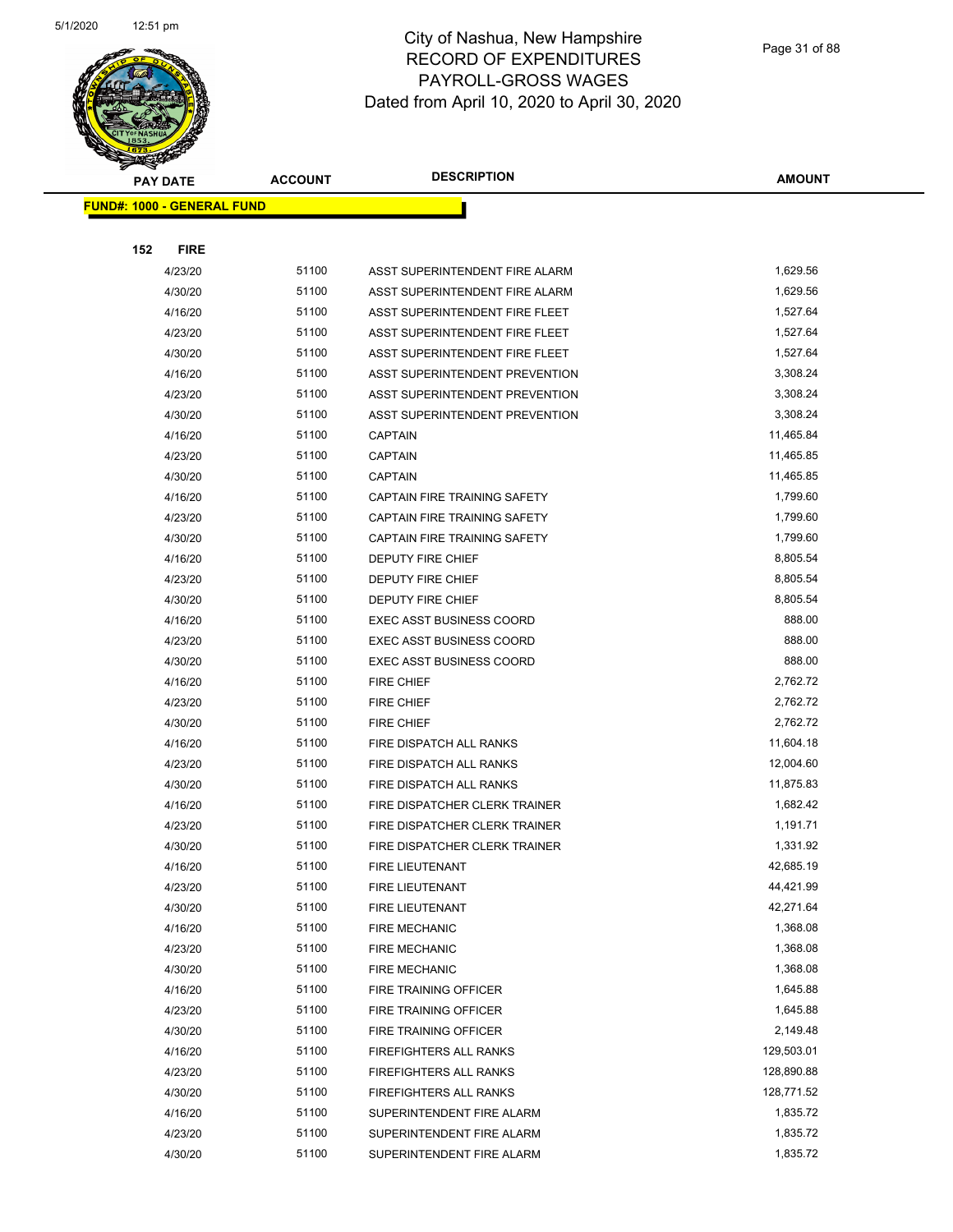# City of Nashua, New Hampshire
## RECORD OF EXPENDITURES
## PAYROLL-GROSS WAGES
## Dated from April 10, 2020 to April 30, 2020

**FUND#: 1000 - GENERAL FUND**

**152 FIRE**

| PAY DATE | ACCOUNT | DESCRIPTION | AMOUNT |
|---|---|---|---|
| 4/23/20 | 51100 | ASST SUPERINTENDENT FIRE ALARM | 1,629.56 |
| 4/30/20 | 51100 | ASST SUPERINTENDENT FIRE ALARM | 1,629.56 |
| 4/16/20 | 51100 | ASST SUPERINTENDENT FIRE FLEET | 1,527.64 |
| 4/23/20 | 51100 | ASST SUPERINTENDENT FIRE FLEET | 1,527.64 |
| 4/30/20 | 51100 | ASST SUPERINTENDENT FIRE FLEET | 1,527.64 |
| 4/16/20 | 51100 | ASST SUPERINTENDENT PREVENTION | 3,308.24 |
| 4/23/20 | 51100 | ASST SUPERINTENDENT PREVENTION | 3,308.24 |
| 4/30/20 | 51100 | ASST SUPERINTENDENT PREVENTION | 3,308.24 |
| 4/16/20 | 51100 | CAPTAIN | 11,465.84 |
| 4/23/20 | 51100 | CAPTAIN | 11,465.85 |
| 4/30/20 | 51100 | CAPTAIN | 11,465.85 |
| 4/16/20 | 51100 | CAPTAIN FIRE TRAINING SAFETY | 1,799.60 |
| 4/23/20 | 51100 | CAPTAIN FIRE TRAINING SAFETY | 1,799.60 |
| 4/30/20 | 51100 | CAPTAIN FIRE TRAINING SAFETY | 1,799.60 |
| 4/16/20 | 51100 | DEPUTY FIRE CHIEF | 8,805.54 |
| 4/23/20 | 51100 | DEPUTY FIRE CHIEF | 8,805.54 |
| 4/30/20 | 51100 | DEPUTY FIRE CHIEF | 8,805.54 |
| 4/16/20 | 51100 | EXEC ASST BUSINESS COORD | 888.00 |
| 4/23/20 | 51100 | EXEC ASST BUSINESS COORD | 888.00 |
| 4/30/20 | 51100 | EXEC ASST BUSINESS COORD | 888.00 |
| 4/16/20 | 51100 | FIRE CHIEF | 2,762.72 |
| 4/23/20 | 51100 | FIRE CHIEF | 2,762.72 |
| 4/30/20 | 51100 | FIRE CHIEF | 2,762.72 |
| 4/16/20 | 51100 | FIRE DISPATCH ALL RANKS | 11,604.18 |
| 4/23/20 | 51100 | FIRE DISPATCH ALL RANKS | 12,004.60 |
| 4/30/20 | 51100 | FIRE DISPATCH ALL RANKS | 11,875.83 |
| 4/16/20 | 51100 | FIRE DISPATCHER CLERK TRAINER | 1,682.42 |
| 4/23/20 | 51100 | FIRE DISPATCHER CLERK TRAINER | 1,191.71 |
| 4/30/20 | 51100 | FIRE DISPATCHER CLERK TRAINER | 1,331.92 |
| 4/16/20 | 51100 | FIRE LIEUTENANT | 42,685.19 |
| 4/23/20 | 51100 | FIRE LIEUTENANT | 44,421.99 |
| 4/30/20 | 51100 | FIRE LIEUTENANT | 42,271.64 |
| 4/16/20 | 51100 | FIRE MECHANIC | 1,368.08 |
| 4/23/20 | 51100 | FIRE MECHANIC | 1,368.08 |
| 4/30/20 | 51100 | FIRE MECHANIC | 1,368.08 |
| 4/16/20 | 51100 | FIRE TRAINING OFFICER | 1,645.88 |
| 4/23/20 | 51100 | FIRE TRAINING OFFICER | 1,645.88 |
| 4/30/20 | 51100 | FIRE TRAINING OFFICER | 2,149.48 |
| 4/16/20 | 51100 | FIREFIGHTERS ALL RANKS | 129,503.01 |
| 4/23/20 | 51100 | FIREFIGHTERS ALL RANKS | 128,890.88 |
| 4/30/20 | 51100 | FIREFIGHTERS ALL RANKS | 128,771.52 |
| 4/16/20 | 51100 | SUPERINTENDENT FIRE ALARM | 1,835.72 |
| 4/23/20 | 51100 | SUPERINTENDENT FIRE ALARM | 1,835.72 |
| 4/30/20 | 51100 | SUPERINTENDENT FIRE ALARM | 1,835.72 |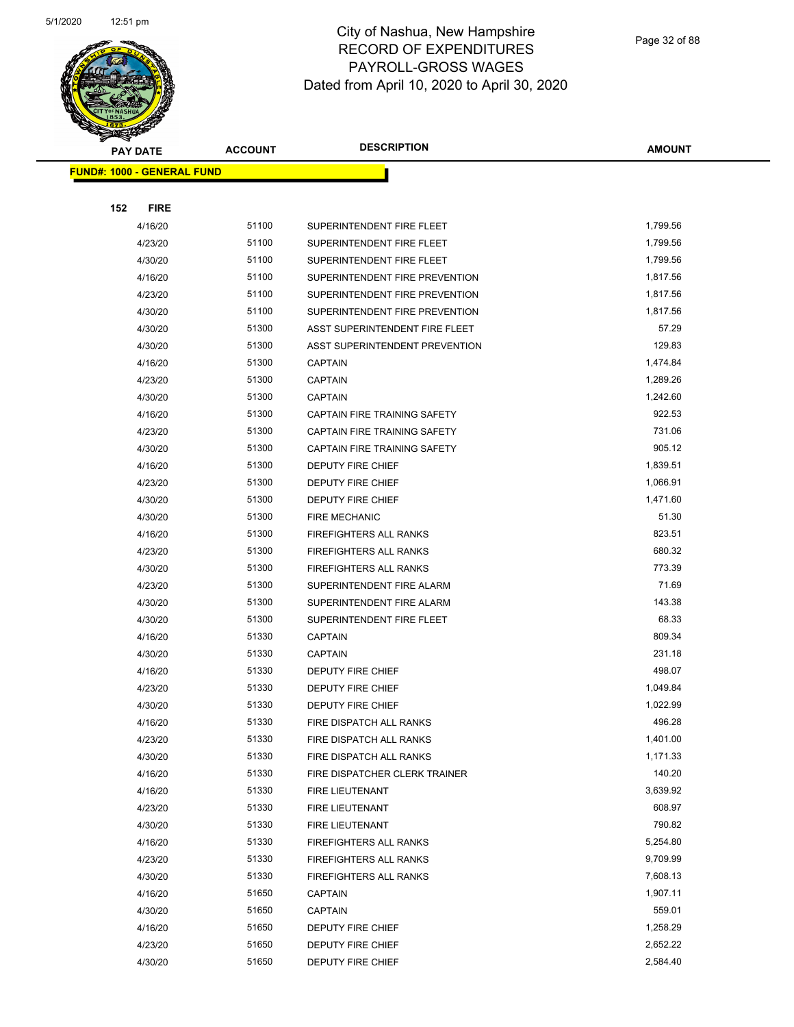# City of Nashua, New Hampshire
## RECORD OF EXPENDITURES
## PAYROLL-GROSS WAGES
## Dated from April 10, 2020 to April 30, 2020

| PAY DATE | ACCOUNT | DESCRIPTION | AMOUNT |
|---|---|---|---|

**FUND#: 1000 - GENERAL FUND**

**152 FIRE**

| PAY DATE | ACCOUNT | DESCRIPTION | AMOUNT |
|---|---|---|---|
| 4/16/20 | 51100 | SUPERINTENDENT FIRE FLEET | 1,799.56 |
| 4/23/20 | 51100 | SUPERINTENDENT FIRE FLEET | 1,799.56 |
| 4/30/20 | 51100 | SUPERINTENDENT FIRE FLEET | 1,799.56 |
| 4/16/20 | 51100 | SUPERINTENDENT FIRE PREVENTION | 1,817.56 |
| 4/23/20 | 51100 | SUPERINTENDENT FIRE PREVENTION | 1,817.56 |
| 4/30/20 | 51100 | SUPERINTENDENT FIRE PREVENTION | 1,817.56 |
| 4/30/20 | 51300 | ASST SUPERINTENDENT FIRE FLEET | 57.29 |
| 4/30/20 | 51300 | ASST SUPERINTENDENT PREVENTION | 129.83 |
| 4/16/20 | 51300 | CAPTAIN | 1,474.84 |
| 4/23/20 | 51300 | CAPTAIN | 1,289.26 |
| 4/30/20 | 51300 | CAPTAIN | 1,242.60 |
| 4/16/20 | 51300 | CAPTAIN FIRE TRAINING SAFETY | 922.53 |
| 4/23/20 | 51300 | CAPTAIN FIRE TRAINING SAFETY | 731.06 |
| 4/30/20 | 51300 | CAPTAIN FIRE TRAINING SAFETY | 905.12 |
| 4/16/20 | 51300 | DEPUTY FIRE CHIEF | 1,839.51 |
| 4/23/20 | 51300 | DEPUTY FIRE CHIEF | 1,066.91 |
| 4/30/20 | 51300 | DEPUTY FIRE CHIEF | 1,471.60 |
| 4/30/20 | 51300 | FIRE MECHANIC | 51.30 |
| 4/16/20 | 51300 | FIREFIGHTERS ALL RANKS | 823.51 |
| 4/23/20 | 51300 | FIREFIGHTERS ALL RANKS | 680.32 |
| 4/30/20 | 51300 | FIREFIGHTERS ALL RANKS | 773.39 |
| 4/23/20 | 51300 | SUPERINTENDENT FIRE ALARM | 71.69 |
| 4/30/20 | 51300 | SUPERINTENDENT FIRE ALARM | 143.38 |
| 4/30/20 | 51300 | SUPERINTENDENT FIRE FLEET | 68.33 |
| 4/16/20 | 51330 | CAPTAIN | 809.34 |
| 4/30/20 | 51330 | CAPTAIN | 231.18 |
| 4/16/20 | 51330 | DEPUTY FIRE CHIEF | 498.07 |
| 4/23/20 | 51330 | DEPUTY FIRE CHIEF | 1,049.84 |
| 4/30/20 | 51330 | DEPUTY FIRE CHIEF | 1,022.99 |
| 4/16/20 | 51330 | FIRE DISPATCH ALL RANKS | 496.28 |
| 4/23/20 | 51330 | FIRE DISPATCH ALL RANKS | 1,401.00 |
| 4/30/20 | 51330 | FIRE DISPATCH ALL RANKS | 1,171.33 |
| 4/16/20 | 51330 | FIRE DISPATCHER CLERK TRAINER | 140.20 |
| 4/16/20 | 51330 | FIRE LIEUTENANT | 3,639.92 |
| 4/23/20 | 51330 | FIRE LIEUTENANT | 608.97 |
| 4/30/20 | 51330 | FIRE LIEUTENANT | 790.82 |
| 4/16/20 | 51330 | FIREFIGHTERS ALL RANKS | 5,254.80 |
| 4/23/20 | 51330 | FIREFIGHTERS ALL RANKS | 9,709.99 |
| 4/30/20 | 51330 | FIREFIGHTERS ALL RANKS | 7,608.13 |
| 4/16/20 | 51650 | CAPTAIN | 1,907.11 |
| 4/30/20 | 51650 | CAPTAIN | 559.01 |
| 4/16/20 | 51650 | DEPUTY FIRE CHIEF | 1,258.29 |
| 4/23/20 | 51650 | DEPUTY FIRE CHIEF | 2,652.22 |
| 4/30/20 | 51650 | DEPUTY FIRE CHIEF | 2,584.40 |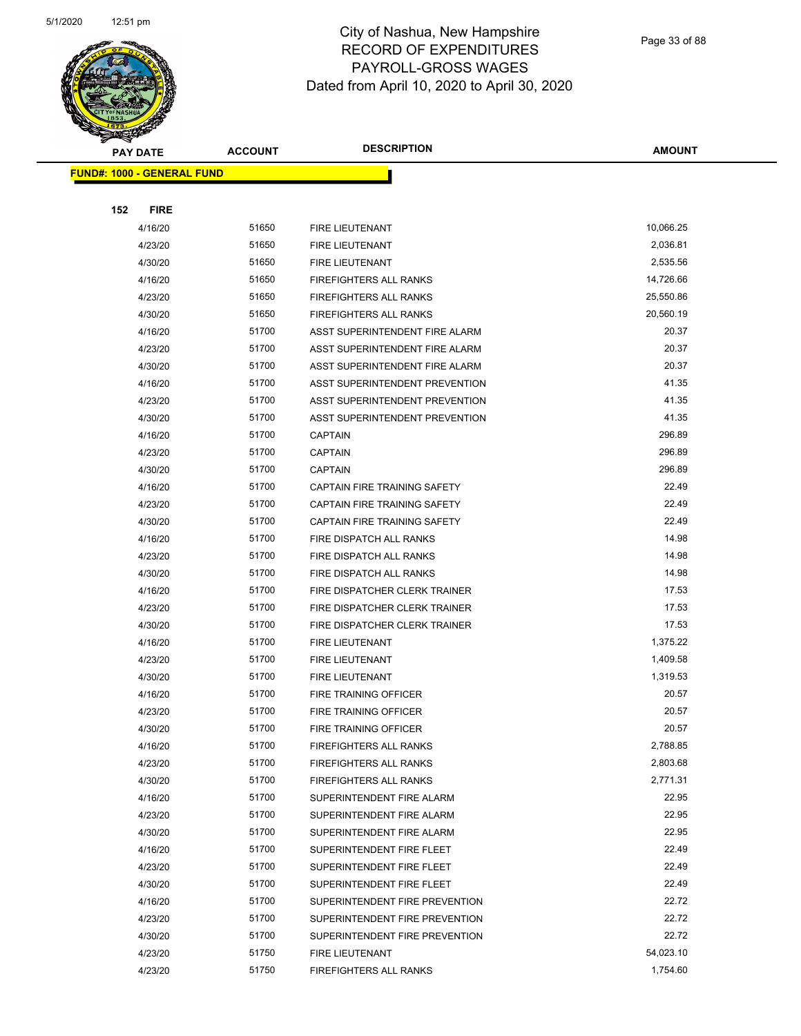# City of Nashua, New Hampshire
## RECORD OF EXPENDITURES
## PAYROLL-GROSS WAGES
### Dated from April 10, 2020 to April 30, 2020

| PAY DATE | ACCOUNT | DESCRIPTION | AMOUNT |
|---|---|---|---|
| **FUND#: 1000 - GENERAL FUND** | | | |
| **152 FIRE** | | | |
| 4/16/20 | 51650 | FIRE LIEUTENANT | 10,066.25 |
| 4/23/20 | 51650 | FIRE LIEUTENANT | 2,036.81 |
| 4/30/20 | 51650 | FIRE LIEUTENANT | 2,535.56 |
| 4/16/20 | 51650 | FIREFIGHTERS ALL RANKS | 14,726.66 |
| 4/23/20 | 51650 | FIREFIGHTERS ALL RANKS | 25,550.86 |
| 4/30/20 | 51650 | FIREFIGHTERS ALL RANKS | 20,560.19 |
| 4/16/20 | 51700 | ASST SUPERINTENDENT FIRE ALARM | 20.37 |
| 4/23/20 | 51700 | ASST SUPERINTENDENT FIRE ALARM | 20.37 |
| 4/30/20 | 51700 | ASST SUPERINTENDENT FIRE ALARM | 20.37 |
| 4/16/20 | 51700 | ASST SUPERINTENDENT PREVENTION | 41.35 |
| 4/23/20 | 51700 | ASST SUPERINTENDENT PREVENTION | 41.35 |
| 4/30/20 | 51700 | ASST SUPERINTENDENT PREVENTION | 41.35 |
| 4/16/20 | 51700 | CAPTAIN | 296.89 |
| 4/23/20 | 51700 | CAPTAIN | 296.89 |
| 4/30/20 | 51700 | CAPTAIN | 296.89 |
| 4/16/20 | 51700 | CAPTAIN FIRE TRAINING SAFETY | 22.49 |
| 4/23/20 | 51700 | CAPTAIN FIRE TRAINING SAFETY | 22.49 |
| 4/30/20 | 51700 | CAPTAIN FIRE TRAINING SAFETY | 22.49 |
| 4/16/20 | 51700 | FIRE DISPATCH ALL RANKS | 14.98 |
| 4/23/20 | 51700 | FIRE DISPATCH ALL RANKS | 14.98 |
| 4/30/20 | 51700 | FIRE DISPATCH ALL RANKS | 14.98 |
| 4/16/20 | 51700 | FIRE DISPATCHER CLERK TRAINER | 17.53 |
| 4/23/20 | 51700 | FIRE DISPATCHER CLERK TRAINER | 17.53 |
| 4/30/20 | 51700 | FIRE DISPATCHER CLERK TRAINER | 17.53 |
| 4/16/20 | 51700 | FIRE LIEUTENANT | 1,375.22 |
| 4/23/20 | 51700 | FIRE LIEUTENANT | 1,409.58 |
| 4/30/20 | 51700 | FIRE LIEUTENANT | 1,319.53 |
| 4/16/20 | 51700 | FIRE TRAINING OFFICER | 20.57 |
| 4/23/20 | 51700 | FIRE TRAINING OFFICER | 20.57 |
| 4/30/20 | 51700 | FIRE TRAINING OFFICER | 20.57 |
| 4/16/20 | 51700 | FIREFIGHTERS ALL RANKS | 2,788.85 |
| 4/23/20 | 51700 | FIREFIGHTERS ALL RANKS | 2,803.68 |
| 4/30/20 | 51700 | FIREFIGHTERS ALL RANKS | 2,771.31 |
| 4/16/20 | 51700 | SUPERINTENDENT FIRE ALARM | 22.95 |
| 4/23/20 | 51700 | SUPERINTENDENT FIRE ALARM | 22.95 |
| 4/30/20 | 51700 | SUPERINTENDENT FIRE ALARM | 22.95 |
| 4/16/20 | 51700 | SUPERINTENDENT FIRE FLEET | 22.49 |
| 4/23/20 | 51700 | SUPERINTENDENT FIRE FLEET | 22.49 |
| 4/30/20 | 51700 | SUPERINTENDENT FIRE FLEET | 22.49 |
| 4/16/20 | 51700 | SUPERINTENDENT FIRE PREVENTION | 22.72 |
| 4/23/20 | 51700 | SUPERINTENDENT FIRE PREVENTION | 22.72 |
| 4/30/20 | 51700 | SUPERINTENDENT FIRE PREVENTION | 22.72 |
| 4/23/20 | 51750 | FIRE LIEUTENANT | 54,023.10 |
| 4/23/20 | 51750 | FIREFIGHTERS ALL RANKS | 1,754.60 |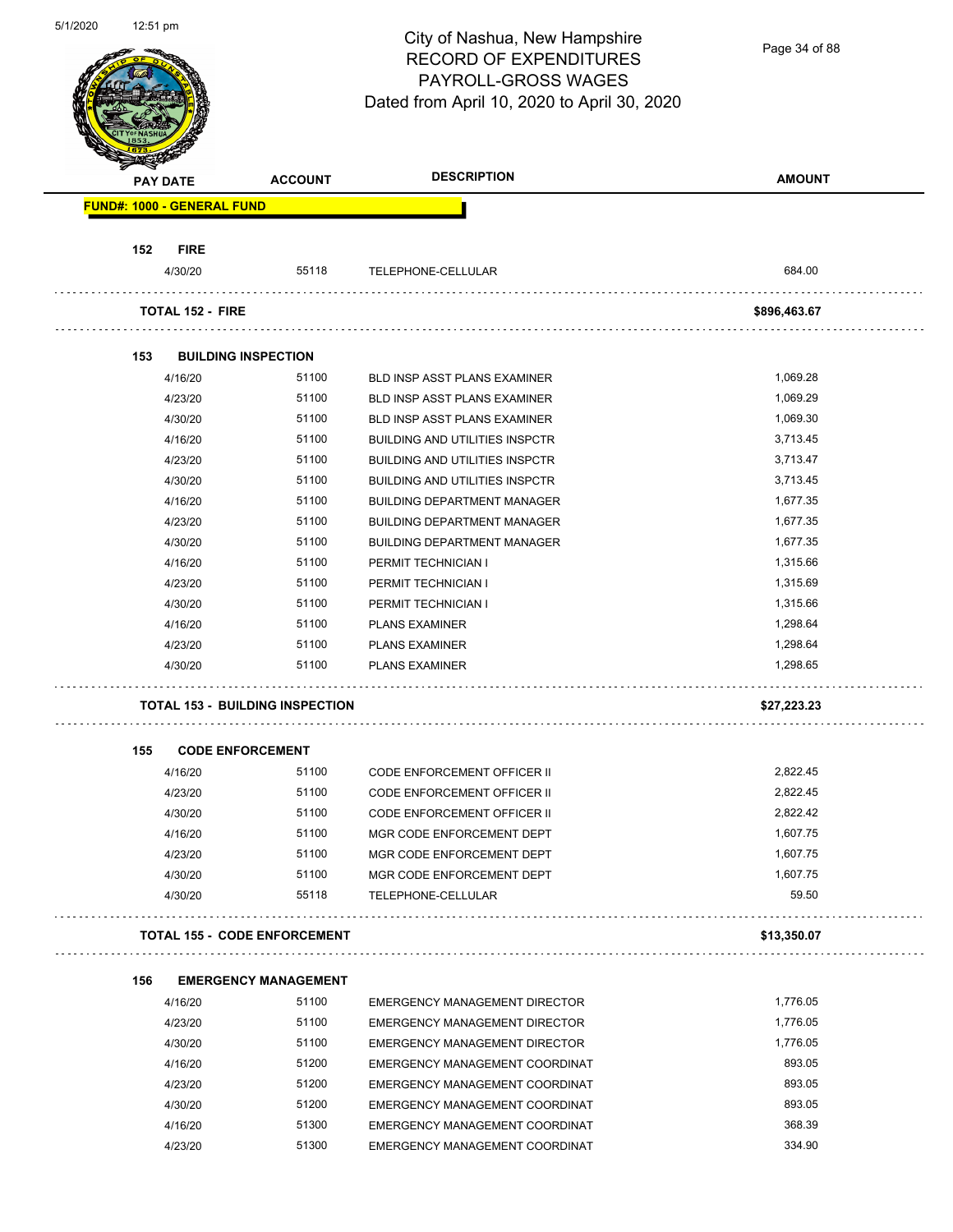# City of Nashua, New Hampshire
## RECORD OF EXPENDITURES
## PAYROLL-GROSS WAGES
### Dated from April 10, 2020 to April 30, 2020

| PAY DATE | ACCOUNT | DESCRIPTION | AMOUNT |
|---|---|---|---|
| **FUND#: 1000 - GENERAL FUND** | | | |
| **152 FIRE** | | | |
| 4/30/20 | 55118 | TELEPHONE-CELLULAR | 684.00 |
| **TOTAL 152 - FIRE** | | | **$896,463.67** |
| **153 BUILDING INSPECTION** | | | |
| 4/16/20 | 51100 | BLD INSP ASST PLANS EXAMINER | 1,069.28 |
| 4/23/20 | 51100 | BLD INSP ASST PLANS EXAMINER | 1,069.29 |
| 4/30/20 | 51100 | BLD INSP ASST PLANS EXAMINER | 1,069.30 |
| 4/16/20 | 51100 | BUILDING AND UTILITIES INSPCTR | 3,713.45 |
| 4/23/20 | 51100 | BUILDING AND UTILITIES INSPCTR | 3,713.47 |
| 4/30/20 | 51100 | BUILDING AND UTILITIES INSPCTR | 3,713.45 |
| 4/16/20 | 51100 | BUILDING DEPARTMENT MANAGER | 1,677.35 |
| 4/23/20 | 51100 | BUILDING DEPARTMENT MANAGER | 1,677.35 |
| 4/30/20 | 51100 | BUILDING DEPARTMENT MANAGER | 1,677.35 |
| 4/16/20 | 51100 | PERMIT TECHNICIAN I | 1,315.66 |
| 4/23/20 | 51100 | PERMIT TECHNICIAN I | 1,315.69 |
| 4/30/20 | 51100 | PERMIT TECHNICIAN I | 1,315.66 |
| 4/16/20 | 51100 | PLANS EXAMINER | 1,298.64 |
| 4/23/20 | 51100 | PLANS EXAMINER | 1,298.64 |
| 4/30/20 | 51100 | PLANS EXAMINER | 1,298.65 |
| **TOTAL 153 - BUILDING INSPECTION** | | | **$27,223.23** |
| **155 CODE ENFORCEMENT** | | | |
| 4/16/20 | 51100 | CODE ENFORCEMENT OFFICER II | 2,822.45 |
| 4/23/20 | 51100 | CODE ENFORCEMENT OFFICER II | 2,822.45 |
| 4/30/20 | 51100 | CODE ENFORCEMENT OFFICER II | 2,822.42 |
| 4/16/20 | 51100 | MGR CODE ENFORCEMENT DEPT | 1,607.75 |
| 4/23/20 | 51100 | MGR CODE ENFORCEMENT DEPT | 1,607.75 |
| 4/30/20 | 51100 | MGR CODE ENFORCEMENT DEPT | 1,607.75 |
| 4/30/20 | 55118 | TELEPHONE-CELLULAR | 59.50 |
| **TOTAL 155 - CODE ENFORCEMENT** | | | **$13,350.07** |
| **156 EMERGENCY MANAGEMENT** | | | |
| 4/16/20 | 51100 | EMERGENCY MANAGEMENT DIRECTOR | 1,776.05 |
| 4/23/20 | 51100 | EMERGENCY MANAGEMENT DIRECTOR | 1,776.05 |
| 4/30/20 | 51100 | EMERGENCY MANAGEMENT DIRECTOR | 1,776.05 |
| 4/16/20 | 51200 | EMERGENCY MANAGEMENT COORDINAT | 893.05 |
| 4/23/20 | 51200 | EMERGENCY MANAGEMENT COORDINAT | 893.05 |
| 4/30/20 | 51200 | EMERGENCY MANAGEMENT COORDINAT | 893.05 |
| 4/16/20 | 51300 | EMERGENCY MANAGEMENT COORDINAT | 368.39 |
| 4/23/20 | 51300 | EMERGENCY MANAGEMENT COORDINAT | 334.90 |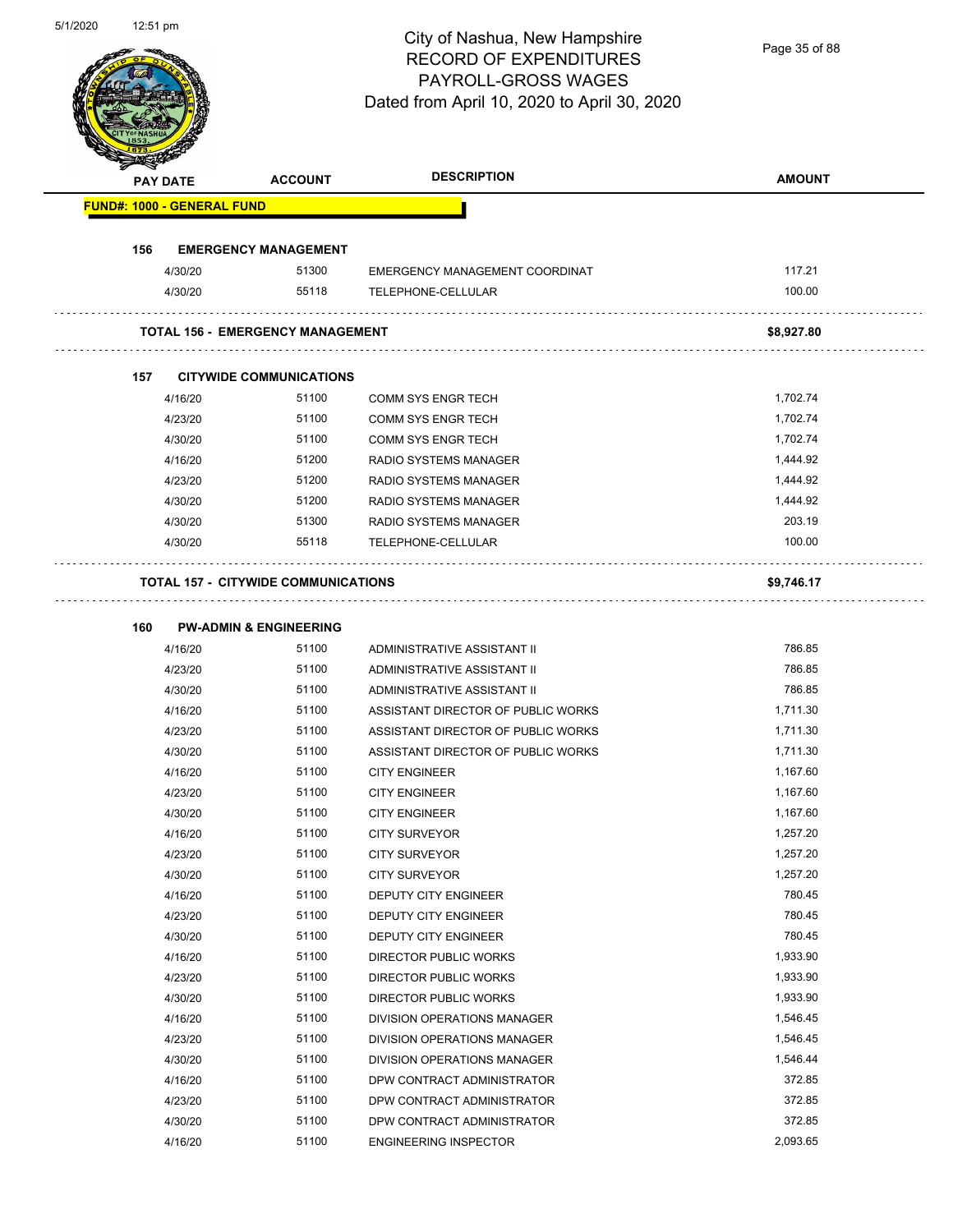# City of Nashua, New Hampshire
## RECORD OF EXPENDITURES
## PAYROLL-GROSS WAGES
### Dated from April 10, 2020 to April 30, 2020

| PAY DATE | ACCOUNT | DESCRIPTION | AMOUNT |
|---|---|---|---|
| **FUND#: 1000 - GENERAL FUND** | | | |
| **156 EMERGENCY MANAGEMENT** | | | |
| 4/30/20 | 51300 | EMERGENCY MANAGEMENT COORDINAT | 117.21 |
| 4/30/20 | 55118 | TELEPHONE-CELLULAR | 100.00 |
| **TOTAL 156 - EMERGENCY MANAGEMENT** | | | **$8,927.80** |
| **157 CITYWIDE COMMUNICATIONS** | | | |
| 4/16/20 | 51100 | COMM SYS ENGR TECH | 1,702.74 |
| 4/23/20 | 51100 | COMM SYS ENGR TECH | 1,702.74 |
| 4/30/20 | 51100 | COMM SYS ENGR TECH | 1,702.74 |
| 4/16/20 | 51200 | RADIO SYSTEMS MANAGER | 1,444.92 |
| 4/23/20 | 51200 | RADIO SYSTEMS MANAGER | 1,444.92 |
| 4/30/20 | 51200 | RADIO SYSTEMS MANAGER | 1,444.92 |
| 4/30/20 | 51300 | RADIO SYSTEMS MANAGER | 203.19 |
| 4/30/20 | 55118 | TELEPHONE-CELLULAR | 100.00 |
| **TOTAL 157 - CITYWIDE COMMUNICATIONS** | | | **$9,746.17** |
| **160 PW-ADMIN & ENGINEERING** | | | |
| 4/16/20 | 51100 | ADMINISTRATIVE ASSISTANT II | 786.85 |
| 4/23/20 | 51100 | ADMINISTRATIVE ASSISTANT II | 786.85 |
| 4/30/20 | 51100 | ADMINISTRATIVE ASSISTANT II | 786.85 |
| 4/16/20 | 51100 | ASSISTANT DIRECTOR OF PUBLIC WORKS | 1,711.30 |
| 4/23/20 | 51100 | ASSISTANT DIRECTOR OF PUBLIC WORKS | 1,711.30 |
| 4/30/20 | 51100 | ASSISTANT DIRECTOR OF PUBLIC WORKS | 1,711.30 |
| 4/16/20 | 51100 | CITY ENGINEER | 1,167.60 |
| 4/23/20 | 51100 | CITY ENGINEER | 1,167.60 |
| 4/30/20 | 51100 | CITY ENGINEER | 1,167.60 |
| 4/16/20 | 51100 | CITY SURVEYOR | 1,257.20 |
| 4/23/20 | 51100 | CITY SURVEYOR | 1,257.20 |
| 4/30/20 | 51100 | CITY SURVEYOR | 1,257.20 |
| 4/16/20 | 51100 | DEPUTY CITY ENGINEER | 780.45 |
| 4/23/20 | 51100 | DEPUTY CITY ENGINEER | 780.45 |
| 4/30/20 | 51100 | DEPUTY CITY ENGINEER | 780.45 |
| 4/16/20 | 51100 | DIRECTOR PUBLIC WORKS | 1,933.90 |
| 4/23/20 | 51100 | DIRECTOR PUBLIC WORKS | 1,933.90 |
| 4/30/20 | 51100 | DIRECTOR PUBLIC WORKS | 1,933.90 |
| 4/16/20 | 51100 | DIVISION OPERATIONS MANAGER | 1,546.45 |
| 4/23/20 | 51100 | DIVISION OPERATIONS MANAGER | 1,546.45 |
| 4/30/20 | 51100 | DIVISION OPERATIONS MANAGER | 1,546.44 |
| 4/16/20 | 51100 | DPW CONTRACT ADMINISTRATOR | 372.85 |
| 4/23/20 | 51100 | DPW CONTRACT ADMINISTRATOR | 372.85 |
| 4/30/20 | 51100 | DPW CONTRACT ADMINISTRATOR | 372.85 |
| 4/16/20 | 51100 | ENGINEERING INSPECTOR | 2,093.65 |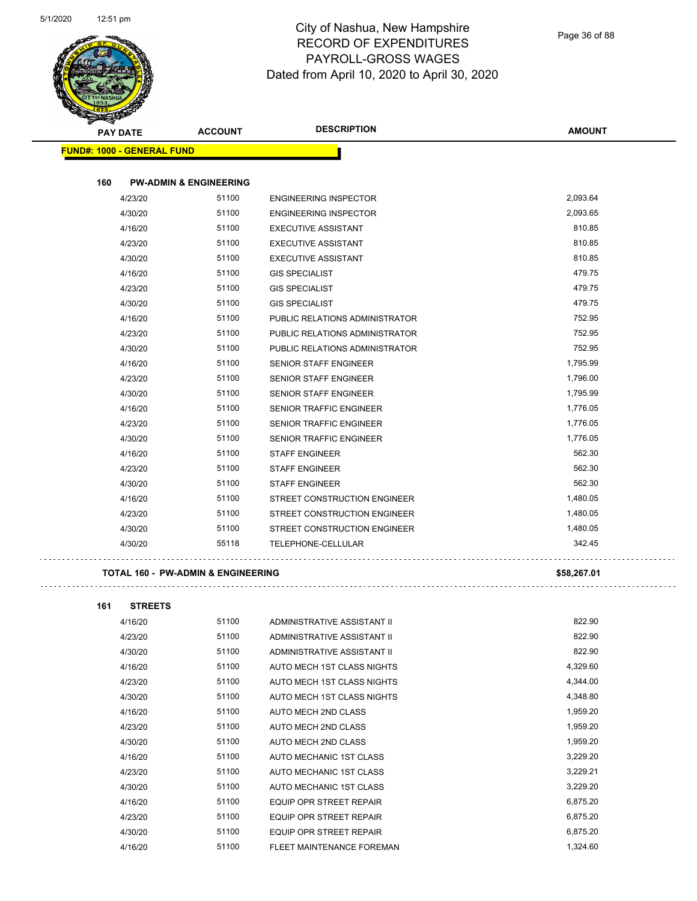# City of Nashua, New Hampshire
## RECORD OF EXPENDITURES
## PAYROLL-GROSS WAGES
## Dated from April 10, 2020 to April 30, 2020

| PAY DATE | ACCOUNT | DESCRIPTION | AMOUNT |
|---|---|---|---|
| **FUND#: 1000 - GENERAL FUND** | | | |
| **160 PW-ADMIN & ENGINEERING** | | | |
| 4/23/20 | 51100 | ENGINEERING INSPECTOR | 2,093.64 |
| 4/30/20 | 51100 | ENGINEERING INSPECTOR | 2,093.65 |
| 4/16/20 | 51100 | EXECUTIVE ASSISTANT | 810.85 |
| 4/23/20 | 51100 | EXECUTIVE ASSISTANT | 810.85 |
| 4/30/20 | 51100 | EXECUTIVE ASSISTANT | 810.85 |
| 4/16/20 | 51100 | GIS SPECIALIST | 479.75 |
| 4/23/20 | 51100 | GIS SPECIALIST | 479.75 |
| 4/30/20 | 51100 | GIS SPECIALIST | 479.75 |
| 4/16/20 | 51100 | PUBLIC RELATIONS ADMINISTRATOR | 752.95 |
| 4/23/20 | 51100 | PUBLIC RELATIONS ADMINISTRATOR | 752.95 |
| 4/30/20 | 51100 | PUBLIC RELATIONS ADMINISTRATOR | 752.95 |
| 4/16/20 | 51100 | SENIOR STAFF ENGINEER | 1,795.99 |
| 4/23/20 | 51100 | SENIOR STAFF ENGINEER | 1,796.00 |
| 4/30/20 | 51100 | SENIOR STAFF ENGINEER | 1,795.99 |
| 4/16/20 | 51100 | SENIOR TRAFFIC ENGINEER | 1,776.05 |
| 4/23/20 | 51100 | SENIOR TRAFFIC ENGINEER | 1,776.05 |
| 4/30/20 | 51100 | SENIOR TRAFFIC ENGINEER | 1,776.05 |
| 4/16/20 | 51100 | STAFF ENGINEER | 562.30 |
| 4/23/20 | 51100 | STAFF ENGINEER | 562.30 |
| 4/30/20 | 51100 | STAFF ENGINEER | 562.30 |
| 4/16/20 | 51100 | STREET CONSTRUCTION ENGINEER | 1,480.05 |
| 4/23/20 | 51100 | STREET CONSTRUCTION ENGINEER | 1,480.05 |
| 4/30/20 | 51100 | STREET CONSTRUCTION ENGINEER | 1,480.05 |
| 4/30/20 | 55118 | TELEPHONE-CELLULAR | 342.45 |
| **TOTAL 160 - PW-ADMIN & ENGINEERING** | | | **$58,267.01** |
| **161 STREETS** | | | |
| 4/16/20 | 51100 | ADMINISTRATIVE ASSISTANT II | 822.90 |
| 4/23/20 | 51100 | ADMINISTRATIVE ASSISTANT II | 822.90 |
| 4/30/20 | 51100 | ADMINISTRATIVE ASSISTANT II | 822.90 |
| 4/16/20 | 51100 | AUTO MECH 1ST CLASS NIGHTS | 4,329.60 |
| 4/23/20 | 51100 | AUTO MECH 1ST CLASS NIGHTS | 4,344.00 |
| 4/30/20 | 51100 | AUTO MECH 1ST CLASS NIGHTS | 4,348.80 |
| 4/16/20 | 51100 | AUTO MECH 2ND CLASS | 1,959.20 |
| 4/23/20 | 51100 | AUTO MECH 2ND CLASS | 1,959.20 |
| 4/30/20 | 51100 | AUTO MECH 2ND CLASS | 1,959.20 |
| 4/16/20 | 51100 | AUTO MECHANIC 1ST CLASS | 3,229.20 |
| 4/23/20 | 51100 | AUTO MECHANIC 1ST CLASS | 3,229.21 |
| 4/30/20 | 51100 | AUTO MECHANIC 1ST CLASS | 3,229.20 |
| 4/16/20 | 51100 | EQUIP OPR STREET REPAIR | 6,875.20 |
| 4/23/20 | 51100 | EQUIP OPR STREET REPAIR | 6,875.20 |
| 4/30/20 | 51100 | EQUIP OPR STREET REPAIR | 6,875.20 |
| 4/16/20 | 51100 | FLEET MAINTENANCE FOREMAN | 1,324.60 |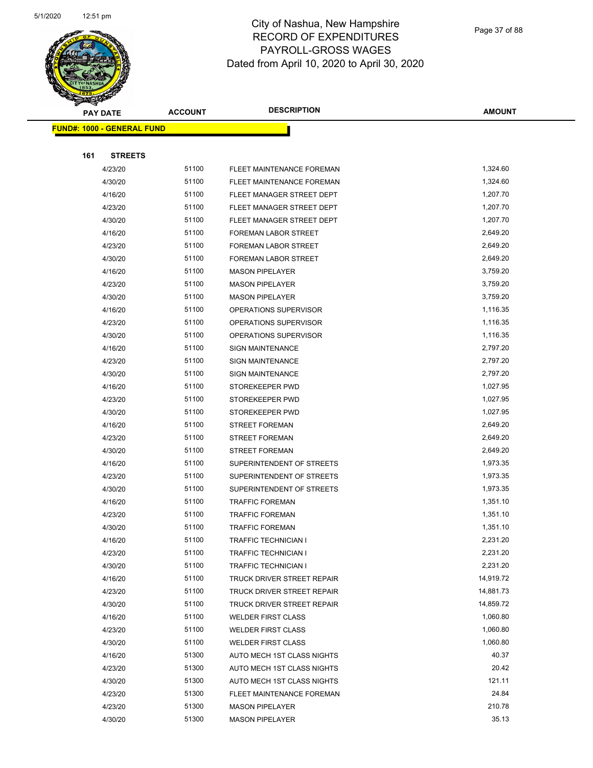# City of Nashua, New Hampshire
## RECORD OF EXPENDITURES
## PAYROLL-GROSS WAGES
## Dated from April 10, 2020 to April 30, 2020

| PAY DATE | ACCOUNT | DESCRIPTION | AMOUNT |
|---|---|---|---|
| **FUND#: 1000 - GENERAL FUND** | | | |
| **161 STREETS** | | | |
| 4/23/20 | 51100 | FLEET MAINTENANCE FOREMAN | 1,324.60 |
| 4/30/20 | 51100 | FLEET MAINTENANCE FOREMAN | 1,324.60 |
| 4/16/20 | 51100 | FLEET MANAGER STREET DEPT | 1,207.70 |
| 4/23/20 | 51100 | FLEET MANAGER STREET DEPT | 1,207.70 |
| 4/30/20 | 51100 | FLEET MANAGER STREET DEPT | 1,207.70 |
| 4/16/20 | 51100 | FOREMAN LABOR STREET | 2,649.20 |
| 4/23/20 | 51100 | FOREMAN LABOR STREET | 2,649.20 |
| 4/30/20 | 51100 | FOREMAN LABOR STREET | 2,649.20 |
| 4/16/20 | 51100 | MASON PIPELAYER | 3,759.20 |
| 4/23/20 | 51100 | MASON PIPELAYER | 3,759.20 |
| 4/30/20 | 51100 | MASON PIPELAYER | 3,759.20 |
| 4/16/20 | 51100 | OPERATIONS SUPERVISOR | 1,116.35 |
| 4/23/20 | 51100 | OPERATIONS SUPERVISOR | 1,116.35 |
| 4/30/20 | 51100 | OPERATIONS SUPERVISOR | 1,116.35 |
| 4/16/20 | 51100 | SIGN MAINTENANCE | 2,797.20 |
| 4/23/20 | 51100 | SIGN MAINTENANCE | 2,797.20 |
| 4/30/20 | 51100 | SIGN MAINTENANCE | 2,797.20 |
| 4/16/20 | 51100 | STOREKEEPER PWD | 1,027.95 |
| 4/23/20 | 51100 | STOREKEEPER PWD | 1,027.95 |
| 4/30/20 | 51100 | STOREKEEPER PWD | 1,027.95 |
| 4/16/20 | 51100 | STREET FOREMAN | 2,649.20 |
| 4/23/20 | 51100 | STREET FOREMAN | 2,649.20 |
| 4/30/20 | 51100 | STREET FOREMAN | 2,649.20 |
| 4/16/20 | 51100 | SUPERINTENDENT OF STREETS | 1,973.35 |
| 4/23/20 | 51100 | SUPERINTENDENT OF STREETS | 1,973.35 |
| 4/30/20 | 51100 | SUPERINTENDENT OF STREETS | 1,973.35 |
| 4/16/20 | 51100 | TRAFFIC FOREMAN | 1,351.10 |
| 4/23/20 | 51100 | TRAFFIC FOREMAN | 1,351.10 |
| 4/30/20 | 51100 | TRAFFIC FOREMAN | 1,351.10 |
| 4/16/20 | 51100 | TRAFFIC TECHNICIAN I | 2,231.20 |
| 4/23/20 | 51100 | TRAFFIC TECHNICIAN I | 2,231.20 |
| 4/30/20 | 51100 | TRAFFIC TECHNICIAN I | 2,231.20 |
| 4/16/20 | 51100 | TRUCK DRIVER STREET REPAIR | 14,919.72 |
| 4/23/20 | 51100 | TRUCK DRIVER STREET REPAIR | 14,881.73 |
| 4/30/20 | 51100 | TRUCK DRIVER STREET REPAIR | 14,859.72 |
| 4/16/20 | 51100 | WELDER FIRST CLASS | 1,060.80 |
| 4/23/20 | 51100 | WELDER FIRST CLASS | 1,060.80 |
| 4/30/20 | 51100 | WELDER FIRST CLASS | 1,060.80 |
| 4/16/20 | 51300 | AUTO MECH 1ST CLASS NIGHTS | 40.37 |
| 4/23/20 | 51300 | AUTO MECH 1ST CLASS NIGHTS | 20.42 |
| 4/30/20 | 51300 | AUTO MECH 1ST CLASS NIGHTS | 121.11 |
| 4/23/20 | 51300 | FLEET MAINTENANCE FOREMAN | 24.84 |
| 4/23/20 | 51300 | MASON PIPELAYER | 210.78 |
| 4/30/20 | 51300 | MASON PIPELAYER | 35.13 |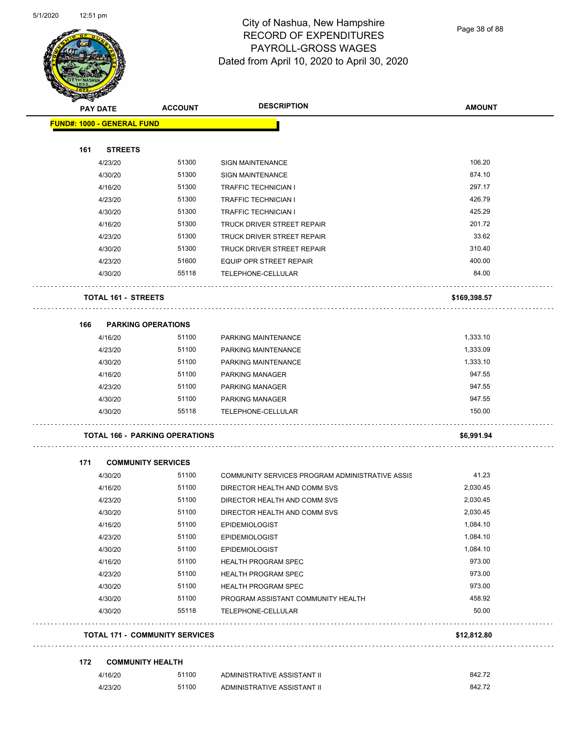# City of Nashua, New Hampshire
## RECORD OF EXPENDITURES
## PAYROLL-GROSS WAGES
## Dated from April 10, 2020 to April 30, 2020

| PAY DATE | ACCOUNT | DESCRIPTION | AMOUNT |
|---|---|---|---|
| **FUND#: 1000 - GENERAL FUND** | | | |
| **161 STREETS** | | | |
| 4/23/20 | 51300 | SIGN MAINTENANCE | 106.20 |
| 4/30/20 | 51300 | SIGN MAINTENANCE | 874.10 |
| 4/16/20 | 51300 | TRAFFIC TECHNICIAN I | 297.17 |
| 4/23/20 | 51300 | TRAFFIC TECHNICIAN I | 426.79 |
| 4/30/20 | 51300 | TRAFFIC TECHNICIAN I | 425.29 |
| 4/16/20 | 51300 | TRUCK DRIVER STREET REPAIR | 201.72 |
| 4/23/20 | 51300 | TRUCK DRIVER STREET REPAIR | 33.62 |
| 4/30/20 | 51300 | TRUCK DRIVER STREET REPAIR | 310.40 |
| 4/23/20 | 51600 | EQUIP OPR STREET REPAIR | 400.00 |
| 4/30/20 | 55118 | TELEPHONE-CELLULAR | 84.00 |
| **TOTAL 161 - STREETS** | | | **$169,398.57** |
| **166 PARKING OPERATIONS** | | | |
| 4/16/20 | 51100 | PARKING MAINTENANCE | 1,333.10 |
| 4/23/20 | 51100 | PARKING MAINTENANCE | 1,333.09 |
| 4/30/20 | 51100 | PARKING MAINTENANCE | 1,333.10 |
| 4/16/20 | 51100 | PARKING MANAGER | 947.55 |
| 4/23/20 | 51100 | PARKING MANAGER | 947.55 |
| 4/30/20 | 51100 | PARKING MANAGER | 947.55 |
| 4/30/20 | 55118 | TELEPHONE-CELLULAR | 150.00 |
| **TOTAL 166 - PARKING OPERATIONS** | | | **$6,991.94** |
| **171 COMMUNITY SERVICES** | | | |
| 4/30/20 | 51100 | COMMUNITY SERVICES PROGRAM ADMINISTRATIVE ASSIS | 41.23 |
| 4/16/20 | 51100 | DIRECTOR HEALTH AND COMM SVS | 2,030.45 |
| 4/23/20 | 51100 | DIRECTOR HEALTH AND COMM SVS | 2,030.45 |
| 4/30/20 | 51100 | DIRECTOR HEALTH AND COMM SVS | 2,030.45 |
| 4/16/20 | 51100 | EPIDEMIOLOGIST | 1,084.10 |
| 4/23/20 | 51100 | EPIDEMIOLOGIST | 1,084.10 |
| 4/30/20 | 51100 | EPIDEMIOLOGIST | 1,084.10 |
| 4/16/20 | 51100 | HEALTH PROGRAM SPEC | 973.00 |
| 4/23/20 | 51100 | HEALTH PROGRAM SPEC | 973.00 |
| 4/30/20 | 51100 | HEALTH PROGRAM SPEC | 973.00 |
| 4/30/20 | 51100 | PROGRAM ASSISTANT COMMUNITY HEALTH | 458.92 |
| 4/30/20 | 55118 | TELEPHONE-CELLULAR | 50.00 |
| **TOTAL 171 - COMMUNITY SERVICES** | | | **$12,812.80** |
| **172 COMMUNITY HEALTH** | | | |
| 4/16/20 | 51100 | ADMINISTRATIVE ASSISTANT II | 842.72 |
| 4/23/20 | 51100 | ADMINISTRATIVE ASSISTANT II | 842.72 |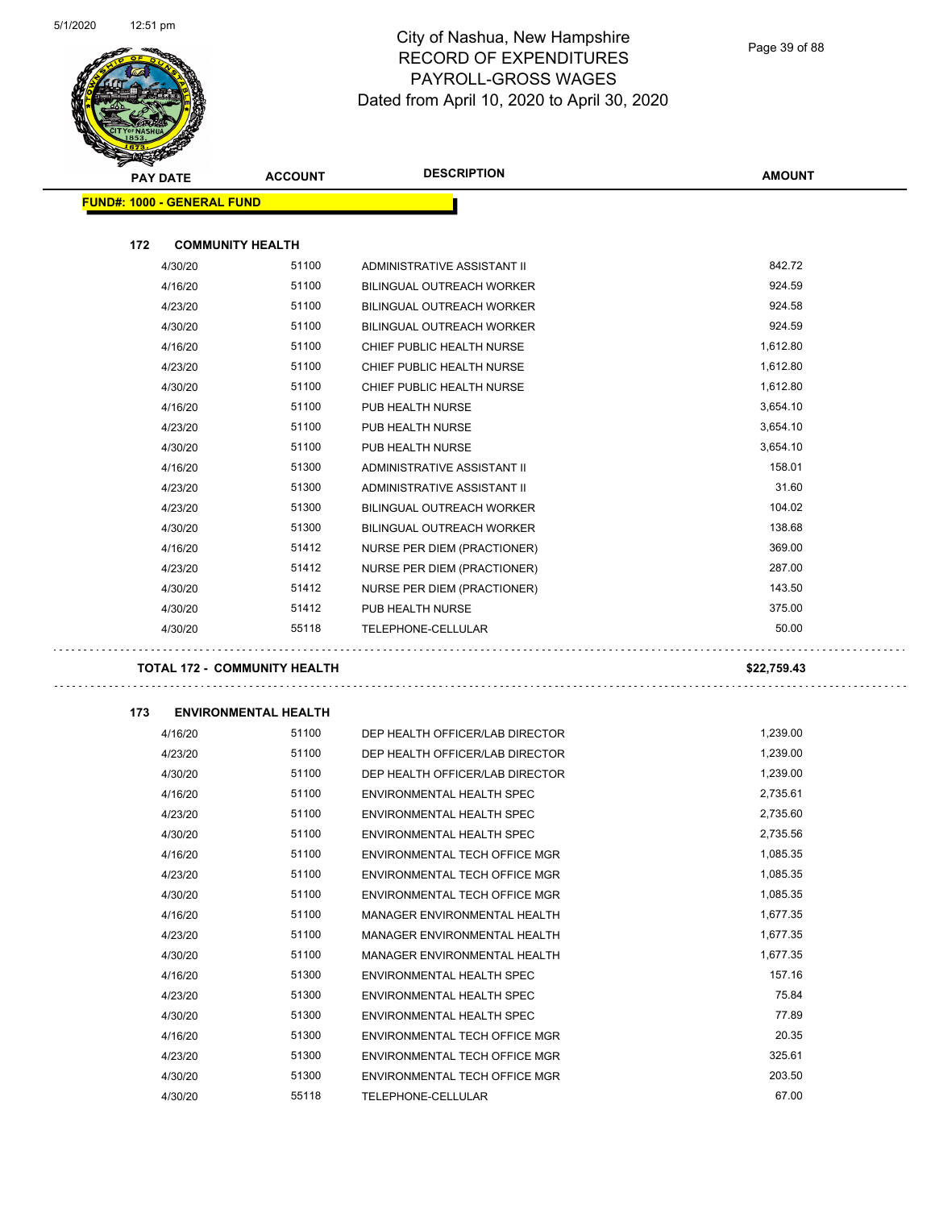# City of Nashua, New Hampshire
## RECORD OF EXPENDITURES
## PAYROLL-GROSS WAGES
Dated from April 10, 2020 to April 30, 2020

| PAY DATE | ACCOUNT | DESCRIPTION | AMOUNT |
|---|---|---|---|
| **FUND#: 1000 - GENERAL FUND** | | | |
| **172 COMMUNITY HEALTH** | | | |
| 4/30/20 | 51100 | ADMINISTRATIVE ASSISTANT II | 842.72 |
| 4/16/20 | 51100 | BILINGUAL OUTREACH WORKER | 924.59 |
| 4/23/20 | 51100 | BILINGUAL OUTREACH WORKER | 924.58 |
| 4/30/20 | 51100 | BILINGUAL OUTREACH WORKER | 924.59 |
| 4/16/20 | 51100 | CHIEF PUBLIC HEALTH NURSE | 1,612.80 |
| 4/23/20 | 51100 | CHIEF PUBLIC HEALTH NURSE | 1,612.80 |
| 4/30/20 | 51100 | CHIEF PUBLIC HEALTH NURSE | 1,612.80 |
| 4/16/20 | 51100 | PUB HEALTH NURSE | 3,654.10 |
| 4/23/20 | 51100 | PUB HEALTH NURSE | 3,654.10 |
| 4/30/20 | 51100 | PUB HEALTH NURSE | 3,654.10 |
| 4/16/20 | 51300 | ADMINISTRATIVE ASSISTANT II | 158.01 |
| 4/23/20 | 51300 | ADMINISTRATIVE ASSISTANT II | 31.60 |
| 4/23/20 | 51300 | BILINGUAL OUTREACH WORKER | 104.02 |
| 4/30/20 | 51300 | BILINGUAL OUTREACH WORKER | 138.68 |
| 4/16/20 | 51412 | NURSE PER DIEM (PRACTIONER) | 369.00 |
| 4/23/20 | 51412 | NURSE PER DIEM (PRACTIONER) | 287.00 |
| 4/30/20 | 51412 | NURSE PER DIEM (PRACTIONER) | 143.50 |
| 4/30/20 | 51412 | PUB HEALTH NURSE | 375.00 |
| 4/30/20 | 55118 | TELEPHONE-CELLULAR | 50.00 |
| **TOTAL 172 - COMMUNITY HEALTH** | | | **$22,759.43** |
| **173 ENVIRONMENTAL HEALTH** | | | |
| 4/16/20 | 51100 | DEP HEALTH OFFICER/LAB DIRECTOR | 1,239.00 |
| 4/23/20 | 51100 | DEP HEALTH OFFICER/LAB DIRECTOR | 1,239.00 |
| 4/30/20 | 51100 | DEP HEALTH OFFICER/LAB DIRECTOR | 1,239.00 |
| 4/16/20 | 51100 | ENVIRONMENTAL HEALTH SPEC | 2,735.61 |
| 4/23/20 | 51100 | ENVIRONMENTAL HEALTH SPEC | 2,735.60 |
| 4/30/20 | 51100 | ENVIRONMENTAL HEALTH SPEC | 2,735.56 |
| 4/16/20 | 51100 | ENVIRONMENTAL TECH OFFICE MGR | 1,085.35 |
| 4/23/20 | 51100 | ENVIRONMENTAL TECH OFFICE MGR | 1,085.35 |
| 4/30/20 | 51100 | ENVIRONMENTAL TECH OFFICE MGR | 1,085.35 |
| 4/16/20 | 51100 | MANAGER ENVIRONMENTAL HEALTH | 1,677.35 |
| 4/23/20 | 51100 | MANAGER ENVIRONMENTAL HEALTH | 1,677.35 |
| 4/30/20 | 51100 | MANAGER ENVIRONMENTAL HEALTH | 1,677.35 |
| 4/16/20 | 51300 | ENVIRONMENTAL HEALTH SPEC | 157.16 |
| 4/23/20 | 51300 | ENVIRONMENTAL HEALTH SPEC | 75.84 |
| 4/30/20 | 51300 | ENVIRONMENTAL HEALTH SPEC | 77.89 |
| 4/16/20 | 51300 | ENVIRONMENTAL TECH OFFICE MGR | 20.35 |
| 4/23/20 | 51300 | ENVIRONMENTAL TECH OFFICE MGR | 325.61 |
| 4/30/20 | 51300 | ENVIRONMENTAL TECH OFFICE MGR | 203.50 |
| 4/30/20 | 55118 | TELEPHONE-CELLULAR | 67.00 |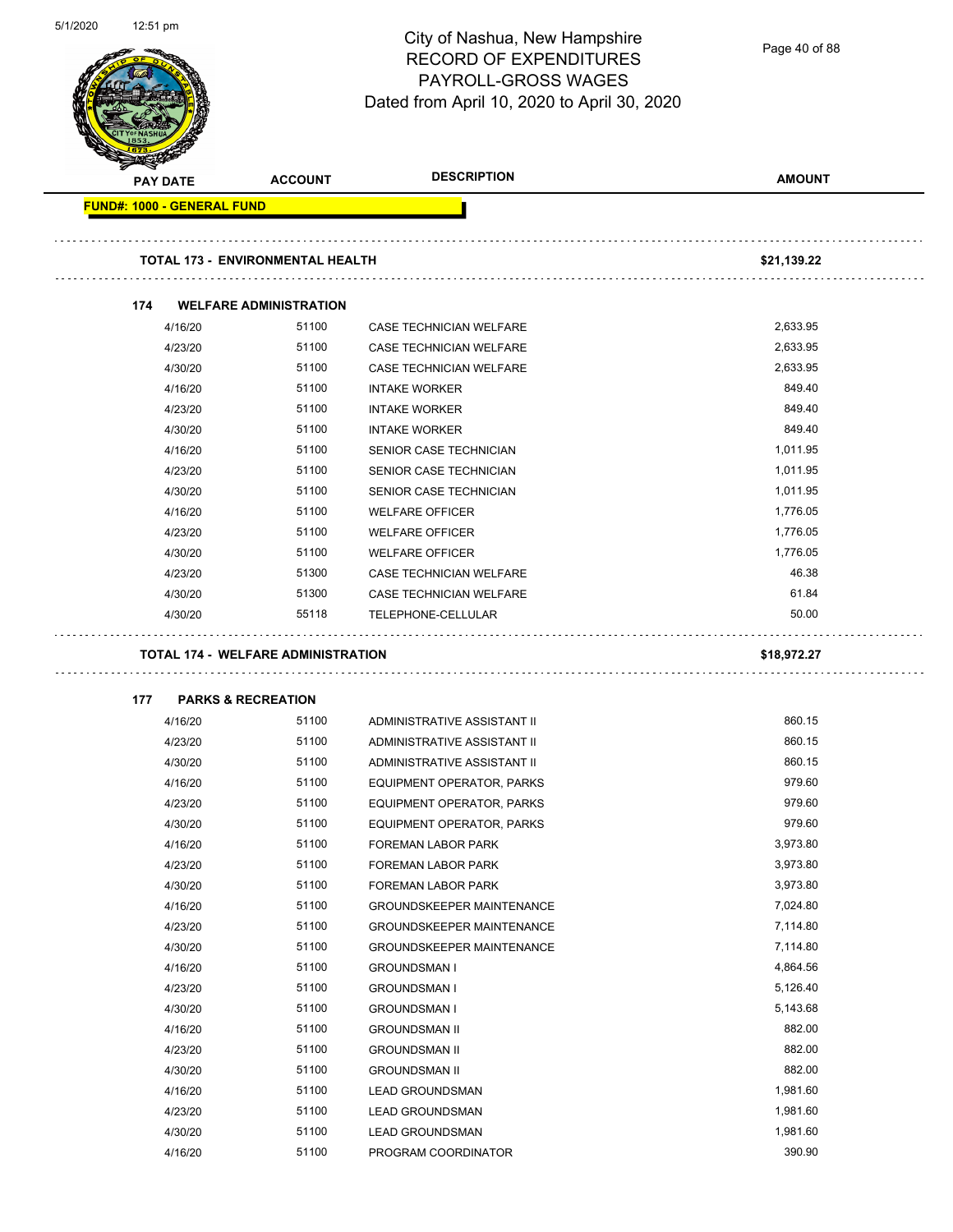# City of Nashua, New Hampshire
## RECORD OF EXPENDITURES
## PAYROLL-GROSS WAGES
### Dated from April 10, 2020 to April 30, 2020

| PAY DATE | ACCOUNT | DESCRIPTION | AMOUNT |
|---|---|---|---|
| **FUND#: 1000 - GENERAL FUND** | | | |
| **TOTAL 173 - ENVIRONMENTAL HEALTH** | | | **$21,139.22** |
| **174 WELFARE ADMINISTRATION** | | | |
| 4/16/20 | 51100 | CASE TECHNICIAN WELFARE | 2,633.95 |
| 4/23/20 | 51100 | CASE TECHNICIAN WELFARE | 2,633.95 |
| 4/30/20 | 51100 | CASE TECHNICIAN WELFARE | 2,633.95 |
| 4/16/20 | 51100 | INTAKE WORKER | 849.40 |
| 4/23/20 | 51100 | INTAKE WORKER | 849.40 |
| 4/30/20 | 51100 | INTAKE WORKER | 849.40 |
| 4/16/20 | 51100 | SENIOR CASE TECHNICIAN | 1,011.95 |
| 4/23/20 | 51100 | SENIOR CASE TECHNICIAN | 1,011.95 |
| 4/30/20 | 51100 | SENIOR CASE TECHNICIAN | 1,011.95 |
| 4/16/20 | 51100 | WELFARE OFFICER | 1,776.05 |
| 4/23/20 | 51100 | WELFARE OFFICER | 1,776.05 |
| 4/30/20 | 51100 | WELFARE OFFICER | 1,776.05 |
| 4/23/20 | 51300 | CASE TECHNICIAN WELFARE | 46.38 |
| 4/30/20 | 51300 | CASE TECHNICIAN WELFARE | 61.84 |
| 4/30/20 | 55118 | TELEPHONE-CELLULAR | 50.00 |
| **TOTAL 174 - WELFARE ADMINISTRATION** | | | **$18,972.27** |
| **177 PARKS & RECREATION** | | | |
| 4/16/20 | 51100 | ADMINISTRATIVE ASSISTANT II | 860.15 |
| 4/23/20 | 51100 | ADMINISTRATIVE ASSISTANT II | 860.15 |
| 4/30/20 | 51100 | ADMINISTRATIVE ASSISTANT II | 860.15 |
| 4/16/20 | 51100 | EQUIPMENT OPERATOR, PARKS | 979.60 |
| 4/23/20 | 51100 | EQUIPMENT OPERATOR, PARKS | 979.60 |
| 4/30/20 | 51100 | EQUIPMENT OPERATOR, PARKS | 979.60 |
| 4/16/20 | 51100 | FOREMAN LABOR PARK | 3,973.80 |
| 4/23/20 | 51100 | FOREMAN LABOR PARK | 3,973.80 |
| 4/30/20 | 51100 | FOREMAN LABOR PARK | 3,973.80 |
| 4/16/20 | 51100 | GROUNDSKEEPER MAINTENANCE | 7,024.80 |
| 4/23/20 | 51100 | GROUNDSKEEPER MAINTENANCE | 7,114.80 |
| 4/30/20 | 51100 | GROUNDSKEEPER MAINTENANCE | 7,114.80 |
| 4/16/20 | 51100 | GROUNDSMAN I | 4,864.56 |
| 4/23/20 | 51100 | GROUNDSMAN I | 5,126.40 |
| 4/30/20 | 51100 | GROUNDSMAN I | 5,143.68 |
| 4/16/20 | 51100 | GROUNDSMAN II | 882.00 |
| 4/23/20 | 51100 | GROUNDSMAN II | 882.00 |
| 4/30/20 | 51100 | GROUNDSMAN II | 882.00 |
| 4/16/20 | 51100 | LEAD GROUNDSMAN | 1,981.60 |
| 4/23/20 | 51100 | LEAD GROUNDSMAN | 1,981.60 |
| 4/30/20 | 51100 | LEAD GROUNDSMAN | 1,981.60 |
| 4/16/20 | 51100 | PROGRAM COORDINATOR | 390.90 |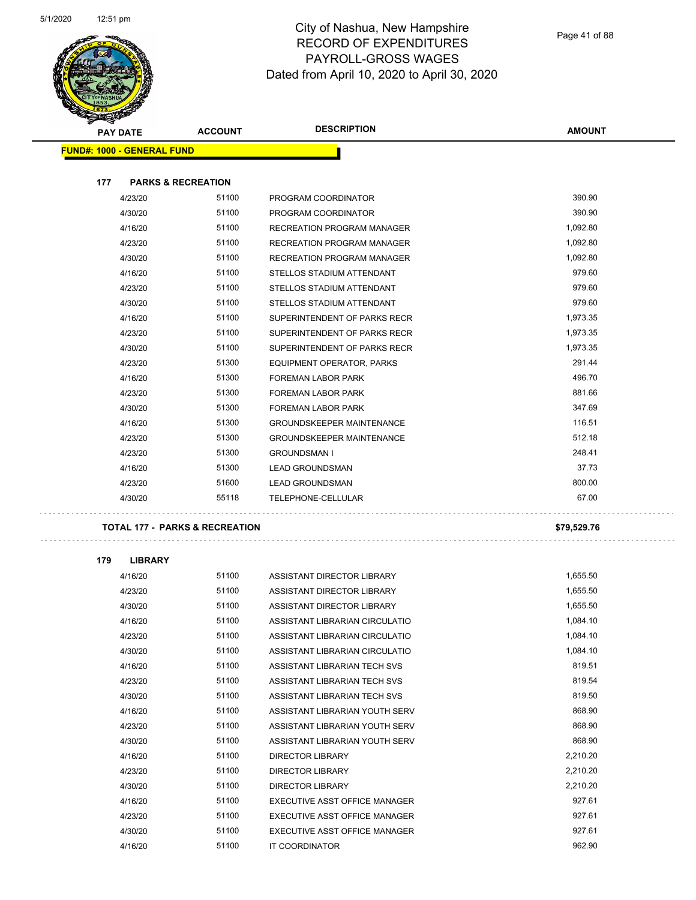# City of Nashua, New Hampshire
## RECORD OF EXPENDITURES
## PAYROLL-GROSS WAGES
## Dated from April 10, 2020 to April 30, 2020

| PAY DATE | ACCOUNT | DESCRIPTION | AMOUNT |
|---|---|---|---|
| **FUND#: 1000 - GENERAL FUND** | | | |
| **177 PARKS & RECREATION** | | | |
| 4/23/20 | 51100 | PROGRAM COORDINATOR | 390.90 |
| 4/30/20 | 51100 | PROGRAM COORDINATOR | 390.90 |
| 4/16/20 | 51100 | RECREATION PROGRAM MANAGER | 1,092.80 |
| 4/23/20 | 51100 | RECREATION PROGRAM MANAGER | 1,092.80 |
| 4/30/20 | 51100 | RECREATION PROGRAM MANAGER | 1,092.80 |
| 4/16/20 | 51100 | STELLOS STADIUM ATTENDANT | 979.60 |
| 4/23/20 | 51100 | STELLOS STADIUM ATTENDANT | 979.60 |
| 4/30/20 | 51100 | STELLOS STADIUM ATTENDANT | 979.60 |
| 4/16/20 | 51100 | SUPERINTENDENT OF PARKS RECR | 1,973.35 |
| 4/23/20 | 51100 | SUPERINTENDENT OF PARKS RECR | 1,973.35 |
| 4/30/20 | 51100 | SUPERINTENDENT OF PARKS RECR | 1,973.35 |
| 4/23/20 | 51300 | EQUIPMENT OPERATOR, PARKS | 291.44 |
| 4/16/20 | 51300 | FOREMAN LABOR PARK | 496.70 |
| 4/23/20 | 51300 | FOREMAN LABOR PARK | 881.66 |
| 4/30/20 | 51300 | FOREMAN LABOR PARK | 347.69 |
| 4/16/20 | 51300 | GROUNDSKEEPER MAINTENANCE | 116.51 |
| 4/23/20 | 51300 | GROUNDSKEEPER MAINTENANCE | 512.18 |
| 4/23/20 | 51300 | GROUNDSMAN I | 248.41 |
| 4/16/20 | 51300 | LEAD GROUNDSMAN | 37.73 |
| 4/23/20 | 51600 | LEAD GROUNDSMAN | 800.00 |
| 4/30/20 | 55118 | TELEPHONE-CELLULAR | 67.00 |
| **TOTAL 177 - PARKS & RECREATION** | | | **$79,529.76** |
| **179 LIBRARY** | | | |
| 4/16/20 | 51100 | ASSISTANT DIRECTOR LIBRARY | 1,655.50 |
| 4/23/20 | 51100 | ASSISTANT DIRECTOR LIBRARY | 1,655.50 |
| 4/30/20 | 51100 | ASSISTANT DIRECTOR LIBRARY | 1,655.50 |
| 4/16/20 | 51100 | ASSISTANT LIBRARIAN CIRCULATIO | 1,084.10 |
| 4/23/20 | 51100 | ASSISTANT LIBRARIAN CIRCULATIO | 1,084.10 |
| 4/30/20 | 51100 | ASSISTANT LIBRARIAN CIRCULATIO | 1,084.10 |
| 4/16/20 | 51100 | ASSISTANT LIBRARIAN TECH SVS | 819.51 |
| 4/23/20 | 51100 | ASSISTANT LIBRARIAN TECH SVS | 819.54 |
| 4/30/20 | 51100 | ASSISTANT LIBRARIAN TECH SVS | 819.50 |
| 4/16/20 | 51100 | ASSISTANT LIBRARIAN YOUTH SERV | 868.90 |
| 4/23/20 | 51100 | ASSISTANT LIBRARIAN YOUTH SERV | 868.90 |
| 4/30/20 | 51100 | ASSISTANT LIBRARIAN YOUTH SERV | 868.90 |
| 4/16/20 | 51100 | DIRECTOR LIBRARY | 2,210.20 |
| 4/23/20 | 51100 | DIRECTOR LIBRARY | 2,210.20 |
| 4/30/20 | 51100 | DIRECTOR LIBRARY | 2,210.20 |
| 4/16/20 | 51100 | EXECUTIVE ASST OFFICE MANAGER | 927.61 |
| 4/23/20 | 51100 | EXECUTIVE ASST OFFICE MANAGER | 927.61 |
| 4/30/20 | 51100 | EXECUTIVE ASST OFFICE MANAGER | 927.61 |
| 4/16/20 | 51100 | IT COORDINATOR | 962.90 |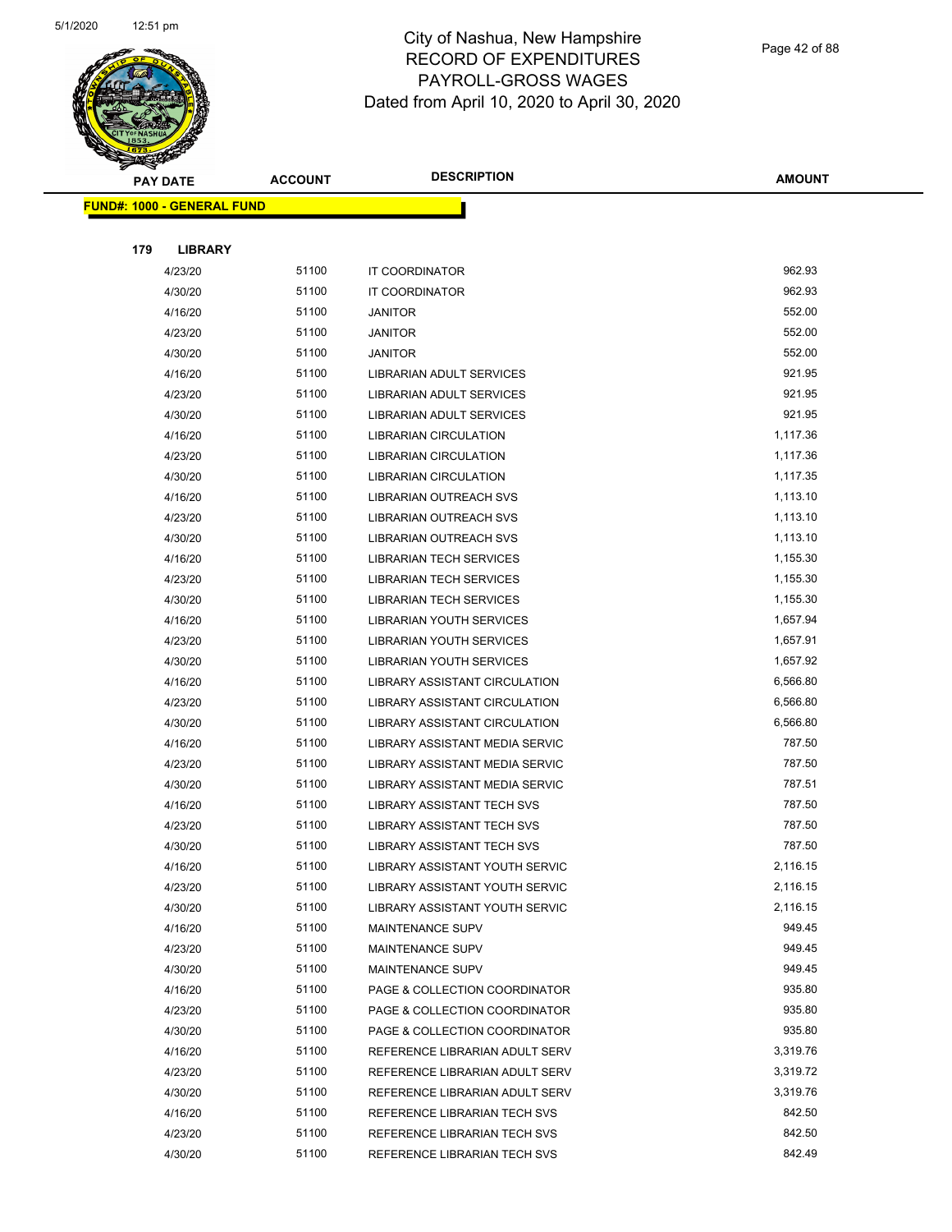# City of Nashua, New Hampshire
## RECORD OF EXPENDITURES
## PAYROLL-GROSS WAGES
## Dated from April 10, 2020 to April 30, 2020

**FUND#: 1000 - GENERAL FUND**

**179 LIBRARY**

| PAY DATE | ACCOUNT | DESCRIPTION | AMOUNT |
|---|---|---|---|
| 4/23/20 | 51100 | IT COORDINATOR | 962.93 |
| 4/30/20 | 51100 | IT COORDINATOR | 962.93 |
| 4/16/20 | 51100 | JANITOR | 552.00 |
| 4/23/20 | 51100 | JANITOR | 552.00 |
| 4/30/20 | 51100 | JANITOR | 552.00 |
| 4/16/20 | 51100 | LIBRARIAN ADULT SERVICES | 921.95 |
| 4/23/20 | 51100 | LIBRARIAN ADULT SERVICES | 921.95 |
| 4/30/20 | 51100 | LIBRARIAN ADULT SERVICES | 921.95 |
| 4/16/20 | 51100 | LIBRARIAN CIRCULATION | 1,117.36 |
| 4/23/20 | 51100 | LIBRARIAN CIRCULATION | 1,117.36 |
| 4/30/20 | 51100 | LIBRARIAN CIRCULATION | 1,117.35 |
| 4/16/20 | 51100 | LIBRARIAN OUTREACH SVS | 1,113.10 |
| 4/23/20 | 51100 | LIBRARIAN OUTREACH SVS | 1,113.10 |
| 4/30/20 | 51100 | LIBRARIAN OUTREACH SVS | 1,113.10 |
| 4/16/20 | 51100 | LIBRARIAN TECH SERVICES | 1,155.30 |
| 4/23/20 | 51100 | LIBRARIAN TECH SERVICES | 1,155.30 |
| 4/30/20 | 51100 | LIBRARIAN TECH SERVICES | 1,155.30 |
| 4/16/20 | 51100 | LIBRARIAN YOUTH SERVICES | 1,657.94 |
| 4/23/20 | 51100 | LIBRARIAN YOUTH SERVICES | 1,657.91 |
| 4/30/20 | 51100 | LIBRARIAN YOUTH SERVICES | 1,657.92 |
| 4/16/20 | 51100 | LIBRARY ASSISTANT CIRCULATION | 6,566.80 |
| 4/23/20 | 51100 | LIBRARY ASSISTANT CIRCULATION | 6,566.80 |
| 4/30/20 | 51100 | LIBRARY ASSISTANT CIRCULATION | 6,566.80 |
| 4/16/20 | 51100 | LIBRARY ASSISTANT MEDIA SERVIC | 787.50 |
| 4/23/20 | 51100 | LIBRARY ASSISTANT MEDIA SERVIC | 787.50 |
| 4/30/20 | 51100 | LIBRARY ASSISTANT MEDIA SERVIC | 787.51 |
| 4/16/20 | 51100 | LIBRARY ASSISTANT TECH SVS | 787.50 |
| 4/23/20 | 51100 | LIBRARY ASSISTANT TECH SVS | 787.50 |
| 4/30/20 | 51100 | LIBRARY ASSISTANT TECH SVS | 787.50 |
| 4/16/20 | 51100 | LIBRARY ASSISTANT YOUTH SERVIC | 2,116.15 |
| 4/23/20 | 51100 | LIBRARY ASSISTANT YOUTH SERVIC | 2,116.15 |
| 4/30/20 | 51100 | LIBRARY ASSISTANT YOUTH SERVIC | 2,116.15 |
| 4/16/20 | 51100 | MAINTENANCE SUPV | 949.45 |
| 4/23/20 | 51100 | MAINTENANCE SUPV | 949.45 |
| 4/30/20 | 51100 | MAINTENANCE SUPV | 949.45 |
| 4/16/20 | 51100 | PAGE & COLLECTION COORDINATOR | 935.80 |
| 4/23/20 | 51100 | PAGE & COLLECTION COORDINATOR | 935.80 |
| 4/30/20 | 51100 | PAGE & COLLECTION COORDINATOR | 935.80 |
| 4/16/20 | 51100 | REFERENCE LIBRARIAN ADULT SERV | 3,319.76 |
| 4/23/20 | 51100 | REFERENCE LIBRARIAN ADULT SERV | 3,319.72 |
| 4/30/20 | 51100 | REFERENCE LIBRARIAN ADULT SERV | 3,319.76 |
| 4/16/20 | 51100 | REFERENCE LIBRARIAN TECH SVS | 842.50 |
| 4/23/20 | 51100 | REFERENCE LIBRARIAN TECH SVS | 842.50 |
| 4/30/20 | 51100 | REFERENCE LIBRARIAN TECH SVS | 842.49 |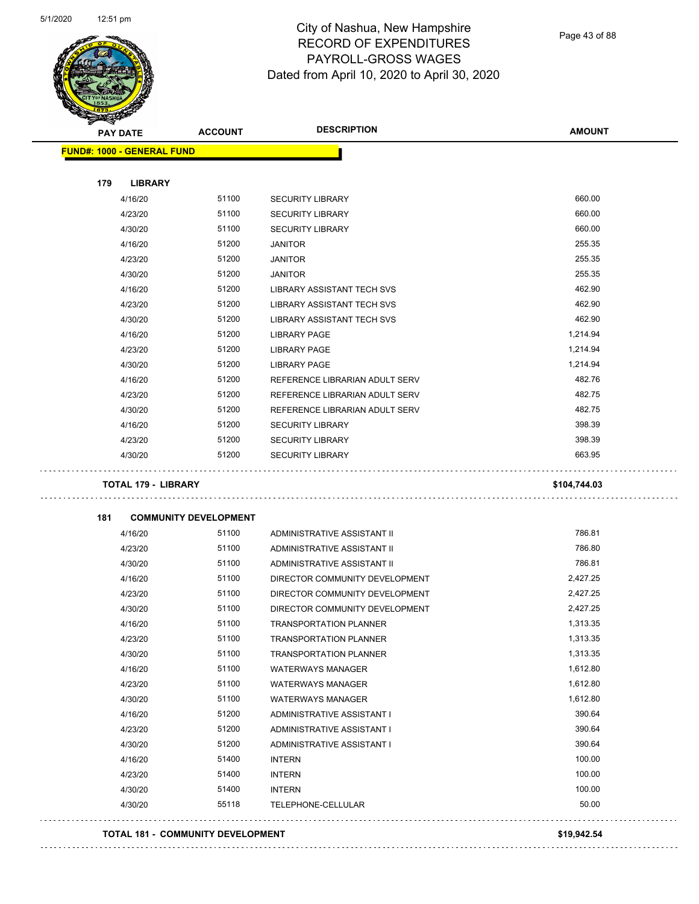# City of Nashua, New Hampshire
## RECORD OF EXPENDITURES
## PAYROLL-GROSS WAGES
## Dated from April 10, 2020 to April 30, 2020

**FUND#: 1000 - GENERAL FUND**

### 179 LIBRARY

| PAY DATE | ACCOUNT | DESCRIPTION | AMOUNT |
|---|---|---|---|
| 4/16/20 | 51100 | SECURITY LIBRARY | 660.00 |
| 4/23/20 | 51100 | SECURITY LIBRARY | 660.00 |
| 4/30/20 | 51100 | SECURITY LIBRARY | 660.00 |
| 4/16/20 | 51200 | JANITOR | 255.35 |
| 4/23/20 | 51200 | JANITOR | 255.35 |
| 4/30/20 | 51200 | JANITOR | 255.35 |
| 4/16/20 | 51200 | LIBRARY ASSISTANT TECH SVS | 462.90 |
| 4/23/20 | 51200 | LIBRARY ASSISTANT TECH SVS | 462.90 |
| 4/30/20 | 51200 | LIBRARY ASSISTANT TECH SVS | 462.90 |
| 4/16/20 | 51200 | LIBRARY PAGE | 1,214.94 |
| 4/23/20 | 51200 | LIBRARY PAGE | 1,214.94 |
| 4/30/20 | 51200 | LIBRARY PAGE | 1,214.94 |
| 4/16/20 | 51200 | REFERENCE LIBRARIAN ADULT SERV | 482.76 |
| 4/23/20 | 51200 | REFERENCE LIBRARIAN ADULT SERV | 482.75 |
| 4/30/20 | 51200 | REFERENCE LIBRARIAN ADULT SERV | 482.75 |
| 4/16/20 | 51200 | SECURITY LIBRARY | 398.39 |
| 4/23/20 | 51200 | SECURITY LIBRARY | 398.39 |
| 4/30/20 | 51200 | SECURITY LIBRARY | 663.95 |

**TOTAL 179 - LIBRARY** **$104,744.03**

### 181 COMMUNITY DEVELOPMENT

| PAY DATE | ACCOUNT | DESCRIPTION | AMOUNT |
|---|---|---|---|
| 4/16/20 | 51100 | ADMINISTRATIVE ASSISTANT II | 786.81 |
| 4/23/20 | 51100 | ADMINISTRATIVE ASSISTANT II | 786.80 |
| 4/30/20 | 51100 | ADMINISTRATIVE ASSISTANT II | 786.81 |
| 4/16/20 | 51100 | DIRECTOR COMMUNITY DEVELOPMENT | 2,427.25 |
| 4/23/20 | 51100 | DIRECTOR COMMUNITY DEVELOPMENT | 2,427.25 |
| 4/30/20 | 51100 | DIRECTOR COMMUNITY DEVELOPMENT | 2,427.25 |
| 4/16/20 | 51100 | TRANSPORTATION PLANNER | 1,313.35 |
| 4/23/20 | 51100 | TRANSPORTATION PLANNER | 1,313.35 |
| 4/30/20 | 51100 | TRANSPORTATION PLANNER | 1,313.35 |
| 4/16/20 | 51100 | WATERWAYS MANAGER | 1,612.80 |
| 4/23/20 | 51100 | WATERWAYS MANAGER | 1,612.80 |
| 4/30/20 | 51100 | WATERWAYS MANAGER | 1,612.80 |
| 4/16/20 | 51200 | ADMINISTRATIVE ASSISTANT I | 390.64 |
| 4/23/20 | 51200 | ADMINISTRATIVE ASSISTANT I | 390.64 |
| 4/30/20 | 51200 | ADMINISTRATIVE ASSISTANT I | 390.64 |
| 4/16/20 | 51400 | INTERN | 100.00 |
| 4/23/20 | 51400 | INTERN | 100.00 |
| 4/30/20 | 51400 | INTERN | 100.00 |
| 4/30/20 | 55118 | TELEPHONE-CELLULAR | 50.00 |

**TOTAL 181 - COMMUNITY DEVELOPMENT** **$19,942.54**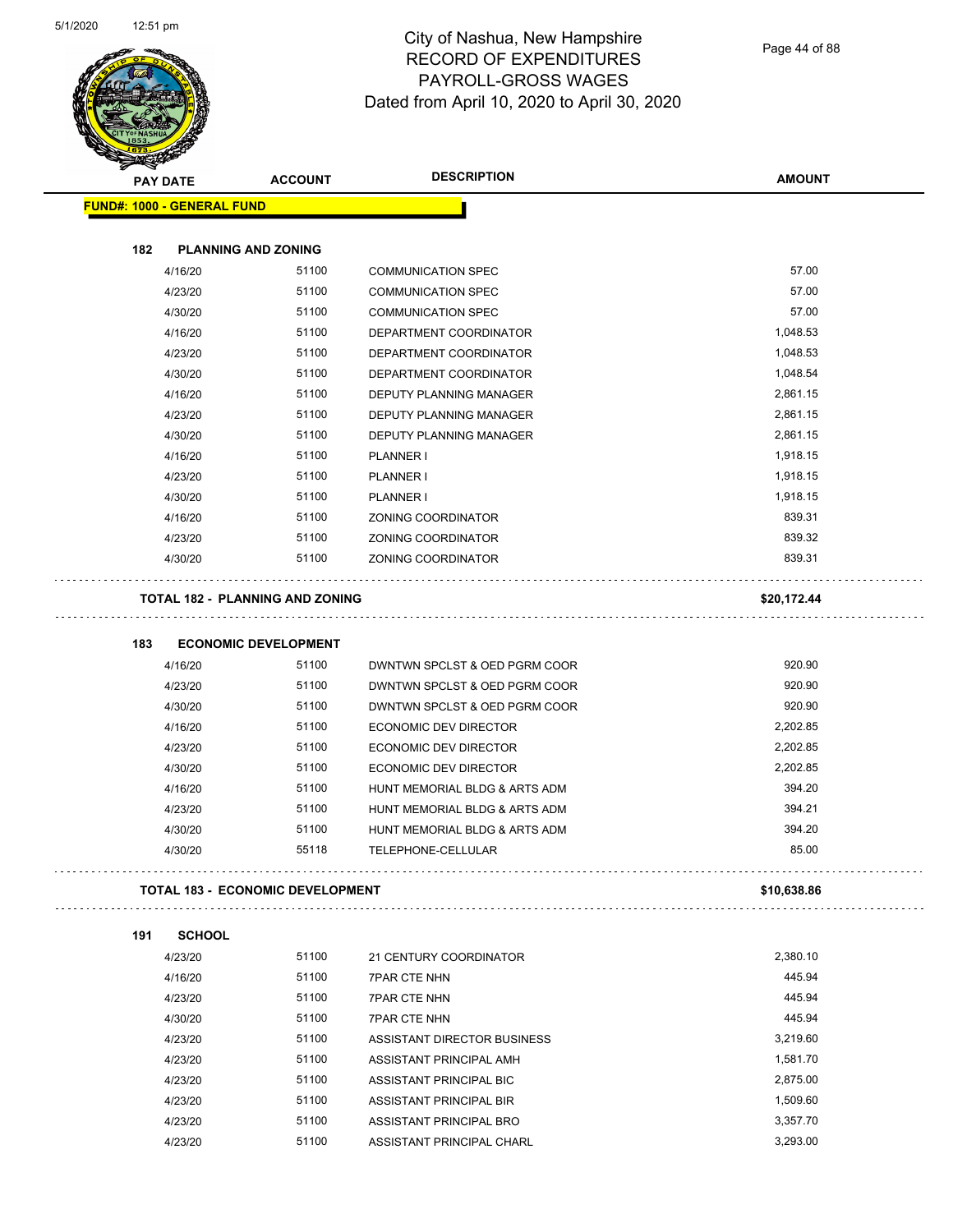# City of Nashua, New Hampshire
## RECORD OF EXPENDITURES
## PAYROLL-GROSS WAGES
## Dated from April 10, 2020 to April 30, 2020

**FUND#: 1000 - GENERAL FUND**

### 182 PLANNING AND ZONING

| PAY DATE | ACCOUNT | DESCRIPTION | AMOUNT |
|---|---|---|---|
| 4/16/20 | 51100 | COMMUNICATION SPEC | 57.00 |
| 4/23/20 | 51100 | COMMUNICATION SPEC | 57.00 |
| 4/30/20 | 51100 | COMMUNICATION SPEC | 57.00 |
| 4/16/20 | 51100 | DEPARTMENT COORDINATOR | 1,048.53 |
| 4/23/20 | 51100 | DEPARTMENT COORDINATOR | 1,048.53 |
| 4/30/20 | 51100 | DEPARTMENT COORDINATOR | 1,048.54 |
| 4/16/20 | 51100 | DEPUTY PLANNING MANAGER | 2,861.15 |
| 4/23/20 | 51100 | DEPUTY PLANNING MANAGER | 2,861.15 |
| 4/30/20 | 51100 | DEPUTY PLANNING MANAGER | 2,861.15 |
| 4/16/20 | 51100 | PLANNER I | 1,918.15 |
| 4/23/20 | 51100 | PLANNER I | 1,918.15 |
| 4/30/20 | 51100 | PLANNER I | 1,918.15 |
| 4/16/20 | 51100 | ZONING COORDINATOR | 839.31 |
| 4/23/20 | 51100 | ZONING COORDINATOR | 839.32 |
| 4/30/20 | 51100 | ZONING COORDINATOR | 839.31 |

**TOTAL 182 - PLANNING AND ZONING** **$20,172.44**

### 183 ECONOMIC DEVELOPMENT

| PAY DATE | ACCOUNT | DESCRIPTION | AMOUNT |
|---|---|---|---|
| 4/16/20 | 51100 | DWNTWN SPCLST & OED PGRM COOR | 920.90 |
| 4/23/20 | 51100 | DWNTWN SPCLST & OED PGRM COOR | 920.90 |
| 4/30/20 | 51100 | DWNTWN SPCLST & OED PGRM COOR | 920.90 |
| 4/16/20 | 51100 | ECONOMIC DEV DIRECTOR | 2,202.85 |
| 4/23/20 | 51100 | ECONOMIC DEV DIRECTOR | 2,202.85 |
| 4/30/20 | 51100 | ECONOMIC DEV DIRECTOR | 2,202.85 |
| 4/16/20 | 51100 | HUNT MEMORIAL BLDG & ARTS ADM | 394.20 |
| 4/23/20 | 51100 | HUNT MEMORIAL BLDG & ARTS ADM | 394.21 |
| 4/30/20 | 51100 | HUNT MEMORIAL BLDG & ARTS ADM | 394.20 |
| 4/30/20 | 55118 | TELEPHONE-CELLULAR | 85.00 |

**TOTAL 183 - ECONOMIC DEVELOPMENT** **$10,638.86**

### 191 SCHOOL

| PAY DATE | ACCOUNT | DESCRIPTION | AMOUNT |
|---|---|---|---|
| 4/23/20 | 51100 | 21 CENTURY COORDINATOR | 2,380.10 |
| 4/16/20 | 51100 | 7PAR CTE NHN | 445.94 |
| 4/23/20 | 51100 | 7PAR CTE NHN | 445.94 |
| 4/30/20 | 51100 | 7PAR CTE NHN | 445.94 |
| 4/23/20 | 51100 | ASSISTANT DIRECTOR BUSINESS | 3,219.60 |
| 4/23/20 | 51100 | ASSISTANT PRINCIPAL AMH | 1,581.70 |
| 4/23/20 | 51100 | ASSISTANT PRINCIPAL BIC | 2,875.00 |
| 4/23/20 | 51100 | ASSISTANT PRINCIPAL BIR | 1,509.60 |
| 4/23/20 | 51100 | ASSISTANT PRINCIPAL BRO | 3,357.70 |
| 4/23/20 | 51100 | ASSISTANT PRINCIPAL CHARL | 3,293.00 |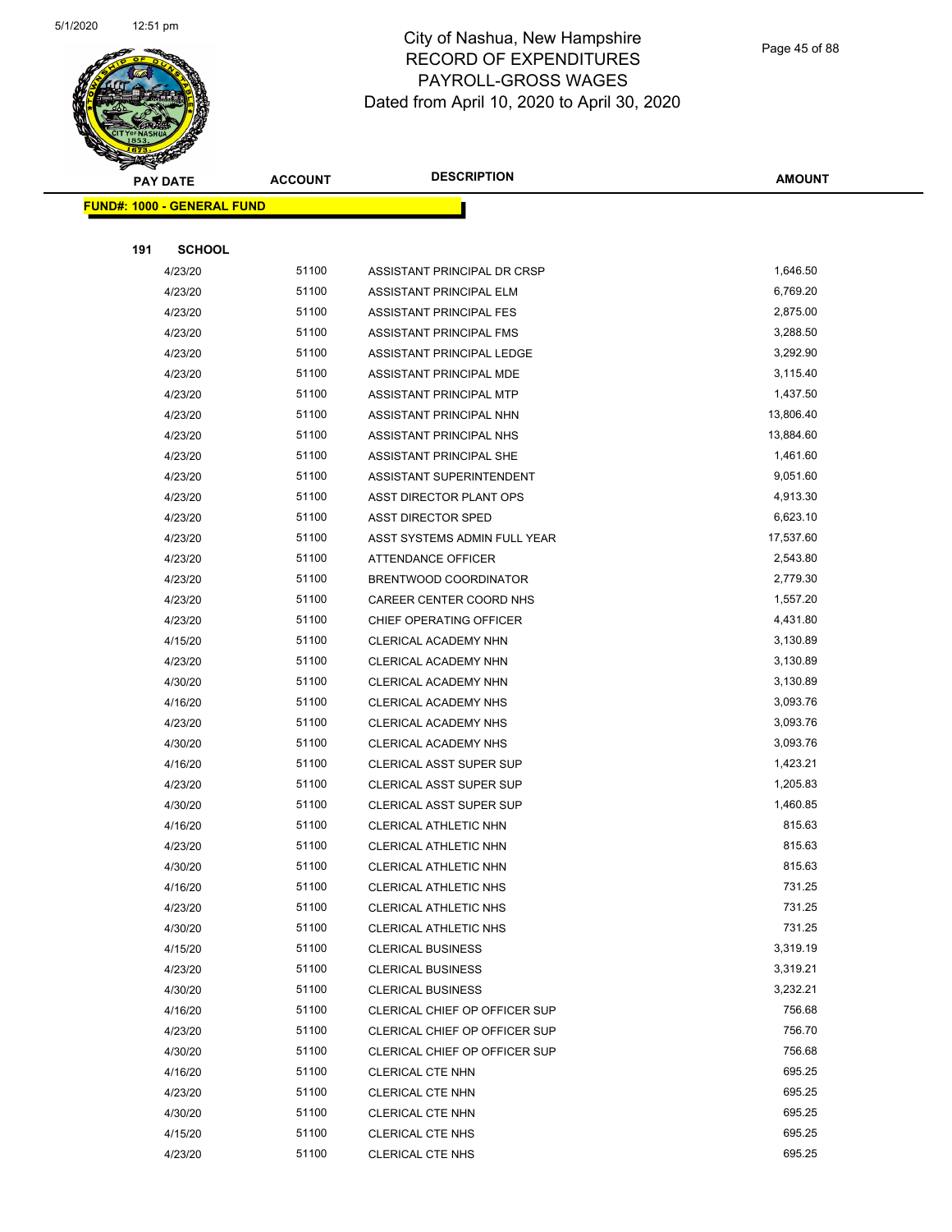# City of Nashua, New Hampshire
## RECORD OF EXPENDITURES
## PAYROLL-GROSS WAGES
## Dated from April 10, 2020 to April 30, 2020

| PAY DATE | ACCOUNT | DESCRIPTION | AMOUNT |
|---|---|---|---|

**FUND#: 1000 - GENERAL FUND**

**191 SCHOOL**

| PAY DATE | ACCOUNT | DESCRIPTION | AMOUNT |
|---|---|---|---|
| 4/23/20 | 51100 | ASSISTANT PRINCIPAL DR CRSP | 1,646.50 |
| 4/23/20 | 51100 | ASSISTANT PRINCIPAL ELM | 6,769.20 |
| 4/23/20 | 51100 | ASSISTANT PRINCIPAL FES | 2,875.00 |
| 4/23/20 | 51100 | ASSISTANT PRINCIPAL FMS | 3,288.50 |
| 4/23/20 | 51100 | ASSISTANT PRINCIPAL LEDGE | 3,292.90 |
| 4/23/20 | 51100 | ASSISTANT PRINCIPAL MDE | 3,115.40 |
| 4/23/20 | 51100 | ASSISTANT PRINCIPAL MTP | 1,437.50 |
| 4/23/20 | 51100 | ASSISTANT PRINCIPAL NHN | 13,806.40 |
| 4/23/20 | 51100 | ASSISTANT PRINCIPAL NHS | 13,884.60 |
| 4/23/20 | 51100 | ASSISTANT PRINCIPAL SHE | 1,461.60 |
| 4/23/20 | 51100 | ASSISTANT SUPERINTENDENT | 9,051.60 |
| 4/23/20 | 51100 | ASST DIRECTOR PLANT OPS | 4,913.30 |
| 4/23/20 | 51100 | ASST DIRECTOR SPED | 6,623.10 |
| 4/23/20 | 51100 | ASST SYSTEMS ADMIN FULL YEAR | 17,537.60 |
| 4/23/20 | 51100 | ATTENDANCE OFFICER | 2,543.80 |
| 4/23/20 | 51100 | BRENTWOOD COORDINATOR | 2,779.30 |
| 4/23/20 | 51100 | CAREER CENTER COORD NHS | 1,557.20 |
| 4/23/20 | 51100 | CHIEF OPERATING OFFICER | 4,431.80 |
| 4/15/20 | 51100 | CLERICAL ACADEMY NHN | 3,130.89 |
| 4/23/20 | 51100 | CLERICAL ACADEMY NHN | 3,130.89 |
| 4/30/20 | 51100 | CLERICAL ACADEMY NHN | 3,130.89 |
| 4/16/20 | 51100 | CLERICAL ACADEMY NHS | 3,093.76 |
| 4/23/20 | 51100 | CLERICAL ACADEMY NHS | 3,093.76 |
| 4/30/20 | 51100 | CLERICAL ACADEMY NHS | 3,093.76 |
| 4/16/20 | 51100 | CLERICAL ASST SUPER SUP | 1,423.21 |
| 4/23/20 | 51100 | CLERICAL ASST SUPER SUP | 1,205.83 |
| 4/30/20 | 51100 | CLERICAL ASST SUPER SUP | 1,460.85 |
| 4/16/20 | 51100 | CLERICAL ATHLETIC NHN | 815.63 |
| 4/23/20 | 51100 | CLERICAL ATHLETIC NHN | 815.63 |
| 4/30/20 | 51100 | CLERICAL ATHLETIC NHN | 815.63 |
| 4/16/20 | 51100 | CLERICAL ATHLETIC NHS | 731.25 |
| 4/23/20 | 51100 | CLERICAL ATHLETIC NHS | 731.25 |
| 4/30/20 | 51100 | CLERICAL ATHLETIC NHS | 731.25 |
| 4/15/20 | 51100 | CLERICAL BUSINESS | 3,319.19 |
| 4/23/20 | 51100 | CLERICAL BUSINESS | 3,319.21 |
| 4/30/20 | 51100 | CLERICAL BUSINESS | 3,232.21 |
| 4/16/20 | 51100 | CLERICAL CHIEF OP OFFICER SUP | 756.68 |
| 4/23/20 | 51100 | CLERICAL CHIEF OP OFFICER SUP | 756.70 |
| 4/30/20 | 51100 | CLERICAL CHIEF OP OFFICER SUP | 756.68 |
| 4/16/20 | 51100 | CLERICAL CTE NHN | 695.25 |
| 4/23/20 | 51100 | CLERICAL CTE NHN | 695.25 |
| 4/30/20 | 51100 | CLERICAL CTE NHN | 695.25 |
| 4/15/20 | 51100 | CLERICAL CTE NHS | 695.25 |
| 4/23/20 | 51100 | CLERICAL CTE NHS | 695.25 |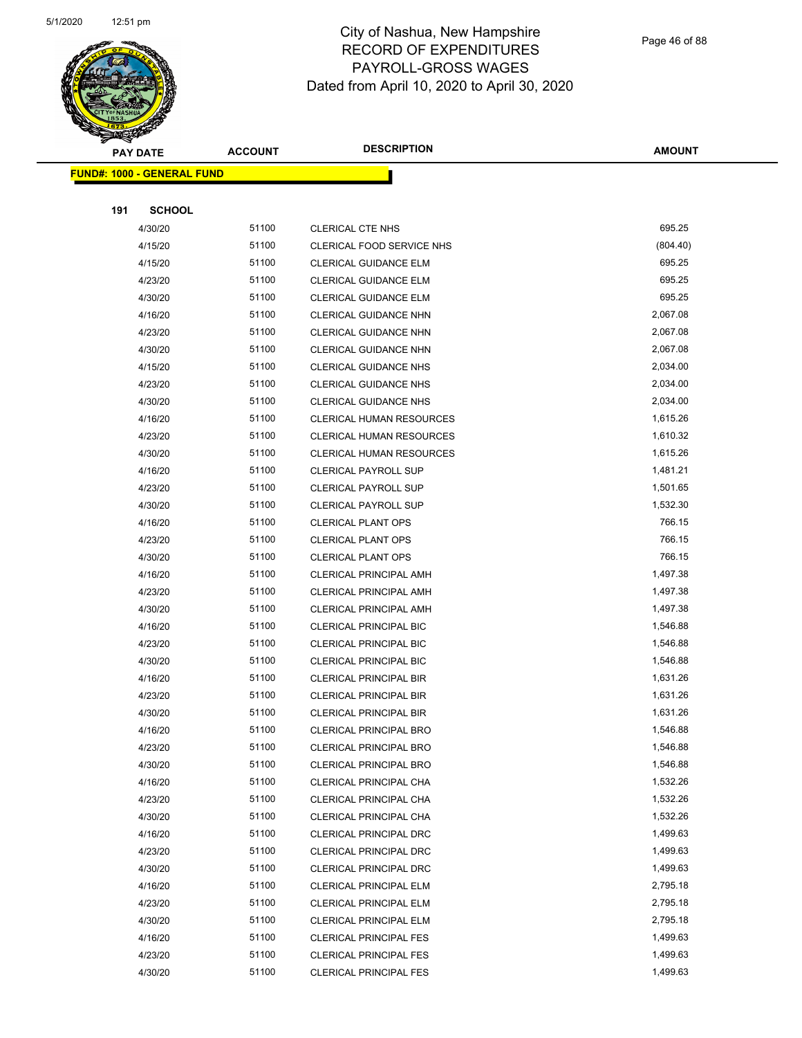# City of Nashua, New Hampshire
## RECORD OF EXPENDITURES
## PAYROLL-GROSS WAGES
### Dated from April 10, 2020 to April 30, 2020

| PAY DATE | ACCOUNT | DESCRIPTION | AMOUNT |
|---|---|---|---|
| **FUND#: 1000 - GENERAL FUND** | | | |
| **191 SCHOOL** | | | |
| 4/30/20 | 51100 | CLERICAL CTE NHS | 695.25 |
| 4/15/20 | 51100 | CLERICAL FOOD SERVICE NHS | (804.40) |
| 4/15/20 | 51100 | CLERICAL GUIDANCE ELM | 695.25 |
| 4/23/20 | 51100 | CLERICAL GUIDANCE ELM | 695.25 |
| 4/30/20 | 51100 | CLERICAL GUIDANCE ELM | 695.25 |
| 4/16/20 | 51100 | CLERICAL GUIDANCE NHN | 2,067.08 |
| 4/23/20 | 51100 | CLERICAL GUIDANCE NHN | 2,067.08 |
| 4/30/20 | 51100 | CLERICAL GUIDANCE NHN | 2,067.08 |
| 4/15/20 | 51100 | CLERICAL GUIDANCE NHS | 2,034.00 |
| 4/23/20 | 51100 | CLERICAL GUIDANCE NHS | 2,034.00 |
| 4/30/20 | 51100 | CLERICAL GUIDANCE NHS | 2,034.00 |
| 4/16/20 | 51100 | CLERICAL HUMAN RESOURCES | 1,615.26 |
| 4/23/20 | 51100 | CLERICAL HUMAN RESOURCES | 1,610.32 |
| 4/30/20 | 51100 | CLERICAL HUMAN RESOURCES | 1,615.26 |
| 4/16/20 | 51100 | CLERICAL PAYROLL SUP | 1,481.21 |
| 4/23/20 | 51100 | CLERICAL PAYROLL SUP | 1,501.65 |
| 4/30/20 | 51100 | CLERICAL PAYROLL SUP | 1,532.30 |
| 4/16/20 | 51100 | CLERICAL PLANT OPS | 766.15 |
| 4/23/20 | 51100 | CLERICAL PLANT OPS | 766.15 |
| 4/30/20 | 51100 | CLERICAL PLANT OPS | 766.15 |
| 4/16/20 | 51100 | CLERICAL PRINCIPAL AMH | 1,497.38 |
| 4/23/20 | 51100 | CLERICAL PRINCIPAL AMH | 1,497.38 |
| 4/30/20 | 51100 | CLERICAL PRINCIPAL AMH | 1,497.38 |
| 4/16/20 | 51100 | CLERICAL PRINCIPAL BIC | 1,546.88 |
| 4/23/20 | 51100 | CLERICAL PRINCIPAL BIC | 1,546.88 |
| 4/30/20 | 51100 | CLERICAL PRINCIPAL BIC | 1,546.88 |
| 4/16/20 | 51100 | CLERICAL PRINCIPAL BIR | 1,631.26 |
| 4/23/20 | 51100 | CLERICAL PRINCIPAL BIR | 1,631.26 |
| 4/30/20 | 51100 | CLERICAL PRINCIPAL BIR | 1,631.26 |
| 4/16/20 | 51100 | CLERICAL PRINCIPAL BRO | 1,546.88 |
| 4/23/20 | 51100 | CLERICAL PRINCIPAL BRO | 1,546.88 |
| 4/30/20 | 51100 | CLERICAL PRINCIPAL BRO | 1,546.88 |
| 4/16/20 | 51100 | CLERICAL PRINCIPAL CHA | 1,532.26 |
| 4/23/20 | 51100 | CLERICAL PRINCIPAL CHA | 1,532.26 |
| 4/30/20 | 51100 | CLERICAL PRINCIPAL CHA | 1,532.26 |
| 4/16/20 | 51100 | CLERICAL PRINCIPAL DRC | 1,499.63 |
| 4/23/20 | 51100 | CLERICAL PRINCIPAL DRC | 1,499.63 |
| 4/30/20 | 51100 | CLERICAL PRINCIPAL DRC | 1,499.63 |
| 4/16/20 | 51100 | CLERICAL PRINCIPAL ELM | 2,795.18 |
| 4/23/20 | 51100 | CLERICAL PRINCIPAL ELM | 2,795.18 |
| 4/30/20 | 51100 | CLERICAL PRINCIPAL ELM | 2,795.18 |
| 4/16/20 | 51100 | CLERICAL PRINCIPAL FES | 1,499.63 |
| 4/23/20 | 51100 | CLERICAL PRINCIPAL FES | 1,499.63 |
| 4/30/20 | 51100 | CLERICAL PRINCIPAL FES | 1,499.63 |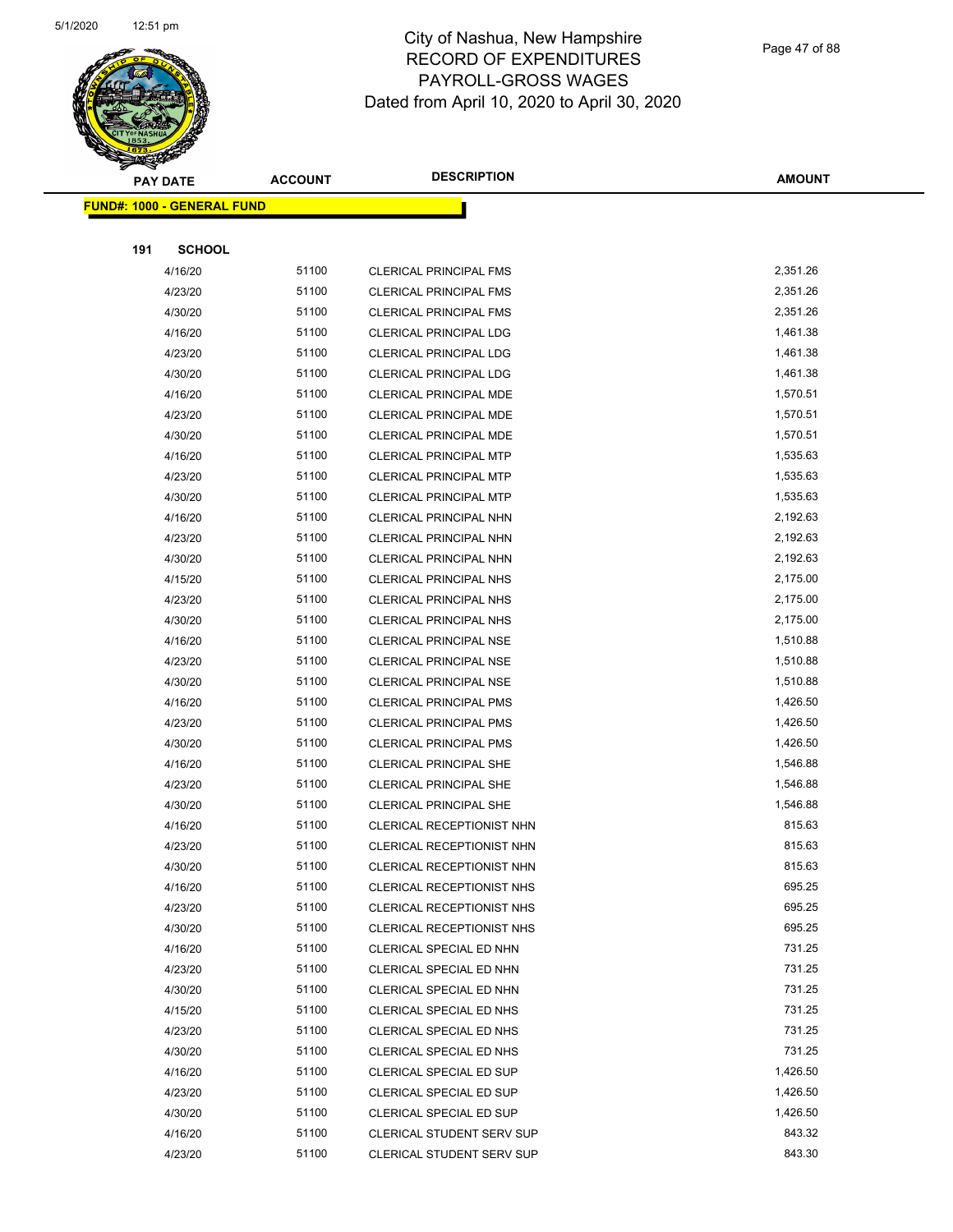# City of Nashua, New Hampshire
# RECORD OF EXPENDITURES
# PAYROLL-GROSS WAGES
## Dated from April 10, 2020 to April 30, 2020

**FUND#: 1000 - GENERAL FUND**

**191 SCHOOL**

| PAY DATE | ACCOUNT | DESCRIPTION | AMOUNT |
|---|---|---|---|
| 4/16/20 | 51100 | CLERICAL PRINCIPAL FMS | 2,351.26 |
| 4/23/20 | 51100 | CLERICAL PRINCIPAL FMS | 2,351.26 |
| 4/30/20 | 51100 | CLERICAL PRINCIPAL FMS | 2,351.26 |
| 4/16/20 | 51100 | CLERICAL PRINCIPAL LDG | 1,461.38 |
| 4/23/20 | 51100 | CLERICAL PRINCIPAL LDG | 1,461.38 |
| 4/30/20 | 51100 | CLERICAL PRINCIPAL LDG | 1,461.38 |
| 4/16/20 | 51100 | CLERICAL PRINCIPAL MDE | 1,570.51 |
| 4/23/20 | 51100 | CLERICAL PRINCIPAL MDE | 1,570.51 |
| 4/30/20 | 51100 | CLERICAL PRINCIPAL MDE | 1,570.51 |
| 4/16/20 | 51100 | CLERICAL PRINCIPAL MTP | 1,535.63 |
| 4/23/20 | 51100 | CLERICAL PRINCIPAL MTP | 1,535.63 |
| 4/30/20 | 51100 | CLERICAL PRINCIPAL MTP | 1,535.63 |
| 4/16/20 | 51100 | CLERICAL PRINCIPAL NHN | 2,192.63 |
| 4/23/20 | 51100 | CLERICAL PRINCIPAL NHN | 2,192.63 |
| 4/30/20 | 51100 | CLERICAL PRINCIPAL NHN | 2,192.63 |
| 4/15/20 | 51100 | CLERICAL PRINCIPAL NHS | 2,175.00 |
| 4/23/20 | 51100 | CLERICAL PRINCIPAL NHS | 2,175.00 |
| 4/30/20 | 51100 | CLERICAL PRINCIPAL NHS | 2,175.00 |
| 4/16/20 | 51100 | CLERICAL PRINCIPAL NSE | 1,510.88 |
| 4/23/20 | 51100 | CLERICAL PRINCIPAL NSE | 1,510.88 |
| 4/30/20 | 51100 | CLERICAL PRINCIPAL NSE | 1,510.88 |
| 4/16/20 | 51100 | CLERICAL PRINCIPAL PMS | 1,426.50 |
| 4/23/20 | 51100 | CLERICAL PRINCIPAL PMS | 1,426.50 |
| 4/30/20 | 51100 | CLERICAL PRINCIPAL PMS | 1,426.50 |
| 4/16/20 | 51100 | CLERICAL PRINCIPAL SHE | 1,546.88 |
| 4/23/20 | 51100 | CLERICAL PRINCIPAL SHE | 1,546.88 |
| 4/30/20 | 51100 | CLERICAL PRINCIPAL SHE | 1,546.88 |
| 4/16/20 | 51100 | CLERICAL RECEPTIONIST NHN | 815.63 |
| 4/23/20 | 51100 | CLERICAL RECEPTIONIST NHN | 815.63 |
| 4/30/20 | 51100 | CLERICAL RECEPTIONIST NHN | 815.63 |
| 4/16/20 | 51100 | CLERICAL RECEPTIONIST NHS | 695.25 |
| 4/23/20 | 51100 | CLERICAL RECEPTIONIST NHS | 695.25 |
| 4/30/20 | 51100 | CLERICAL RECEPTIONIST NHS | 695.25 |
| 4/16/20 | 51100 | CLERICAL SPECIAL ED NHN | 731.25 |
| 4/23/20 | 51100 | CLERICAL SPECIAL ED NHN | 731.25 |
| 4/30/20 | 51100 | CLERICAL SPECIAL ED NHN | 731.25 |
| 4/15/20 | 51100 | CLERICAL SPECIAL ED NHS | 731.25 |
| 4/23/20 | 51100 | CLERICAL SPECIAL ED NHS | 731.25 |
| 4/30/20 | 51100 | CLERICAL SPECIAL ED NHS | 731.25 |
| 4/16/20 | 51100 | CLERICAL SPECIAL ED SUP | 1,426.50 |
| 4/23/20 | 51100 | CLERICAL SPECIAL ED SUP | 1,426.50 |
| 4/30/20 | 51100 | CLERICAL SPECIAL ED SUP | 1,426.50 |
| 4/16/20 | 51100 | CLERICAL STUDENT SERV SUP | 843.32 |
| 4/23/20 | 51100 | CLERICAL STUDENT SERV SUP | 843.30 |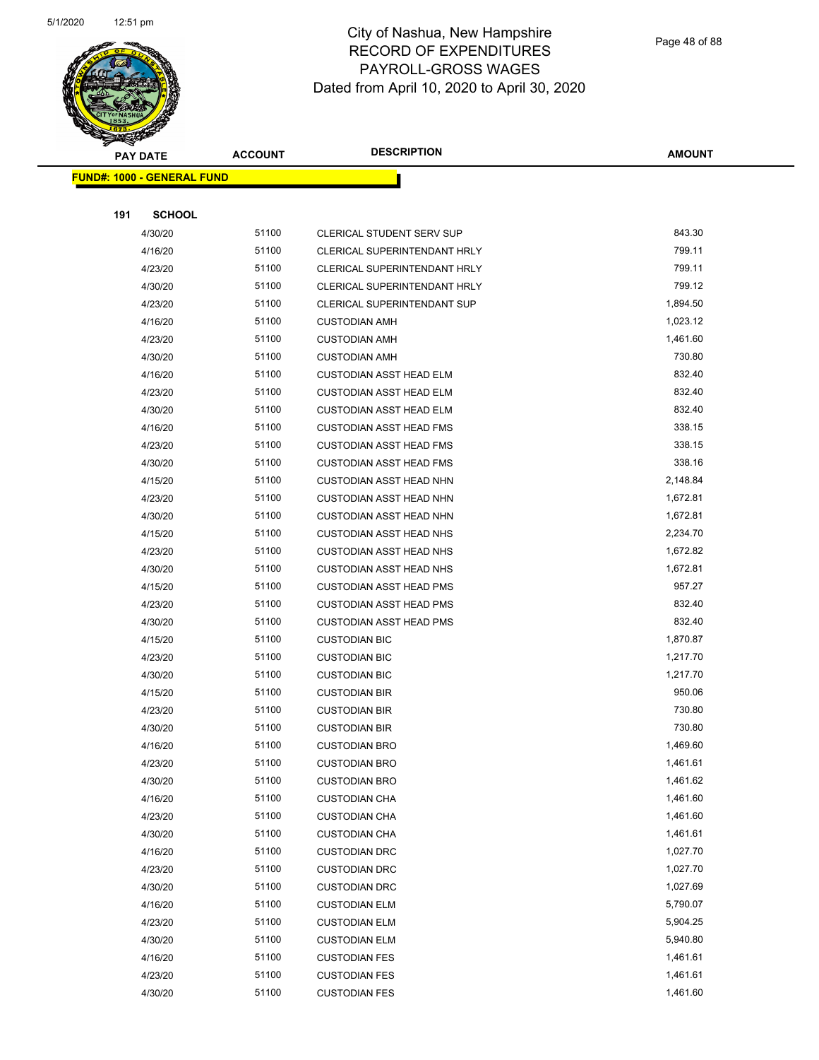# City of Nashua, New Hampshire
## RECORD OF EXPENDITURES
## PAYROLL-GROSS WAGES
## Dated from April 10, 2020 to April 30, 2020

**FUND#: 1000 - GENERAL FUND**

**191 SCHOOL**

| PAY DATE | ACCOUNT | DESCRIPTION | AMOUNT |
|---|---|---|---|
| 4/30/20 | 51100 | CLERICAL STUDENT SERV SUP | 843.30 |
| 4/16/20 | 51100 | CLERICAL SUPERINTENDANT HRLY | 799.11 |
| 4/23/20 | 51100 | CLERICAL SUPERINTENDANT HRLY | 799.11 |
| 4/30/20 | 51100 | CLERICAL SUPERINTENDANT HRLY | 799.12 |
| 4/23/20 | 51100 | CLERICAL SUPERINTENDANT SUP | 1,894.50 |
| 4/16/20 | 51100 | CUSTODIAN AMH | 1,023.12 |
| 4/23/20 | 51100 | CUSTODIAN AMH | 1,461.60 |
| 4/30/20 | 51100 | CUSTODIAN AMH | 730.80 |
| 4/16/20 | 51100 | CUSTODIAN ASST HEAD ELM | 832.40 |
| 4/23/20 | 51100 | CUSTODIAN ASST HEAD ELM | 832.40 |
| 4/30/20 | 51100 | CUSTODIAN ASST HEAD ELM | 832.40 |
| 4/16/20 | 51100 | CUSTODIAN ASST HEAD FMS | 338.15 |
| 4/23/20 | 51100 | CUSTODIAN ASST HEAD FMS | 338.15 |
| 4/30/20 | 51100 | CUSTODIAN ASST HEAD FMS | 338.16 |
| 4/15/20 | 51100 | CUSTODIAN ASST HEAD NHN | 2,148.84 |
| 4/23/20 | 51100 | CUSTODIAN ASST HEAD NHN | 1,672.81 |
| 4/30/20 | 51100 | CUSTODIAN ASST HEAD NHN | 1,672.81 |
| 4/15/20 | 51100 | CUSTODIAN ASST HEAD NHS | 2,234.70 |
| 4/23/20 | 51100 | CUSTODIAN ASST HEAD NHS | 1,672.82 |
| 4/30/20 | 51100 | CUSTODIAN ASST HEAD NHS | 1,672.81 |
| 4/15/20 | 51100 | CUSTODIAN ASST HEAD PMS | 957.27 |
| 4/23/20 | 51100 | CUSTODIAN ASST HEAD PMS | 832.40 |
| 4/30/20 | 51100 | CUSTODIAN ASST HEAD PMS | 832.40 |
| 4/15/20 | 51100 | CUSTODIAN BIC | 1,870.87 |
| 4/23/20 | 51100 | CUSTODIAN BIC | 1,217.70 |
| 4/30/20 | 51100 | CUSTODIAN BIC | 1,217.70 |
| 4/15/20 | 51100 | CUSTODIAN BIR | 950.06 |
| 4/23/20 | 51100 | CUSTODIAN BIR | 730.80 |
| 4/30/20 | 51100 | CUSTODIAN BIR | 730.80 |
| 4/16/20 | 51100 | CUSTODIAN BRO | 1,469.60 |
| 4/23/20 | 51100 | CUSTODIAN BRO | 1,461.61 |
| 4/30/20 | 51100 | CUSTODIAN BRO | 1,461.62 |
| 4/16/20 | 51100 | CUSTODIAN CHA | 1,461.60 |
| 4/23/20 | 51100 | CUSTODIAN CHA | 1,461.60 |
| 4/30/20 | 51100 | CUSTODIAN CHA | 1,461.61 |
| 4/16/20 | 51100 | CUSTODIAN DRC | 1,027.70 |
| 4/23/20 | 51100 | CUSTODIAN DRC | 1,027.70 |
| 4/30/20 | 51100 | CUSTODIAN DRC | 1,027.69 |
| 4/16/20 | 51100 | CUSTODIAN ELM | 5,790.07 |
| 4/23/20 | 51100 | CUSTODIAN ELM | 5,904.25 |
| 4/30/20 | 51100 | CUSTODIAN ELM | 5,940.80 |
| 4/16/20 | 51100 | CUSTODIAN FES | 1,461.61 |
| 4/23/20 | 51100 | CUSTODIAN FES | 1,461.61 |
| 4/30/20 | 51100 | CUSTODIAN FES | 1,461.60 |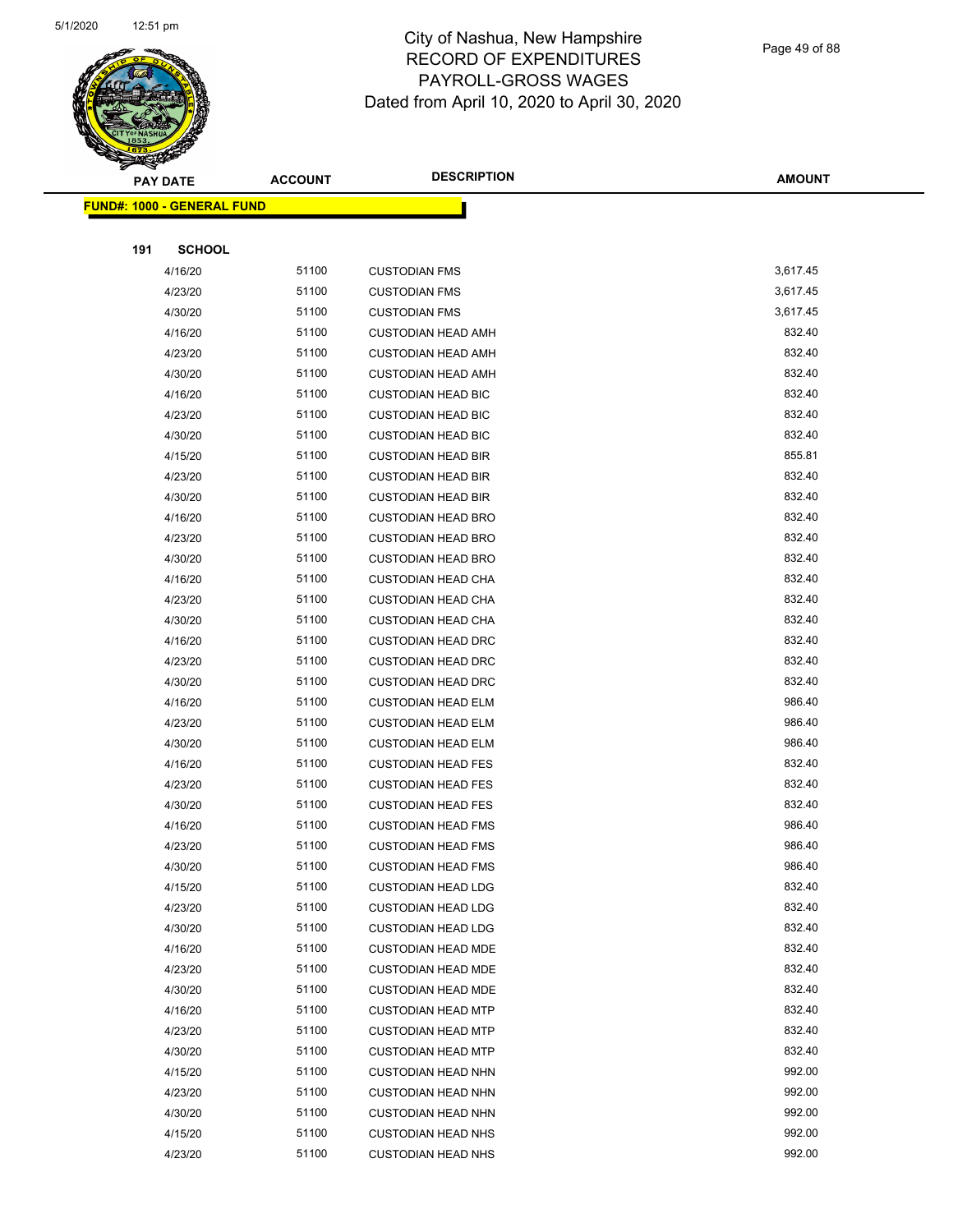# City of Nashua, New Hampshire
## RECORD OF EXPENDITURES
## PAYROLL-GROSS WAGES
## Dated from April 10, 2020 to April 30, 2020

**FUND#: 1000 - GENERAL FUND**

**191 SCHOOL**

| PAY DATE | ACCOUNT | DESCRIPTION | AMOUNT |
|---|---|---|---|
| 4/16/20 | 51100 | CUSTODIAN FMS | 3,617.45 |
| 4/23/20 | 51100 | CUSTODIAN FMS | 3,617.45 |
| 4/30/20 | 51100 | CUSTODIAN FMS | 3,617.45 |
| 4/16/20 | 51100 | CUSTODIAN HEAD AMH | 832.40 |
| 4/23/20 | 51100 | CUSTODIAN HEAD AMH | 832.40 |
| 4/30/20 | 51100 | CUSTODIAN HEAD AMH | 832.40 |
| 4/16/20 | 51100 | CUSTODIAN HEAD BIC | 832.40 |
| 4/23/20 | 51100 | CUSTODIAN HEAD BIC | 832.40 |
| 4/30/20 | 51100 | CUSTODIAN HEAD BIC | 832.40 |
| 4/15/20 | 51100 | CUSTODIAN HEAD BIR | 855.81 |
| 4/23/20 | 51100 | CUSTODIAN HEAD BIR | 832.40 |
| 4/30/20 | 51100 | CUSTODIAN HEAD BIR | 832.40 |
| 4/16/20 | 51100 | CUSTODIAN HEAD BRO | 832.40 |
| 4/23/20 | 51100 | CUSTODIAN HEAD BRO | 832.40 |
| 4/30/20 | 51100 | CUSTODIAN HEAD BRO | 832.40 |
| 4/16/20 | 51100 | CUSTODIAN HEAD CHA | 832.40 |
| 4/23/20 | 51100 | CUSTODIAN HEAD CHA | 832.40 |
| 4/30/20 | 51100 | CUSTODIAN HEAD CHA | 832.40 |
| 4/16/20 | 51100 | CUSTODIAN HEAD DRC | 832.40 |
| 4/23/20 | 51100 | CUSTODIAN HEAD DRC | 832.40 |
| 4/30/20 | 51100 | CUSTODIAN HEAD DRC | 832.40 |
| 4/16/20 | 51100 | CUSTODIAN HEAD ELM | 986.40 |
| 4/23/20 | 51100 | CUSTODIAN HEAD ELM | 986.40 |
| 4/30/20 | 51100 | CUSTODIAN HEAD ELM | 986.40 |
| 4/16/20 | 51100 | CUSTODIAN HEAD FES | 832.40 |
| 4/23/20 | 51100 | CUSTODIAN HEAD FES | 832.40 |
| 4/30/20 | 51100 | CUSTODIAN HEAD FES | 832.40 |
| 4/16/20 | 51100 | CUSTODIAN HEAD FMS | 986.40 |
| 4/23/20 | 51100 | CUSTODIAN HEAD FMS | 986.40 |
| 4/30/20 | 51100 | CUSTODIAN HEAD FMS | 986.40 |
| 4/15/20 | 51100 | CUSTODIAN HEAD LDG | 832.40 |
| 4/23/20 | 51100 | CUSTODIAN HEAD LDG | 832.40 |
| 4/30/20 | 51100 | CUSTODIAN HEAD LDG | 832.40 |
| 4/16/20 | 51100 | CUSTODIAN HEAD MDE | 832.40 |
| 4/23/20 | 51100 | CUSTODIAN HEAD MDE | 832.40 |
| 4/30/20 | 51100 | CUSTODIAN HEAD MDE | 832.40 |
| 4/16/20 | 51100 | CUSTODIAN HEAD MTP | 832.40 |
| 4/23/20 | 51100 | CUSTODIAN HEAD MTP | 832.40 |
| 4/30/20 | 51100 | CUSTODIAN HEAD MTP | 832.40 |
| 4/15/20 | 51100 | CUSTODIAN HEAD NHN | 992.00 |
| 4/23/20 | 51100 | CUSTODIAN HEAD NHN | 992.00 |
| 4/30/20 | 51100 | CUSTODIAN HEAD NHN | 992.00 |
| 4/15/20 | 51100 | CUSTODIAN HEAD NHS | 992.00 |
| 4/23/20 | 51100 | CUSTODIAN HEAD NHS | 992.00 |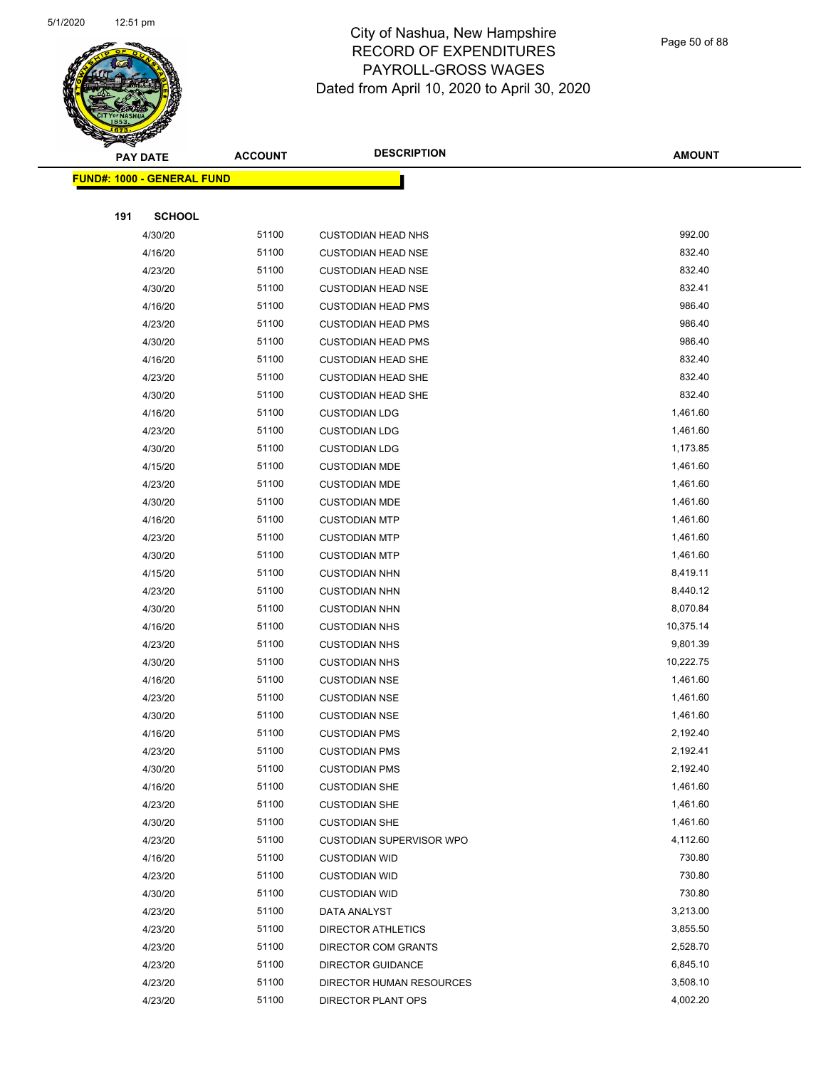# City of Nashua, New Hampshire
## RECORD OF EXPENDITURES
## PAYROLL-GROSS WAGES
## Dated from April 10, 2020 to April 30, 2020

| PAY DATE | ACCOUNT | DESCRIPTION | AMOUNT |
|---|---|---|---|
| **FUND#: 1000 - GENERAL FUND** | | | |
| **191 SCHOOL** | | | |
| 4/30/20 | 51100 | CUSTODIAN HEAD NHS | 992.00 |
| 4/16/20 | 51100 | CUSTODIAN HEAD NSE | 832.40 |
| 4/23/20 | 51100 | CUSTODIAN HEAD NSE | 832.40 |
| 4/30/20 | 51100 | CUSTODIAN HEAD NSE | 832.41 |
| 4/16/20 | 51100 | CUSTODIAN HEAD PMS | 986.40 |
| 4/23/20 | 51100 | CUSTODIAN HEAD PMS | 986.40 |
| 4/30/20 | 51100 | CUSTODIAN HEAD PMS | 986.40 |
| 4/16/20 | 51100 | CUSTODIAN HEAD SHE | 832.40 |
| 4/23/20 | 51100 | CUSTODIAN HEAD SHE | 832.40 |
| 4/30/20 | 51100 | CUSTODIAN HEAD SHE | 832.40 |
| 4/16/20 | 51100 | CUSTODIAN LDG | 1,461.60 |
| 4/23/20 | 51100 | CUSTODIAN LDG | 1,461.60 |
| 4/30/20 | 51100 | CUSTODIAN LDG | 1,173.85 |
| 4/15/20 | 51100 | CUSTODIAN MDE | 1,461.60 |
| 4/23/20 | 51100 | CUSTODIAN MDE | 1,461.60 |
| 4/30/20 | 51100 | CUSTODIAN MDE | 1,461.60 |
| 4/16/20 | 51100 | CUSTODIAN MTP | 1,461.60 |
| 4/23/20 | 51100 | CUSTODIAN MTP | 1,461.60 |
| 4/30/20 | 51100 | CUSTODIAN MTP | 1,461.60 |
| 4/15/20 | 51100 | CUSTODIAN NHN | 8,419.11 |
| 4/23/20 | 51100 | CUSTODIAN NHN | 8,440.12 |
| 4/30/20 | 51100 | CUSTODIAN NHN | 8,070.84 |
| 4/16/20 | 51100 | CUSTODIAN NHS | 10,375.14 |
| 4/23/20 | 51100 | CUSTODIAN NHS | 9,801.39 |
| 4/30/20 | 51100 | CUSTODIAN NHS | 10,222.75 |
| 4/16/20 | 51100 | CUSTODIAN NSE | 1,461.60 |
| 4/23/20 | 51100 | CUSTODIAN NSE | 1,461.60 |
| 4/30/20 | 51100 | CUSTODIAN NSE | 1,461.60 |
| 4/16/20 | 51100 | CUSTODIAN PMS | 2,192.40 |
| 4/23/20 | 51100 | CUSTODIAN PMS | 2,192.41 |
| 4/30/20 | 51100 | CUSTODIAN PMS | 2,192.40 |
| 4/16/20 | 51100 | CUSTODIAN SHE | 1,461.60 |
| 4/23/20 | 51100 | CUSTODIAN SHE | 1,461.60 |
| 4/30/20 | 51100 | CUSTODIAN SHE | 1,461.60 |
| 4/23/20 | 51100 | CUSTODIAN SUPERVISOR WPO | 4,112.60 |
| 4/16/20 | 51100 | CUSTODIAN WID | 730.80 |
| 4/23/20 | 51100 | CUSTODIAN WID | 730.80 |
| 4/30/20 | 51100 | CUSTODIAN WID | 730.80 |
| 4/23/20 | 51100 | DATA ANALYST | 3,213.00 |
| 4/23/20 | 51100 | DIRECTOR ATHLETICS | 3,855.50 |
| 4/23/20 | 51100 | DIRECTOR COM GRANTS | 2,528.70 |
| 4/23/20 | 51100 | DIRECTOR GUIDANCE | 6,845.10 |
| 4/23/20 | 51100 | DIRECTOR HUMAN RESOURCES | 3,508.10 |
| 4/23/20 | 51100 | DIRECTOR PLANT OPS | 4,002.20 |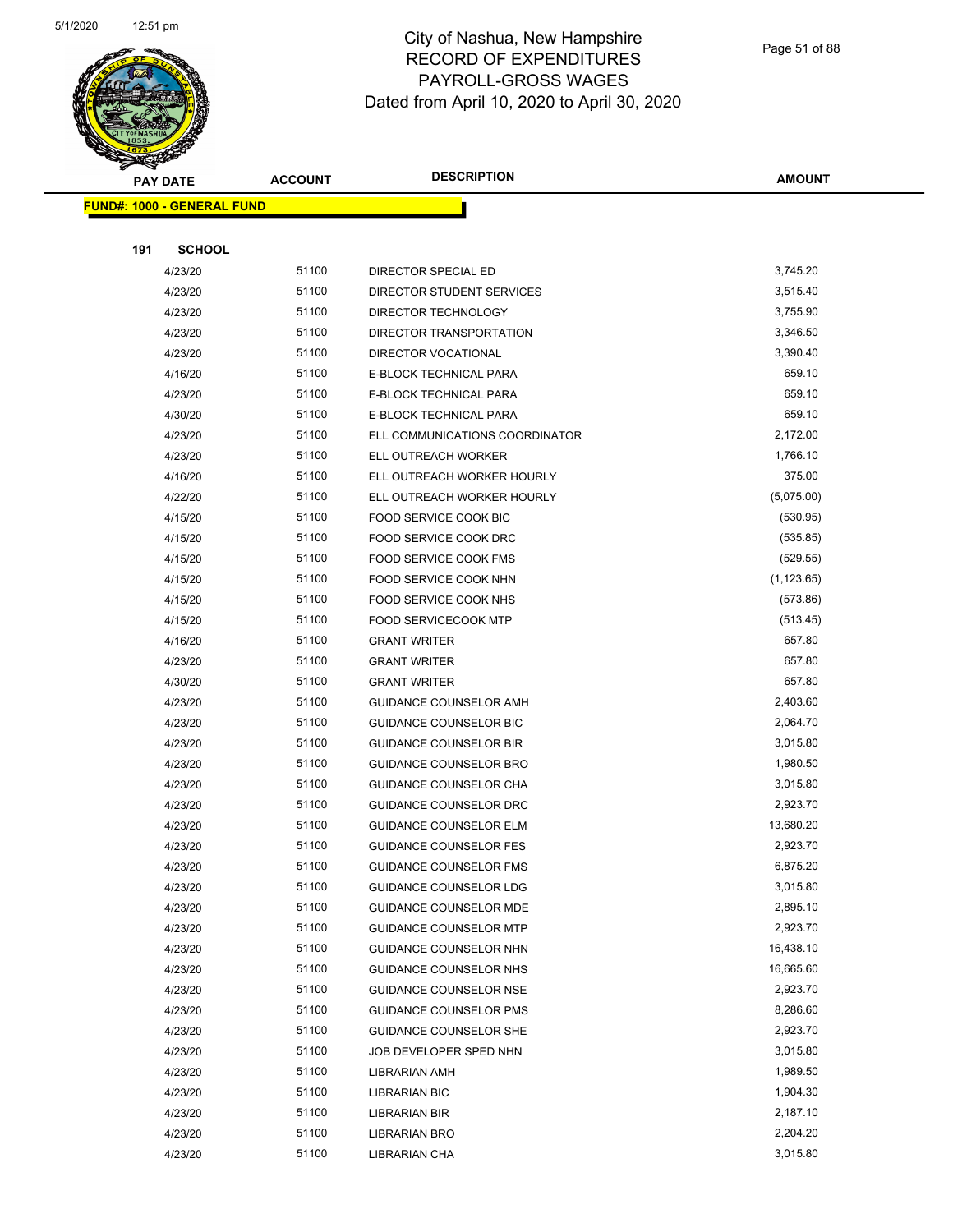# City of Nashua, New Hampshire
## RECORD OF EXPENDITURES
## PAYROLL-GROSS WAGES
Dated from April 10, 2020 to April 30, 2020

**FUND#: 1000 - GENERAL FUND**

**191 SCHOOL**

| PAY DATE | ACCOUNT | DESCRIPTION | AMOUNT |
|---|---|---|---|
| 4/23/20 | 51100 | DIRECTOR SPECIAL ED | 3,745.20 |
| 4/23/20 | 51100 | DIRECTOR STUDENT SERVICES | 3,515.40 |
| 4/23/20 | 51100 | DIRECTOR TECHNOLOGY | 3,755.90 |
| 4/23/20 | 51100 | DIRECTOR TRANSPORTATION | 3,346.50 |
| 4/23/20 | 51100 | DIRECTOR VOCATIONAL | 3,390.40 |
| 4/16/20 | 51100 | E-BLOCK TECHNICAL PARA | 659.10 |
| 4/23/20 | 51100 | E-BLOCK TECHNICAL PARA | 659.10 |
| 4/30/20 | 51100 | E-BLOCK TECHNICAL PARA | 659.10 |
| 4/23/20 | 51100 | ELL COMMUNICATIONS COORDINATOR | 2,172.00 |
| 4/23/20 | 51100 | ELL OUTREACH WORKER | 1,766.10 |
| 4/16/20 | 51100 | ELL OUTREACH WORKER HOURLY | 375.00 |
| 4/22/20 | 51100 | ELL OUTREACH WORKER HOURLY | (5,075.00) |
| 4/15/20 | 51100 | FOOD SERVICE COOK BIC | (530.95) |
| 4/15/20 | 51100 | FOOD SERVICE COOK DRC | (535.85) |
| 4/15/20 | 51100 | FOOD SERVICE COOK FMS | (529.55) |
| 4/15/20 | 51100 | FOOD SERVICE COOK NHN | (1,123.65) |
| 4/15/20 | 51100 | FOOD SERVICE COOK NHS | (573.86) |
| 4/15/20 | 51100 | FOOD SERVICECOOK MTP | (513.45) |
| 4/16/20 | 51100 | GRANT WRITER | 657.80 |
| 4/23/20 | 51100 | GRANT WRITER | 657.80 |
| 4/30/20 | 51100 | GRANT WRITER | 657.80 |
| 4/23/20 | 51100 | GUIDANCE COUNSELOR AMH | 2,403.60 |
| 4/23/20 | 51100 | GUIDANCE COUNSELOR BIC | 2,064.70 |
| 4/23/20 | 51100 | GUIDANCE COUNSELOR BIR | 3,015.80 |
| 4/23/20 | 51100 | GUIDANCE COUNSELOR BRO | 1,980.50 |
| 4/23/20 | 51100 | GUIDANCE COUNSELOR CHA | 3,015.80 |
| 4/23/20 | 51100 | GUIDANCE COUNSELOR DRC | 2,923.70 |
| 4/23/20 | 51100 | GUIDANCE COUNSELOR ELM | 13,680.20 |
| 4/23/20 | 51100 | GUIDANCE COUNSELOR FES | 2,923.70 |
| 4/23/20 | 51100 | GUIDANCE COUNSELOR FMS | 6,875.20 |
| 4/23/20 | 51100 | GUIDANCE COUNSELOR LDG | 3,015.80 |
| 4/23/20 | 51100 | GUIDANCE COUNSELOR MDE | 2,895.10 |
| 4/23/20 | 51100 | GUIDANCE COUNSELOR MTP | 2,923.70 |
| 4/23/20 | 51100 | GUIDANCE COUNSELOR NHN | 16,438.10 |
| 4/23/20 | 51100 | GUIDANCE COUNSELOR NHS | 16,665.60 |
| 4/23/20 | 51100 | GUIDANCE COUNSELOR NSE | 2,923.70 |
| 4/23/20 | 51100 | GUIDANCE COUNSELOR PMS | 8,286.60 |
| 4/23/20 | 51100 | GUIDANCE COUNSELOR SHE | 2,923.70 |
| 4/23/20 | 51100 | JOB DEVELOPER SPED NHN | 3,015.80 |
| 4/23/20 | 51100 | LIBRARIAN AMH | 1,989.50 |
| 4/23/20 | 51100 | LIBRARIAN BIC | 1,904.30 |
| 4/23/20 | 51100 | LIBRARIAN BIR | 2,187.10 |
| 4/23/20 | 51100 | LIBRARIAN BRO | 2,204.20 |
| 4/23/20 | 51100 | LIBRARIAN CHA | 3,015.80 |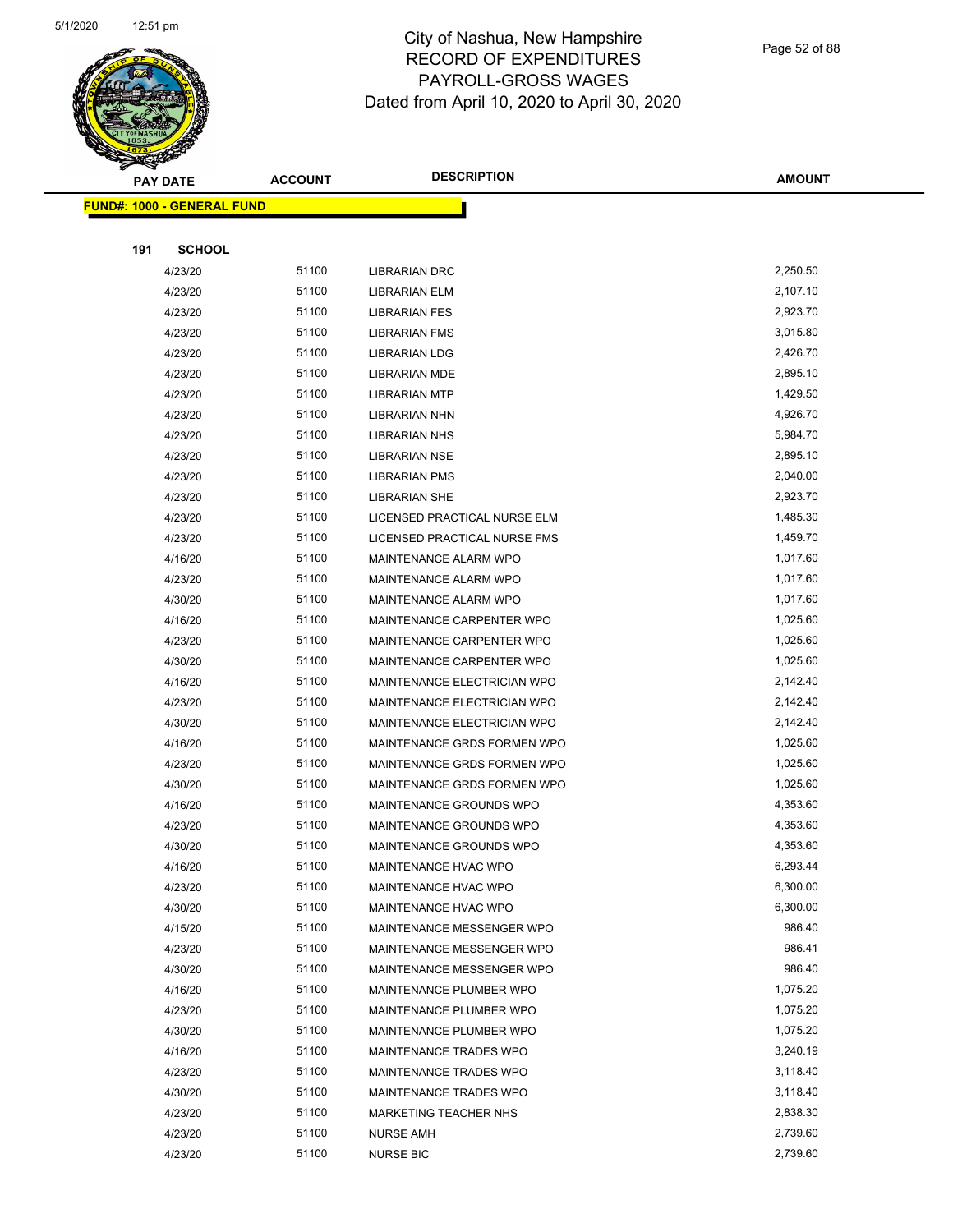# City of Nashua, New Hampshire
## RECORD OF EXPENDITURES
## PAYROLL-GROSS WAGES
### Dated from April 10, 2020 to April 30, 2020

**FUND#: 1000 - GENERAL FUND**

**191 SCHOOL**

| PAY DATE | ACCOUNT | DESCRIPTION | AMOUNT |
|---|---|---|---|
| 4/23/20 | 51100 | LIBRARIAN DRC | 2,250.50 |
| 4/23/20 | 51100 | LIBRARIAN ELM | 2,107.10 |
| 4/23/20 | 51100 | LIBRARIAN FES | 2,923.70 |
| 4/23/20 | 51100 | LIBRARIAN FMS | 3,015.80 |
| 4/23/20 | 51100 | LIBRARIAN LDG | 2,426.70 |
| 4/23/20 | 51100 | LIBRARIAN MDE | 2,895.10 |
| 4/23/20 | 51100 | LIBRARIAN MTP | 1,429.50 |
| 4/23/20 | 51100 | LIBRARIAN NHN | 4,926.70 |
| 4/23/20 | 51100 | LIBRARIAN NHS | 5,984.70 |
| 4/23/20 | 51100 | LIBRARIAN NSE | 2,895.10 |
| 4/23/20 | 51100 | LIBRARIAN PMS | 2,040.00 |
| 4/23/20 | 51100 | LIBRARIAN SHE | 2,923.70 |
| 4/23/20 | 51100 | LICENSED PRACTICAL NURSE ELM | 1,485.30 |
| 4/23/20 | 51100 | LICENSED PRACTICAL NURSE FMS | 1,459.70 |
| 4/16/20 | 51100 | MAINTENANCE ALARM WPO | 1,017.60 |
| 4/23/20 | 51100 | MAINTENANCE ALARM WPO | 1,017.60 |
| 4/30/20 | 51100 | MAINTENANCE ALARM WPO | 1,017.60 |
| 4/16/20 | 51100 | MAINTENANCE CARPENTER WPO | 1,025.60 |
| 4/23/20 | 51100 | MAINTENANCE CARPENTER WPO | 1,025.60 |
| 4/30/20 | 51100 | MAINTENANCE CARPENTER WPO | 1,025.60 |
| 4/16/20 | 51100 | MAINTENANCE ELECTRICIAN WPO | 2,142.40 |
| 4/23/20 | 51100 | MAINTENANCE ELECTRICIAN WPO | 2,142.40 |
| 4/30/20 | 51100 | MAINTENANCE ELECTRICIAN WPO | 2,142.40 |
| 4/16/20 | 51100 | MAINTENANCE GRDS FORMEN WPO | 1,025.60 |
| 4/23/20 | 51100 | MAINTENANCE GRDS FORMEN WPO | 1,025.60 |
| 4/30/20 | 51100 | MAINTENANCE GRDS FORMEN WPO | 1,025.60 |
| 4/16/20 | 51100 | MAINTENANCE GROUNDS WPO | 4,353.60 |
| 4/23/20 | 51100 | MAINTENANCE GROUNDS WPO | 4,353.60 |
| 4/30/20 | 51100 | MAINTENANCE GROUNDS WPO | 4,353.60 |
| 4/16/20 | 51100 | MAINTENANCE HVAC WPO | 6,293.44 |
| 4/23/20 | 51100 | MAINTENANCE HVAC WPO | 6,300.00 |
| 4/30/20 | 51100 | MAINTENANCE HVAC WPO | 6,300.00 |
| 4/15/20 | 51100 | MAINTENANCE MESSENGER WPO | 986.40 |
| 4/23/20 | 51100 | MAINTENANCE MESSENGER WPO | 986.41 |
| 4/30/20 | 51100 | MAINTENANCE MESSENGER WPO | 986.40 |
| 4/16/20 | 51100 | MAINTENANCE PLUMBER WPO | 1,075.20 |
| 4/23/20 | 51100 | MAINTENANCE PLUMBER WPO | 1,075.20 |
| 4/30/20 | 51100 | MAINTENANCE PLUMBER WPO | 1,075.20 |
| 4/16/20 | 51100 | MAINTENANCE TRADES WPO | 3,240.19 |
| 4/23/20 | 51100 | MAINTENANCE TRADES WPO | 3,118.40 |
| 4/30/20 | 51100 | MAINTENANCE TRADES WPO | 3,118.40 |
| 4/23/20 | 51100 | MARKETING TEACHER NHS | 2,838.30 |
| 4/23/20 | 51100 | NURSE AMH | 2,739.60 |
| 4/23/20 | 51100 | NURSE BIC | 2,739.60 |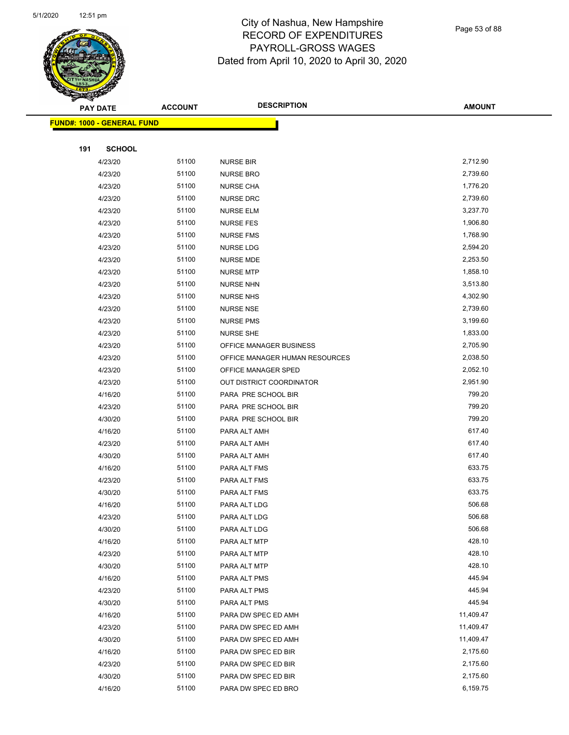# City of Nashua, New Hampshire
## RECORD OF EXPENDITURES
## PAYROLL-GROSS WAGES
## Dated from April 10, 2020 to April 30, 2020

**FUND#: 1000 - GENERAL FUND**

**191 SCHOOL**

| PAY DATE | ACCOUNT | DESCRIPTION | AMOUNT |
|---|---|---|---|
| 4/23/20 | 51100 | NURSE BIR | 2,712.90 |
| 4/23/20 | 51100 | NURSE BRO | 2,739.60 |
| 4/23/20 | 51100 | NURSE CHA | 1,776.20 |
| 4/23/20 | 51100 | NURSE DRC | 2,739.60 |
| 4/23/20 | 51100 | NURSE ELM | 3,237.70 |
| 4/23/20 | 51100 | NURSE FES | 1,906.80 |
| 4/23/20 | 51100 | NURSE FMS | 1,768.90 |
| 4/23/20 | 51100 | NURSE LDG | 2,594.20 |
| 4/23/20 | 51100 | NURSE MDE | 2,253.50 |
| 4/23/20 | 51100 | NURSE MTP | 1,858.10 |
| 4/23/20 | 51100 | NURSE NHN | 3,513.80 |
| 4/23/20 | 51100 | NURSE NHS | 4,302.90 |
| 4/23/20 | 51100 | NURSE NSE | 2,739.60 |
| 4/23/20 | 51100 | NURSE PMS | 3,199.60 |
| 4/23/20 | 51100 | NURSE SHE | 1,833.00 |
| 4/23/20 | 51100 | OFFICE MANAGER BUSINESS | 2,705.90 |
| 4/23/20 | 51100 | OFFICE MANAGER HUMAN RESOURCES | 2,038.50 |
| 4/23/20 | 51100 | OFFICE MANAGER SPED | 2,052.10 |
| 4/23/20 | 51100 | OUT DISTRICT COORDINATOR | 2,951.90 |
| 4/16/20 | 51100 | PARA PRE SCHOOL BIR | 799.20 |
| 4/23/20 | 51100 | PARA PRE SCHOOL BIR | 799.20 |
| 4/30/20 | 51100 | PARA PRE SCHOOL BIR | 799.20 |
| 4/16/20 | 51100 | PARA ALT AMH | 617.40 |
| 4/23/20 | 51100 | PARA ALT AMH | 617.40 |
| 4/30/20 | 51100 | PARA ALT AMH | 617.40 |
| 4/16/20 | 51100 | PARA ALT FMS | 633.75 |
| 4/23/20 | 51100 | PARA ALT FMS | 633.75 |
| 4/30/20 | 51100 | PARA ALT FMS | 633.75 |
| 4/16/20 | 51100 | PARA ALT LDG | 506.68 |
| 4/23/20 | 51100 | PARA ALT LDG | 506.68 |
| 4/30/20 | 51100 | PARA ALT LDG | 506.68 |
| 4/16/20 | 51100 | PARA ALT MTP | 428.10 |
| 4/23/20 | 51100 | PARA ALT MTP | 428.10 |
| 4/30/20 | 51100 | PARA ALT MTP | 428.10 |
| 4/16/20 | 51100 | PARA ALT PMS | 445.94 |
| 4/23/20 | 51100 | PARA ALT PMS | 445.94 |
| 4/30/20 | 51100 | PARA ALT PMS | 445.94 |
| 4/16/20 | 51100 | PARA DW SPEC ED AMH | 11,409.47 |
| 4/23/20 | 51100 | PARA DW SPEC ED AMH | 11,409.47 |
| 4/30/20 | 51100 | PARA DW SPEC ED AMH | 11,409.47 |
| 4/16/20 | 51100 | PARA DW SPEC ED BIR | 2,175.60 |
| 4/23/20 | 51100 | PARA DW SPEC ED BIR | 2,175.60 |
| 4/30/20 | 51100 | PARA DW SPEC ED BIR | 2,175.60 |
| 4/16/20 | 51100 | PARA DW SPEC ED BRO | 6,159.75 |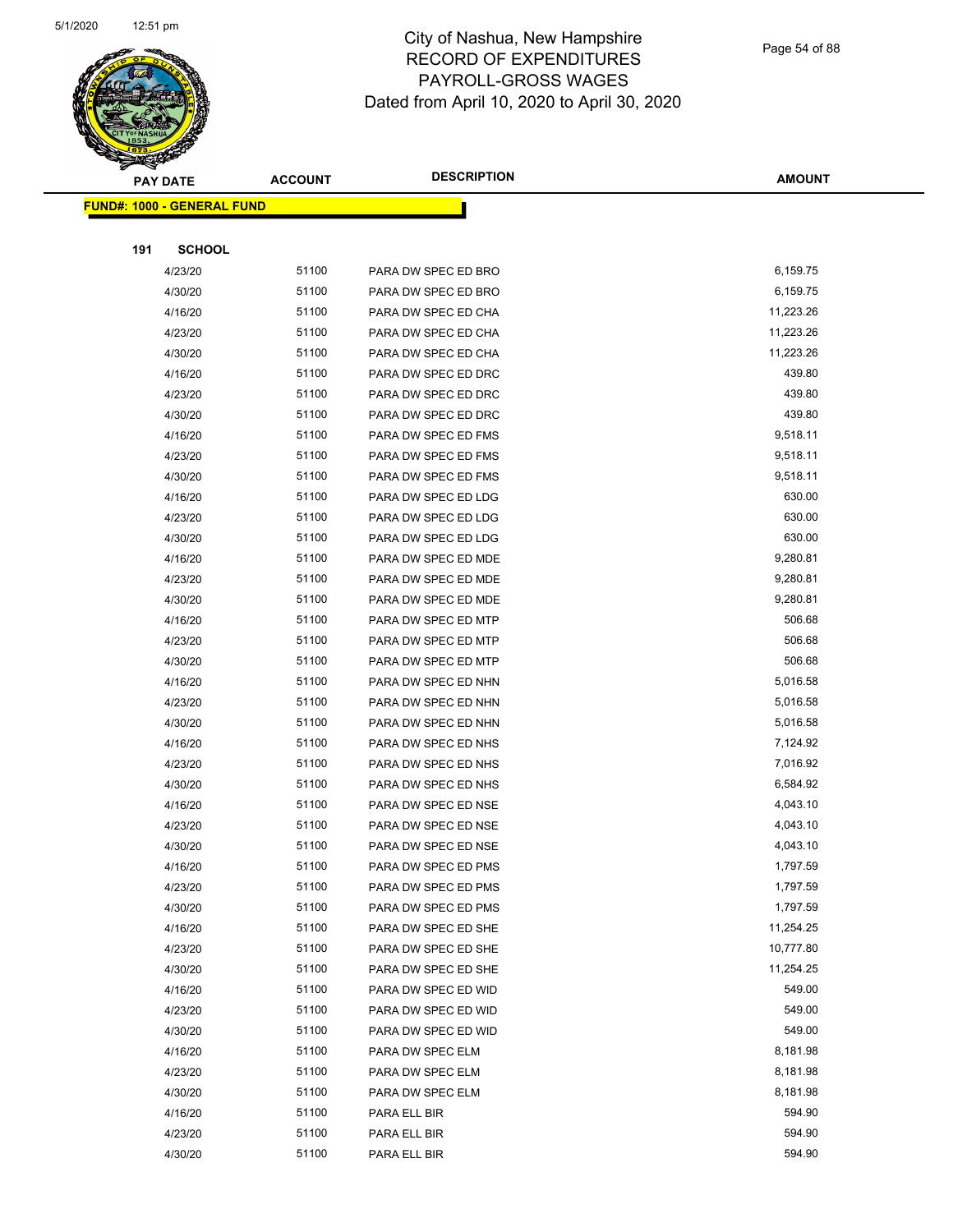# City of Nashua, New Hampshire
## RECORD OF EXPENDITURES
## PAYROLL-GROSS WAGES
## Dated from April 10, 2020 to April 30, 2020

| PAY DATE | ACCOUNT | DESCRIPTION | AMOUNT |
|---|---|---|---|
| **FUND#: 1000 - GENERAL FUND** | | | |
| **191 SCHOOL** | | | |
| 4/23/20 | 51100 | PARA DW SPEC ED BRO | 6,159.75 |
| 4/30/20 | 51100 | PARA DW SPEC ED BRO | 6,159.75 |
| 4/16/20 | 51100 | PARA DW SPEC ED CHA | 11,223.26 |
| 4/23/20 | 51100 | PARA DW SPEC ED CHA | 11,223.26 |
| 4/30/20 | 51100 | PARA DW SPEC ED CHA | 11,223.26 |
| 4/16/20 | 51100 | PARA DW SPEC ED DRC | 439.80 |
| 4/23/20 | 51100 | PARA DW SPEC ED DRC | 439.80 |
| 4/30/20 | 51100 | PARA DW SPEC ED DRC | 439.80 |
| 4/16/20 | 51100 | PARA DW SPEC ED FMS | 9,518.11 |
| 4/23/20 | 51100 | PARA DW SPEC ED FMS | 9,518.11 |
| 4/30/20 | 51100 | PARA DW SPEC ED FMS | 9,518.11 |
| 4/16/20 | 51100 | PARA DW SPEC ED LDG | 630.00 |
| 4/23/20 | 51100 | PARA DW SPEC ED LDG | 630.00 |
| 4/30/20 | 51100 | PARA DW SPEC ED LDG | 630.00 |
| 4/16/20 | 51100 | PARA DW SPEC ED MDE | 9,280.81 |
| 4/23/20 | 51100 | PARA DW SPEC ED MDE | 9,280.81 |
| 4/30/20 | 51100 | PARA DW SPEC ED MDE | 9,280.81 |
| 4/16/20 | 51100 | PARA DW SPEC ED MTP | 506.68 |
| 4/23/20 | 51100 | PARA DW SPEC ED MTP | 506.68 |
| 4/30/20 | 51100 | PARA DW SPEC ED MTP | 506.68 |
| 4/16/20 | 51100 | PARA DW SPEC ED NHN | 5,016.58 |
| 4/23/20 | 51100 | PARA DW SPEC ED NHN | 5,016.58 |
| 4/30/20 | 51100 | PARA DW SPEC ED NHN | 5,016.58 |
| 4/16/20 | 51100 | PARA DW SPEC ED NHS | 7,124.92 |
| 4/23/20 | 51100 | PARA DW SPEC ED NHS | 7,016.92 |
| 4/30/20 | 51100 | PARA DW SPEC ED NHS | 6,584.92 |
| 4/16/20 | 51100 | PARA DW SPEC ED NSE | 4,043.10 |
| 4/23/20 | 51100 | PARA DW SPEC ED NSE | 4,043.10 |
| 4/30/20 | 51100 | PARA DW SPEC ED NSE | 4,043.10 |
| 4/16/20 | 51100 | PARA DW SPEC ED PMS | 1,797.59 |
| 4/23/20 | 51100 | PARA DW SPEC ED PMS | 1,797.59 |
| 4/30/20 | 51100 | PARA DW SPEC ED PMS | 1,797.59 |
| 4/16/20 | 51100 | PARA DW SPEC ED SHE | 11,254.25 |
| 4/23/20 | 51100 | PARA DW SPEC ED SHE | 10,777.80 |
| 4/30/20 | 51100 | PARA DW SPEC ED SHE | 11,254.25 |
| 4/16/20 | 51100 | PARA DW SPEC ED WID | 549.00 |
| 4/23/20 | 51100 | PARA DW SPEC ED WID | 549.00 |
| 4/30/20 | 51100 | PARA DW SPEC ED WID | 549.00 |
| 4/16/20 | 51100 | PARA DW SPEC ELM | 8,181.98 |
| 4/23/20 | 51100 | PARA DW SPEC ELM | 8,181.98 |
| 4/30/20 | 51100 | PARA DW SPEC ELM | 8,181.98 |
| 4/16/20 | 51100 | PARA ELL BIR | 594.90 |
| 4/23/20 | 51100 | PARA ELL BIR | 594.90 |
| 4/30/20 | 51100 | PARA ELL BIR | 594.90 |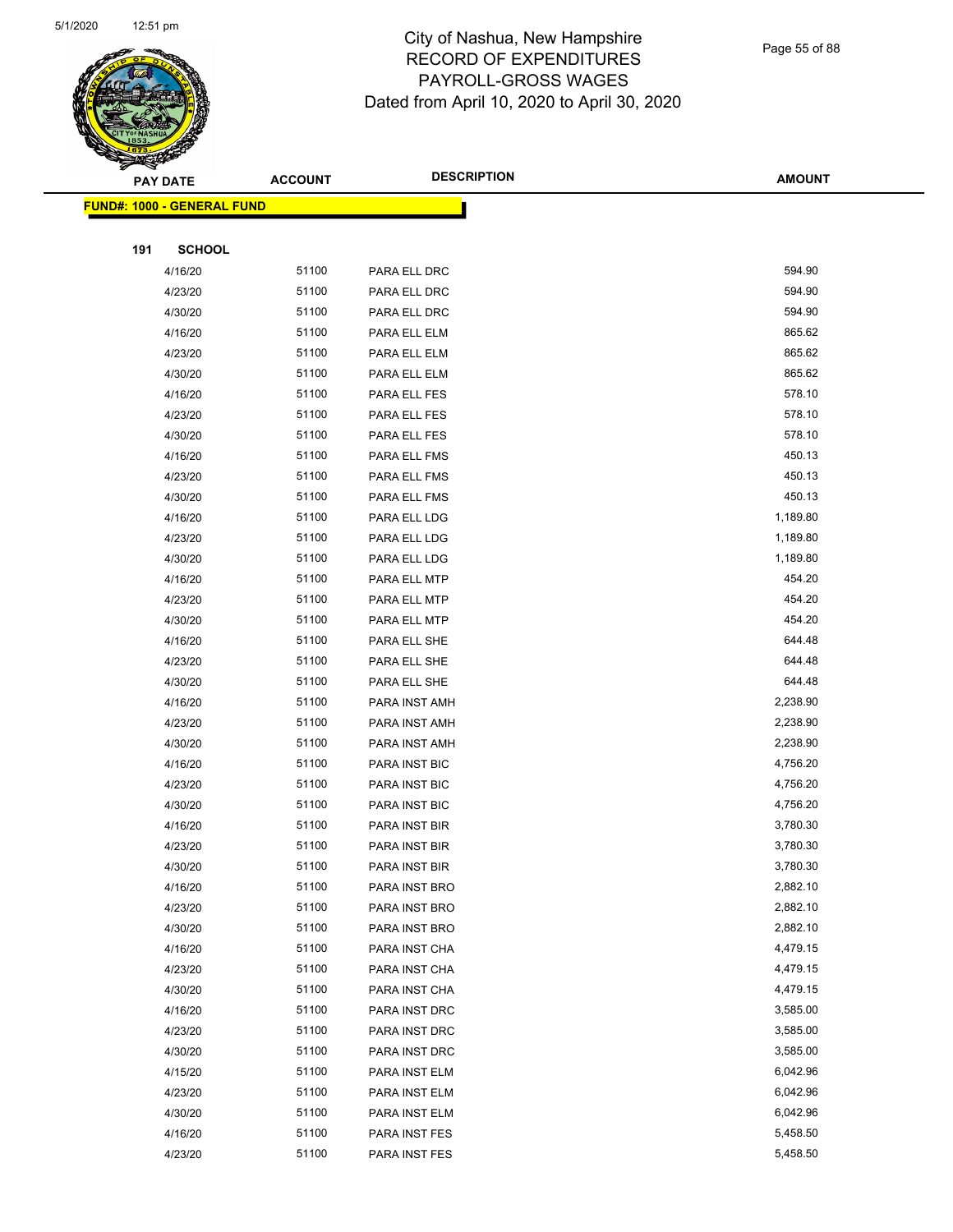# City of Nashua, New Hampshire
## RECORD OF EXPENDITURES
## PAYROLL-GROSS WAGES
## Dated from April 10, 2020 to April 30, 2020

| PAY DATE | ACCOUNT | DESCRIPTION | AMOUNT |
|---|---|---|---|

**FUND#: 1000 - GENERAL FUND**

**191 SCHOOL**

| PAY DATE | ACCOUNT | DESCRIPTION | AMOUNT |
|---|---|---|---|
| 4/16/20 | 51100 | PARA ELL DRC | 594.90 |
| 4/23/20 | 51100 | PARA ELL DRC | 594.90 |
| 4/30/20 | 51100 | PARA ELL DRC | 594.90 |
| 4/16/20 | 51100 | PARA ELL ELM | 865.62 |
| 4/23/20 | 51100 | PARA ELL ELM | 865.62 |
| 4/30/20 | 51100 | PARA ELL ELM | 865.62 |
| 4/16/20 | 51100 | PARA ELL FES | 578.10 |
| 4/23/20 | 51100 | PARA ELL FES | 578.10 |
| 4/30/20 | 51100 | PARA ELL FES | 578.10 |
| 4/16/20 | 51100 | PARA ELL FMS | 450.13 |
| 4/23/20 | 51100 | PARA ELL FMS | 450.13 |
| 4/30/20 | 51100 | PARA ELL FMS | 450.13 |
| 4/16/20 | 51100 | PARA ELL LDG | 1,189.80 |
| 4/23/20 | 51100 | PARA ELL LDG | 1,189.80 |
| 4/30/20 | 51100 | PARA ELL LDG | 1,189.80 |
| 4/16/20 | 51100 | PARA ELL MTP | 454.20 |
| 4/23/20 | 51100 | PARA ELL MTP | 454.20 |
| 4/30/20 | 51100 | PARA ELL MTP | 454.20 |
| 4/16/20 | 51100 | PARA ELL SHE | 644.48 |
| 4/23/20 | 51100 | PARA ELL SHE | 644.48 |
| 4/30/20 | 51100 | PARA ELL SHE | 644.48 |
| 4/16/20 | 51100 | PARA INST AMH | 2,238.90 |
| 4/23/20 | 51100 | PARA INST AMH | 2,238.90 |
| 4/30/20 | 51100 | PARA INST AMH | 2,238.90 |
| 4/16/20 | 51100 | PARA INST BIC | 4,756.20 |
| 4/23/20 | 51100 | PARA INST BIC | 4,756.20 |
| 4/30/20 | 51100 | PARA INST BIC | 4,756.20 |
| 4/16/20 | 51100 | PARA INST BIR | 3,780.30 |
| 4/23/20 | 51100 | PARA INST BIR | 3,780.30 |
| 4/30/20 | 51100 | PARA INST BIR | 3,780.30 |
| 4/16/20 | 51100 | PARA INST BRO | 2,882.10 |
| 4/23/20 | 51100 | PARA INST BRO | 2,882.10 |
| 4/30/20 | 51100 | PARA INST BRO | 2,882.10 |
| 4/16/20 | 51100 | PARA INST CHA | 4,479.15 |
| 4/23/20 | 51100 | PARA INST CHA | 4,479.15 |
| 4/30/20 | 51100 | PARA INST CHA | 4,479.15 |
| 4/16/20 | 51100 | PARA INST DRC | 3,585.00 |
| 4/23/20 | 51100 | PARA INST DRC | 3,585.00 |
| 4/30/20 | 51100 | PARA INST DRC | 3,585.00 |
| 4/15/20 | 51100 | PARA INST ELM | 6,042.96 |
| 4/23/20 | 51100 | PARA INST ELM | 6,042.96 |
| 4/30/20 | 51100 | PARA INST ELM | 6,042.96 |
| 4/16/20 | 51100 | PARA INST FES | 5,458.50 |
| 4/23/20 | 51100 | PARA INST FES | 5,458.50 |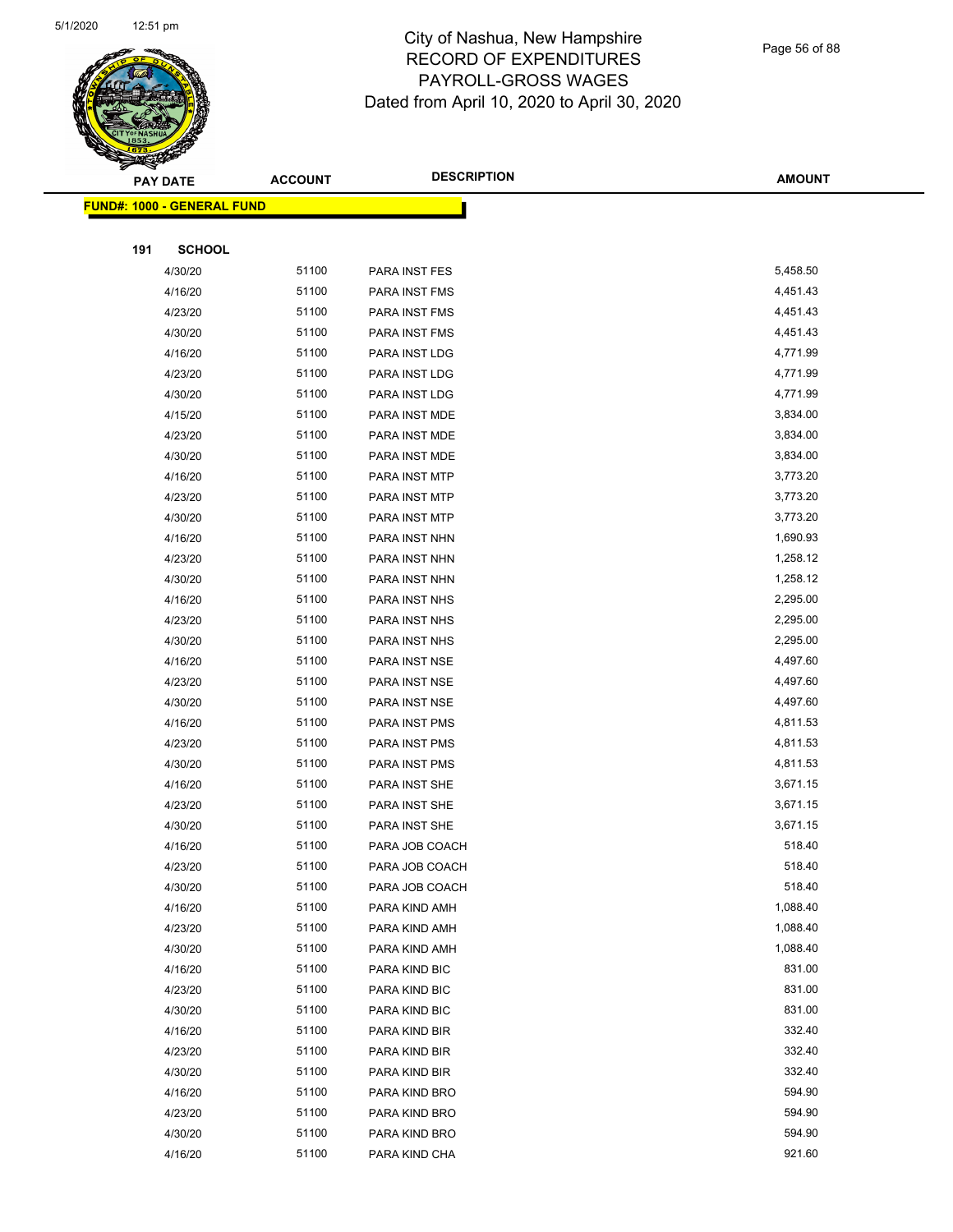# City of Nashua, New Hampshire
## RECORD OF EXPENDITURES
## PAYROLL-GROSS WAGES
## Dated from April 10, 2020 to April 30, 2020

| PAY DATE | ACCOUNT | DESCRIPTION | AMOUNT |
|---|---|---|---|
| **FUND#: 1000 - GENERAL FUND** | | | |
| **191 SCHOOL** | | | |
| 4/30/20 | 51100 | PARA INST FES | 5,458.50 |
| 4/16/20 | 51100 | PARA INST FMS | 4,451.43 |
| 4/23/20 | 51100 | PARA INST FMS | 4,451.43 |
| 4/30/20 | 51100 | PARA INST FMS | 4,451.43 |
| 4/16/20 | 51100 | PARA INST LDG | 4,771.99 |
| 4/23/20 | 51100 | PARA INST LDG | 4,771.99 |
| 4/30/20 | 51100 | PARA INST LDG | 4,771.99 |
| 4/15/20 | 51100 | PARA INST MDE | 3,834.00 |
| 4/23/20 | 51100 | PARA INST MDE | 3,834.00 |
| 4/30/20 | 51100 | PARA INST MDE | 3,834.00 |
| 4/16/20 | 51100 | PARA INST MTP | 3,773.20 |
| 4/23/20 | 51100 | PARA INST MTP | 3,773.20 |
| 4/30/20 | 51100 | PARA INST MTP | 3,773.20 |
| 4/16/20 | 51100 | PARA INST NHN | 1,690.93 |
| 4/23/20 | 51100 | PARA INST NHN | 1,258.12 |
| 4/30/20 | 51100 | PARA INST NHN | 1,258.12 |
| 4/16/20 | 51100 | PARA INST NHS | 2,295.00 |
| 4/23/20 | 51100 | PARA INST NHS | 2,295.00 |
| 4/30/20 | 51100 | PARA INST NHS | 2,295.00 |
| 4/16/20 | 51100 | PARA INST NSE | 4,497.60 |
| 4/23/20 | 51100 | PARA INST NSE | 4,497.60 |
| 4/30/20 | 51100 | PARA INST NSE | 4,497.60 |
| 4/16/20 | 51100 | PARA INST PMS | 4,811.53 |
| 4/23/20 | 51100 | PARA INST PMS | 4,811.53 |
| 4/30/20 | 51100 | PARA INST PMS | 4,811.53 |
| 4/16/20 | 51100 | PARA INST SHE | 3,671.15 |
| 4/23/20 | 51100 | PARA INST SHE | 3,671.15 |
| 4/30/20 | 51100 | PARA INST SHE | 3,671.15 |
| 4/16/20 | 51100 | PARA JOB COACH | 518.40 |
| 4/23/20 | 51100 | PARA JOB COACH | 518.40 |
| 4/30/20 | 51100 | PARA JOB COACH | 518.40 |
| 4/16/20 | 51100 | PARA KIND AMH | 1,088.40 |
| 4/23/20 | 51100 | PARA KIND AMH | 1,088.40 |
| 4/30/20 | 51100 | PARA KIND AMH | 1,088.40 |
| 4/16/20 | 51100 | PARA KIND BIC | 831.00 |
| 4/23/20 | 51100 | PARA KIND BIC | 831.00 |
| 4/30/20 | 51100 | PARA KIND BIC | 831.00 |
| 4/16/20 | 51100 | PARA KIND BIR | 332.40 |
| 4/23/20 | 51100 | PARA KIND BIR | 332.40 |
| 4/30/20 | 51100 | PARA KIND BIR | 332.40 |
| 4/16/20 | 51100 | PARA KIND BRO | 594.90 |
| 4/23/20 | 51100 | PARA KIND BRO | 594.90 |
| 4/30/20 | 51100 | PARA KIND BRO | 594.90 |
| 4/16/20 | 51100 | PARA KIND CHA | 921.60 |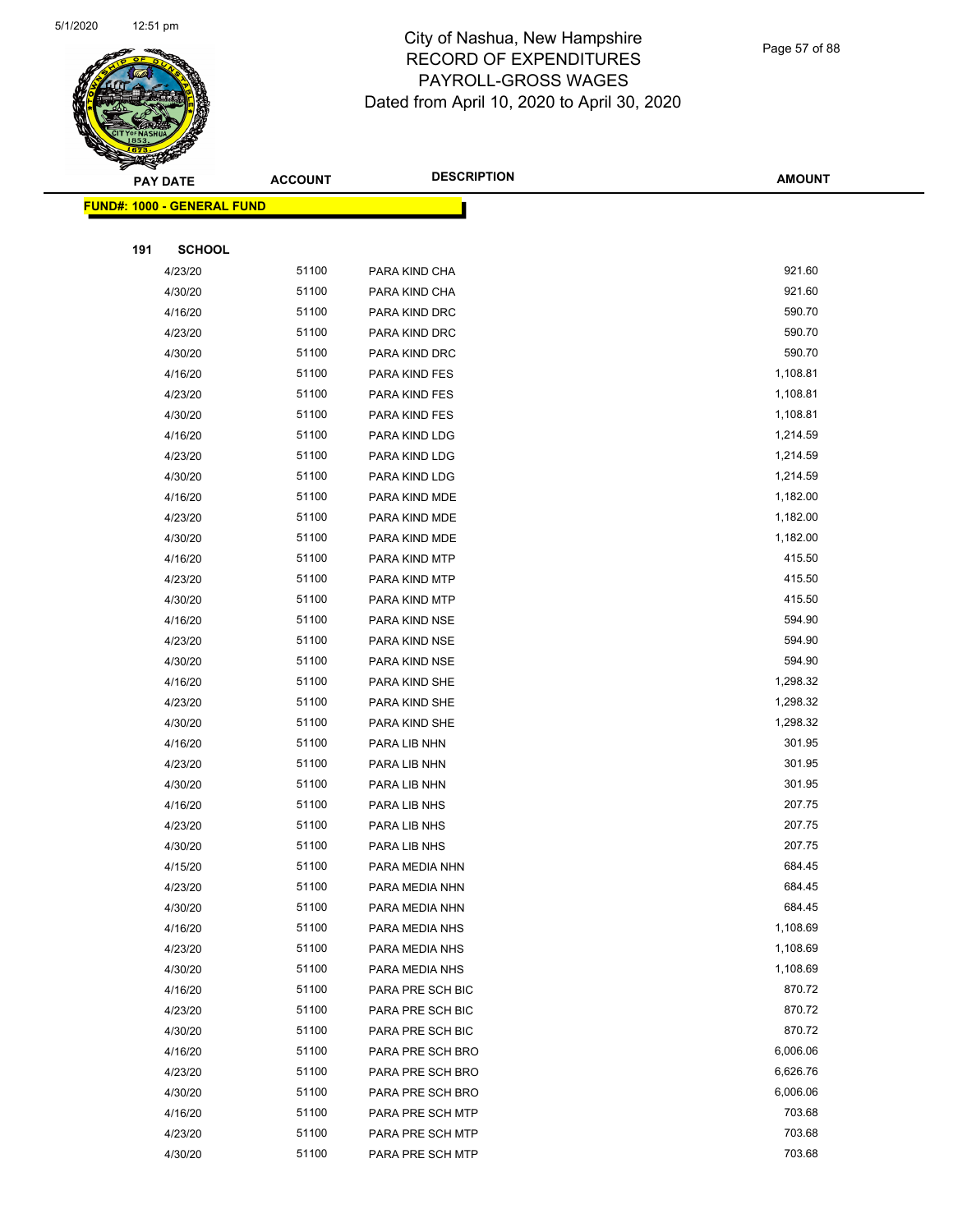# City of Nashua, New Hampshire
## RECORD OF EXPENDITURES
## PAYROLL-GROSS WAGES
## Dated from April 10, 2020 to April 30, 2020

| PAY DATE | ACCOUNT | DESCRIPTION | AMOUNT |
|---|---|---|---|
| **FUND#: 1000 - GENERAL FUND** | | | |
| **191 SCHOOL** | | | |
| 4/23/20 | 51100 | PARA KIND CHA | 921.60 |
| 4/30/20 | 51100 | PARA KIND CHA | 921.60 |
| 4/16/20 | 51100 | PARA KIND DRC | 590.70 |
| 4/23/20 | 51100 | PARA KIND DRC | 590.70 |
| 4/30/20 | 51100 | PARA KIND DRC | 590.70 |
| 4/16/20 | 51100 | PARA KIND FES | 1,108.81 |
| 4/23/20 | 51100 | PARA KIND FES | 1,108.81 |
| 4/30/20 | 51100 | PARA KIND FES | 1,108.81 |
| 4/16/20 | 51100 | PARA KIND LDG | 1,214.59 |
| 4/23/20 | 51100 | PARA KIND LDG | 1,214.59 |
| 4/30/20 | 51100 | PARA KIND LDG | 1,214.59 |
| 4/16/20 | 51100 | PARA KIND MDE | 1,182.00 |
| 4/23/20 | 51100 | PARA KIND MDE | 1,182.00 |
| 4/30/20 | 51100 | PARA KIND MDE | 1,182.00 |
| 4/16/20 | 51100 | PARA KIND MTP | 415.50 |
| 4/23/20 | 51100 | PARA KIND MTP | 415.50 |
| 4/30/20 | 51100 | PARA KIND MTP | 415.50 |
| 4/16/20 | 51100 | PARA KIND NSE | 594.90 |
| 4/23/20 | 51100 | PARA KIND NSE | 594.90 |
| 4/30/20 | 51100 | PARA KIND NSE | 594.90 |
| 4/16/20 | 51100 | PARA KIND SHE | 1,298.32 |
| 4/23/20 | 51100 | PARA KIND SHE | 1,298.32 |
| 4/30/20 | 51100 | PARA KIND SHE | 1,298.32 |
| 4/16/20 | 51100 | PARA LIB NHN | 301.95 |
| 4/23/20 | 51100 | PARA LIB NHN | 301.95 |
| 4/30/20 | 51100 | PARA LIB NHN | 301.95 |
| 4/16/20 | 51100 | PARA LIB NHS | 207.75 |
| 4/23/20 | 51100 | PARA LIB NHS | 207.75 |
| 4/30/20 | 51100 | PARA LIB NHS | 207.75 |
| 4/15/20 | 51100 | PARA MEDIA NHN | 684.45 |
| 4/23/20 | 51100 | PARA MEDIA NHN | 684.45 |
| 4/30/20 | 51100 | PARA MEDIA NHN | 684.45 |
| 4/16/20 | 51100 | PARA MEDIA NHS | 1,108.69 |
| 4/23/20 | 51100 | PARA MEDIA NHS | 1,108.69 |
| 4/30/20 | 51100 | PARA MEDIA NHS | 1,108.69 |
| 4/16/20 | 51100 | PARA PRE SCH BIC | 870.72 |
| 4/23/20 | 51100 | PARA PRE SCH BIC | 870.72 |
| 4/30/20 | 51100 | PARA PRE SCH BIC | 870.72 |
| 4/16/20 | 51100 | PARA PRE SCH BRO | 6,006.06 |
| 4/23/20 | 51100 | PARA PRE SCH BRO | 6,626.76 |
| 4/30/20 | 51100 | PARA PRE SCH BRO | 6,006.06 |
| 4/16/20 | 51100 | PARA PRE SCH MTP | 703.68 |
| 4/23/20 | 51100 | PARA PRE SCH MTP | 703.68 |
| 4/30/20 | 51100 | PARA PRE SCH MTP | 703.68 |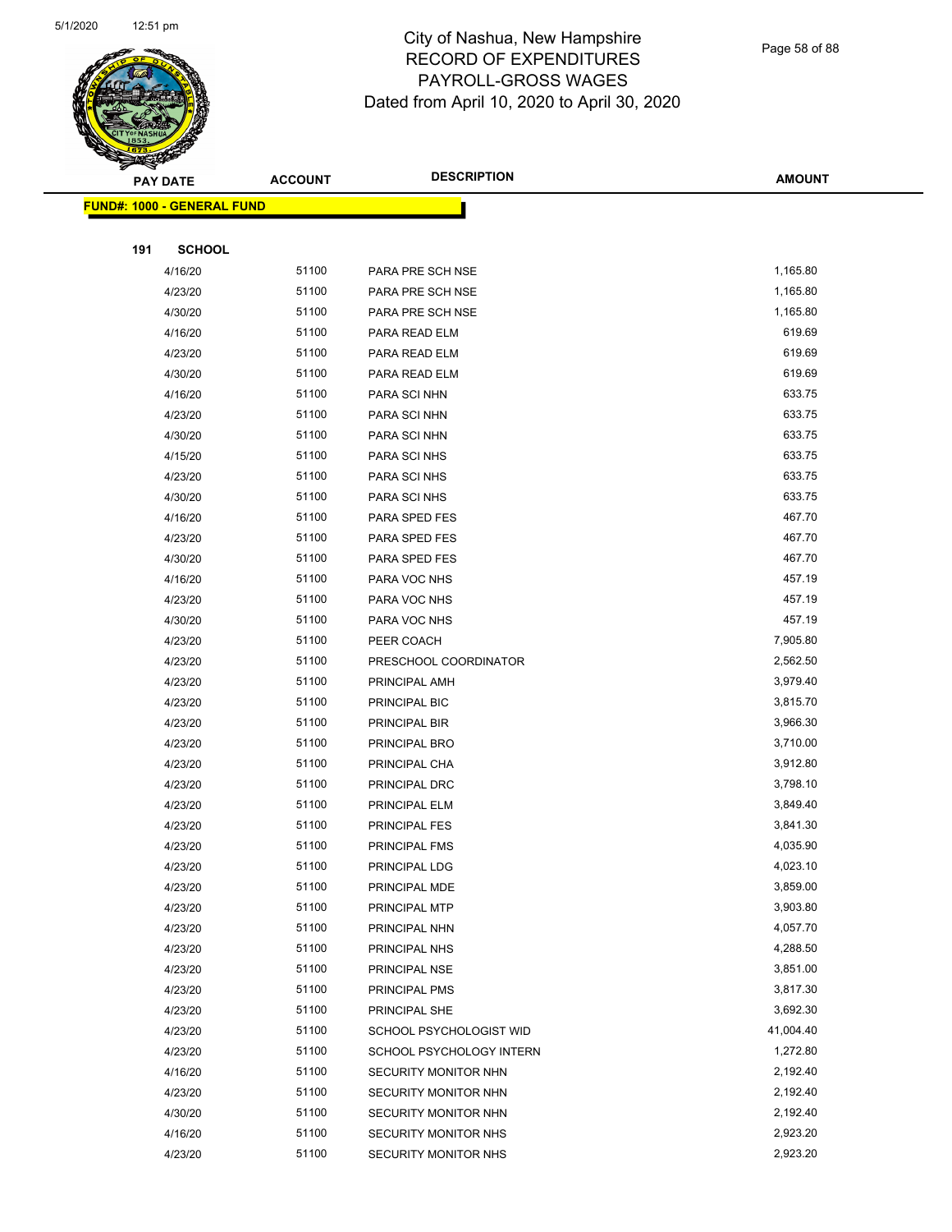# City of Nashua, New Hampshire
## RECORD OF EXPENDITURES
## PAYROLL-GROSS WAGES
## Dated from April 10, 2020 to April 30, 2020

| PAY DATE | ACCOUNT | DESCRIPTION | AMOUNT |
|---|---|---|---|
| **FUND#: 1000 - GENERAL FUND** | | | |
| **191 SCHOOL** | | | |
| 4/16/20 | 51100 | PARA PRE SCH NSE | 1,165.80 |
| 4/23/20 | 51100 | PARA PRE SCH NSE | 1,165.80 |
| 4/30/20 | 51100 | PARA PRE SCH NSE | 1,165.80 |
| 4/16/20 | 51100 | PARA READ ELM | 619.69 |
| 4/23/20 | 51100 | PARA READ ELM | 619.69 |
| 4/30/20 | 51100 | PARA READ ELM | 619.69 |
| 4/16/20 | 51100 | PARA SCI NHN | 633.75 |
| 4/23/20 | 51100 | PARA SCI NHN | 633.75 |
| 4/30/20 | 51100 | PARA SCI NHN | 633.75 |
| 4/15/20 | 51100 | PARA SCI NHS | 633.75 |
| 4/23/20 | 51100 | PARA SCI NHS | 633.75 |
| 4/30/20 | 51100 | PARA SCI NHS | 633.75 |
| 4/16/20 | 51100 | PARA SPED FES | 467.70 |
| 4/23/20 | 51100 | PARA SPED FES | 467.70 |
| 4/30/20 | 51100 | PARA SPED FES | 467.70 |
| 4/16/20 | 51100 | PARA VOC NHS | 457.19 |
| 4/23/20 | 51100 | PARA VOC NHS | 457.19 |
| 4/30/20 | 51100 | PARA VOC NHS | 457.19 |
| 4/23/20 | 51100 | PEER COACH | 7,905.80 |
| 4/23/20 | 51100 | PRESCHOOL COORDINATOR | 2,562.50 |
| 4/23/20 | 51100 | PRINCIPAL AMH | 3,979.40 |
| 4/23/20 | 51100 | PRINCIPAL BIC | 3,815.70 |
| 4/23/20 | 51100 | PRINCIPAL BIR | 3,966.30 |
| 4/23/20 | 51100 | PRINCIPAL BRO | 3,710.00 |
| 4/23/20 | 51100 | PRINCIPAL CHA | 3,912.80 |
| 4/23/20 | 51100 | PRINCIPAL DRC | 3,798.10 |
| 4/23/20 | 51100 | PRINCIPAL ELM | 3,849.40 |
| 4/23/20 | 51100 | PRINCIPAL FES | 3,841.30 |
| 4/23/20 | 51100 | PRINCIPAL FMS | 4,035.90 |
| 4/23/20 | 51100 | PRINCIPAL LDG | 4,023.10 |
| 4/23/20 | 51100 | PRINCIPAL MDE | 3,859.00 |
| 4/23/20 | 51100 | PRINCIPAL MTP | 3,903.80 |
| 4/23/20 | 51100 | PRINCIPAL NHN | 4,057.70 |
| 4/23/20 | 51100 | PRINCIPAL NHS | 4,288.50 |
| 4/23/20 | 51100 | PRINCIPAL NSE | 3,851.00 |
| 4/23/20 | 51100 | PRINCIPAL PMS | 3,817.30 |
| 4/23/20 | 51100 | PRINCIPAL SHE | 3,692.30 |
| 4/23/20 | 51100 | SCHOOL PSYCHOLOGIST WID | 41,004.40 |
| 4/23/20 | 51100 | SCHOOL PSYCHOLOGY INTERN | 1,272.80 |
| 4/16/20 | 51100 | SECURITY MONITOR NHN | 2,192.40 |
| 4/23/20 | 51100 | SECURITY MONITOR NHN | 2,192.40 |
| 4/30/20 | 51100 | SECURITY MONITOR NHN | 2,192.40 |
| 4/16/20 | 51100 | SECURITY MONITOR NHS | 2,923.20 |
| 4/23/20 | 51100 | SECURITY MONITOR NHS | 2,923.20 |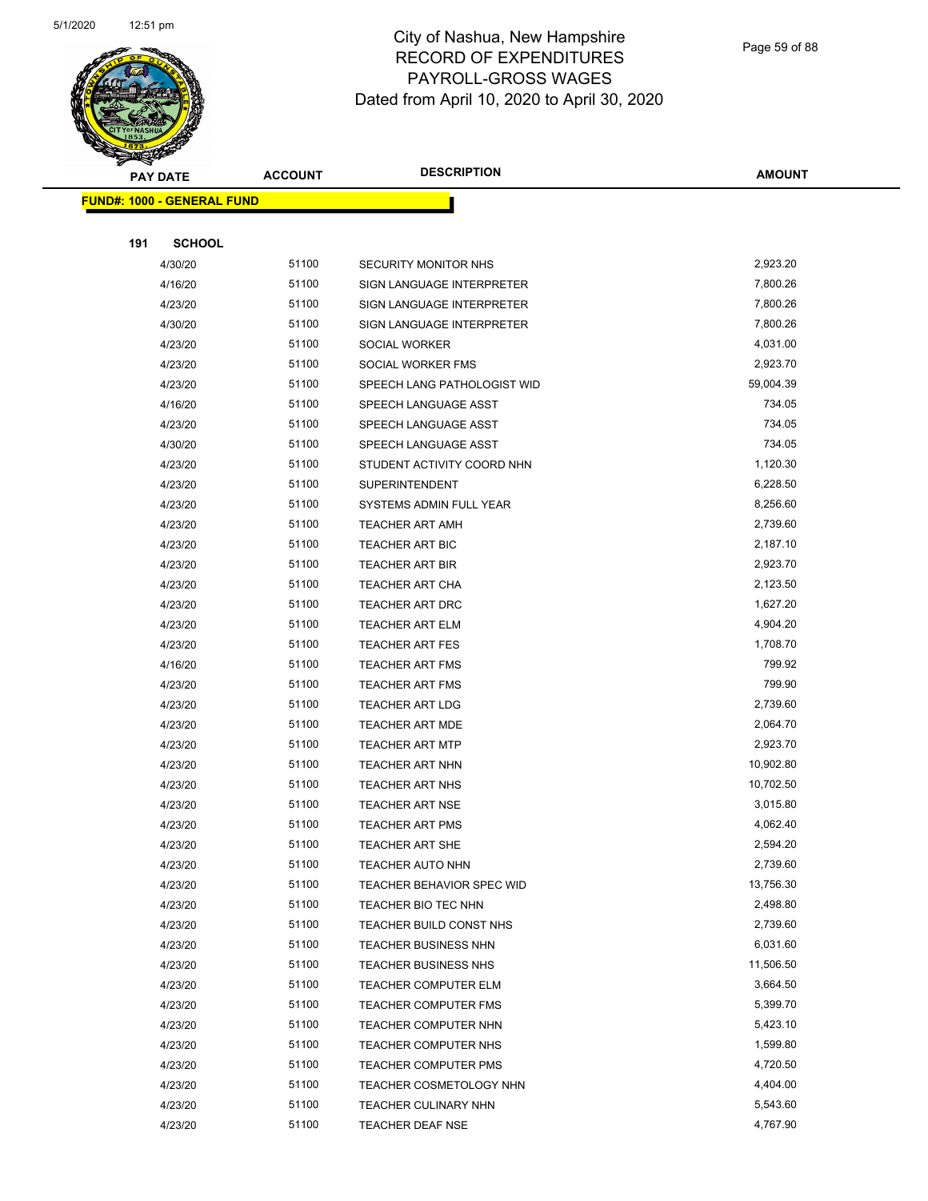# City of Nashua, New Hampshire
## RECORD OF EXPENDITURES
## PAYROLL-GROSS WAGES
## Dated from April 10, 2020 to April 30, 2020

| PAY DATE | ACCOUNT | DESCRIPTION | AMOUNT |
|---|---|---|---|
| **FUND#: 1000 - GENERAL FUND** | | | |
| **191 SCHOOL** | | | |
| 4/30/20 | 51100 | SECURITY MONITOR NHS | 2,923.20 |
| 4/16/20 | 51100 | SIGN LANGUAGE INTERPRETER | 7,800.26 |
| 4/23/20 | 51100 | SIGN LANGUAGE INTERPRETER | 7,800.26 |
| 4/30/20 | 51100 | SIGN LANGUAGE INTERPRETER | 7,800.26 |
| 4/23/20 | 51100 | SOCIAL WORKER | 4,031.00 |
| 4/23/20 | 51100 | SOCIAL WORKER FMS | 2,923.70 |
| 4/23/20 | 51100 | SPEECH LANG PATHOLOGIST WID | 59,004.39 |
| 4/16/20 | 51100 | SPEECH LANGUAGE ASST | 734.05 |
| 4/23/20 | 51100 | SPEECH LANGUAGE ASST | 734.05 |
| 4/30/20 | 51100 | SPEECH LANGUAGE ASST | 734.05 |
| 4/23/20 | 51100 | STUDENT ACTIVITY COORD NHN | 1,120.30 |
| 4/23/20 | 51100 | SUPERINTENDENT | 6,228.50 |
| 4/23/20 | 51100 | SYSTEMS ADMIN FULL YEAR | 8,256.60 |
| 4/23/20 | 51100 | TEACHER ART AMH | 2,739.60 |
| 4/23/20 | 51100 | TEACHER ART BIC | 2,187.10 |
| 4/23/20 | 51100 | TEACHER ART BIR | 2,923.70 |
| 4/23/20 | 51100 | TEACHER ART CHA | 2,123.50 |
| 4/23/20 | 51100 | TEACHER ART DRC | 1,627.20 |
| 4/23/20 | 51100 | TEACHER ART ELM | 4,904.20 |
| 4/23/20 | 51100 | TEACHER ART FES | 1,708.70 |
| 4/16/20 | 51100 | TEACHER ART FMS | 799.92 |
| 4/23/20 | 51100 | TEACHER ART FMS | 799.90 |
| 4/23/20 | 51100 | TEACHER ART LDG | 2,739.60 |
| 4/23/20 | 51100 | TEACHER ART MDE | 2,064.70 |
| 4/23/20 | 51100 | TEACHER ART MTP | 2,923.70 |
| 4/23/20 | 51100 | TEACHER ART NHN | 10,902.80 |
| 4/23/20 | 51100 | TEACHER ART NHS | 10,702.50 |
| 4/23/20 | 51100 | TEACHER ART NSE | 3,015.80 |
| 4/23/20 | 51100 | TEACHER ART PMS | 4,062.40 |
| 4/23/20 | 51100 | TEACHER ART SHE | 2,594.20 |
| 4/23/20 | 51100 | TEACHER AUTO NHN | 2,739.60 |
| 4/23/20 | 51100 | TEACHER BEHAVIOR SPEC WID | 13,756.30 |
| 4/23/20 | 51100 | TEACHER BIO TEC NHN | 2,498.80 |
| 4/23/20 | 51100 | TEACHER BUILD CONST NHS | 2,739.60 |
| 4/23/20 | 51100 | TEACHER BUSINESS NHN | 6,031.60 |
| 4/23/20 | 51100 | TEACHER BUSINESS NHS | 11,506.50 |
| 4/23/20 | 51100 | TEACHER COMPUTER ELM | 3,664.50 |
| 4/23/20 | 51100 | TEACHER COMPUTER FMS | 5,399.70 |
| 4/23/20 | 51100 | TEACHER COMPUTER NHN | 5,423.10 |
| 4/23/20 | 51100 | TEACHER COMPUTER NHS | 1,599.80 |
| 4/23/20 | 51100 | TEACHER COMPUTER PMS | 4,720.50 |
| 4/23/20 | 51100 | TEACHER COSMETOLOGY NHN | 4,404.00 |
| 4/23/20 | 51100 | TEACHER CULINARY NHN | 5,543.60 |
| 4/23/20 | 51100 | TEACHER DEAF NSE | 4,767.90 |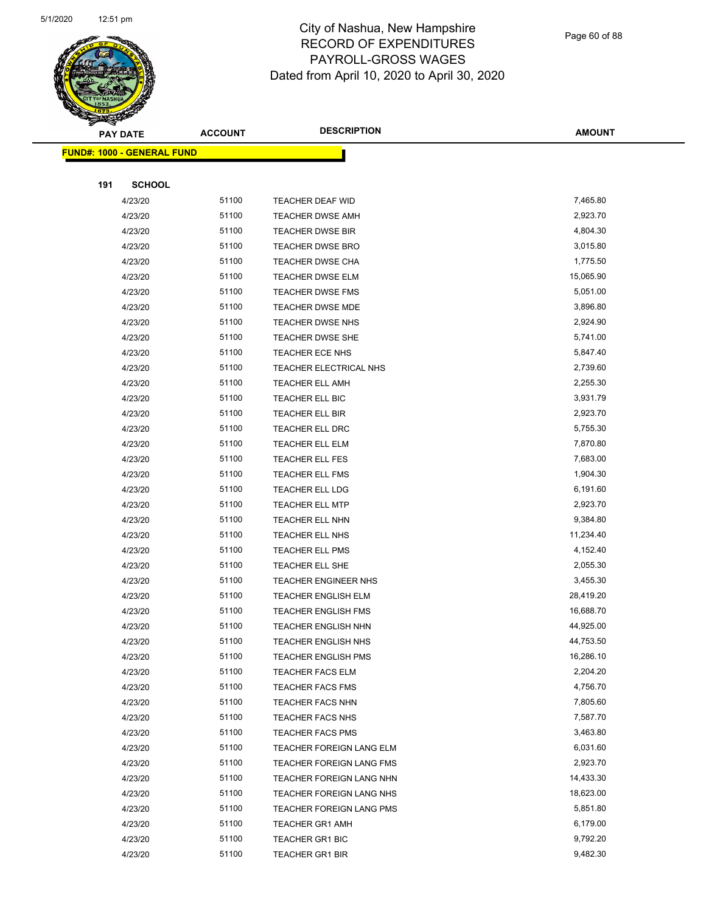# City of Nashua, New Hampshire
## RECORD OF EXPENDITURES
## PAYROLL-GROSS WAGES
## Dated from April 10, 2020 to April 30, 2020

**FUND#: 1000 - GENERAL FUND**

**191 SCHOOL**

| PAY DATE | ACCOUNT | DESCRIPTION | AMOUNT |
|---|---|---|---|
| 4/23/20 | 51100 | TEACHER DEAF WID | 7,465.80 |
| 4/23/20 | 51100 | TEACHER DWSE AMH | 2,923.70 |
| 4/23/20 | 51100 | TEACHER DWSE BIR | 4,804.30 |
| 4/23/20 | 51100 | TEACHER DWSE BRO | 3,015.80 |
| 4/23/20 | 51100 | TEACHER DWSE CHA | 1,775.50 |
| 4/23/20 | 51100 | TEACHER DWSE ELM | 15,065.90 |
| 4/23/20 | 51100 | TEACHER DWSE FMS | 5,051.00 |
| 4/23/20 | 51100 | TEACHER DWSE MDE | 3,896.80 |
| 4/23/20 | 51100 | TEACHER DWSE NHS | 2,924.90 |
| 4/23/20 | 51100 | TEACHER DWSE SHE | 5,741.00 |
| 4/23/20 | 51100 | TEACHER ECE NHS | 5,847.40 |
| 4/23/20 | 51100 | TEACHER ELECTRICAL NHS | 2,739.60 |
| 4/23/20 | 51100 | TEACHER ELL AMH | 2,255.30 |
| 4/23/20 | 51100 | TEACHER ELL BIC | 3,931.79 |
| 4/23/20 | 51100 | TEACHER ELL BIR | 2,923.70 |
| 4/23/20 | 51100 | TEACHER ELL DRC | 5,755.30 |
| 4/23/20 | 51100 | TEACHER ELL ELM | 7,870.80 |
| 4/23/20 | 51100 | TEACHER ELL FES | 7,683.00 |
| 4/23/20 | 51100 | TEACHER ELL FMS | 1,904.30 |
| 4/23/20 | 51100 | TEACHER ELL LDG | 6,191.60 |
| 4/23/20 | 51100 | TEACHER ELL MTP | 2,923.70 |
| 4/23/20 | 51100 | TEACHER ELL NHN | 9,384.80 |
| 4/23/20 | 51100 | TEACHER ELL NHS | 11,234.40 |
| 4/23/20 | 51100 | TEACHER ELL PMS | 4,152.40 |
| 4/23/20 | 51100 | TEACHER ELL SHE | 2,055.30 |
| 4/23/20 | 51100 | TEACHER ENGINEER NHS | 3,455.30 |
| 4/23/20 | 51100 | TEACHER ENGLISH ELM | 28,419.20 |
| 4/23/20 | 51100 | TEACHER ENGLISH FMS | 16,688.70 |
| 4/23/20 | 51100 | TEACHER ENGLISH NHN | 44,925.00 |
| 4/23/20 | 51100 | TEACHER ENGLISH NHS | 44,753.50 |
| 4/23/20 | 51100 | TEACHER ENGLISH PMS | 16,286.10 |
| 4/23/20 | 51100 | TEACHER FACS ELM | 2,204.20 |
| 4/23/20 | 51100 | TEACHER FACS FMS | 4,756.70 |
| 4/23/20 | 51100 | TEACHER FACS NHN | 7,805.60 |
| 4/23/20 | 51100 | TEACHER FACS NHS | 7,587.70 |
| 4/23/20 | 51100 | TEACHER FACS PMS | 3,463.80 |
| 4/23/20 | 51100 | TEACHER FOREIGN LANG ELM | 6,031.60 |
| 4/23/20 | 51100 | TEACHER FOREIGN LANG FMS | 2,923.70 |
| 4/23/20 | 51100 | TEACHER FOREIGN LANG NHN | 14,433.30 |
| 4/23/20 | 51100 | TEACHER FOREIGN LANG NHS | 18,623.00 |
| 4/23/20 | 51100 | TEACHER FOREIGN LANG PMS | 5,851.80 |
| 4/23/20 | 51100 | TEACHER GR1 AMH | 6,179.00 |
| 4/23/20 | 51100 | TEACHER GR1 BIC | 9,792.20 |
| 4/23/20 | 51100 | TEACHER GR1 BIR | 9,482.30 |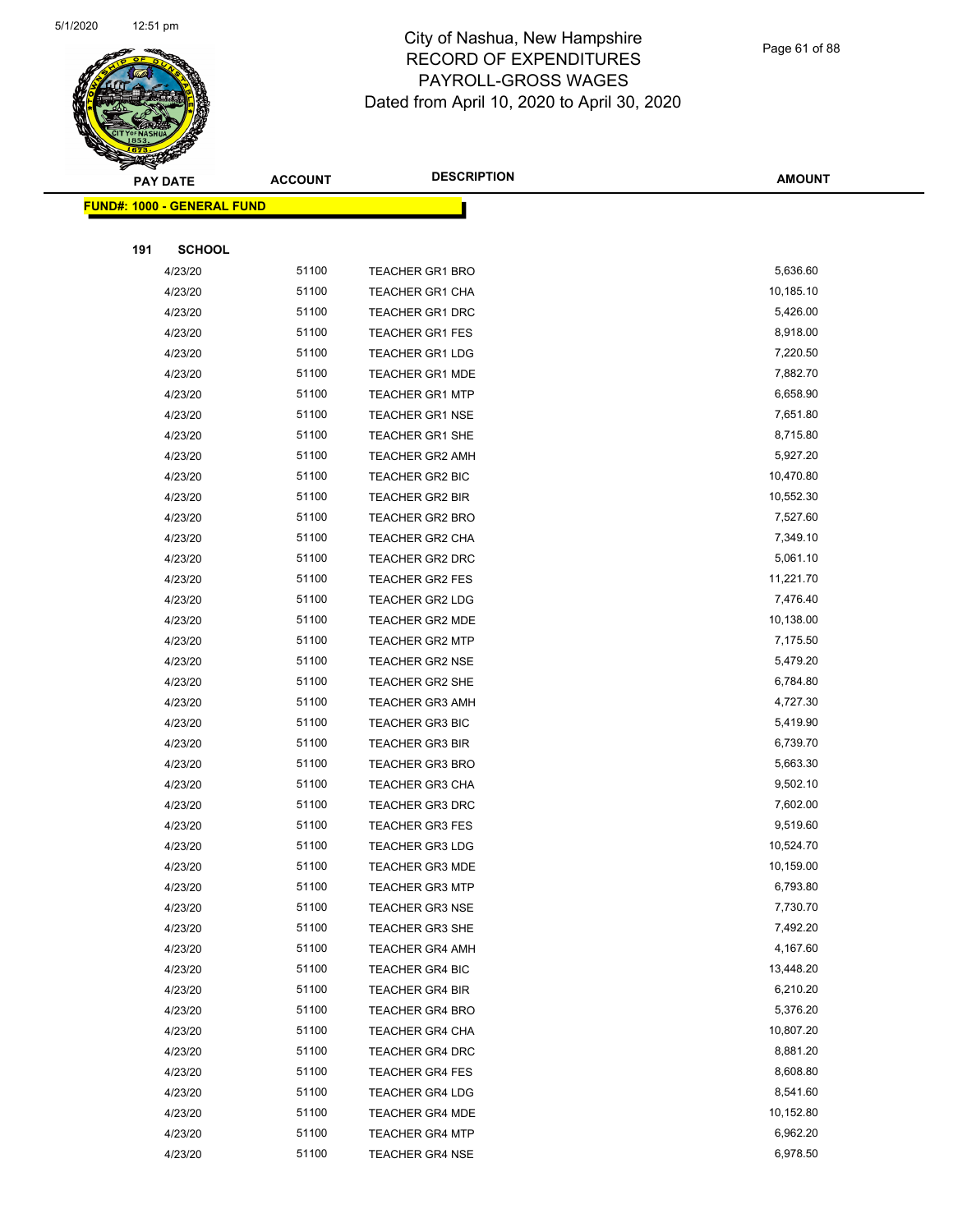# City of Nashua, New Hampshire
## RECORD OF EXPENDITURES
## PAYROLL-GROSS WAGES
### Dated from April 10, 2020 to April 30, 2020

| PAY DATE | ACCOUNT | DESCRIPTION | AMOUNT |
|---|---|---|---|

**FUND#: 1000 - GENERAL FUND**

**191 SCHOOL**

| PAY DATE | ACCOUNT | DESCRIPTION | AMOUNT |
|---|---|---|---|
| 4/23/20 | 51100 | TEACHER GR1 BRO | 5,636.60 |
| 4/23/20 | 51100 | TEACHER GR1 CHA | 10,185.10 |
| 4/23/20 | 51100 | TEACHER GR1 DRC | 5,426.00 |
| 4/23/20 | 51100 | TEACHER GR1 FES | 8,918.00 |
| 4/23/20 | 51100 | TEACHER GR1 LDG | 7,220.50 |
| 4/23/20 | 51100 | TEACHER GR1 MDE | 7,882.70 |
| 4/23/20 | 51100 | TEACHER GR1 MTP | 6,658.90 |
| 4/23/20 | 51100 | TEACHER GR1 NSE | 7,651.80 |
| 4/23/20 | 51100 | TEACHER GR1 SHE | 8,715.80 |
| 4/23/20 | 51100 | TEACHER GR2 AMH | 5,927.20 |
| 4/23/20 | 51100 | TEACHER GR2 BIC | 10,470.80 |
| 4/23/20 | 51100 | TEACHER GR2 BIR | 10,552.30 |
| 4/23/20 | 51100 | TEACHER GR2 BRO | 7,527.60 |
| 4/23/20 | 51100 | TEACHER GR2 CHA | 7,349.10 |
| 4/23/20 | 51100 | TEACHER GR2 DRC | 5,061.10 |
| 4/23/20 | 51100 | TEACHER GR2 FES | 11,221.70 |
| 4/23/20 | 51100 | TEACHER GR2 LDG | 7,476.40 |
| 4/23/20 | 51100 | TEACHER GR2 MDE | 10,138.00 |
| 4/23/20 | 51100 | TEACHER GR2 MTP | 7,175.50 |
| 4/23/20 | 51100 | TEACHER GR2 NSE | 5,479.20 |
| 4/23/20 | 51100 | TEACHER GR2 SHE | 6,784.80 |
| 4/23/20 | 51100 | TEACHER GR3 AMH | 4,727.30 |
| 4/23/20 | 51100 | TEACHER GR3 BIC | 5,419.90 |
| 4/23/20 | 51100 | TEACHER GR3 BIR | 6,739.70 |
| 4/23/20 | 51100 | TEACHER GR3 BRO | 5,663.30 |
| 4/23/20 | 51100 | TEACHER GR3 CHA | 9,502.10 |
| 4/23/20 | 51100 | TEACHER GR3 DRC | 7,602.00 |
| 4/23/20 | 51100 | TEACHER GR3 FES | 9,519.60 |
| 4/23/20 | 51100 | TEACHER GR3 LDG | 10,524.70 |
| 4/23/20 | 51100 | TEACHER GR3 MDE | 10,159.00 |
| 4/23/20 | 51100 | TEACHER GR3 MTP | 6,793.80 |
| 4/23/20 | 51100 | TEACHER GR3 NSE | 7,730.70 |
| 4/23/20 | 51100 | TEACHER GR3 SHE | 7,492.20 |
| 4/23/20 | 51100 | TEACHER GR4 AMH | 4,167.60 |
| 4/23/20 | 51100 | TEACHER GR4 BIC | 13,448.20 |
| 4/23/20 | 51100 | TEACHER GR4 BIR | 6,210.20 |
| 4/23/20 | 51100 | TEACHER GR4 BRO | 5,376.20 |
| 4/23/20 | 51100 | TEACHER GR4 CHA | 10,807.20 |
| 4/23/20 | 51100 | TEACHER GR4 DRC | 8,881.20 |
| 4/23/20 | 51100 | TEACHER GR4 FES | 8,608.80 |
| 4/23/20 | 51100 | TEACHER GR4 LDG | 8,541.60 |
| 4/23/20 | 51100 | TEACHER GR4 MDE | 10,152.80 |
| 4/23/20 | 51100 | TEACHER GR4 MTP | 6,962.20 |
| 4/23/20 | 51100 | TEACHER GR4 NSE | 6,978.50 |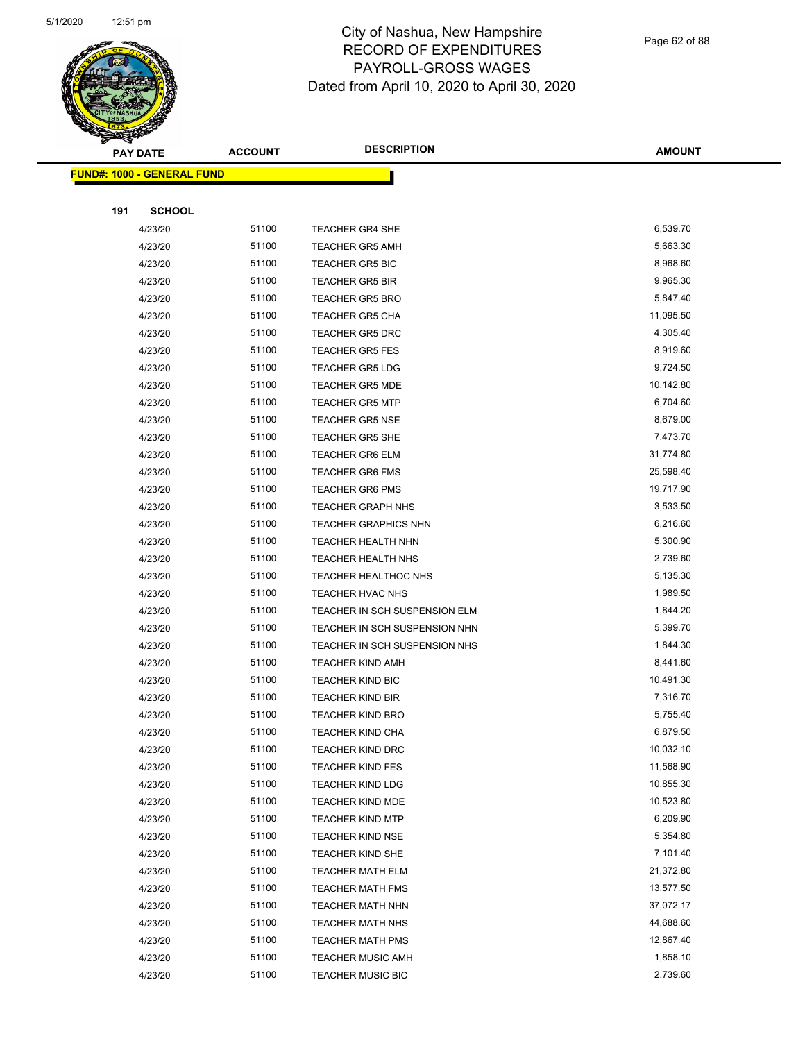# City of Nashua, New Hampshire
# RECORD OF EXPENDITURES
# PAYROLL-GROSS WAGES
Dated from April 10, 2020 to April 30, 2020

| PAY DATE | ACCOUNT | DESCRIPTION | AMOUNT |
|---|---|---|---|
| **FUND#: 1000 - GENERAL FUND** | | | |
| **191 SCHOOL** | | | |
| 4/23/20 | 51100 | TEACHER GR4 SHE | 6,539.70 |
| 4/23/20 | 51100 | TEACHER GR5 AMH | 5,663.30 |
| 4/23/20 | 51100 | TEACHER GR5 BIC | 8,968.60 |
| 4/23/20 | 51100 | TEACHER GR5 BIR | 9,965.30 |
| 4/23/20 | 51100 | TEACHER GR5 BRO | 5,847.40 |
| 4/23/20 | 51100 | TEACHER GR5 CHA | 11,095.50 |
| 4/23/20 | 51100 | TEACHER GR5 DRC | 4,305.40 |
| 4/23/20 | 51100 | TEACHER GR5 FES | 8,919.60 |
| 4/23/20 | 51100 | TEACHER GR5 LDG | 9,724.50 |
| 4/23/20 | 51100 | TEACHER GR5 MDE | 10,142.80 |
| 4/23/20 | 51100 | TEACHER GR5 MTP | 6,704.60 |
| 4/23/20 | 51100 | TEACHER GR5 NSE | 8,679.00 |
| 4/23/20 | 51100 | TEACHER GR5 SHE | 7,473.70 |
| 4/23/20 | 51100 | TEACHER GR6 ELM | 31,774.80 |
| 4/23/20 | 51100 | TEACHER GR6 FMS | 25,598.40 |
| 4/23/20 | 51100 | TEACHER GR6 PMS | 19,717.90 |
| 4/23/20 | 51100 | TEACHER GRAPH NHS | 3,533.50 |
| 4/23/20 | 51100 | TEACHER GRAPHICS NHN | 6,216.60 |
| 4/23/20 | 51100 | TEACHER HEALTH NHN | 5,300.90 |
| 4/23/20 | 51100 | TEACHER HEALTH NHS | 2,739.60 |
| 4/23/20 | 51100 | TEACHER HEALTHOC NHS | 5,135.30 |
| 4/23/20 | 51100 | TEACHER HVAC NHS | 1,989.50 |
| 4/23/20 | 51100 | TEACHER IN SCH SUSPENSION ELM | 1,844.20 |
| 4/23/20 | 51100 | TEACHER IN SCH SUSPENSION NHN | 5,399.70 |
| 4/23/20 | 51100 | TEACHER IN SCH SUSPENSION NHS | 1,844.30 |
| 4/23/20 | 51100 | TEACHER KIND AMH | 8,441.60 |
| 4/23/20 | 51100 | TEACHER KIND BIC | 10,491.30 |
| 4/23/20 | 51100 | TEACHER KIND BIR | 7,316.70 |
| 4/23/20 | 51100 | TEACHER KIND BRO | 5,755.40 |
| 4/23/20 | 51100 | TEACHER KIND CHA | 6,879.50 |
| 4/23/20 | 51100 | TEACHER KIND DRC | 10,032.10 |
| 4/23/20 | 51100 | TEACHER KIND FES | 11,568.90 |
| 4/23/20 | 51100 | TEACHER KIND LDG | 10,855.30 |
| 4/23/20 | 51100 | TEACHER KIND MDE | 10,523.80 |
| 4/23/20 | 51100 | TEACHER KIND MTP | 6,209.90 |
| 4/23/20 | 51100 | TEACHER KIND NSE | 5,354.80 |
| 4/23/20 | 51100 | TEACHER KIND SHE | 7,101.40 |
| 4/23/20 | 51100 | TEACHER MATH ELM | 21,372.80 |
| 4/23/20 | 51100 | TEACHER MATH FMS | 13,577.50 |
| 4/23/20 | 51100 | TEACHER MATH NHN | 37,072.17 |
| 4/23/20 | 51100 | TEACHER MATH NHS | 44,688.60 |
| 4/23/20 | 51100 | TEACHER MATH PMS | 12,867.40 |
| 4/23/20 | 51100 | TEACHER MUSIC AMH | 1,858.10 |
| 4/23/20 | 51100 | TEACHER MUSIC BIC | 2,739.60 |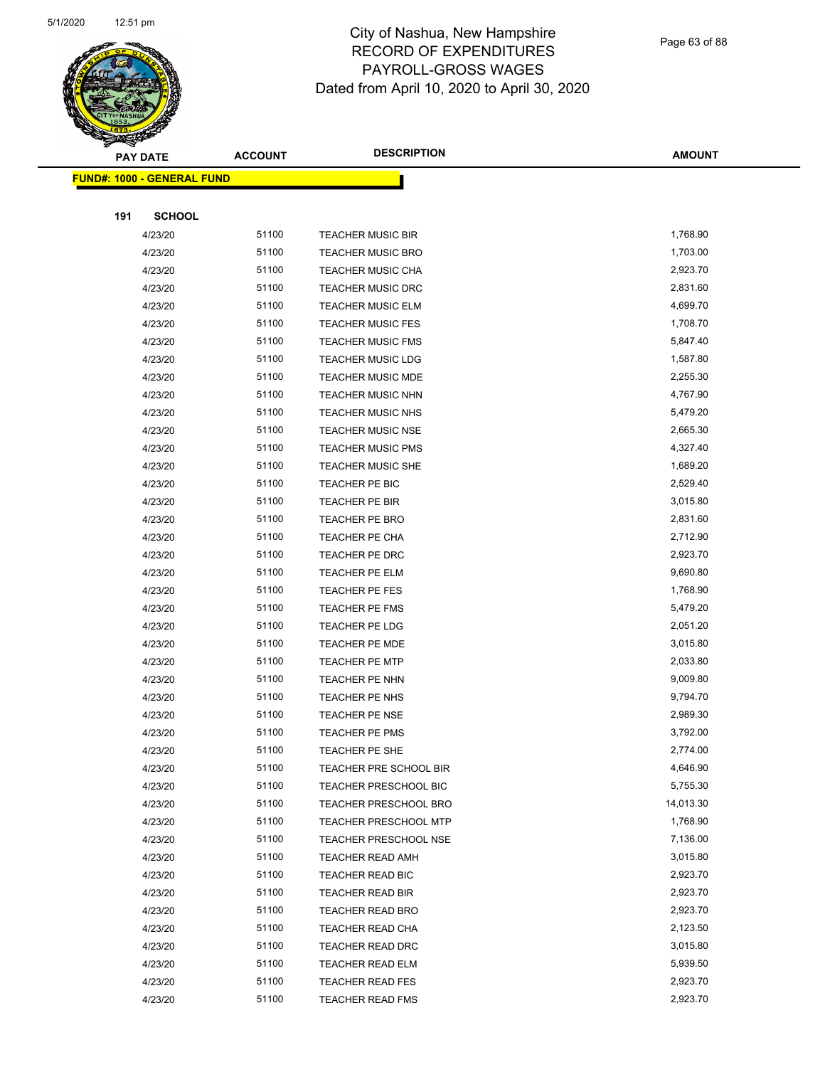# City of Nashua, New Hampshire
## RECORD OF EXPENDITURES
## PAYROLL-GROSS WAGES
## Dated from April 10, 2020 to April 30, 2020

**FUND#: 1000 - GENERAL FUND**

**191 SCHOOL**

| PAY DATE | ACCOUNT | DESCRIPTION | AMOUNT |
|---|---|---|---|
| 4/23/20 | 51100 | TEACHER MUSIC BIR | 1,768.90 |
| 4/23/20 | 51100 | TEACHER MUSIC BRO | 1,703.00 |
| 4/23/20 | 51100 | TEACHER MUSIC CHA | 2,923.70 |
| 4/23/20 | 51100 | TEACHER MUSIC DRC | 2,831.60 |
| 4/23/20 | 51100 | TEACHER MUSIC ELM | 4,699.70 |
| 4/23/20 | 51100 | TEACHER MUSIC FES | 1,708.70 |
| 4/23/20 | 51100 | TEACHER MUSIC FMS | 5,847.40 |
| 4/23/20 | 51100 | TEACHER MUSIC LDG | 1,587.80 |
| 4/23/20 | 51100 | TEACHER MUSIC MDE | 2,255.30 |
| 4/23/20 | 51100 | TEACHER MUSIC NHN | 4,767.90 |
| 4/23/20 | 51100 | TEACHER MUSIC NHS | 5,479.20 |
| 4/23/20 | 51100 | TEACHER MUSIC NSE | 2,665.30 |
| 4/23/20 | 51100 | TEACHER MUSIC PMS | 4,327.40 |
| 4/23/20 | 51100 | TEACHER MUSIC SHE | 1,689.20 |
| 4/23/20 | 51100 | TEACHER PE BIC | 2,529.40 |
| 4/23/20 | 51100 | TEACHER PE BIR | 3,015.80 |
| 4/23/20 | 51100 | TEACHER PE BRO | 2,831.60 |
| 4/23/20 | 51100 | TEACHER PE CHA | 2,712.90 |
| 4/23/20 | 51100 | TEACHER PE DRC | 2,923.70 |
| 4/23/20 | 51100 | TEACHER PE ELM | 9,690.80 |
| 4/23/20 | 51100 | TEACHER PE FES | 1,768.90 |
| 4/23/20 | 51100 | TEACHER PE FMS | 5,479.20 |
| 4/23/20 | 51100 | TEACHER PE LDG | 2,051.20 |
| 4/23/20 | 51100 | TEACHER PE MDE | 3,015.80 |
| 4/23/20 | 51100 | TEACHER PE MTP | 2,033.80 |
| 4/23/20 | 51100 | TEACHER PE NHN | 9,009.80 |
| 4/23/20 | 51100 | TEACHER PE NHS | 9,794.70 |
| 4/23/20 | 51100 | TEACHER PE NSE | 2,989.30 |
| 4/23/20 | 51100 | TEACHER PE PMS | 3,792.00 |
| 4/23/20 | 51100 | TEACHER PE SHE | 2,774.00 |
| 4/23/20 | 51100 | TEACHER PRE SCHOOL BIR | 4,646.90 |
| 4/23/20 | 51100 | TEACHER PRESCHOOL BIC | 5,755.30 |
| 4/23/20 | 51100 | TEACHER PRESCHOOL BRO | 14,013.30 |
| 4/23/20 | 51100 | TEACHER PRESCHOOL MTP | 1,768.90 |
| 4/23/20 | 51100 | TEACHER PRESCHOOL NSE | 7,136.00 |
| 4/23/20 | 51100 | TEACHER READ AMH | 3,015.80 |
| 4/23/20 | 51100 | TEACHER READ BIC | 2,923.70 |
| 4/23/20 | 51100 | TEACHER READ BIR | 2,923.70 |
| 4/23/20 | 51100 | TEACHER READ BRO | 2,923.70 |
| 4/23/20 | 51100 | TEACHER READ CHA | 2,123.50 |
| 4/23/20 | 51100 | TEACHER READ DRC | 3,015.80 |
| 4/23/20 | 51100 | TEACHER READ ELM | 5,939.50 |
| 4/23/20 | 51100 | TEACHER READ FES | 2,923.70 |
| 4/23/20 | 51100 | TEACHER READ FMS | 2,923.70 |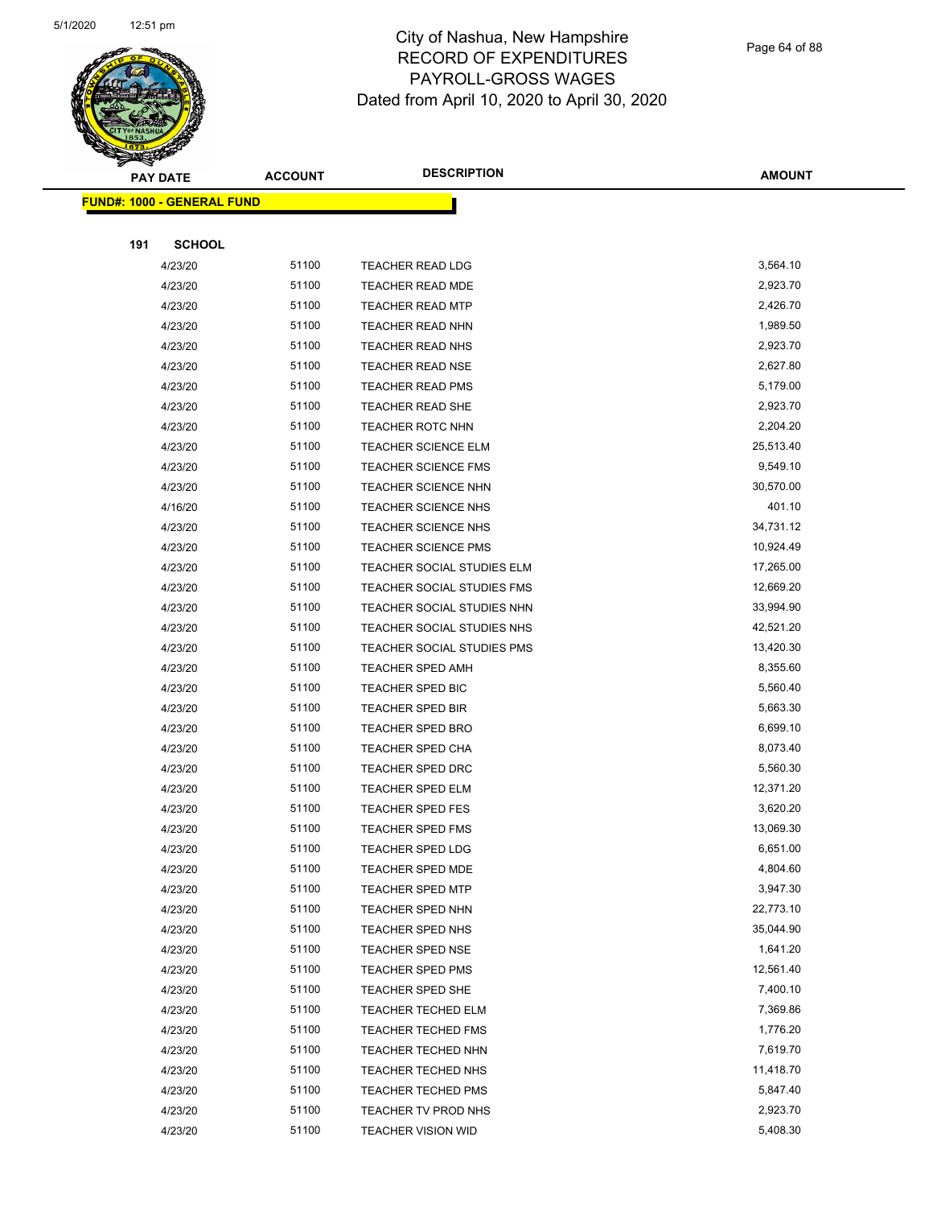# City of Nashua, New Hampshire
## RECORD OF EXPENDITURES
## PAYROLL-GROSS WAGES
## Dated from April 10, 2020 to April 30, 2020

| PAY DATE | ACCOUNT | DESCRIPTION | AMOUNT |
|---|---|---|---|
| **FUND#: 1000 - GENERAL FUND** | | | |
| **191 SCHOOL** | | | |
| 4/23/20 | 51100 | TEACHER READ LDG | 3,564.10 |
| 4/23/20 | 51100 | TEACHER READ MDE | 2,923.70 |
| 4/23/20 | 51100 | TEACHER READ MTP | 2,426.70 |
| 4/23/20 | 51100 | TEACHER READ NHN | 1,989.50 |
| 4/23/20 | 51100 | TEACHER READ NHS | 2,923.70 |
| 4/23/20 | 51100 | TEACHER READ NSE | 2,627.80 |
| 4/23/20 | 51100 | TEACHER READ PMS | 5,179.00 |
| 4/23/20 | 51100 | TEACHER READ SHE | 2,923.70 |
| 4/23/20 | 51100 | TEACHER ROTC NHN | 2,204.20 |
| 4/23/20 | 51100 | TEACHER SCIENCE ELM | 25,513.40 |
| 4/23/20 | 51100 | TEACHER SCIENCE FMS | 9,549.10 |
| 4/23/20 | 51100 | TEACHER SCIENCE NHN | 30,570.00 |
| 4/16/20 | 51100 | TEACHER SCIENCE NHS | 401.10 |
| 4/23/20 | 51100 | TEACHER SCIENCE NHS | 34,731.12 |
| 4/23/20 | 51100 | TEACHER SCIENCE PMS | 10,924.49 |
| 4/23/20 | 51100 | TEACHER SOCIAL STUDIES ELM | 17,265.00 |
| 4/23/20 | 51100 | TEACHER SOCIAL STUDIES FMS | 12,669.20 |
| 4/23/20 | 51100 | TEACHER SOCIAL STUDIES NHN | 33,994.90 |
| 4/23/20 | 51100 | TEACHER SOCIAL STUDIES NHS | 42,521.20 |
| 4/23/20 | 51100 | TEACHER SOCIAL STUDIES PMS | 13,420.30 |
| 4/23/20 | 51100 | TEACHER SPED AMH | 8,355.60 |
| 4/23/20 | 51100 | TEACHER SPED BIC | 5,560.40 |
| 4/23/20 | 51100 | TEACHER SPED BIR | 5,663.30 |
| 4/23/20 | 51100 | TEACHER SPED BRO | 6,699.10 |
| 4/23/20 | 51100 | TEACHER SPED CHA | 8,073.40 |
| 4/23/20 | 51100 | TEACHER SPED DRC | 5,560.30 |
| 4/23/20 | 51100 | TEACHER SPED ELM | 12,371.20 |
| 4/23/20 | 51100 | TEACHER SPED FES | 3,620.20 |
| 4/23/20 | 51100 | TEACHER SPED FMS | 13,069.30 |
| 4/23/20 | 51100 | TEACHER SPED LDG | 6,651.00 |
| 4/23/20 | 51100 | TEACHER SPED MDE | 4,804.60 |
| 4/23/20 | 51100 | TEACHER SPED MTP | 3,947.30 |
| 4/23/20 | 51100 | TEACHER SPED NHN | 22,773.10 |
| 4/23/20 | 51100 | TEACHER SPED NHS | 35,044.90 |
| 4/23/20 | 51100 | TEACHER SPED NSE | 1,641.20 |
| 4/23/20 | 51100 | TEACHER SPED PMS | 12,561.40 |
| 4/23/20 | 51100 | TEACHER SPED SHE | 7,400.10 |
| 4/23/20 | 51100 | TEACHER TECHED ELM | 7,369.86 |
| 4/23/20 | 51100 | TEACHER TECHED FMS | 1,776.20 |
| 4/23/20 | 51100 | TEACHER TECHED NHN | 7,619.70 |
| 4/23/20 | 51100 | TEACHER TECHED NHS | 11,418.70 |
| 4/23/20 | 51100 | TEACHER TECHED PMS | 5,847.40 |
| 4/23/20 | 51100 | TEACHER TV PROD NHS | 2,923.70 |
| 4/23/20 | 51100 | TEACHER VISION WID | 5,408.30 |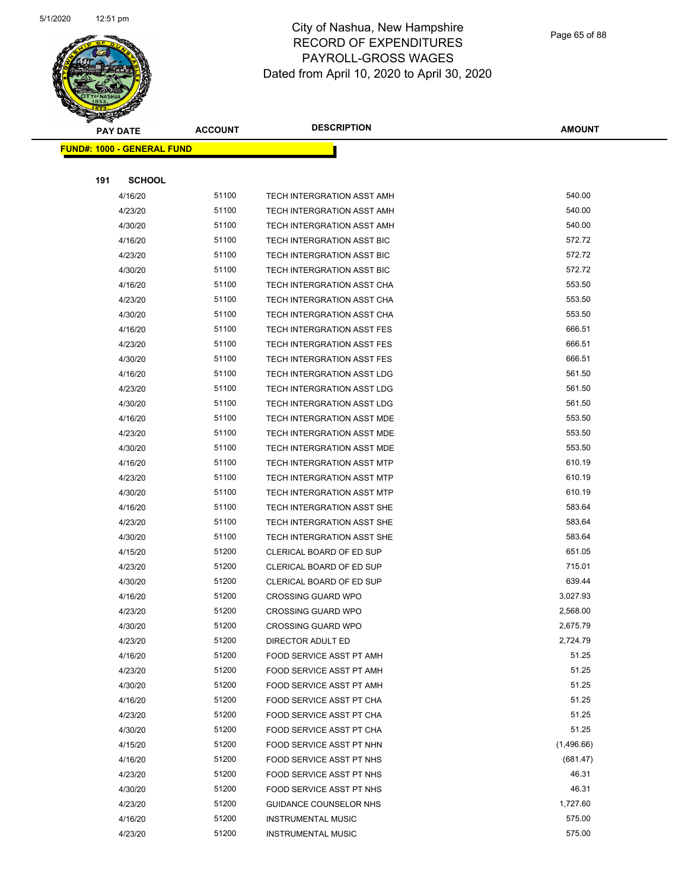# City of Nashua, New Hampshire
## RECORD OF EXPENDITURES
## PAYROLL-GROSS WAGES
### Dated from April 10, 2020 to April 30, 2020

**FUND#: 1000 - GENERAL FUND**

**191 SCHOOL**

| PAY DATE | ACCOUNT | DESCRIPTION | AMOUNT |
|---|---|---|---|
| 4/16/20 | 51100 | TECH INTERGRATION ASST AMH | 540.00 |
| 4/23/20 | 51100 | TECH INTERGRATION ASST AMH | 540.00 |
| 4/30/20 | 51100 | TECH INTERGRATION ASST AMH | 540.00 |
| 4/16/20 | 51100 | TECH INTERGRATION ASST BIC | 572.72 |
| 4/23/20 | 51100 | TECH INTERGRATION ASST BIC | 572.72 |
| 4/30/20 | 51100 | TECH INTERGRATION ASST BIC | 572.72 |
| 4/16/20 | 51100 | TECH INTERGRATION ASST CHA | 553.50 |
| 4/23/20 | 51100 | TECH INTERGRATION ASST CHA | 553.50 |
| 4/30/20 | 51100 | TECH INTERGRATION ASST CHA | 553.50 |
| 4/16/20 | 51100 | TECH INTERGRATION ASST FES | 666.51 |
| 4/23/20 | 51100 | TECH INTERGRATION ASST FES | 666.51 |
| 4/30/20 | 51100 | TECH INTERGRATION ASST FES | 666.51 |
| 4/16/20 | 51100 | TECH INTERGRATION ASST LDG | 561.50 |
| 4/23/20 | 51100 | TECH INTERGRATION ASST LDG | 561.50 |
| 4/30/20 | 51100 | TECH INTERGRATION ASST LDG | 561.50 |
| 4/16/20 | 51100 | TECH INTERGRATION ASST MDE | 553.50 |
| 4/23/20 | 51100 | TECH INTERGRATION ASST MDE | 553.50 |
| 4/30/20 | 51100 | TECH INTERGRATION ASST MDE | 553.50 |
| 4/16/20 | 51100 | TECH INTERGRATION ASST MTP | 610.19 |
| 4/23/20 | 51100 | TECH INTERGRATION ASST MTP | 610.19 |
| 4/30/20 | 51100 | TECH INTERGRATION ASST MTP | 610.19 |
| 4/16/20 | 51100 | TECH INTERGRATION ASST SHE | 583.64 |
| 4/23/20 | 51100 | TECH INTERGRATION ASST SHE | 583.64 |
| 4/30/20 | 51100 | TECH INTERGRATION ASST SHE | 583.64 |
| 4/15/20 | 51200 | CLERICAL BOARD OF ED SUP | 651.05 |
| 4/23/20 | 51200 | CLERICAL BOARD OF ED SUP | 715.01 |
| 4/30/20 | 51200 | CLERICAL BOARD OF ED SUP | 639.44 |
| 4/16/20 | 51200 | CROSSING GUARD WPO | 3,027.93 |
| 4/23/20 | 51200 | CROSSING GUARD WPO | 2,568.00 |
| 4/30/20 | 51200 | CROSSING GUARD WPO | 2,675.79 |
| 4/23/20 | 51200 | DIRECTOR ADULT ED | 2,724.79 |
| 4/16/20 | 51200 | FOOD SERVICE ASST PT AMH | 51.25 |
| 4/23/20 | 51200 | FOOD SERVICE ASST PT AMH | 51.25 |
| 4/30/20 | 51200 | FOOD SERVICE ASST PT AMH | 51.25 |
| 4/16/20 | 51200 | FOOD SERVICE ASST PT CHA | 51.25 |
| 4/23/20 | 51200 | FOOD SERVICE ASST PT CHA | 51.25 |
| 4/30/20 | 51200 | FOOD SERVICE ASST PT CHA | 51.25 |
| 4/15/20 | 51200 | FOOD SERVICE ASST PT NHN | (1,496.66) |
| 4/16/20 | 51200 | FOOD SERVICE ASST PT NHS | (681.47) |
| 4/23/20 | 51200 | FOOD SERVICE ASST PT NHS | 46.31 |
| 4/30/20 | 51200 | FOOD SERVICE ASST PT NHS | 46.31 |
| 4/23/20 | 51200 | GUIDANCE COUNSELOR NHS | 1,727.60 |
| 4/16/20 | 51200 | INSTRUMENTAL MUSIC | 575.00 |
| 4/23/20 | 51200 | INSTRUMENTAL MUSIC | 575.00 |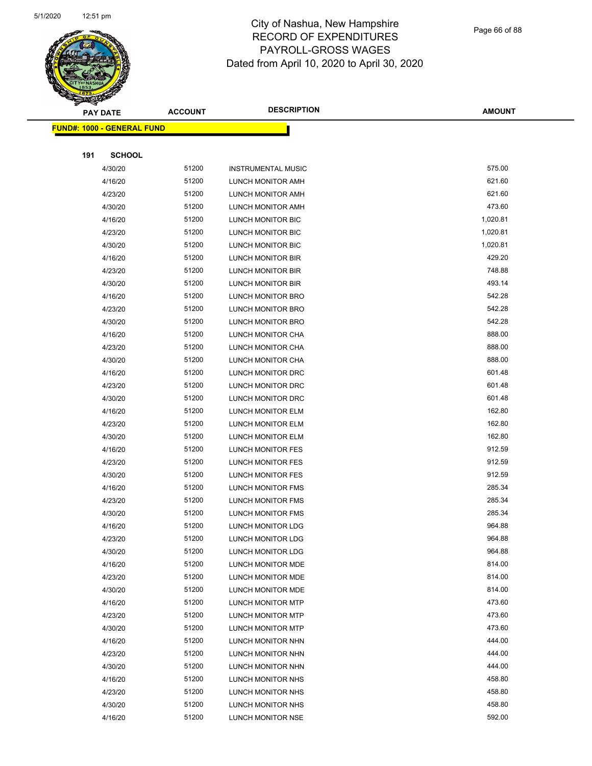# City of Nashua, New Hampshire
## RECORD OF EXPENDITURES
## PAYROLL-GROSS WAGES
## Dated from April 10, 2020 to April 30, 2020

**FUND#: 1000 - GENERAL FUND**

**191 SCHOOL**

| PAY DATE | ACCOUNT | DESCRIPTION | AMOUNT |
|---|---|---|---|
| 4/30/20 | 51200 | INSTRUMENTAL MUSIC | 575.00 |
| 4/16/20 | 51200 | LUNCH MONITOR AMH | 621.60 |
| 4/23/20 | 51200 | LUNCH MONITOR AMH | 621.60 |
| 4/30/20 | 51200 | LUNCH MONITOR AMH | 473.60 |
| 4/16/20 | 51200 | LUNCH MONITOR BIC | 1,020.81 |
| 4/23/20 | 51200 | LUNCH MONITOR BIC | 1,020.81 |
| 4/30/20 | 51200 | LUNCH MONITOR BIC | 1,020.81 |
| 4/16/20 | 51200 | LUNCH MONITOR BIR | 429.20 |
| 4/23/20 | 51200 | LUNCH MONITOR BIR | 748.88 |
| 4/30/20 | 51200 | LUNCH MONITOR BIR | 493.14 |
| 4/16/20 | 51200 | LUNCH MONITOR BRO | 542.28 |
| 4/23/20 | 51200 | LUNCH MONITOR BRO | 542.28 |
| 4/30/20 | 51200 | LUNCH MONITOR BRO | 542.28 |
| 4/16/20 | 51200 | LUNCH MONITOR CHA | 888.00 |
| 4/23/20 | 51200 | LUNCH MONITOR CHA | 888.00 |
| 4/30/20 | 51200 | LUNCH MONITOR CHA | 888.00 |
| 4/16/20 | 51200 | LUNCH MONITOR DRC | 601.48 |
| 4/23/20 | 51200 | LUNCH MONITOR DRC | 601.48 |
| 4/30/20 | 51200 | LUNCH MONITOR DRC | 601.48 |
| 4/16/20 | 51200 | LUNCH MONITOR ELM | 162.80 |
| 4/23/20 | 51200 | LUNCH MONITOR ELM | 162.80 |
| 4/30/20 | 51200 | LUNCH MONITOR ELM | 162.80 |
| 4/16/20 | 51200 | LUNCH MONITOR FES | 912.59 |
| 4/23/20 | 51200 | LUNCH MONITOR FES | 912.59 |
| 4/30/20 | 51200 | LUNCH MONITOR FES | 912.59 |
| 4/16/20 | 51200 | LUNCH MONITOR FMS | 285.34 |
| 4/23/20 | 51200 | LUNCH MONITOR FMS | 285.34 |
| 4/30/20 | 51200 | LUNCH MONITOR FMS | 285.34 |
| 4/16/20 | 51200 | LUNCH MONITOR LDG | 964.88 |
| 4/23/20 | 51200 | LUNCH MONITOR LDG | 964.88 |
| 4/30/20 | 51200 | LUNCH MONITOR LDG | 964.88 |
| 4/16/20 | 51200 | LUNCH MONITOR MDE | 814.00 |
| 4/23/20 | 51200 | LUNCH MONITOR MDE | 814.00 |
| 4/30/20 | 51200 | LUNCH MONITOR MDE | 814.00 |
| 4/16/20 | 51200 | LUNCH MONITOR MTP | 473.60 |
| 4/23/20 | 51200 | LUNCH MONITOR MTP | 473.60 |
| 4/30/20 | 51200 | LUNCH MONITOR MTP | 473.60 |
| 4/16/20 | 51200 | LUNCH MONITOR NHN | 444.00 |
| 4/23/20 | 51200 | LUNCH MONITOR NHN | 444.00 |
| 4/30/20 | 51200 | LUNCH MONITOR NHN | 444.00 |
| 4/16/20 | 51200 | LUNCH MONITOR NHS | 458.80 |
| 4/23/20 | 51200 | LUNCH MONITOR NHS | 458.80 |
| 4/30/20 | 51200 | LUNCH MONITOR NHS | 458.80 |
| 4/16/20 | 51200 | LUNCH MONITOR NSE | 592.00 |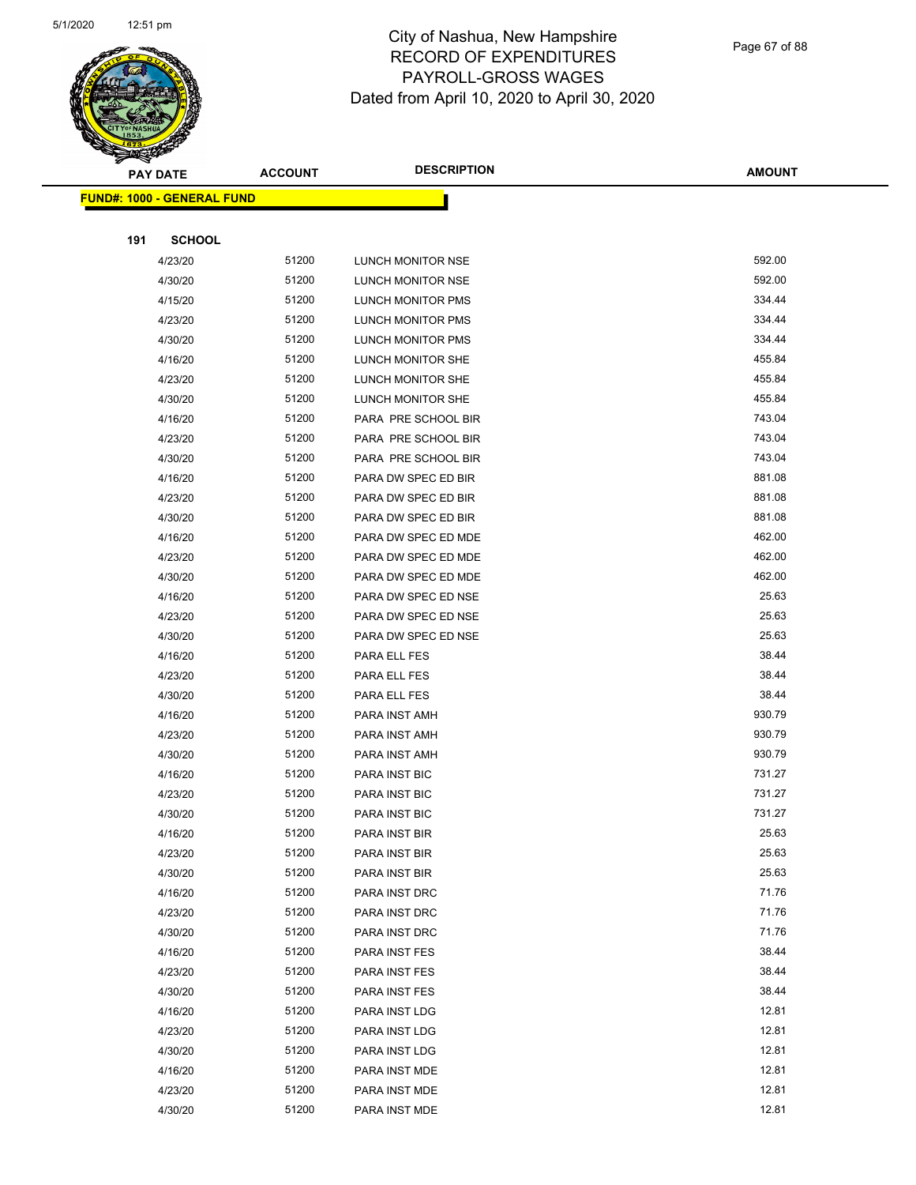# City of Nashua, New Hampshire
## RECORD OF EXPENDITURES
## PAYROLL-GROSS WAGES
## Dated from April 10, 2020 to April 30, 2020

**FUND#: 1000 - GENERAL FUND**

**191 SCHOOL**

| PAY DATE | ACCOUNT | DESCRIPTION | AMOUNT |
|---|---|---|---|
| 4/23/20 | 51200 | LUNCH MONITOR NSE | 592.00 |
| 4/30/20 | 51200 | LUNCH MONITOR NSE | 592.00 |
| 4/15/20 | 51200 | LUNCH MONITOR PMS | 334.44 |
| 4/23/20 | 51200 | LUNCH MONITOR PMS | 334.44 |
| 4/30/20 | 51200 | LUNCH MONITOR PMS | 334.44 |
| 4/16/20 | 51200 | LUNCH MONITOR SHE | 455.84 |
| 4/23/20 | 51200 | LUNCH MONITOR SHE | 455.84 |
| 4/30/20 | 51200 | LUNCH MONITOR SHE | 455.84 |
| 4/16/20 | 51200 | PARA PRE SCHOOL BIR | 743.04 |
| 4/23/20 | 51200 | PARA PRE SCHOOL BIR | 743.04 |
| 4/30/20 | 51200 | PARA PRE SCHOOL BIR | 743.04 |
| 4/16/20 | 51200 | PARA DW SPEC ED BIR | 881.08 |
| 4/23/20 | 51200 | PARA DW SPEC ED BIR | 881.08 |
| 4/30/20 | 51200 | PARA DW SPEC ED BIR | 881.08 |
| 4/16/20 | 51200 | PARA DW SPEC ED MDE | 462.00 |
| 4/23/20 | 51200 | PARA DW SPEC ED MDE | 462.00 |
| 4/30/20 | 51200 | PARA DW SPEC ED MDE | 462.00 |
| 4/16/20 | 51200 | PARA DW SPEC ED NSE | 25.63 |
| 4/23/20 | 51200 | PARA DW SPEC ED NSE | 25.63 |
| 4/30/20 | 51200 | PARA DW SPEC ED NSE | 25.63 |
| 4/16/20 | 51200 | PARA ELL FES | 38.44 |
| 4/23/20 | 51200 | PARA ELL FES | 38.44 |
| 4/30/20 | 51200 | PARA ELL FES | 38.44 |
| 4/16/20 | 51200 | PARA INST AMH | 930.79 |
| 4/23/20 | 51200 | PARA INST AMH | 930.79 |
| 4/30/20 | 51200 | PARA INST AMH | 930.79 |
| 4/16/20 | 51200 | PARA INST BIC | 731.27 |
| 4/23/20 | 51200 | PARA INST BIC | 731.27 |
| 4/30/20 | 51200 | PARA INST BIC | 731.27 |
| 4/16/20 | 51200 | PARA INST BIR | 25.63 |
| 4/23/20 | 51200 | PARA INST BIR | 25.63 |
| 4/30/20 | 51200 | PARA INST BIR | 25.63 |
| 4/16/20 | 51200 | PARA INST DRC | 71.76 |
| 4/23/20 | 51200 | PARA INST DRC | 71.76 |
| 4/30/20 | 51200 | PARA INST DRC | 71.76 |
| 4/16/20 | 51200 | PARA INST FES | 38.44 |
| 4/23/20 | 51200 | PARA INST FES | 38.44 |
| 4/30/20 | 51200 | PARA INST FES | 38.44 |
| 4/16/20 | 51200 | PARA INST LDG | 12.81 |
| 4/23/20 | 51200 | PARA INST LDG | 12.81 |
| 4/30/20 | 51200 | PARA INST LDG | 12.81 |
| 4/16/20 | 51200 | PARA INST MDE | 12.81 |
| 4/23/20 | 51200 | PARA INST MDE | 12.81 |
| 4/30/20 | 51200 | PARA INST MDE | 12.81 |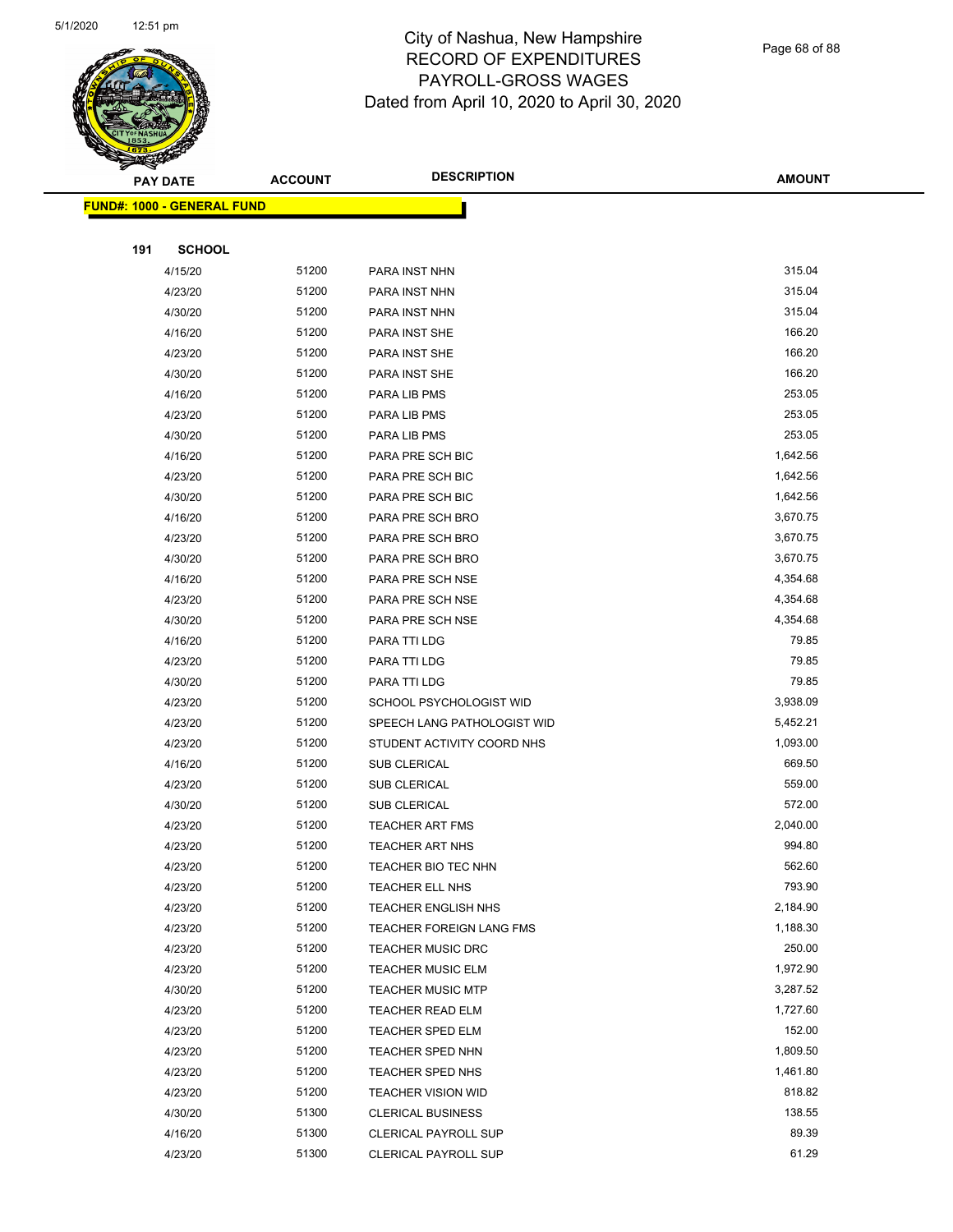# City of Nashua, New Hampshire
## RECORD OF EXPENDITURES
## PAYROLL-GROSS WAGES
### Dated from April 10, 2020 to April 30, 2020

| PAY DATE | ACCOUNT | DESCRIPTION | AMOUNT |
|---|---|---|---|
| **FUND#: 1000 - GENERAL FUND** | | | |
| **191 SCHOOL** | | | |
| 4/15/20 | 51200 | PARA INST NHN | 315.04 |
| 4/23/20 | 51200 | PARA INST NHN | 315.04 |
| 4/30/20 | 51200 | PARA INST NHN | 315.04 |
| 4/16/20 | 51200 | PARA INST SHE | 166.20 |
| 4/23/20 | 51200 | PARA INST SHE | 166.20 |
| 4/30/20 | 51200 | PARA INST SHE | 166.20 |
| 4/16/20 | 51200 | PARA LIB PMS | 253.05 |
| 4/23/20 | 51200 | PARA LIB PMS | 253.05 |
| 4/30/20 | 51200 | PARA LIB PMS | 253.05 |
| 4/16/20 | 51200 | PARA PRE SCH BIC | 1,642.56 |
| 4/23/20 | 51200 | PARA PRE SCH BIC | 1,642.56 |
| 4/30/20 | 51200 | PARA PRE SCH BIC | 1,642.56 |
| 4/16/20 | 51200 | PARA PRE SCH BRO | 3,670.75 |
| 4/23/20 | 51200 | PARA PRE SCH BRO | 3,670.75 |
| 4/30/20 | 51200 | PARA PRE SCH BRO | 3,670.75 |
| 4/16/20 | 51200 | PARA PRE SCH NSE | 4,354.68 |
| 4/23/20 | 51200 | PARA PRE SCH NSE | 4,354.68 |
| 4/30/20 | 51200 | PARA PRE SCH NSE | 4,354.68 |
| 4/16/20 | 51200 | PARA TTI LDG | 79.85 |
| 4/23/20 | 51200 | PARA TTI LDG | 79.85 |
| 4/30/20 | 51200 | PARA TTI LDG | 79.85 |
| 4/23/20 | 51200 | SCHOOL PSYCHOLOGIST WID | 3,938.09 |
| 4/23/20 | 51200 | SPEECH LANG PATHOLOGIST WID | 5,452.21 |
| 4/23/20 | 51200 | STUDENT ACTIVITY COORD NHS | 1,093.00 |
| 4/16/20 | 51200 | SUB CLERICAL | 669.50 |
| 4/23/20 | 51200 | SUB CLERICAL | 559.00 |
| 4/30/20 | 51200 | SUB CLERICAL | 572.00 |
| 4/23/20 | 51200 | TEACHER ART FMS | 2,040.00 |
| 4/23/20 | 51200 | TEACHER ART NHS | 994.80 |
| 4/23/20 | 51200 | TEACHER BIO TEC NHN | 562.60 |
| 4/23/20 | 51200 | TEACHER ELL NHS | 793.90 |
| 4/23/20 | 51200 | TEACHER ENGLISH NHS | 2,184.90 |
| 4/23/20 | 51200 | TEACHER FOREIGN LANG FMS | 1,188.30 |
| 4/23/20 | 51200 | TEACHER MUSIC DRC | 250.00 |
| 4/23/20 | 51200 | TEACHER MUSIC ELM | 1,972.90 |
| 4/30/20 | 51200 | TEACHER MUSIC MTP | 3,287.52 |
| 4/23/20 | 51200 | TEACHER READ ELM | 1,727.60 |
| 4/23/20 | 51200 | TEACHER SPED ELM | 152.00 |
| 4/23/20 | 51200 | TEACHER SPED NHN | 1,809.50 |
| 4/23/20 | 51200 | TEACHER SPED NHS | 1,461.80 |
| 4/23/20 | 51200 | TEACHER VISION WID | 818.82 |
| 4/30/20 | 51300 | CLERICAL BUSINESS | 138.55 |
| 4/16/20 | 51300 | CLERICAL PAYROLL SUP | 89.39 |
| 4/23/20 | 51300 | CLERICAL PAYROLL SUP | 61.29 |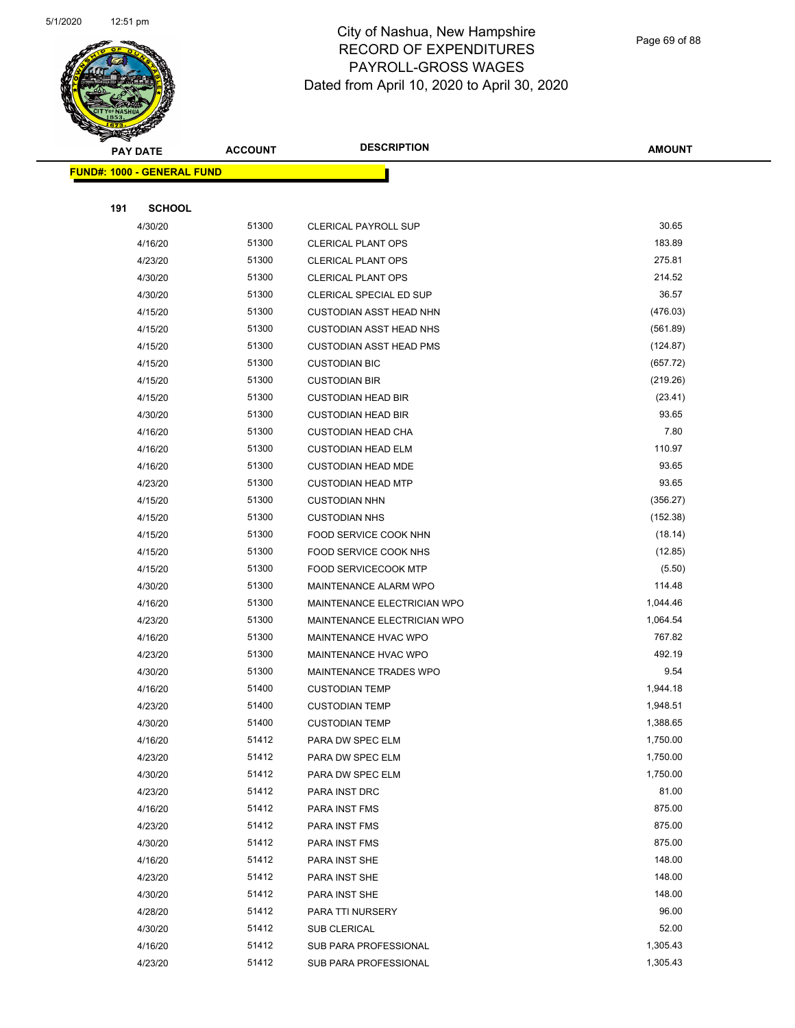# City of Nashua, New Hampshire
## RECORD OF EXPENDITURES
## PAYROLL-GROSS WAGES
### Dated from April 10, 2020 to April 30, 2020

| PAY DATE | ACCOUNT | DESCRIPTION | AMOUNT |
|---|---|---|---|
| **FUND#: 1000 - GENERAL FUND** | | | |
| **191 SCHOOL** | | | |
| 4/30/20 | 51300 | CLERICAL PAYROLL SUP | 30.65 |
| 4/16/20 | 51300 | CLERICAL PLANT OPS | 183.89 |
| 4/23/20 | 51300 | CLERICAL PLANT OPS | 275.81 |
| 4/30/20 | 51300 | CLERICAL PLANT OPS | 214.52 |
| 4/30/20 | 51300 | CLERICAL SPECIAL ED SUP | 36.57 |
| 4/15/20 | 51300 | CUSTODIAN ASST HEAD NHN | (476.03) |
| 4/15/20 | 51300 | CUSTODIAN ASST HEAD NHS | (561.89) |
| 4/15/20 | 51300 | CUSTODIAN ASST HEAD PMS | (124.87) |
| 4/15/20 | 51300 | CUSTODIAN BIC | (657.72) |
| 4/15/20 | 51300 | CUSTODIAN BIR | (219.26) |
| 4/15/20 | 51300 | CUSTODIAN HEAD BIR | (23.41) |
| 4/30/20 | 51300 | CUSTODIAN HEAD BIR | 93.65 |
| 4/16/20 | 51300 | CUSTODIAN HEAD CHA | 7.80 |
| 4/16/20 | 51300 | CUSTODIAN HEAD ELM | 110.97 |
| 4/16/20 | 51300 | CUSTODIAN HEAD MDE | 93.65 |
| 4/23/20 | 51300 | CUSTODIAN HEAD MTP | 93.65 |
| 4/15/20 | 51300 | CUSTODIAN NHN | (356.27) |
| 4/15/20 | 51300 | CUSTODIAN NHS | (152.38) |
| 4/15/20 | 51300 | FOOD SERVICE COOK NHN | (18.14) |
| 4/15/20 | 51300 | FOOD SERVICE COOK NHS | (12.85) |
| 4/15/20 | 51300 | FOOD SERVICECOOK MTP | (5.50) |
| 4/30/20 | 51300 | MAINTENANCE ALARM WPO | 114.48 |
| 4/16/20 | 51300 | MAINTENANCE ELECTRICIAN WPO | 1,044.46 |
| 4/23/20 | 51300 | MAINTENANCE ELECTRICIAN WPO | 1,064.54 |
| 4/16/20 | 51300 | MAINTENANCE HVAC WPO | 767.82 |
| 4/23/20 | 51300 | MAINTENANCE HVAC WPO | 492.19 |
| 4/30/20 | 51300 | MAINTENANCE TRADES WPO | 9.54 |
| 4/16/20 | 51400 | CUSTODIAN TEMP | 1,944.18 |
| 4/23/20 | 51400 | CUSTODIAN TEMP | 1,948.51 |
| 4/30/20 | 51400 | CUSTODIAN TEMP | 1,388.65 |
| 4/16/20 | 51412 | PARA DW SPEC ELM | 1,750.00 |
| 4/23/20 | 51412 | PARA DW SPEC ELM | 1,750.00 |
| 4/30/20 | 51412 | PARA DW SPEC ELM | 1,750.00 |
| 4/23/20 | 51412 | PARA INST DRC | 81.00 |
| 4/16/20 | 51412 | PARA INST FMS | 875.00 |
| 4/23/20 | 51412 | PARA INST FMS | 875.00 |
| 4/30/20 | 51412 | PARA INST FMS | 875.00 |
| 4/16/20 | 51412 | PARA INST SHE | 148.00 |
| 4/23/20 | 51412 | PARA INST SHE | 148.00 |
| 4/30/20 | 51412 | PARA INST SHE | 148.00 |
| 4/28/20 | 51412 | PARA TTI NURSERY | 96.00 |
| 4/30/20 | 51412 | SUB CLERICAL | 52.00 |
| 4/16/20 | 51412 | SUB PARA PROFESSIONAL | 1,305.43 |
| 4/23/20 | 51412 | SUB PARA PROFESSIONAL | 1,305.43 |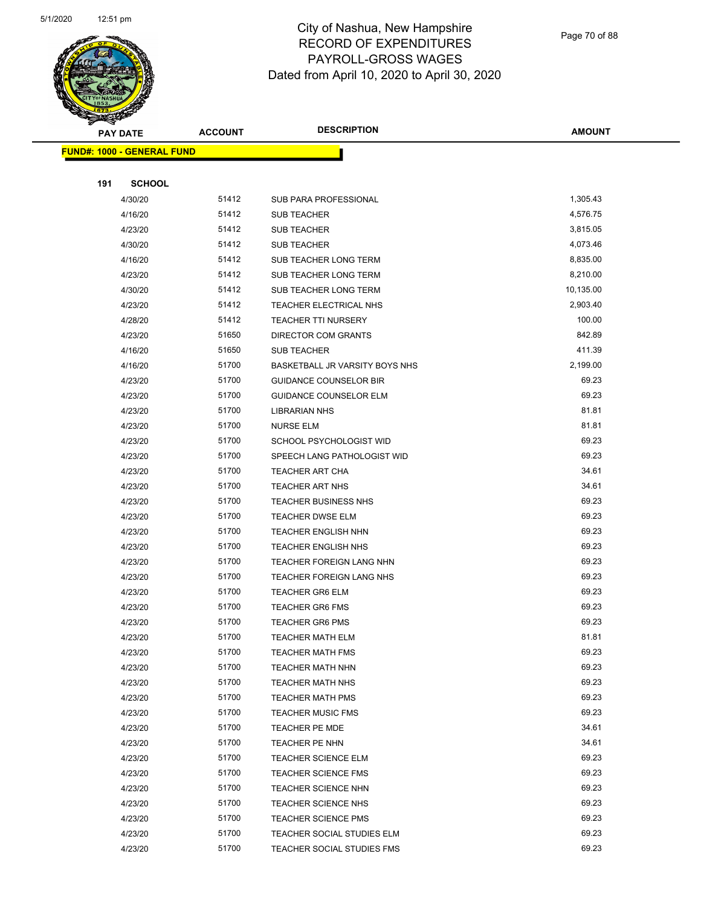# City of Nashua, New Hampshire
## RECORD OF EXPENDITURES
## PAYROLL-GROSS WAGES
## Dated from April 10, 2020 to April 30, 2020

| PAY DATE | ACCOUNT | DESCRIPTION | AMOUNT |
|---|---|---|---|

**FUND#: 1000 - GENERAL FUND**

**191 SCHOOL**

| PAY DATE | ACCOUNT | DESCRIPTION | AMOUNT |
|---|---|---|---|
| 4/30/20 | 51412 | SUB PARA PROFESSIONAL | 1,305.43 |
| 4/16/20 | 51412 | SUB TEACHER | 4,576.75 |
| 4/23/20 | 51412 | SUB TEACHER | 3,815.05 |
| 4/30/20 | 51412 | SUB TEACHER | 4,073.46 |
| 4/16/20 | 51412 | SUB TEACHER LONG TERM | 8,835.00 |
| 4/23/20 | 51412 | SUB TEACHER LONG TERM | 8,210.00 |
| 4/30/20 | 51412 | SUB TEACHER LONG TERM | 10,135.00 |
| 4/23/20 | 51412 | TEACHER ELECTRICAL NHS | 2,903.40 |
| 4/28/20 | 51412 | TEACHER TTI NURSERY | 100.00 |
| 4/23/20 | 51650 | DIRECTOR COM GRANTS | 842.89 |
| 4/16/20 | 51650 | SUB TEACHER | 411.39 |
| 4/16/20 | 51700 | BASKETBALL JR VARSITY BOYS NHS | 2,199.00 |
| 4/23/20 | 51700 | GUIDANCE COUNSELOR BIR | 69.23 |
| 4/23/20 | 51700 | GUIDANCE COUNSELOR ELM | 69.23 |
| 4/23/20 | 51700 | LIBRARIAN NHS | 81.81 |
| 4/23/20 | 51700 | NURSE ELM | 81.81 |
| 4/23/20 | 51700 | SCHOOL PSYCHOLOGIST WID | 69.23 |
| 4/23/20 | 51700 | SPEECH LANG PATHOLOGIST WID | 69.23 |
| 4/23/20 | 51700 | TEACHER ART CHA | 34.61 |
| 4/23/20 | 51700 | TEACHER ART NHS | 34.61 |
| 4/23/20 | 51700 | TEACHER BUSINESS NHS | 69.23 |
| 4/23/20 | 51700 | TEACHER DWSE ELM | 69.23 |
| 4/23/20 | 51700 | TEACHER ENGLISH NHN | 69.23 |
| 4/23/20 | 51700 | TEACHER ENGLISH NHS | 69.23 |
| 4/23/20 | 51700 | TEACHER FOREIGN LANG NHN | 69.23 |
| 4/23/20 | 51700 | TEACHER FOREIGN LANG NHS | 69.23 |
| 4/23/20 | 51700 | TEACHER GR6 ELM | 69.23 |
| 4/23/20 | 51700 | TEACHER GR6 FMS | 69.23 |
| 4/23/20 | 51700 | TEACHER GR6 PMS | 69.23 |
| 4/23/20 | 51700 | TEACHER MATH ELM | 81.81 |
| 4/23/20 | 51700 | TEACHER MATH FMS | 69.23 |
| 4/23/20 | 51700 | TEACHER MATH NHN | 69.23 |
| 4/23/20 | 51700 | TEACHER MATH NHS | 69.23 |
| 4/23/20 | 51700 | TEACHER MATH PMS | 69.23 |
| 4/23/20 | 51700 | TEACHER MUSIC FMS | 69.23 |
| 4/23/20 | 51700 | TEACHER PE MDE | 34.61 |
| 4/23/20 | 51700 | TEACHER PE NHN | 34.61 |
| 4/23/20 | 51700 | TEACHER SCIENCE ELM | 69.23 |
| 4/23/20 | 51700 | TEACHER SCIENCE FMS | 69.23 |
| 4/23/20 | 51700 | TEACHER SCIENCE NHN | 69.23 |
| 4/23/20 | 51700 | TEACHER SCIENCE NHS | 69.23 |
| 4/23/20 | 51700 | TEACHER SCIENCE PMS | 69.23 |
| 4/23/20 | 51700 | TEACHER SOCIAL STUDIES ELM | 69.23 |
| 4/23/20 | 51700 | TEACHER SOCIAL STUDIES FMS | 69.23 |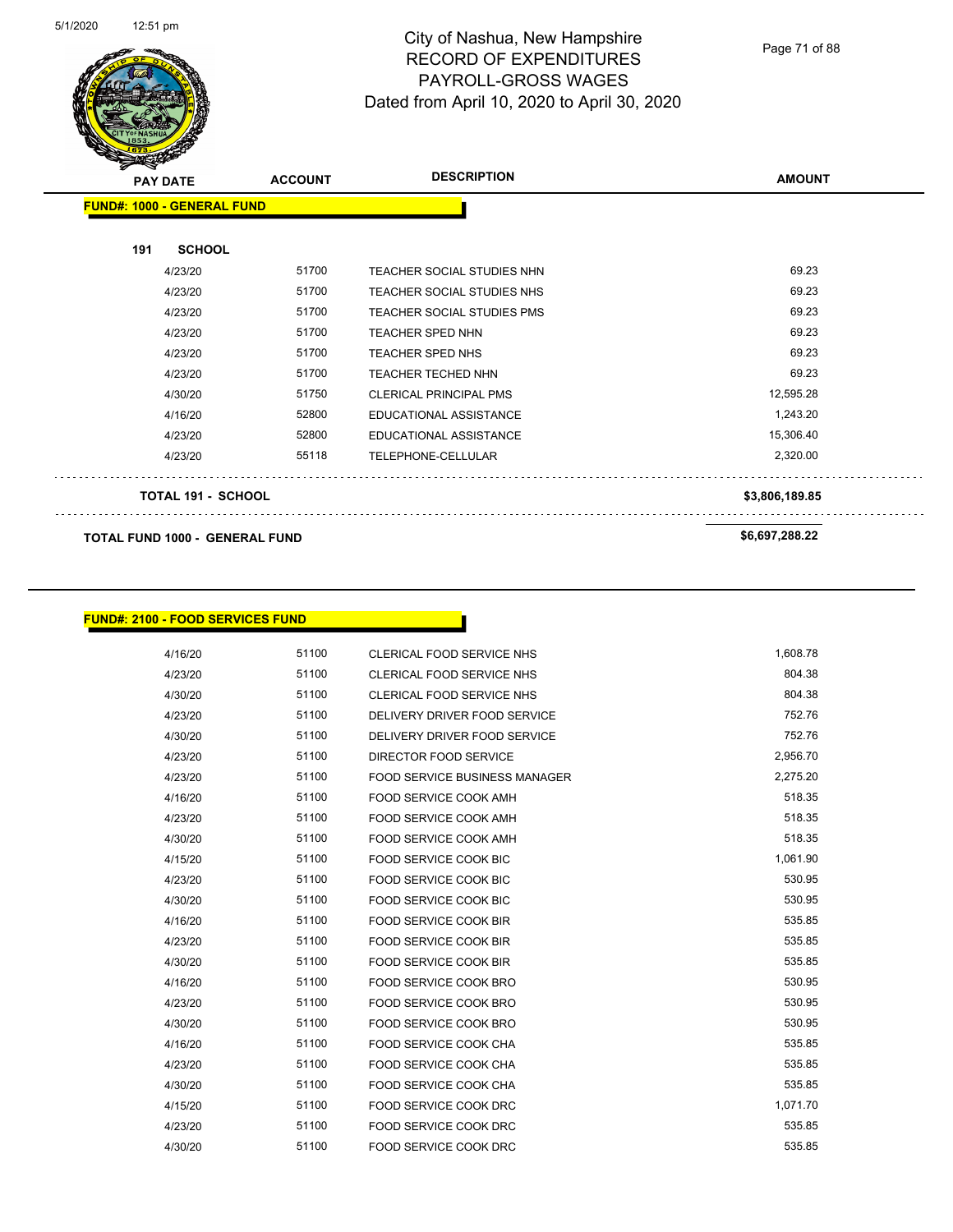# City of Nashua, New Hampshire
## RECORD OF EXPENDITURES
## PAYROLL-GROSS WAGES
### Dated from April 10, 2020 to April 30, 2020

**FUND#: 1000 - GENERAL FUND**

**191 SCHOOL**

| PAY DATE | ACCOUNT | DESCRIPTION | AMOUNT |
|---|---|---|---|
| 4/23/20 | 51700 | TEACHER SOCIAL STUDIES NHN | 69.23 |
| 4/23/20 | 51700 | TEACHER SOCIAL STUDIES NHS | 69.23 |
| 4/23/20 | 51700 | TEACHER SOCIAL STUDIES PMS | 69.23 |
| 4/23/20 | 51700 | TEACHER SPED NHN | 69.23 |
| 4/23/20 | 51700 | TEACHER SPED NHS | 69.23 |
| 4/23/20 | 51700 | TEACHER TECHED NHN | 69.23 |
| 4/30/20 | 51750 | CLERICAL PRINCIPAL PMS | 12,595.28 |
| 4/16/20 | 52800 | EDUCATIONAL ASSISTANCE | 1,243.20 |
| 4/23/20 | 52800 | EDUCATIONAL ASSISTANCE | 15,306.40 |
| 4/23/20 | 55118 | TELEPHONE-CELLULAR | 2,320.00 |

**TOTAL 191 - SCHOOL** **$3,806,189.85**

**TOTAL FUND 1000 - GENERAL FUND** **$6,697,288.22**

**FUND#: 2100 - FOOD SERVICES FUND**

| PAY DATE | ACCOUNT | DESCRIPTION | AMOUNT |
|---|---|---|---|
| 4/16/20 | 51100 | CLERICAL FOOD SERVICE NHS | 1,608.78 |
| 4/23/20 | 51100 | CLERICAL FOOD SERVICE NHS | 804.38 |
| 4/30/20 | 51100 | CLERICAL FOOD SERVICE NHS | 804.38 |
| 4/23/20 | 51100 | DELIVERY DRIVER FOOD SERVICE | 752.76 |
| 4/30/20 | 51100 | DELIVERY DRIVER FOOD SERVICE | 752.76 |
| 4/23/20 | 51100 | DIRECTOR FOOD SERVICE | 2,956.70 |
| 4/23/20 | 51100 | FOOD SERVICE BUSINESS MANAGER | 2,275.20 |
| 4/16/20 | 51100 | FOOD SERVICE COOK AMH | 518.35 |
| 4/23/20 | 51100 | FOOD SERVICE COOK AMH | 518.35 |
| 4/30/20 | 51100 | FOOD SERVICE COOK AMH | 518.35 |
| 4/15/20 | 51100 | FOOD SERVICE COOK BIC | 1,061.90 |
| 4/23/20 | 51100 | FOOD SERVICE COOK BIC | 530.95 |
| 4/30/20 | 51100 | FOOD SERVICE COOK BIC | 530.95 |
| 4/16/20 | 51100 | FOOD SERVICE COOK BIR | 535.85 |
| 4/23/20 | 51100 | FOOD SERVICE COOK BIR | 535.85 |
| 4/30/20 | 51100 | FOOD SERVICE COOK BIR | 535.85 |
| 4/16/20 | 51100 | FOOD SERVICE COOK BRO | 530.95 |
| 4/23/20 | 51100 | FOOD SERVICE COOK BRO | 530.95 |
| 4/30/20 | 51100 | FOOD SERVICE COOK BRO | 530.95 |
| 4/16/20 | 51100 | FOOD SERVICE COOK CHA | 535.85 |
| 4/23/20 | 51100 | FOOD SERVICE COOK CHA | 535.85 |
| 4/30/20 | 51100 | FOOD SERVICE COOK CHA | 535.85 |
| 4/15/20 | 51100 | FOOD SERVICE COOK DRC | 1,071.70 |
| 4/23/20 | 51100 | FOOD SERVICE COOK DRC | 535.85 |
| 4/30/20 | 51100 | FOOD SERVICE COOK DRC | 535.85 |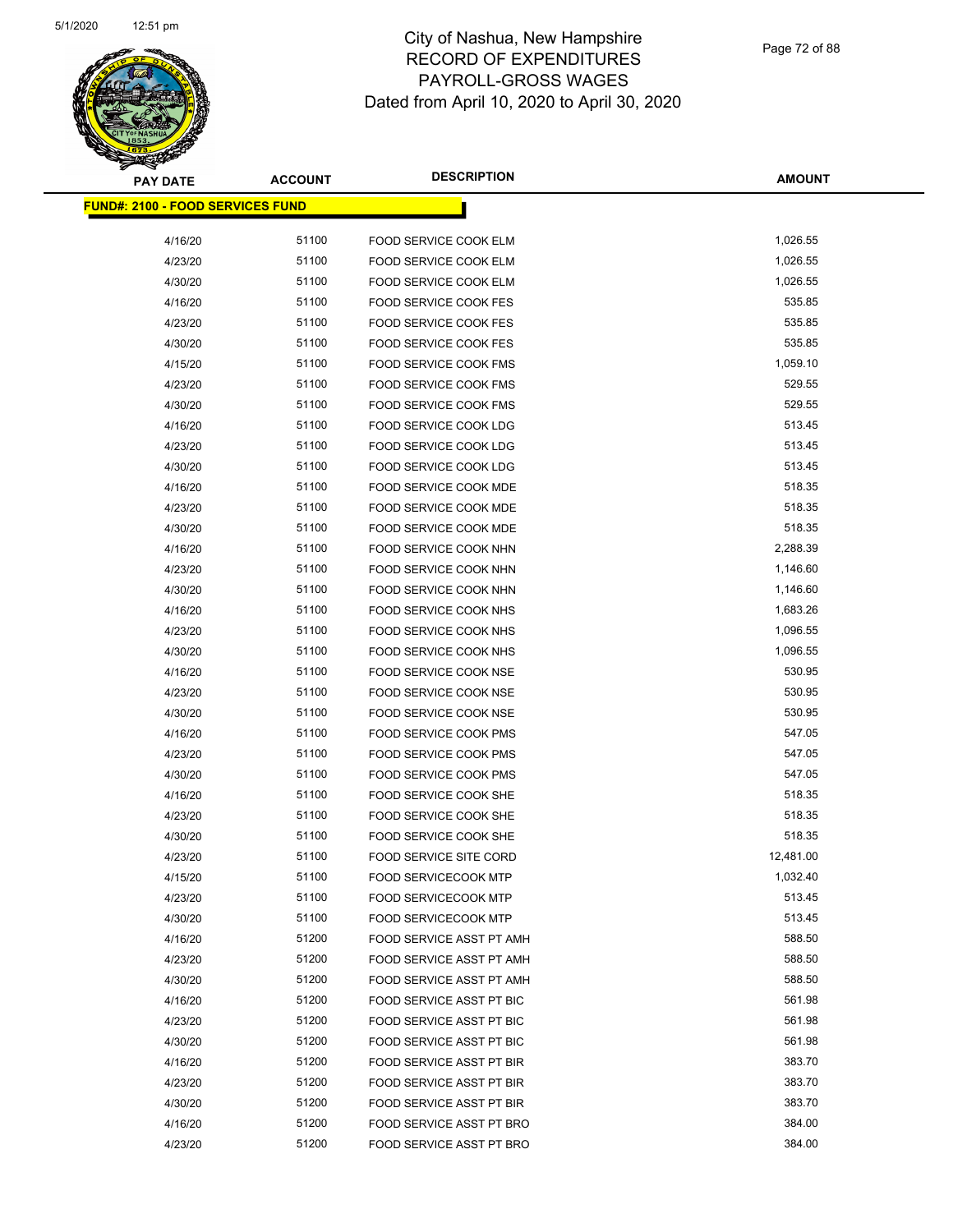# City of Nashua, New Hampshire
## RECORD OF EXPENDITURES
## PAYROLL-GROSS WAGES
## Dated from April 10, 2020 to April 30, 2020

| PAY DATE | ACCOUNT | DESCRIPTION | AMOUNT |
|---|---|---|---|
| **FUND#: 2100 - FOOD SERVICES FUND** | | | |
| 4/16/20 | 51100 | FOOD SERVICE COOK ELM | 1,026.55 |
| 4/23/20 | 51100 | FOOD SERVICE COOK ELM | 1,026.55 |
| 4/30/20 | 51100 | FOOD SERVICE COOK ELM | 1,026.55 |
| 4/16/20 | 51100 | FOOD SERVICE COOK FES | 535.85 |
| 4/23/20 | 51100 | FOOD SERVICE COOK FES | 535.85 |
| 4/30/20 | 51100 | FOOD SERVICE COOK FES | 535.85 |
| 4/15/20 | 51100 | FOOD SERVICE COOK FMS | 1,059.10 |
| 4/23/20 | 51100 | FOOD SERVICE COOK FMS | 529.55 |
| 4/30/20 | 51100 | FOOD SERVICE COOK FMS | 529.55 |
| 4/16/20 | 51100 | FOOD SERVICE COOK LDG | 513.45 |
| 4/23/20 | 51100 | FOOD SERVICE COOK LDG | 513.45 |
| 4/30/20 | 51100 | FOOD SERVICE COOK LDG | 513.45 |
| 4/16/20 | 51100 | FOOD SERVICE COOK MDE | 518.35 |
| 4/23/20 | 51100 | FOOD SERVICE COOK MDE | 518.35 |
| 4/30/20 | 51100 | FOOD SERVICE COOK MDE | 518.35 |
| 4/16/20 | 51100 | FOOD SERVICE COOK NHN | 2,288.39 |
| 4/23/20 | 51100 | FOOD SERVICE COOK NHN | 1,146.60 |
| 4/30/20 | 51100 | FOOD SERVICE COOK NHN | 1,146.60 |
| 4/16/20 | 51100 | FOOD SERVICE COOK NHS | 1,683.26 |
| 4/23/20 | 51100 | FOOD SERVICE COOK NHS | 1,096.55 |
| 4/30/20 | 51100 | FOOD SERVICE COOK NHS | 1,096.55 |
| 4/16/20 | 51100 | FOOD SERVICE COOK NSE | 530.95 |
| 4/23/20 | 51100 | FOOD SERVICE COOK NSE | 530.95 |
| 4/30/20 | 51100 | FOOD SERVICE COOK NSE | 530.95 |
| 4/16/20 | 51100 | FOOD SERVICE COOK PMS | 547.05 |
| 4/23/20 | 51100 | FOOD SERVICE COOK PMS | 547.05 |
| 4/30/20 | 51100 | FOOD SERVICE COOK PMS | 547.05 |
| 4/16/20 | 51100 | FOOD SERVICE COOK SHE | 518.35 |
| 4/23/20 | 51100 | FOOD SERVICE COOK SHE | 518.35 |
| 4/30/20 | 51100 | FOOD SERVICE COOK SHE | 518.35 |
| 4/23/20 | 51100 | FOOD SERVICE SITE CORD | 12,481.00 |
| 4/15/20 | 51100 | FOOD SERVICECOOK MTP | 1,032.40 |
| 4/23/20 | 51100 | FOOD SERVICECOOK MTP | 513.45 |
| 4/30/20 | 51100 | FOOD SERVICECOOK MTP | 513.45 |
| 4/16/20 | 51200 | FOOD SERVICE ASST PT AMH | 588.50 |
| 4/23/20 | 51200 | FOOD SERVICE ASST PT AMH | 588.50 |
| 4/30/20 | 51200 | FOOD SERVICE ASST PT AMH | 588.50 |
| 4/16/20 | 51200 | FOOD SERVICE ASST PT BIC | 561.98 |
| 4/23/20 | 51200 | FOOD SERVICE ASST PT BIC | 561.98 |
| 4/30/20 | 51200 | FOOD SERVICE ASST PT BIC | 561.98 |
| 4/16/20 | 51200 | FOOD SERVICE ASST PT BIR | 383.70 |
| 4/23/20 | 51200 | FOOD SERVICE ASST PT BIR | 383.70 |
| 4/30/20 | 51200 | FOOD SERVICE ASST PT BIR | 383.70 |
| 4/16/20 | 51200 | FOOD SERVICE ASST PT BRO | 384.00 |
| 4/23/20 | 51200 | FOOD SERVICE ASST PT BRO | 384.00 |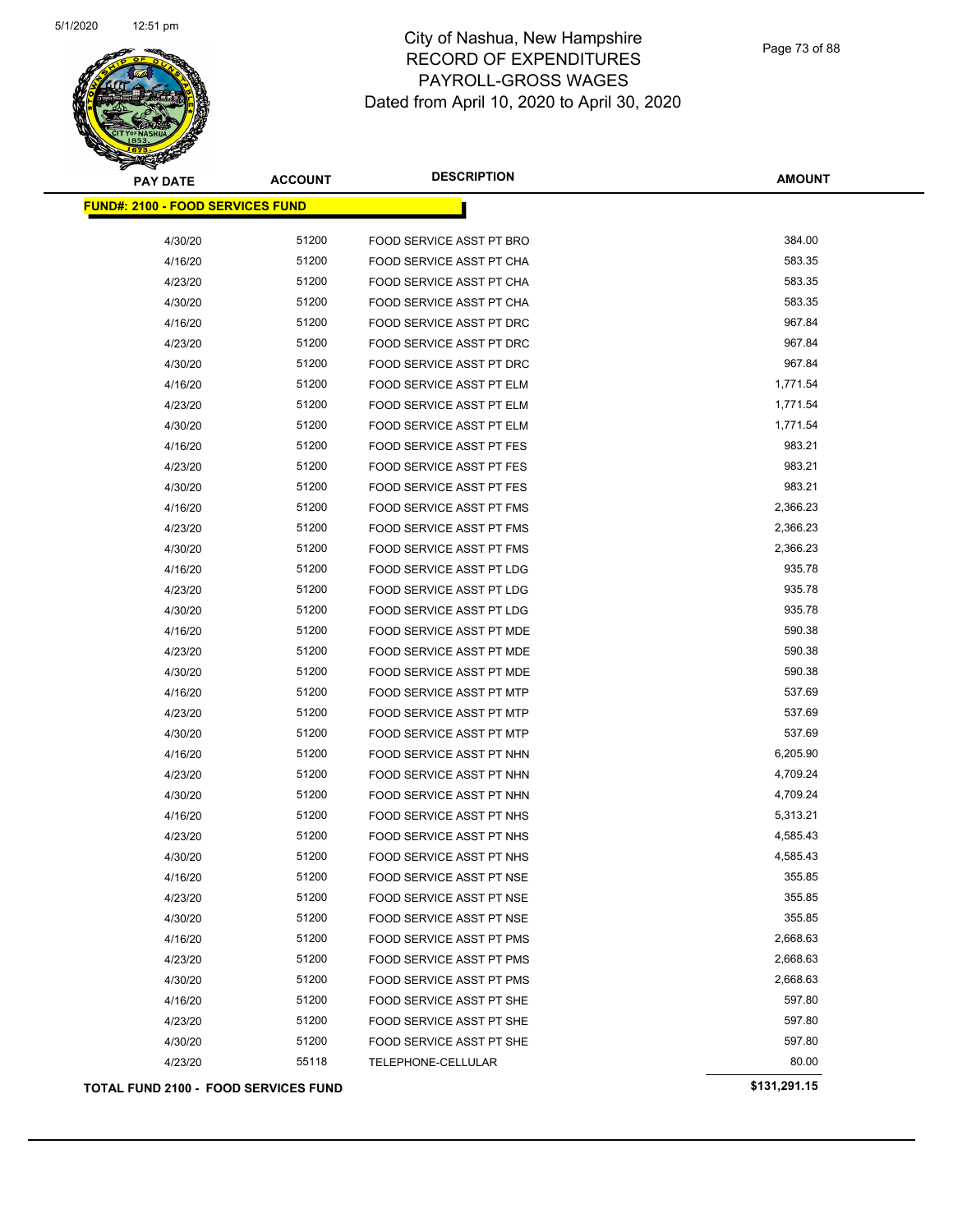# City of Nashua, New Hampshire
## RECORD OF EXPENDITURES
## PAYROLL-GROSS WAGES
## Dated from April 10, 2020 to April 30, 2020

| PAY DATE | ACCOUNT | DESCRIPTION | AMOUNT |
|---|---|---|---|
| **FUND#: 2100 - FOOD SERVICES FUND** | | | |
| 4/30/20 | 51200 | FOOD SERVICE ASST PT BRO | 384.00 |
| 4/16/20 | 51200 | FOOD SERVICE ASST PT CHA | 583.35 |
| 4/23/20 | 51200 | FOOD SERVICE ASST PT CHA | 583.35 |
| 4/30/20 | 51200 | FOOD SERVICE ASST PT CHA | 583.35 |
| 4/16/20 | 51200 | FOOD SERVICE ASST PT DRC | 967.84 |
| 4/23/20 | 51200 | FOOD SERVICE ASST PT DRC | 967.84 |
| 4/30/20 | 51200 | FOOD SERVICE ASST PT DRC | 967.84 |
| 4/16/20 | 51200 | FOOD SERVICE ASST PT ELM | 1,771.54 |
| 4/23/20 | 51200 | FOOD SERVICE ASST PT ELM | 1,771.54 |
| 4/30/20 | 51200 | FOOD SERVICE ASST PT ELM | 1,771.54 |
| 4/16/20 | 51200 | FOOD SERVICE ASST PT FES | 983.21 |
| 4/23/20 | 51200 | FOOD SERVICE ASST PT FES | 983.21 |
| 4/30/20 | 51200 | FOOD SERVICE ASST PT FES | 983.21 |
| 4/16/20 | 51200 | FOOD SERVICE ASST PT FMS | 2,366.23 |
| 4/23/20 | 51200 | FOOD SERVICE ASST PT FMS | 2,366.23 |
| 4/30/20 | 51200 | FOOD SERVICE ASST PT FMS | 2,366.23 |
| 4/16/20 | 51200 | FOOD SERVICE ASST PT LDG | 935.78 |
| 4/23/20 | 51200 | FOOD SERVICE ASST PT LDG | 935.78 |
| 4/30/20 | 51200 | FOOD SERVICE ASST PT LDG | 935.78 |
| 4/16/20 | 51200 | FOOD SERVICE ASST PT MDE | 590.38 |
| 4/23/20 | 51200 | FOOD SERVICE ASST PT MDE | 590.38 |
| 4/30/20 | 51200 | FOOD SERVICE ASST PT MDE | 590.38 |
| 4/16/20 | 51200 | FOOD SERVICE ASST PT MTP | 537.69 |
| 4/23/20 | 51200 | FOOD SERVICE ASST PT MTP | 537.69 |
| 4/30/20 | 51200 | FOOD SERVICE ASST PT MTP | 537.69 |
| 4/16/20 | 51200 | FOOD SERVICE ASST PT NHN | 6,205.90 |
| 4/23/20 | 51200 | FOOD SERVICE ASST PT NHN | 4,709.24 |
| 4/30/20 | 51200 | FOOD SERVICE ASST PT NHN | 4,709.24 |
| 4/16/20 | 51200 | FOOD SERVICE ASST PT NHS | 5,313.21 |
| 4/23/20 | 51200 | FOOD SERVICE ASST PT NHS | 4,585.43 |
| 4/30/20 | 51200 | FOOD SERVICE ASST PT NHS | 4,585.43 |
| 4/16/20 | 51200 | FOOD SERVICE ASST PT NSE | 355.85 |
| 4/23/20 | 51200 | FOOD SERVICE ASST PT NSE | 355.85 |
| 4/30/20 | 51200 | FOOD SERVICE ASST PT NSE | 355.85 |
| 4/16/20 | 51200 | FOOD SERVICE ASST PT PMS | 2,668.63 |
| 4/23/20 | 51200 | FOOD SERVICE ASST PT PMS | 2,668.63 |
| 4/30/20 | 51200 | FOOD SERVICE ASST PT PMS | 2,668.63 |
| 4/16/20 | 51200 | FOOD SERVICE ASST PT SHE | 597.80 |
| 4/23/20 | 51200 | FOOD SERVICE ASST PT SHE | 597.80 |
| 4/30/20 | 51200 | FOOD SERVICE ASST PT SHE | 597.80 |
| 4/23/20 | 55118 | TELEPHONE-CELLULAR | 80.00 |
| **TOTAL FUND 2100 - FOOD SERVICES FUND** | | | **$131,291.15** |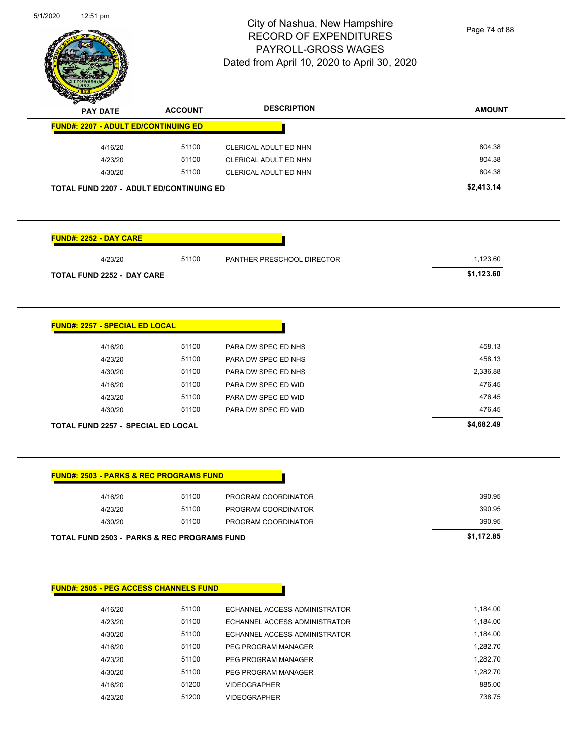# City of Nashua, New Hampshire
## RECORD OF EXPENDITURES
## PAYROLL-GROSS WAGES
## Dated from April 10, 2020 to April 30, 2020

| PAY DATE | ACCOUNT | DESCRIPTION | AMOUNT |
|---|---|---|---|
| **FUND#: 2207 - ADULT ED/CONTINUING ED** | | | |
| 4/16/20 | 51100 | CLERICAL ADULT ED NHN | 804.38 |
| 4/23/20 | 51100 | CLERICAL ADULT ED NHN | 804.38 |
| 4/30/20 | 51100 | CLERICAL ADULT ED NHN | 804.38 |
| **TOTAL FUND 2207 - ADULT ED/CONTINUING ED** | | | **$2,413.14** |

| PAY DATE | ACCOUNT | DESCRIPTION | AMOUNT |
|---|---|---|---|
| **FUND#: 2252 - DAY CARE** | | | |
| 4/23/20 | 51100 | PANTHER PRESCHOOL DIRECTOR | 1,123.60 |
| **TOTAL FUND 2252 - DAY CARE** | | | **$1,123.60** |

| PAY DATE | ACCOUNT | DESCRIPTION | AMOUNT |
|---|---|---|---|
| **FUND#: 2257 - SPECIAL ED LOCAL** | | | |
| 4/16/20 | 51100 | PARA DW SPEC ED NHS | 458.13 |
| 4/23/20 | 51100 | PARA DW SPEC ED NHS | 458.13 |
| 4/30/20 | 51100 | PARA DW SPEC ED NHS | 2,336.88 |
| 4/16/20 | 51100 | PARA DW SPEC ED WID | 476.45 |
| 4/23/20 | 51100 | PARA DW SPEC ED WID | 476.45 |
| 4/30/20 | 51100 | PARA DW SPEC ED WID | 476.45 |
| **TOTAL FUND 2257 - SPECIAL ED LOCAL** | | | **$4,682.49** |

| PAY DATE | ACCOUNT | DESCRIPTION | AMOUNT |
|---|---|---|---|
| **FUND#: 2503 - PARKS & REC PROGRAMS FUND** | | | |
| 4/16/20 | 51100 | PROGRAM COORDINATOR | 390.95 |
| 4/23/20 | 51100 | PROGRAM COORDINATOR | 390.95 |
| 4/30/20 | 51100 | PROGRAM COORDINATOR | 390.95 |
| **TOTAL FUND 2503 - PARKS & REC PROGRAMS FUND** | | | **$1,172.85** |

| PAY DATE | ACCOUNT | DESCRIPTION | AMOUNT |
|---|---|---|---|
| **FUND#: 2505 - PEG ACCESS CHANNELS FUND** | | | |
| 4/16/20 | 51100 | ECHANNEL ACCESS ADMINISTRATOR | 1,184.00 |
| 4/23/20 | 51100 | ECHANNEL ACCESS ADMINISTRATOR | 1,184.00 |
| 4/30/20 | 51100 | ECHANNEL ACCESS ADMINISTRATOR | 1,184.00 |
| 4/16/20 | 51100 | PEG PROGRAM MANAGER | 1,282.70 |
| 4/23/20 | 51100 | PEG PROGRAM MANAGER | 1,282.70 |
| 4/30/20 | 51100 | PEG PROGRAM MANAGER | 1,282.70 |
| 4/16/20 | 51200 | VIDEOGRAPHER | 885.00 |
| 4/23/20 | 51200 | VIDEOGRAPHER | 738.75 |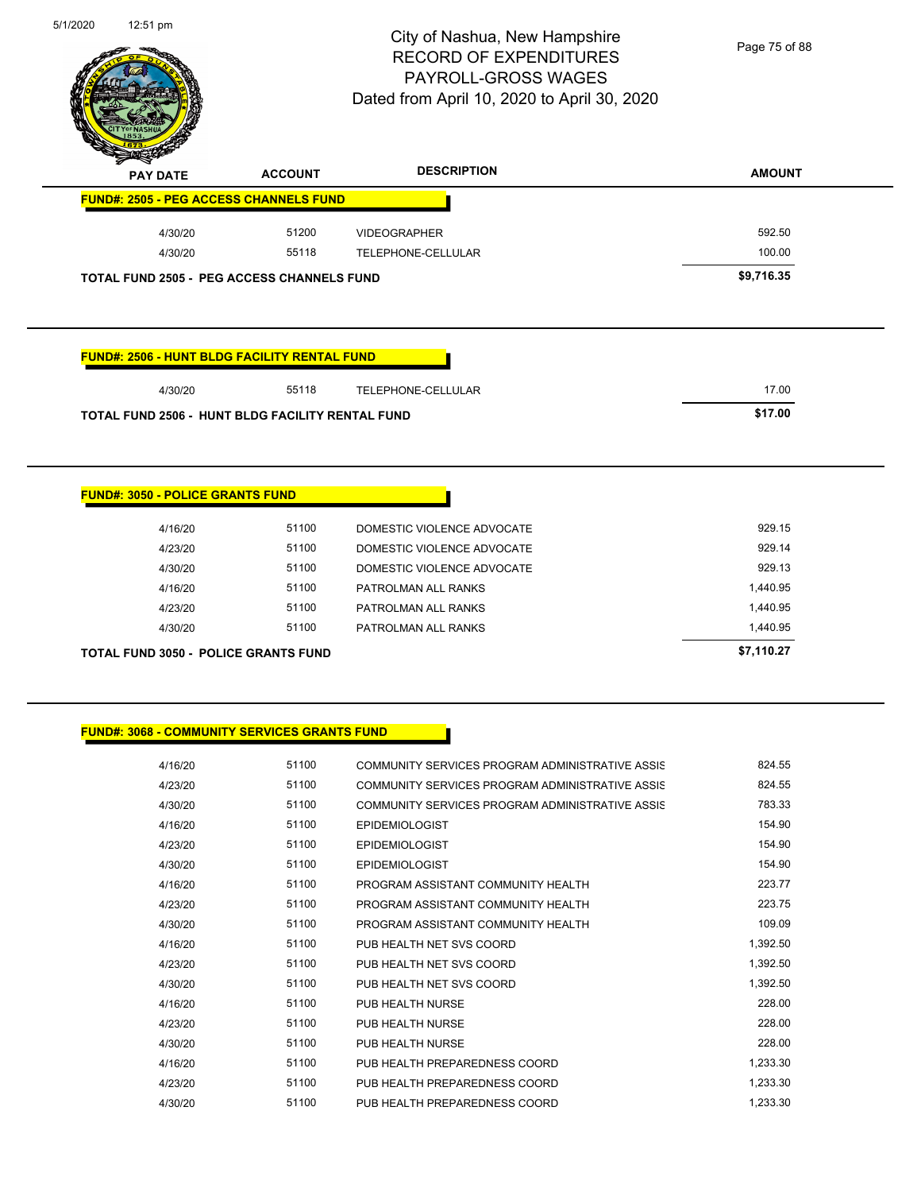# City of Nashua, New Hampshire
## RECORD OF EXPENDITURES
## PAYROLL-GROSS WAGES
## Dated from April 10, 2020 to April 30, 2020

| PAY DATE | ACCOUNT | DESCRIPTION | AMOUNT |
|---|---|---|---|
| **FUND#: 2505 - PEG ACCESS CHANNELS FUND** | | | |
| 4/30/20 | 51200 | VIDEOGRAPHER | 592.50 |
| 4/30/20 | 55118 | TELEPHONE-CELLULAR | 100.00 |
| **TOTAL FUND 2505 - PEG ACCESS CHANNELS FUND** | | | **$9,716.35** |

| PAY DATE | ACCOUNT | DESCRIPTION | AMOUNT |
|---|---|---|---|
| **FUND#: 2506 - HUNT BLDG FACILITY RENTAL FUND** | | | |
| 4/30/20 | 55118 | TELEPHONE-CELLULAR | 17.00 |
| **TOTAL FUND 2506 - HUNT BLDG FACILITY RENTAL FUND** | | | **$17.00** |

| PAY DATE | ACCOUNT | DESCRIPTION | AMOUNT |
|---|---|---|---|
| **FUND#: 3050 - POLICE GRANTS FUND** | | | |
| 4/16/20 | 51100 | DOMESTIC VIOLENCE ADVOCATE | 929.15 |
| 4/23/20 | 51100 | DOMESTIC VIOLENCE ADVOCATE | 929.14 |
| 4/30/20 | 51100 | DOMESTIC VIOLENCE ADVOCATE | 929.13 |
| 4/16/20 | 51100 | PATROLMAN ALL RANKS | 1,440.95 |
| 4/23/20 | 51100 | PATROLMAN ALL RANKS | 1,440.95 |
| 4/30/20 | 51100 | PATROLMAN ALL RANKS | 1,440.95 |
| **TOTAL FUND 3050 - POLICE GRANTS FUND** | | | **$7,110.27** |

| PAY DATE | ACCOUNT | DESCRIPTION | AMOUNT |
|---|---|---|---|
| **FUND#: 3068 - COMMUNITY SERVICES GRANTS FUND** | | | |
| 4/16/20 | 51100 | COMMUNITY SERVICES PROGRAM ADMINISTRATIVE ASSIS | 824.55 |
| 4/23/20 | 51100 | COMMUNITY SERVICES PROGRAM ADMINISTRATIVE ASSIS | 824.55 |
| 4/30/20 | 51100 | COMMUNITY SERVICES PROGRAM ADMINISTRATIVE ASSIS | 783.33 |
| 4/16/20 | 51100 | EPIDEMIOLOGIST | 154.90 |
| 4/23/20 | 51100 | EPIDEMIOLOGIST | 154.90 |
| 4/30/20 | 51100 | EPIDEMIOLOGIST | 154.90 |
| 4/16/20 | 51100 | PROGRAM ASSISTANT COMMUNITY HEALTH | 223.77 |
| 4/23/20 | 51100 | PROGRAM ASSISTANT COMMUNITY HEALTH | 223.75 |
| 4/30/20 | 51100 | PROGRAM ASSISTANT COMMUNITY HEALTH | 109.09 |
| 4/16/20 | 51100 | PUB HEALTH NET SVS COORD | 1,392.50 |
| 4/23/20 | 51100 | PUB HEALTH NET SVS COORD | 1,392.50 |
| 4/30/20 | 51100 | PUB HEALTH NET SVS COORD | 1,392.50 |
| 4/16/20 | 51100 | PUB HEALTH NURSE | 228.00 |
| 4/23/20 | 51100 | PUB HEALTH NURSE | 228.00 |
| 4/30/20 | 51100 | PUB HEALTH NURSE | 228.00 |
| 4/16/20 | 51100 | PUB HEALTH PREPAREDNESS COORD | 1,233.30 |
| 4/23/20 | 51100 | PUB HEALTH PREPAREDNESS COORD | 1,233.30 |
| 4/30/20 | 51100 | PUB HEALTH PREPAREDNESS COORD | 1,233.30 |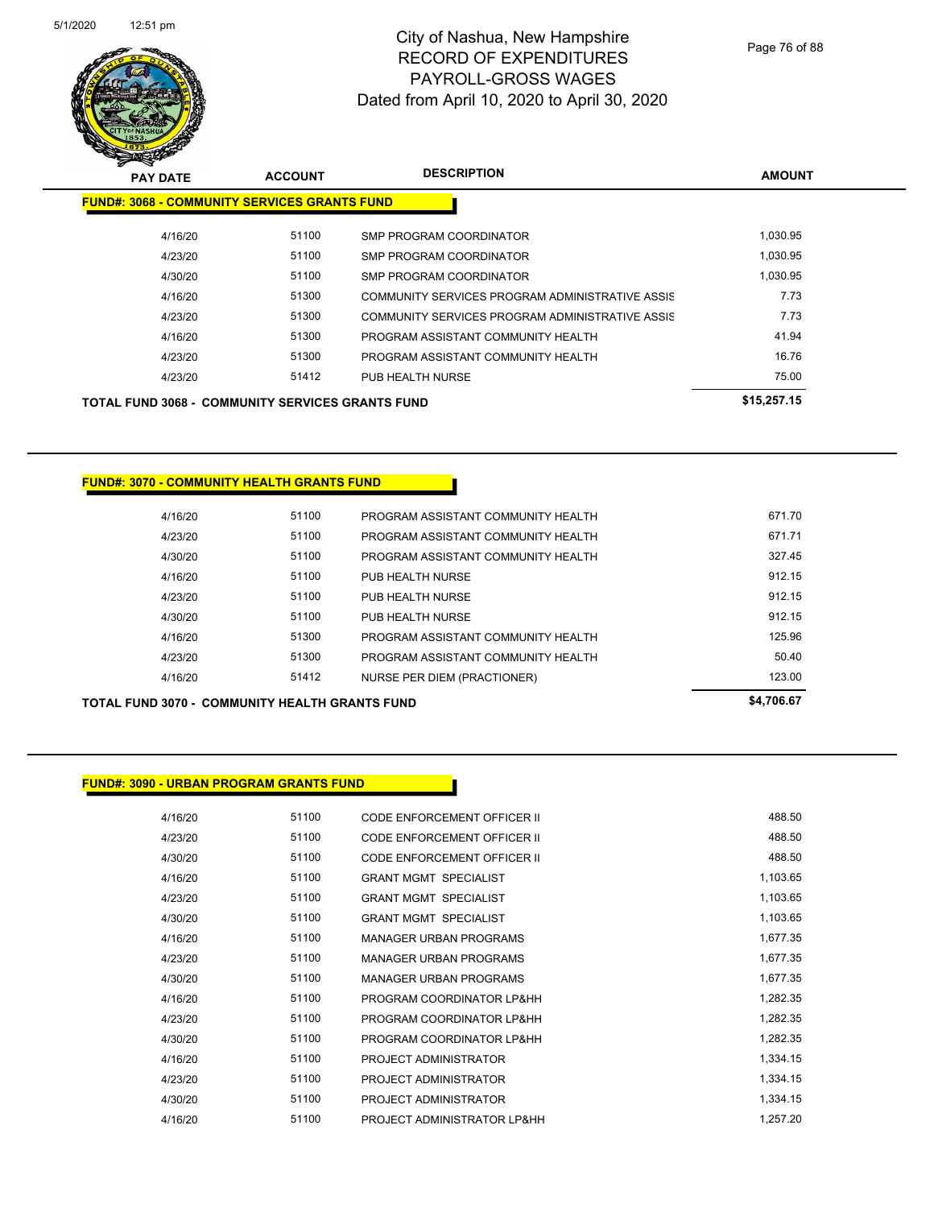# City of Nashua, New Hampshire
## RECORD OF EXPENDITURES
## PAYROLL-GROSS WAGES
Dated from April 10, 2020 to April 30, 2020

| PAY DATE | ACCOUNT | DESCRIPTION | AMOUNT |
|---|---|---|---|
| **FUND#: 3068 - COMMUNITY SERVICES GRANTS FUND** | | | |
| 4/16/20 | 51100 | SMP PROGRAM COORDINATOR | 1,030.95 |
| 4/23/20 | 51100 | SMP PROGRAM COORDINATOR | 1,030.95 |
| 4/30/20 | 51100 | SMP PROGRAM COORDINATOR | 1,030.95 |
| 4/16/20 | 51300 | COMMUNITY SERVICES PROGRAM ADMINISTRATIVE ASSIS | 7.73 |
| 4/23/20 | 51300 | COMMUNITY SERVICES PROGRAM ADMINISTRATIVE ASSIS | 7.73 |
| 4/16/20 | 51300 | PROGRAM ASSISTANT COMMUNITY HEALTH | 41.94 |
| 4/23/20 | 51300 | PROGRAM ASSISTANT COMMUNITY HEALTH | 16.76 |
| 4/23/20 | 51412 | PUB HEALTH NURSE | 75.00 |
| **TOTAL FUND 3068 - COMMUNITY SERVICES GRANTS FUND** | | | **$15,257.15** |

| PAY DATE | ACCOUNT | DESCRIPTION | AMOUNT |
|---|---|---|---|
| **FUND#: 3070 - COMMUNITY HEALTH GRANTS FUND** | | | |
| 4/16/20 | 51100 | PROGRAM ASSISTANT COMMUNITY HEALTH | 671.70 |
| 4/23/20 | 51100 | PROGRAM ASSISTANT COMMUNITY HEALTH | 671.71 |
| 4/30/20 | 51100 | PROGRAM ASSISTANT COMMUNITY HEALTH | 327.45 |
| 4/16/20 | 51100 | PUB HEALTH NURSE | 912.15 |
| 4/23/20 | 51100 | PUB HEALTH NURSE | 912.15 |
| 4/30/20 | 51100 | PUB HEALTH NURSE | 912.15 |
| 4/16/20 | 51300 | PROGRAM ASSISTANT COMMUNITY HEALTH | 125.96 |
| 4/23/20 | 51300 | PROGRAM ASSISTANT COMMUNITY HEALTH | 50.40 |
| 4/16/20 | 51412 | NURSE PER DIEM (PRACTIONER) | 123.00 |
| **TOTAL FUND 3070 - COMMUNITY HEALTH GRANTS FUND** | | | **$4,706.67** |

| PAY DATE | ACCOUNT | DESCRIPTION | AMOUNT |
|---|---|---|---|
| **FUND#: 3090 - URBAN PROGRAM GRANTS FUND** | | | |
| 4/16/20 | 51100 | CODE ENFORCEMENT OFFICER II | 488.50 |
| 4/23/20 | 51100 | CODE ENFORCEMENT OFFICER II | 488.50 |
| 4/30/20 | 51100 | CODE ENFORCEMENT OFFICER II | 488.50 |
| 4/16/20 | 51100 | GRANT MGMT SPECIALIST | 1,103.65 |
| 4/23/20 | 51100 | GRANT MGMT SPECIALIST | 1,103.65 |
| 4/30/20 | 51100 | GRANT MGMT SPECIALIST | 1,103.65 |
| 4/16/20 | 51100 | MANAGER URBAN PROGRAMS | 1,677.35 |
| 4/23/20 | 51100 | MANAGER URBAN PROGRAMS | 1,677.35 |
| 4/30/20 | 51100 | MANAGER URBAN PROGRAMS | 1,677.35 |
| 4/16/20 | 51100 | PROGRAM COORDINATOR LP&HH | 1,282.35 |
| 4/23/20 | 51100 | PROGRAM COORDINATOR LP&HH | 1,282.35 |
| 4/30/20 | 51100 | PROGRAM COORDINATOR LP&HH | 1,282.35 |
| 4/16/20 | 51100 | PROJECT ADMINISTRATOR | 1,334.15 |
| 4/23/20 | 51100 | PROJECT ADMINISTRATOR | 1,334.15 |
| 4/30/20 | 51100 | PROJECT ADMINISTRATOR | 1,334.15 |
| 4/16/20 | 51100 | PROJECT ADMINISTRATOR LP&HH | 1,257.20 |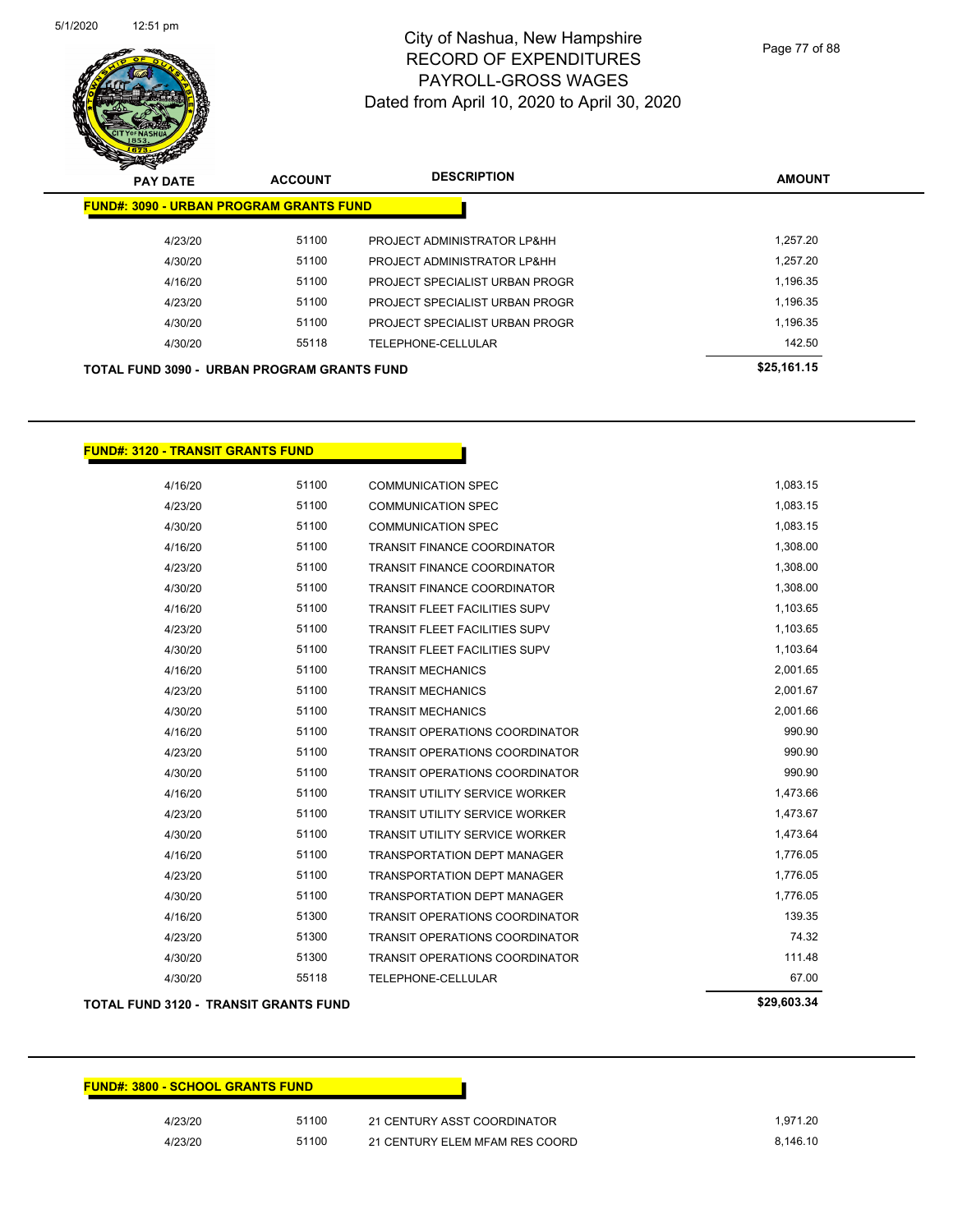| PAY DATE | ACCOUNT | DESCRIPTION | AMOUNT |
|---|---|---|---|
| **FUND#: 3090 - URBAN PROGRAM GRANTS FUND** | | | |
| 4/23/20 | 51100 | PROJECT ADMINISTRATOR LP&HH | 1,257.20 |
| 4/30/20 | 51100 | PROJECT ADMINISTRATOR LP&HH | 1,257.20 |
| 4/16/20 | 51100 | PROJECT SPECIALIST URBAN PROGR | 1,196.35 |
| 4/23/20 | 51100 | PROJECT SPECIALIST URBAN PROGR | 1,196.35 |
| 4/30/20 | 51100 | PROJECT SPECIALIST URBAN PROGR | 1,196.35 |
| 4/30/20 | 55118 | TELEPHONE-CELLULAR | 142.50 |
| **TOTAL FUND 3090 - URBAN PROGRAM GRANTS FUND** | | | **$25,161.15** |

| PAY DATE | ACCOUNT | DESCRIPTION | AMOUNT |
|---|---|---|---|
| **FUND#: 3120 - TRANSIT GRANTS FUND** | | | |
| 4/16/20 | 51100 | COMMUNICATION SPEC | 1,083.15 |
| 4/23/20 | 51100 | COMMUNICATION SPEC | 1,083.15 |
| 4/30/20 | 51100 | COMMUNICATION SPEC | 1,083.15 |
| 4/16/20 | 51100 | TRANSIT FINANCE COORDINATOR | 1,308.00 |
| 4/23/20 | 51100 | TRANSIT FINANCE COORDINATOR | 1,308.00 |
| 4/30/20 | 51100 | TRANSIT FINANCE COORDINATOR | 1,308.00 |
| 4/16/20 | 51100 | TRANSIT FLEET FACILITIES SUPV | 1,103.65 |
| 4/23/20 | 51100 | TRANSIT FLEET FACILITIES SUPV | 1,103.65 |
| 4/30/20 | 51100 | TRANSIT FLEET FACILITIES SUPV | 1,103.64 |
| 4/16/20 | 51100 | TRANSIT MECHANICS | 2,001.65 |
| 4/23/20 | 51100 | TRANSIT MECHANICS | 2,001.67 |
| 4/30/20 | 51100 | TRANSIT MECHANICS | 2,001.66 |
| 4/16/20 | 51100 | TRANSIT OPERATIONS COORDINATOR | 990.90 |
| 4/23/20 | 51100 | TRANSIT OPERATIONS COORDINATOR | 990.90 |
| 4/30/20 | 51100 | TRANSIT OPERATIONS COORDINATOR | 990.90 |
| 4/16/20 | 51100 | TRANSIT UTILITY SERVICE WORKER | 1,473.66 |
| 4/23/20 | 51100 | TRANSIT UTILITY SERVICE WORKER | 1,473.67 |
| 4/30/20 | 51100 | TRANSIT UTILITY SERVICE WORKER | 1,473.64 |
| 4/16/20 | 51100 | TRANSPORTATION DEPT MANAGER | 1,776.05 |
| 4/23/20 | 51100 | TRANSPORTATION DEPT MANAGER | 1,776.05 |
| 4/30/20 | 51100 | TRANSPORTATION DEPT MANAGER | 1,776.05 |
| 4/16/20 | 51300 | TRANSIT OPERATIONS COORDINATOR | 139.35 |
| 4/23/20 | 51300 | TRANSIT OPERATIONS COORDINATOR | 74.32 |
| 4/30/20 | 51300 | TRANSIT OPERATIONS COORDINATOR | 111.48 |
| 4/30/20 | 55118 | TELEPHONE-CELLULAR | 67.00 |
| **TOTAL FUND 3120 - TRANSIT GRANTS FUND** | | | **$29,603.34** |

| PAY DATE | ACCOUNT | DESCRIPTION | AMOUNT |
|---|---|---|---|
| **FUND#: 3800 - SCHOOL GRANTS FUND** | | | |
| 4/23/20 | 51100 | 21 CENTURY ASST COORDINATOR | 1,971.20 |
| 4/23/20 | 51100 | 21 CENTURY ELEM MFAM RES COORD | 8,146.10 |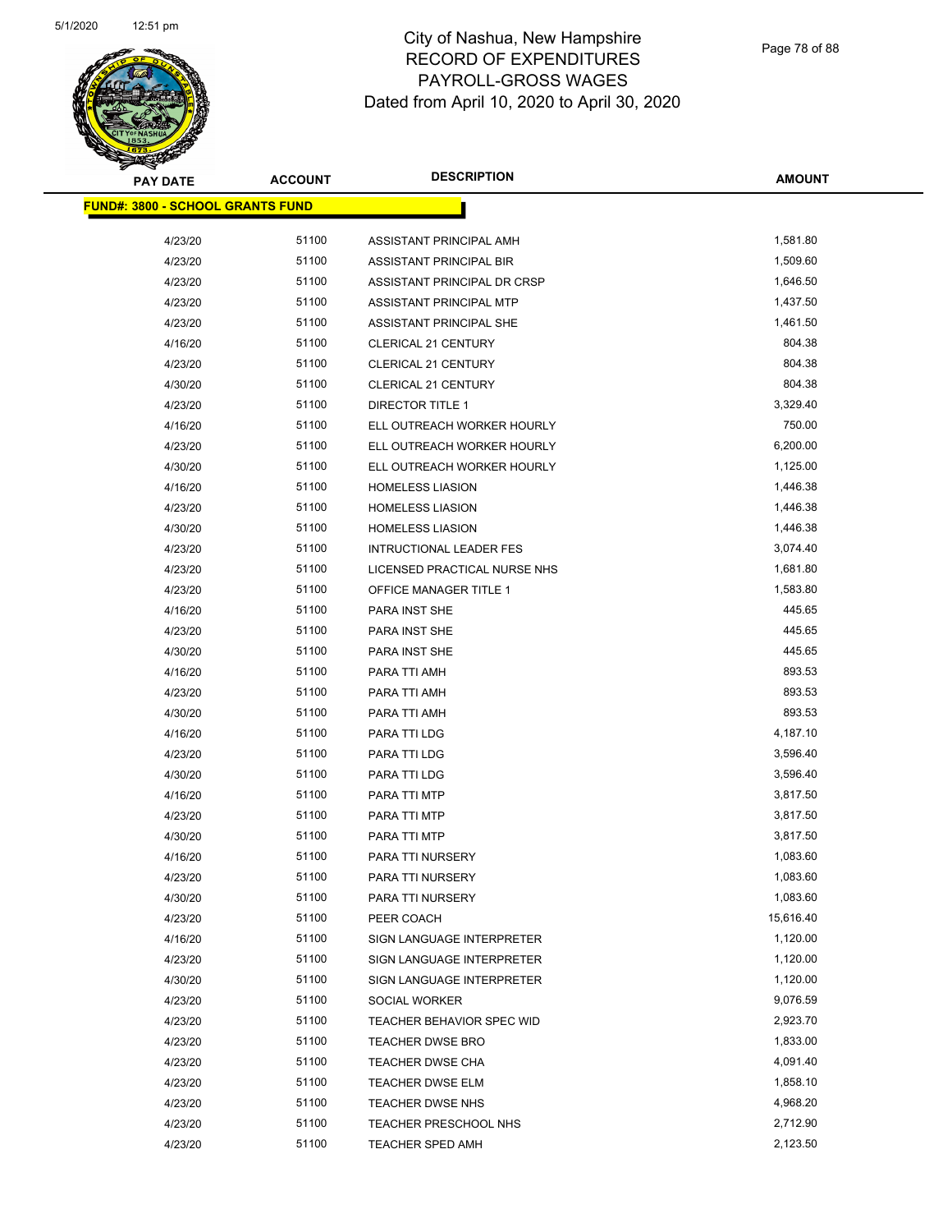# City of Nashua, New Hampshire
# RECORD OF EXPENDITURES
# PAYROLL-GROSS WAGES
# Dated from April 10, 2020 to April 30, 2020

| PAY DATE | ACCOUNT | DESCRIPTION | AMOUNT |
|---|---|---|---|
| **FUND#: 3800 - SCHOOL GRANTS FUND** | | | |
| 4/23/20 | 51100 | ASSISTANT PRINCIPAL AMH | 1,581.80 |
| 4/23/20 | 51100 | ASSISTANT PRINCIPAL BIR | 1,509.60 |
| 4/23/20 | 51100 | ASSISTANT PRINCIPAL DR CRSP | 1,646.50 |
| 4/23/20 | 51100 | ASSISTANT PRINCIPAL MTP | 1,437.50 |
| 4/23/20 | 51100 | ASSISTANT PRINCIPAL SHE | 1,461.50 |
| 4/16/20 | 51100 | CLERICAL 21 CENTURY | 804.38 |
| 4/23/20 | 51100 | CLERICAL 21 CENTURY | 804.38 |
| 4/30/20 | 51100 | CLERICAL 21 CENTURY | 804.38 |
| 4/23/20 | 51100 | DIRECTOR TITLE 1 | 3,329.40 |
| 4/16/20 | 51100 | ELL OUTREACH WORKER HOURLY | 750.00 |
| 4/23/20 | 51100 | ELL OUTREACH WORKER HOURLY | 6,200.00 |
| 4/30/20 | 51100 | ELL OUTREACH WORKER HOURLY | 1,125.00 |
| 4/16/20 | 51100 | HOMELESS LIASION | 1,446.38 |
| 4/23/20 | 51100 | HOMELESS LIASION | 1,446.38 |
| 4/30/20 | 51100 | HOMELESS LIASION | 1,446.38 |
| 4/23/20 | 51100 | INTRUCTIONAL LEADER FES | 3,074.40 |
| 4/23/20 | 51100 | LICENSED PRACTICAL NURSE NHS | 1,681.80 |
| 4/23/20 | 51100 | OFFICE MANAGER TITLE 1 | 1,583.80 |
| 4/16/20 | 51100 | PARA INST SHE | 445.65 |
| 4/23/20 | 51100 | PARA INST SHE | 445.65 |
| 4/30/20 | 51100 | PARA INST SHE | 445.65 |
| 4/16/20 | 51100 | PARA TTI AMH | 893.53 |
| 4/23/20 | 51100 | PARA TTI AMH | 893.53 |
| 4/30/20 | 51100 | PARA TTI AMH | 893.53 |
| 4/16/20 | 51100 | PARA TTI LDG | 4,187.10 |
| 4/23/20 | 51100 | PARA TTI LDG | 3,596.40 |
| 4/30/20 | 51100 | PARA TTI LDG | 3,596.40 |
| 4/16/20 | 51100 | PARA TTI MTP | 3,817.50 |
| 4/23/20 | 51100 | PARA TTI MTP | 3,817.50 |
| 4/30/20 | 51100 | PARA TTI MTP | 3,817.50 |
| 4/16/20 | 51100 | PARA TTI NURSERY | 1,083.60 |
| 4/23/20 | 51100 | PARA TTI NURSERY | 1,083.60 |
| 4/30/20 | 51100 | PARA TTI NURSERY | 1,083.60 |
| 4/23/20 | 51100 | PEER COACH | 15,616.40 |
| 4/16/20 | 51100 | SIGN LANGUAGE INTERPRETER | 1,120.00 |
| 4/23/20 | 51100 | SIGN LANGUAGE INTERPRETER | 1,120.00 |
| 4/30/20 | 51100 | SIGN LANGUAGE INTERPRETER | 1,120.00 |
| 4/23/20 | 51100 | SOCIAL WORKER | 9,076.59 |
| 4/23/20 | 51100 | TEACHER BEHAVIOR SPEC WID | 2,923.70 |
| 4/23/20 | 51100 | TEACHER DWSE BRO | 1,833.00 |
| 4/23/20 | 51100 | TEACHER DWSE CHA | 4,091.40 |
| 4/23/20 | 51100 | TEACHER DWSE ELM | 1,858.10 |
| 4/23/20 | 51100 | TEACHER DWSE NHS | 4,968.20 |
| 4/23/20 | 51100 | TEACHER PRESCHOOL NHS | 2,712.90 |
| 4/23/20 | 51100 | TEACHER SPED AMH | 2,123.50 |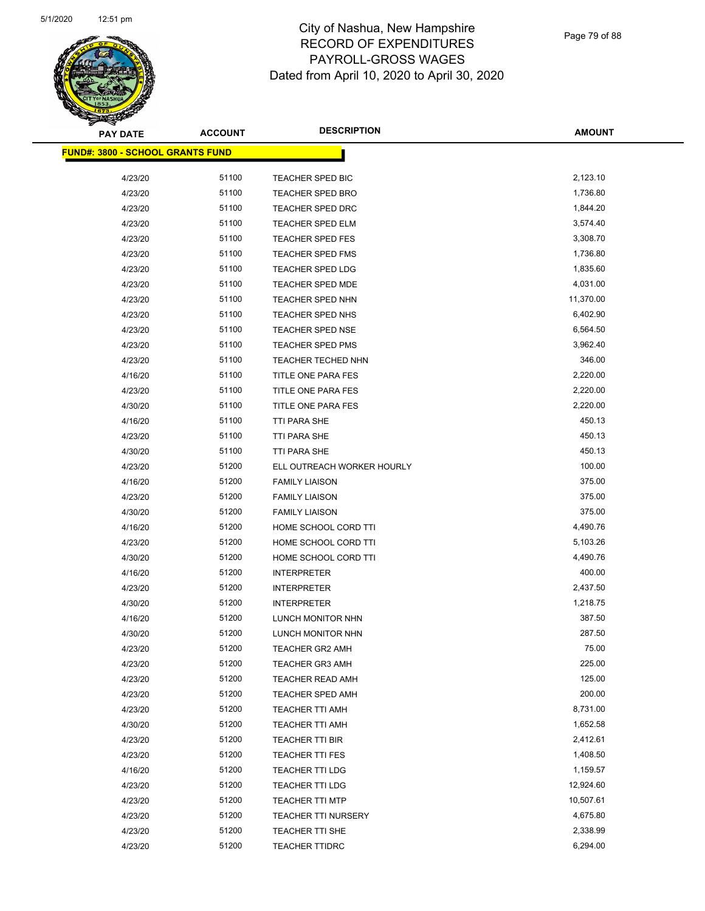# City of Nashua, New Hampshire
# RECORD OF EXPENDITURES
# PAYROLL-GROSS WAGES
# Dated from April 10, 2020 to April 30, 2020

| PAY DATE | ACCOUNT | DESCRIPTION | AMOUNT |
|---|---|---|---|
| **FUND#: 3800 - SCHOOL GRANTS FUND** | | | |
| 4/23/20 | 51100 | TEACHER SPED BIC | 2,123.10 |
| 4/23/20 | 51100 | TEACHER SPED BRO | 1,736.80 |
| 4/23/20 | 51100 | TEACHER SPED DRC | 1,844.20 |
| 4/23/20 | 51100 | TEACHER SPED ELM | 3,574.40 |
| 4/23/20 | 51100 | TEACHER SPED FES | 3,308.70 |
| 4/23/20 | 51100 | TEACHER SPED FMS | 1,736.80 |
| 4/23/20 | 51100 | TEACHER SPED LDG | 1,835.60 |
| 4/23/20 | 51100 | TEACHER SPED MDE | 4,031.00 |
| 4/23/20 | 51100 | TEACHER SPED NHN | 11,370.00 |
| 4/23/20 | 51100 | TEACHER SPED NHS | 6,402.90 |
| 4/23/20 | 51100 | TEACHER SPED NSE | 6,564.50 |
| 4/23/20 | 51100 | TEACHER SPED PMS | 3,962.40 |
| 4/23/20 | 51100 | TEACHER TECHED NHN | 346.00 |
| 4/16/20 | 51100 | TITLE ONE PARA FES | 2,220.00 |
| 4/23/20 | 51100 | TITLE ONE PARA FES | 2,220.00 |
| 4/30/20 | 51100 | TITLE ONE PARA FES | 2,220.00 |
| 4/16/20 | 51100 | TTI PARA SHE | 450.13 |
| 4/23/20 | 51100 | TTI PARA SHE | 450.13 |
| 4/30/20 | 51100 | TTI PARA SHE | 450.13 |
| 4/23/20 | 51200 | ELL OUTREACH WORKER HOURLY | 100.00 |
| 4/16/20 | 51200 | FAMILY LIAISON | 375.00 |
| 4/23/20 | 51200 | FAMILY LIAISON | 375.00 |
| 4/30/20 | 51200 | FAMILY LIAISON | 375.00 |
| 4/16/20 | 51200 | HOME SCHOOL CORD TTI | 4,490.76 |
| 4/23/20 | 51200 | HOME SCHOOL CORD TTI | 5,103.26 |
| 4/30/20 | 51200 | HOME SCHOOL CORD TTI | 4,490.76 |
| 4/16/20 | 51200 | INTERPRETER | 400.00 |
| 4/23/20 | 51200 | INTERPRETER | 2,437.50 |
| 4/30/20 | 51200 | INTERPRETER | 1,218.75 |
| 4/16/20 | 51200 | LUNCH MONITOR NHN | 387.50 |
| 4/30/20 | 51200 | LUNCH MONITOR NHN | 287.50 |
| 4/23/20 | 51200 | TEACHER GR2 AMH | 75.00 |
| 4/23/20 | 51200 | TEACHER GR3 AMH | 225.00 |
| 4/23/20 | 51200 | TEACHER READ AMH | 125.00 |
| 4/23/20 | 51200 | TEACHER SPED AMH | 200.00 |
| 4/23/20 | 51200 | TEACHER TTI AMH | 8,731.00 |
| 4/30/20 | 51200 | TEACHER TTI AMH | 1,652.58 |
| 4/23/20 | 51200 | TEACHER TTI BIR | 2,412.61 |
| 4/23/20 | 51200 | TEACHER TTI FES | 1,408.50 |
| 4/16/20 | 51200 | TEACHER TTI LDG | 1,159.57 |
| 4/23/20 | 51200 | TEACHER TTI LDG | 12,924.60 |
| 4/23/20 | 51200 | TEACHER TTI MTP | 10,507.61 |
| 4/23/20 | 51200 | TEACHER TTI NURSERY | 4,675.80 |
| 4/23/20 | 51200 | TEACHER TTI SHE | 2,338.99 |
| 4/23/20 | 51200 | TEACHER TTIDRC | 6,294.00 |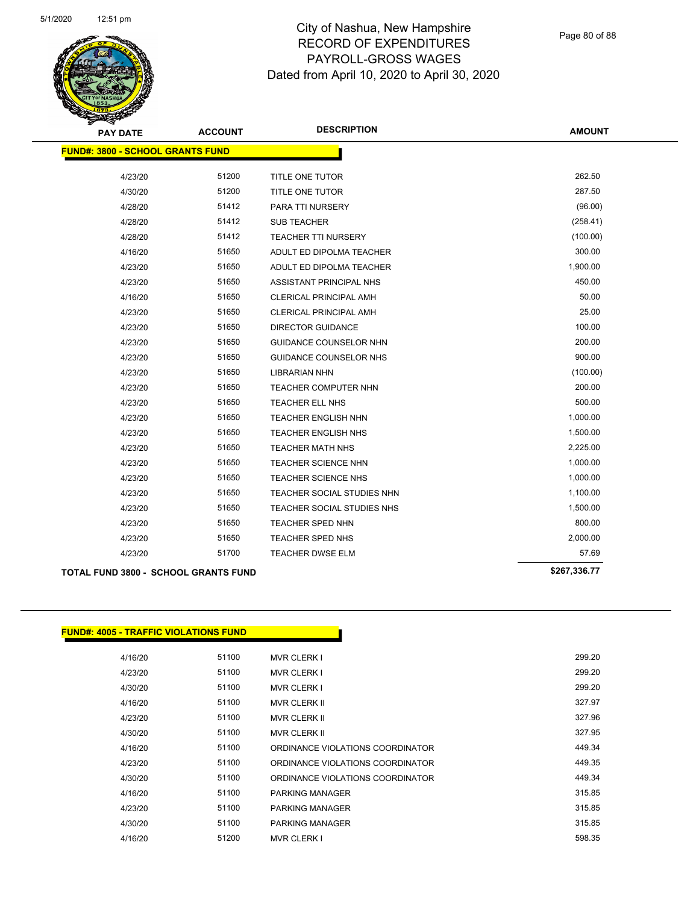# City of Nashua, New Hampshire
## RECORD OF EXPENDITURES
## PAYROLL-GROSS WAGES
## Dated from April 10, 2020 to April 30, 2020

| PAY DATE | ACCOUNT | DESCRIPTION | AMOUNT |
|---|---|---|---|
| **FUND#: 3800 - SCHOOL GRANTS FUND** | | | |
| 4/23/20 | 51200 | TITLE ONE TUTOR | 262.50 |
| 4/30/20 | 51200 | TITLE ONE TUTOR | 287.50 |
| 4/28/20 | 51412 | PARA TTI NURSERY | (96.00) |
| 4/28/20 | 51412 | SUB TEACHER | (258.41) |
| 4/28/20 | 51412 | TEACHER TTI NURSERY | (100.00) |
| 4/16/20 | 51650 | ADULT ED DIPOLMA TEACHER | 300.00 |
| 4/23/20 | 51650 | ADULT ED DIPOLMA TEACHER | 1,900.00 |
| 4/23/20 | 51650 | ASSISTANT PRINCIPAL NHS | 450.00 |
| 4/16/20 | 51650 | CLERICAL PRINCIPAL AMH | 50.00 |
| 4/23/20 | 51650 | CLERICAL PRINCIPAL AMH | 25.00 |
| 4/23/20 | 51650 | DIRECTOR GUIDANCE | 100.00 |
| 4/23/20 | 51650 | GUIDANCE COUNSELOR NHN | 200.00 |
| 4/23/20 | 51650 | GUIDANCE COUNSELOR NHS | 900.00 |
| 4/23/20 | 51650 | LIBRARIAN NHN | (100.00) |
| 4/23/20 | 51650 | TEACHER COMPUTER NHN | 200.00 |
| 4/23/20 | 51650 | TEACHER ELL NHS | 500.00 |
| 4/23/20 | 51650 | TEACHER ENGLISH NHN | 1,000.00 |
| 4/23/20 | 51650 | TEACHER ENGLISH NHS | 1,500.00 |
| 4/23/20 | 51650 | TEACHER MATH NHS | 2,225.00 |
| 4/23/20 | 51650 | TEACHER SCIENCE NHN | 1,000.00 |
| 4/23/20 | 51650 | TEACHER SCIENCE NHS | 1,000.00 |
| 4/23/20 | 51650 | TEACHER SOCIAL STUDIES NHN | 1,100.00 |
| 4/23/20 | 51650 | TEACHER SOCIAL STUDIES NHS | 1,500.00 |
| 4/23/20 | 51650 | TEACHER SPED NHN | 800.00 |
| 4/23/20 | 51650 | TEACHER SPED NHS | 2,000.00 |
| 4/23/20 | 51700 | TEACHER DWSE ELM | 57.69 |
| **TOTAL FUND 3800 - SCHOOL GRANTS FUND** | | | **$267,336.77** |

| PAY DATE | ACCOUNT | DESCRIPTION | AMOUNT |
|---|---|---|---|
| **FUND#: 4005 - TRAFFIC VIOLATIONS FUND** | | | |
| 4/16/20 | 51100 | MVR CLERK I | 299.20 |
| 4/23/20 | 51100 | MVR CLERK I | 299.20 |
| 4/30/20 | 51100 | MVR CLERK I | 299.20 |
| 4/16/20 | 51100 | MVR CLERK II | 327.97 |
| 4/23/20 | 51100 | MVR CLERK II | 327.96 |
| 4/30/20 | 51100 | MVR CLERK II | 327.95 |
| 4/16/20 | 51100 | ORDINANCE VIOLATIONS COORDINATOR | 449.34 |
| 4/23/20 | 51100 | ORDINANCE VIOLATIONS COORDINATOR | 449.35 |
| 4/30/20 | 51100 | ORDINANCE VIOLATIONS COORDINATOR | 449.34 |
| 4/16/20 | 51100 | PARKING MANAGER | 315.85 |
| 4/23/20 | 51100 | PARKING MANAGER | 315.85 |
| 4/30/20 | 51100 | PARKING MANAGER | 315.85 |
| 4/16/20 | 51200 | MVR CLERK I | 598.35 |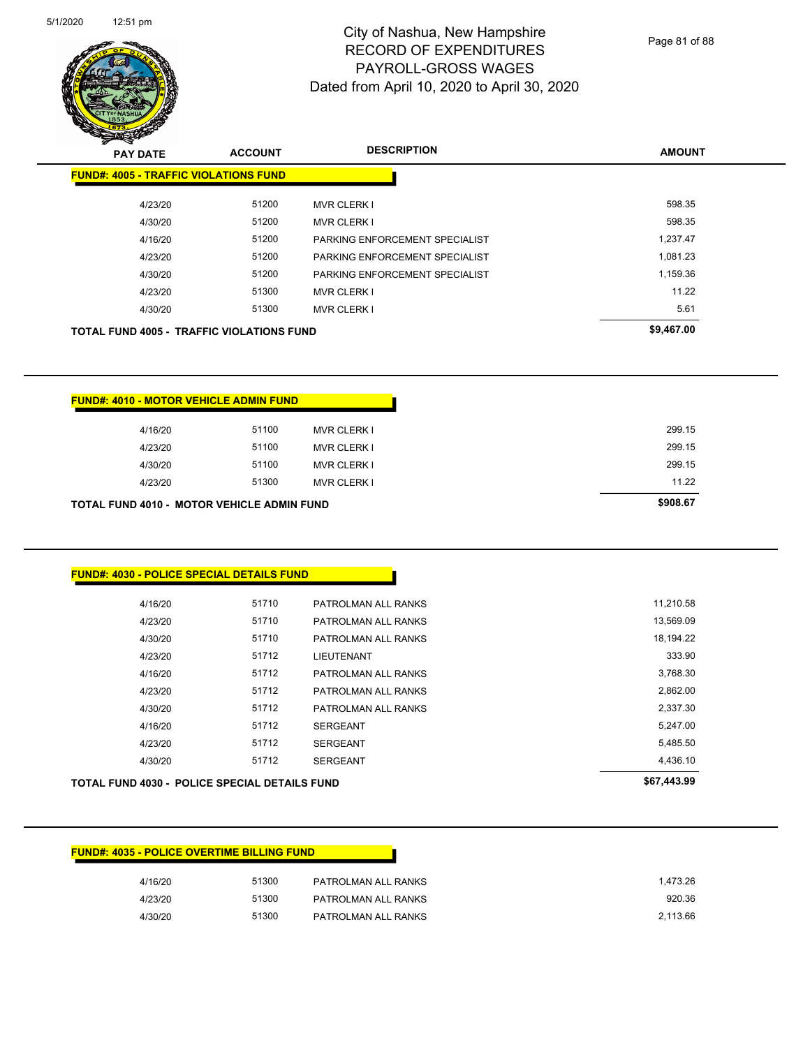# City of Nashua, New Hampshire
## RECORD OF EXPENDITURES
## PAYROLL-GROSS WAGES
### Dated from April 10, 2020 to April 30, 2020

| PAY DATE | ACCOUNT | DESCRIPTION | AMOUNT |
|---|---|---|---|
| **FUND#: 4005 - TRAFFIC VIOLATIONS FUND** | | | |
| 4/23/20 | 51200 | MVR CLERK I | 598.35 |
| 4/30/20 | 51200 | MVR CLERK I | 598.35 |
| 4/16/20 | 51200 | PARKING ENFORCEMENT SPECIALIST | 1,237.47 |
| 4/23/20 | 51200 | PARKING ENFORCEMENT SPECIALIST | 1,081.23 |
| 4/30/20 | 51200 | PARKING ENFORCEMENT SPECIALIST | 1,159.36 |
| 4/23/20 | 51300 | MVR CLERK I | 11.22 |
| 4/30/20 | 51300 | MVR CLERK I | 5.61 |
| **TOTAL FUND 4005 - TRAFFIC VIOLATIONS FUND** | | | **$9,467.00** |

| PAY DATE | ACCOUNT | DESCRIPTION | AMOUNT |
|---|---|---|---|
| **FUND#: 4010 - MOTOR VEHICLE ADMIN FUND** | | | |
| 4/16/20 | 51100 | MVR CLERK I | 299.15 |
| 4/23/20 | 51100 | MVR CLERK I | 299.15 |
| 4/30/20 | 51100 | MVR CLERK I | 299.15 |
| 4/23/20 | 51300 | MVR CLERK I | 11.22 |
| **TOTAL FUND 4010 - MOTOR VEHICLE ADMIN FUND** | | | **$908.67** |

| PAY DATE | ACCOUNT | DESCRIPTION | AMOUNT |
|---|---|---|---|
| **FUND#: 4030 - POLICE SPECIAL DETAILS FUND** | | | |
| 4/16/20 | 51710 | PATROLMAN ALL RANKS | 11,210.58 |
| 4/23/20 | 51710 | PATROLMAN ALL RANKS | 13,569.09 |
| 4/30/20 | 51710 | PATROLMAN ALL RANKS | 18,194.22 |
| 4/23/20 | 51712 | LIEUTENANT | 333.90 |
| 4/16/20 | 51712 | PATROLMAN ALL RANKS | 3,768.30 |
| 4/23/20 | 51712 | PATROLMAN ALL RANKS | 2,862.00 |
| 4/30/20 | 51712 | PATROLMAN ALL RANKS | 2,337.30 |
| 4/16/20 | 51712 | SERGEANT | 5,247.00 |
| 4/23/20 | 51712 | SERGEANT | 5,485.50 |
| 4/30/20 | 51712 | SERGEANT | 4,436.10 |
| **TOTAL FUND 4030 - POLICE SPECIAL DETAILS FUND** | | | **$67,443.99** |

| PAY DATE | ACCOUNT | DESCRIPTION | AMOUNT |
|---|---|---|---|
| **FUND#: 4035 - POLICE OVERTIME BILLING FUND** | | | |
| 4/16/20 | 51300 | PATROLMAN ALL RANKS | 1,473.26 |
| 4/23/20 | 51300 | PATROLMAN ALL RANKS | 920.36 |
| 4/30/20 | 51300 | PATROLMAN ALL RANKS | 2,113.66 |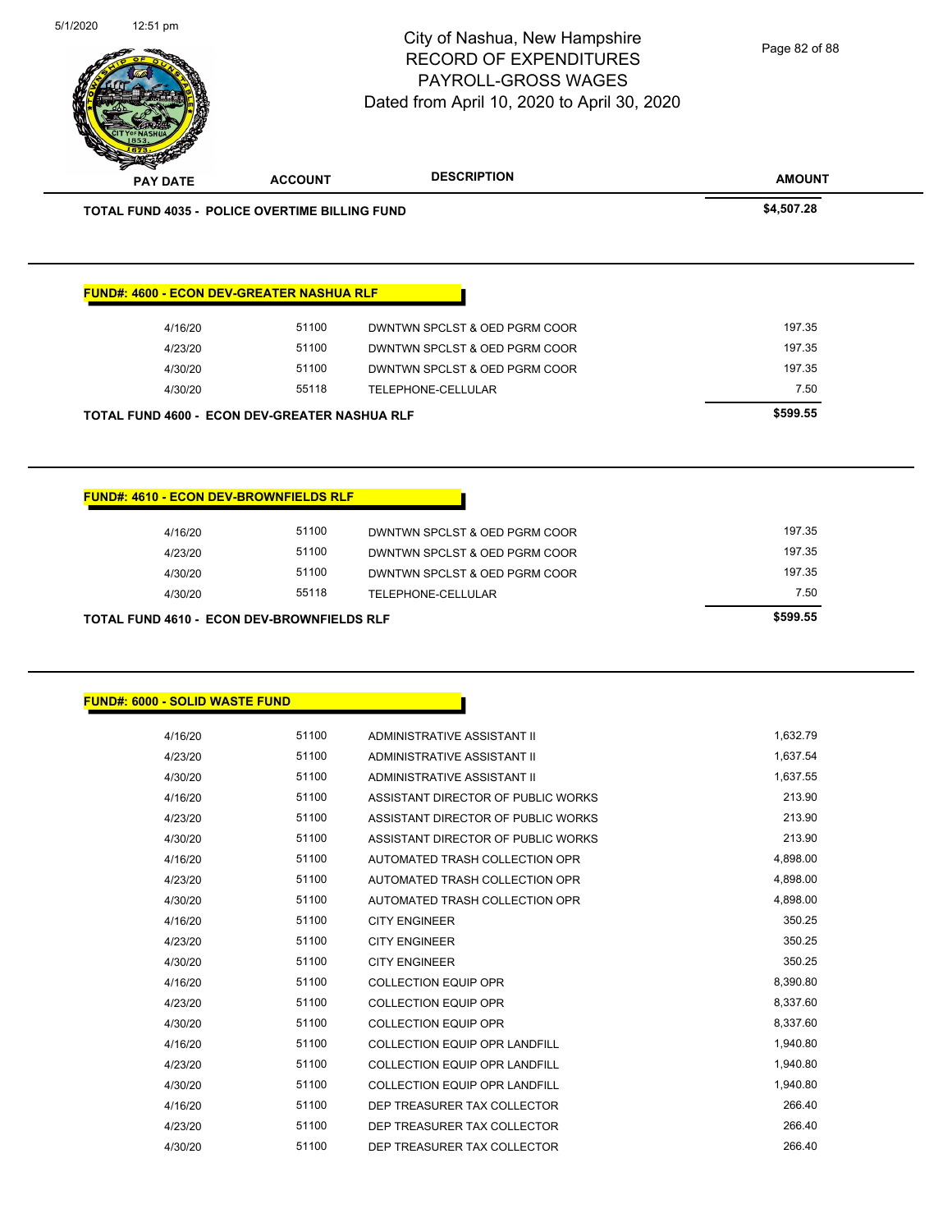# City of Nashua, New Hampshire
## RECORD OF EXPENDITURES
## PAYROLL-GROSS WAGES
## Dated from April 10, 2020 to April 30, 2020

| PAY DATE | ACCOUNT | DESCRIPTION | AMOUNT |
|---|---|---|---|
| **TOTAL FUND 4035 - POLICE OVERTIME BILLING FUND** | | | **$4,507.28** |

**FUND#: 4600 - ECON DEV-GREATER NASHUA RLF**

| PAY DATE | ACCOUNT | DESCRIPTION | AMOUNT |
|---|---|---|---|
| 4/16/20 | 51100 | DWNTWN SPCLST & OED PGRM COOR | 197.35 |
| 4/23/20 | 51100 | DWNTWN SPCLST & OED PGRM COOR | 197.35 |
| 4/30/20 | 51100 | DWNTWN SPCLST & OED PGRM COOR | 197.35 |
| 4/30/20 | 55118 | TELEPHONE-CELLULAR | 7.50 |
| **TOTAL FUND 4600 - ECON DEV-GREATER NASHUA RLF** | | | **$599.55** |

**FUND#: 4610 - ECON DEV-BROWNFIELDS RLF**

| PAY DATE | ACCOUNT | DESCRIPTION | AMOUNT |
|---|---|---|---|
| 4/16/20 | 51100 | DWNTWN SPCLST & OED PGRM COOR | 197.35 |
| 4/23/20 | 51100 | DWNTWN SPCLST & OED PGRM COOR | 197.35 |
| 4/30/20 | 51100 | DWNTWN SPCLST & OED PGRM COOR | 197.35 |
| 4/30/20 | 55118 | TELEPHONE-CELLULAR | 7.50 |
| **TOTAL FUND 4610 - ECON DEV-BROWNFIELDS RLF** | | | **$599.55** |

**FUND#: 6000 - SOLID WASTE FUND**

| PAY DATE | ACCOUNT | DESCRIPTION | AMOUNT |
|---|---|---|---|
| 4/16/20 | 51100 | ADMINISTRATIVE ASSISTANT II | 1,632.79 |
| 4/23/20 | 51100 | ADMINISTRATIVE ASSISTANT II | 1,637.54 |
| 4/30/20 | 51100 | ADMINISTRATIVE ASSISTANT II | 1,637.55 |
| 4/16/20 | 51100 | ASSISTANT DIRECTOR OF PUBLIC WORKS | 213.90 |
| 4/23/20 | 51100 | ASSISTANT DIRECTOR OF PUBLIC WORKS | 213.90 |
| 4/30/20 | 51100 | ASSISTANT DIRECTOR OF PUBLIC WORKS | 213.90 |
| 4/16/20 | 51100 | AUTOMATED TRASH COLLECTION OPR | 4,898.00 |
| 4/23/20 | 51100 | AUTOMATED TRASH COLLECTION OPR | 4,898.00 |
| 4/30/20 | 51100 | AUTOMATED TRASH COLLECTION OPR | 4,898.00 |
| 4/16/20 | 51100 | CITY ENGINEER | 350.25 |
| 4/23/20 | 51100 | CITY ENGINEER | 350.25 |
| 4/30/20 | 51100 | CITY ENGINEER | 350.25 |
| 4/16/20 | 51100 | COLLECTION EQUIP OPR | 8,390.80 |
| 4/23/20 | 51100 | COLLECTION EQUIP OPR | 8,337.60 |
| 4/30/20 | 51100 | COLLECTION EQUIP OPR | 8,337.60 |
| 4/16/20 | 51100 | COLLECTION EQUIP OPR LANDFILL | 1,940.80 |
| 4/23/20 | 51100 | COLLECTION EQUIP OPR LANDFILL | 1,940.80 |
| 4/30/20 | 51100 | COLLECTION EQUIP OPR LANDFILL | 1,940.80 |
| 4/16/20 | 51100 | DEP TREASURER TAX COLLECTOR | 266.40 |
| 4/23/20 | 51100 | DEP TREASURER TAX COLLECTOR | 266.40 |
| 4/30/20 | 51100 | DEP TREASURER TAX COLLECTOR | 266.40 |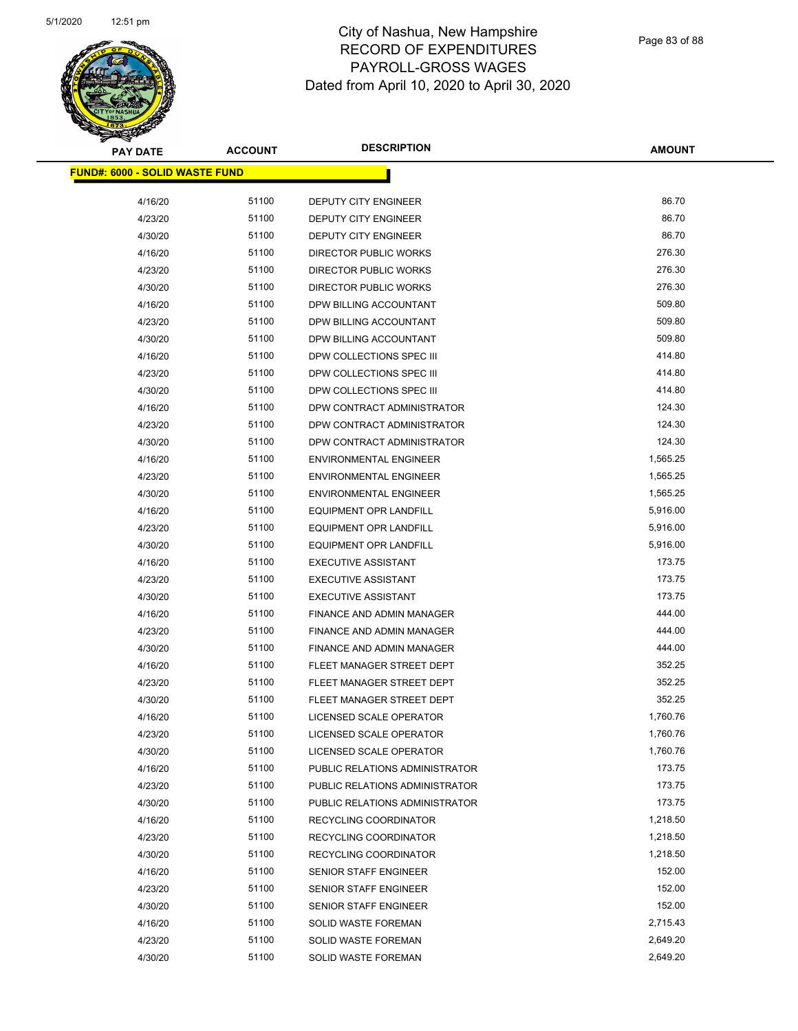City of Nashua, New Hampshire
RECORD OF EXPENDITURES
PAYROLL-GROSS WAGES
Dated from April 10, 2020 to April 30, 2020

**FUND#: 6000 - SOLID WASTE FUND**

| PAY DATE | ACCOUNT | DESCRIPTION | AMOUNT |
|---|---|---|---|
| 4/16/20 | 51100 | DEPUTY CITY ENGINEER | 86.70 |
| 4/23/20 | 51100 | DEPUTY CITY ENGINEER | 86.70 |
| 4/30/20 | 51100 | DEPUTY CITY ENGINEER | 86.70 |
| 4/16/20 | 51100 | DIRECTOR PUBLIC WORKS | 276.30 |
| 4/23/20 | 51100 | DIRECTOR PUBLIC WORKS | 276.30 |
| 4/30/20 | 51100 | DIRECTOR PUBLIC WORKS | 276.30 |
| 4/16/20 | 51100 | DPW BILLING ACCOUNTANT | 509.80 |
| 4/23/20 | 51100 | DPW BILLING ACCOUNTANT | 509.80 |
| 4/30/20 | 51100 | DPW BILLING ACCOUNTANT | 509.80 |
| 4/16/20 | 51100 | DPW COLLECTIONS SPEC III | 414.80 |
| 4/23/20 | 51100 | DPW COLLECTIONS SPEC III | 414.80 |
| 4/30/20 | 51100 | DPW COLLECTIONS SPEC III | 414.80 |
| 4/16/20 | 51100 | DPW CONTRACT ADMINISTRATOR | 124.30 |
| 4/23/20 | 51100 | DPW CONTRACT ADMINISTRATOR | 124.30 |
| 4/30/20 | 51100 | DPW CONTRACT ADMINISTRATOR | 124.30 |
| 4/16/20 | 51100 | ENVIRONMENTAL ENGINEER | 1,565.25 |
| 4/23/20 | 51100 | ENVIRONMENTAL ENGINEER | 1,565.25 |
| 4/30/20 | 51100 | ENVIRONMENTAL ENGINEER | 1,565.25 |
| 4/16/20 | 51100 | EQUIPMENT OPR LANDFILL | 5,916.00 |
| 4/23/20 | 51100 | EQUIPMENT OPR LANDFILL | 5,916.00 |
| 4/30/20 | 51100 | EQUIPMENT OPR LANDFILL | 5,916.00 |
| 4/16/20 | 51100 | EXECUTIVE ASSISTANT | 173.75 |
| 4/23/20 | 51100 | EXECUTIVE ASSISTANT | 173.75 |
| 4/30/20 | 51100 | EXECUTIVE ASSISTANT | 173.75 |
| 4/16/20 | 51100 | FINANCE AND ADMIN MANAGER | 444.00 |
| 4/23/20 | 51100 | FINANCE AND ADMIN MANAGER | 444.00 |
| 4/30/20 | 51100 | FINANCE AND ADMIN MANAGER | 444.00 |
| 4/16/20 | 51100 | FLEET MANAGER STREET DEPT | 352.25 |
| 4/23/20 | 51100 | FLEET MANAGER STREET DEPT | 352.25 |
| 4/30/20 | 51100 | FLEET MANAGER STREET DEPT | 352.25 |
| 4/16/20 | 51100 | LICENSED SCALE OPERATOR | 1,760.76 |
| 4/23/20 | 51100 | LICENSED SCALE OPERATOR | 1,760.76 |
| 4/30/20 | 51100 | LICENSED SCALE OPERATOR | 1,760.76 |
| 4/16/20 | 51100 | PUBLIC RELATIONS ADMINISTRATOR | 173.75 |
| 4/23/20 | 51100 | PUBLIC RELATIONS ADMINISTRATOR | 173.75 |
| 4/30/20 | 51100 | PUBLIC RELATIONS ADMINISTRATOR | 173.75 |
| 4/16/20 | 51100 | RECYCLING COORDINATOR | 1,218.50 |
| 4/23/20 | 51100 | RECYCLING COORDINATOR | 1,218.50 |
| 4/30/20 | 51100 | RECYCLING COORDINATOR | 1,218.50 |
| 4/16/20 | 51100 | SENIOR STAFF ENGINEER | 152.00 |
| 4/23/20 | 51100 | SENIOR STAFF ENGINEER | 152.00 |
| 4/30/20 | 51100 | SENIOR STAFF ENGINEER | 152.00 |
| 4/16/20 | 51100 | SOLID WASTE FOREMAN | 2,715.43 |
| 4/23/20 | 51100 | SOLID WASTE FOREMAN | 2,649.20 |
| 4/30/20 | 51100 | SOLID WASTE FOREMAN | 2,649.20 |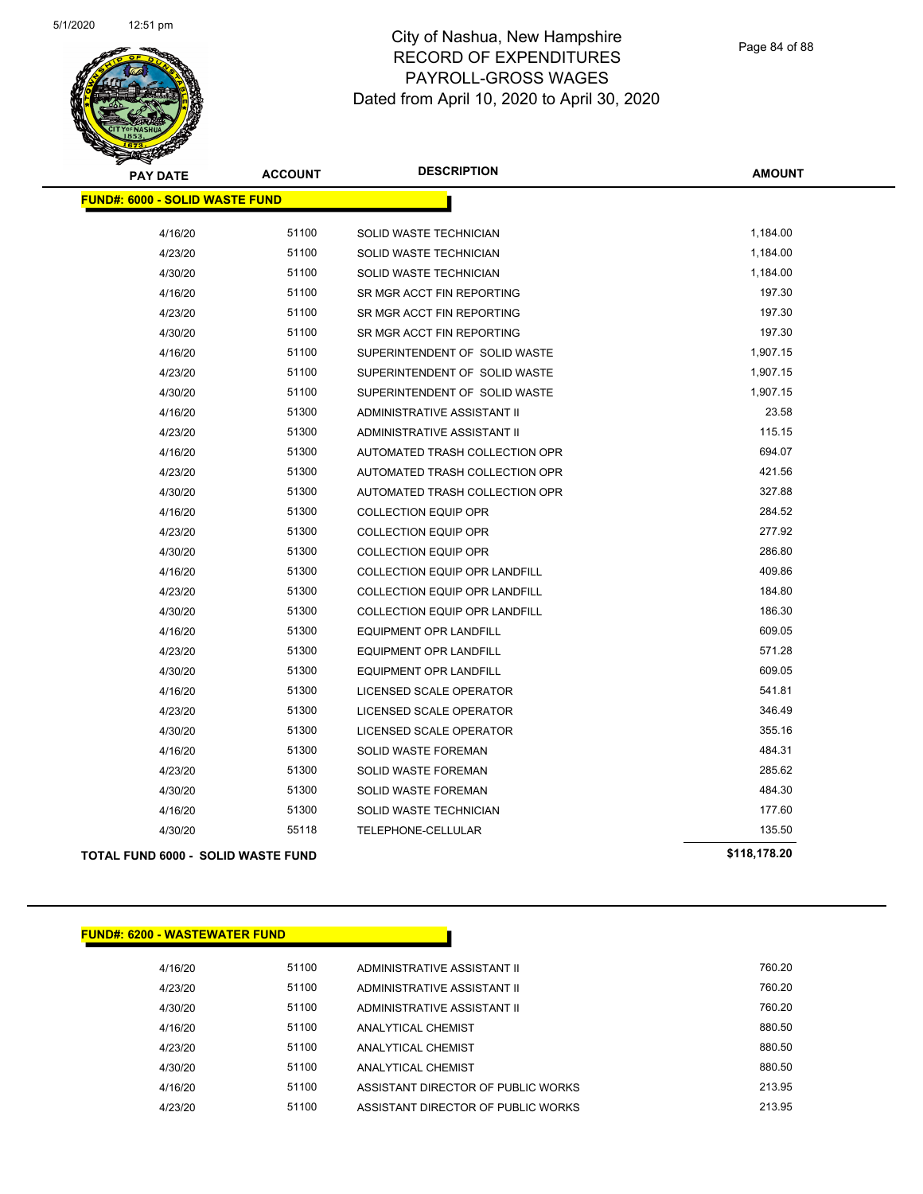# City of Nashua, New Hampshire
# RECORD OF EXPENDITURES
# PAYROLL-GROSS WAGES
# Dated from April 10, 2020 to April 30, 2020

| PAY DATE | ACCOUNT | DESCRIPTION | AMOUNT |
|---|---|---|---|
| **FUND#: 6000 - SOLID WASTE FUND** | | | |
| 4/16/20 | 51100 | SOLID WASTE TECHNICIAN | 1,184.00 |
| 4/23/20 | 51100 | SOLID WASTE TECHNICIAN | 1,184.00 |
| 4/30/20 | 51100 | SOLID WASTE TECHNICIAN | 1,184.00 |
| 4/16/20 | 51100 | SR MGR ACCT FIN REPORTING | 197.30 |
| 4/23/20 | 51100 | SR MGR ACCT FIN REPORTING | 197.30 |
| 4/30/20 | 51100 | SR MGR ACCT FIN REPORTING | 197.30 |
| 4/16/20 | 51100 | SUPERINTENDENT OF SOLID WASTE | 1,907.15 |
| 4/23/20 | 51100 | SUPERINTENDENT OF SOLID WASTE | 1,907.15 |
| 4/30/20 | 51100 | SUPERINTENDENT OF SOLID WASTE | 1,907.15 |
| 4/16/20 | 51300 | ADMINISTRATIVE ASSISTANT II | 23.58 |
| 4/23/20 | 51300 | ADMINISTRATIVE ASSISTANT II | 115.15 |
| 4/16/20 | 51300 | AUTOMATED TRASH COLLECTION OPR | 694.07 |
| 4/23/20 | 51300 | AUTOMATED TRASH COLLECTION OPR | 421.56 |
| 4/30/20 | 51300 | AUTOMATED TRASH COLLECTION OPR | 327.88 |
| 4/16/20 | 51300 | COLLECTION EQUIP OPR | 284.52 |
| 4/23/20 | 51300 | COLLECTION EQUIP OPR | 277.92 |
| 4/30/20 | 51300 | COLLECTION EQUIP OPR | 286.80 |
| 4/16/20 | 51300 | COLLECTION EQUIP OPR LANDFILL | 409.86 |
| 4/23/20 | 51300 | COLLECTION EQUIP OPR LANDFILL | 184.80 |
| 4/30/20 | 51300 | COLLECTION EQUIP OPR LANDFILL | 186.30 |
| 4/16/20 | 51300 | EQUIPMENT OPR LANDFILL | 609.05 |
| 4/23/20 | 51300 | EQUIPMENT OPR LANDFILL | 571.28 |
| 4/30/20 | 51300 | EQUIPMENT OPR LANDFILL | 609.05 |
| 4/16/20 | 51300 | LICENSED SCALE OPERATOR | 541.81 |
| 4/23/20 | 51300 | LICENSED SCALE OPERATOR | 346.49 |
| 4/30/20 | 51300 | LICENSED SCALE OPERATOR | 355.16 |
| 4/16/20 | 51300 | SOLID WASTE FOREMAN | 484.31 |
| 4/23/20 | 51300 | SOLID WASTE FOREMAN | 285.62 |
| 4/30/20 | 51300 | SOLID WASTE FOREMAN | 484.30 |
| 4/16/20 | 51300 | SOLID WASTE TECHNICIAN | 177.60 |
| 4/30/20 | 55118 | TELEPHONE-CELLULAR | 135.50 |
| **TOTAL FUND 6000 - SOLID WASTE FUND** | | | **$118,178.20** |

| PAY DATE | ACCOUNT | DESCRIPTION | AMOUNT |
|---|---|---|---|
| **FUND#: 6200 - WASTEWATER FUND** | | | |
| 4/16/20 | 51100 | ADMINISTRATIVE ASSISTANT II | 760.20 |
| 4/23/20 | 51100 | ADMINISTRATIVE ASSISTANT II | 760.20 |
| 4/30/20 | 51100 | ADMINISTRATIVE ASSISTANT II | 760.20 |
| 4/16/20 | 51100 | ANALYTICAL CHEMIST | 880.50 |
| 4/23/20 | 51100 | ANALYTICAL CHEMIST | 880.50 |
| 4/30/20 | 51100 | ANALYTICAL CHEMIST | 880.50 |
| 4/16/20 | 51100 | ASSISTANT DIRECTOR OF PUBLIC WORKS | 213.95 |
| 4/23/20 | 51100 | ASSISTANT DIRECTOR OF PUBLIC WORKS | 213.95 |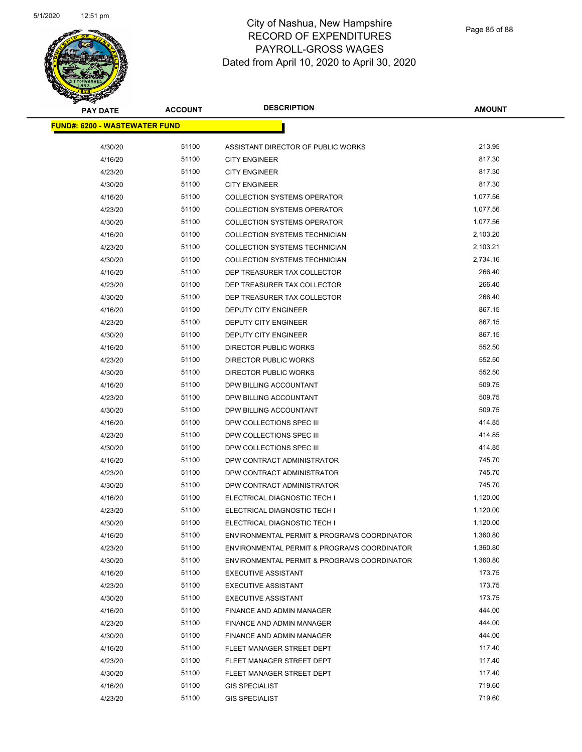# City of Nashua, New Hampshire
## RECORD OF EXPENDITURES
## PAYROLL-GROSS WAGES
## Dated from April 10, 2020 to April 30, 2020

| PAY DATE | ACCOUNT | DESCRIPTION | AMOUNT |
|---|---|---|---|
| **FUND#: 6200 - WASTEWATER FUND** | | | |
| 4/30/20 | 51100 | ASSISTANT DIRECTOR OF PUBLIC WORKS | 213.95 |
| 4/16/20 | 51100 | CITY ENGINEER | 817.30 |
| 4/23/20 | 51100 | CITY ENGINEER | 817.30 |
| 4/30/20 | 51100 | CITY ENGINEER | 817.30 |
| 4/16/20 | 51100 | COLLECTION SYSTEMS OPERATOR | 1,077.56 |
| 4/23/20 | 51100 | COLLECTION SYSTEMS OPERATOR | 1,077.56 |
| 4/30/20 | 51100 | COLLECTION SYSTEMS OPERATOR | 1,077.56 |
| 4/16/20 | 51100 | COLLECTION SYSTEMS TECHNICIAN | 2,103.20 |
| 4/23/20 | 51100 | COLLECTION SYSTEMS TECHNICIAN | 2,103.21 |
| 4/30/20 | 51100 | COLLECTION SYSTEMS TECHNICIAN | 2,734.16 |
| 4/16/20 | 51100 | DEP TREASURER TAX COLLECTOR | 266.40 |
| 4/23/20 | 51100 | DEP TREASURER TAX COLLECTOR | 266.40 |
| 4/30/20 | 51100 | DEP TREASURER TAX COLLECTOR | 266.40 |
| 4/16/20 | 51100 | DEPUTY CITY ENGINEER | 867.15 |
| 4/23/20 | 51100 | DEPUTY CITY ENGINEER | 867.15 |
| 4/30/20 | 51100 | DEPUTY CITY ENGINEER | 867.15 |
| 4/16/20 | 51100 | DIRECTOR PUBLIC WORKS | 552.50 |
| 4/23/20 | 51100 | DIRECTOR PUBLIC WORKS | 552.50 |
| 4/30/20 | 51100 | DIRECTOR PUBLIC WORKS | 552.50 |
| 4/16/20 | 51100 | DPW BILLING ACCOUNTANT | 509.75 |
| 4/23/20 | 51100 | DPW BILLING ACCOUNTANT | 509.75 |
| 4/30/20 | 51100 | DPW BILLING ACCOUNTANT | 509.75 |
| 4/16/20 | 51100 | DPW COLLECTIONS SPEC III | 414.85 |
| 4/23/20 | 51100 | DPW COLLECTIONS SPEC III | 414.85 |
| 4/30/20 | 51100 | DPW COLLECTIONS SPEC III | 414.85 |
| 4/16/20 | 51100 | DPW CONTRACT ADMINISTRATOR | 745.70 |
| 4/23/20 | 51100 | DPW CONTRACT ADMINISTRATOR | 745.70 |
| 4/30/20 | 51100 | DPW CONTRACT ADMINISTRATOR | 745.70 |
| 4/16/20 | 51100 | ELECTRICAL DIAGNOSTIC TECH I | 1,120.00 |
| 4/23/20 | 51100 | ELECTRICAL DIAGNOSTIC TECH I | 1,120.00 |
| 4/30/20 | 51100 | ELECTRICAL DIAGNOSTIC TECH I | 1,120.00 |
| 4/16/20 | 51100 | ENVIRONMENTAL PERMIT & PROGRAMS COORDINATOR | 1,360.80 |
| 4/23/20 | 51100 | ENVIRONMENTAL PERMIT & PROGRAMS COORDINATOR | 1,360.80 |
| 4/30/20 | 51100 | ENVIRONMENTAL PERMIT & PROGRAMS COORDINATOR | 1,360.80 |
| 4/16/20 | 51100 | EXECUTIVE ASSISTANT | 173.75 |
| 4/23/20 | 51100 | EXECUTIVE ASSISTANT | 173.75 |
| 4/30/20 | 51100 | EXECUTIVE ASSISTANT | 173.75 |
| 4/16/20 | 51100 | FINANCE AND ADMIN MANAGER | 444.00 |
| 4/23/20 | 51100 | FINANCE AND ADMIN MANAGER | 444.00 |
| 4/30/20 | 51100 | FINANCE AND ADMIN MANAGER | 444.00 |
| 4/16/20 | 51100 | FLEET MANAGER STREET DEPT | 117.40 |
| 4/23/20 | 51100 | FLEET MANAGER STREET DEPT | 117.40 |
| 4/30/20 | 51100 | FLEET MANAGER STREET DEPT | 117.40 |
| 4/16/20 | 51100 | GIS SPECIALIST | 719.60 |
| 4/23/20 | 51100 | GIS SPECIALIST | 719.60 |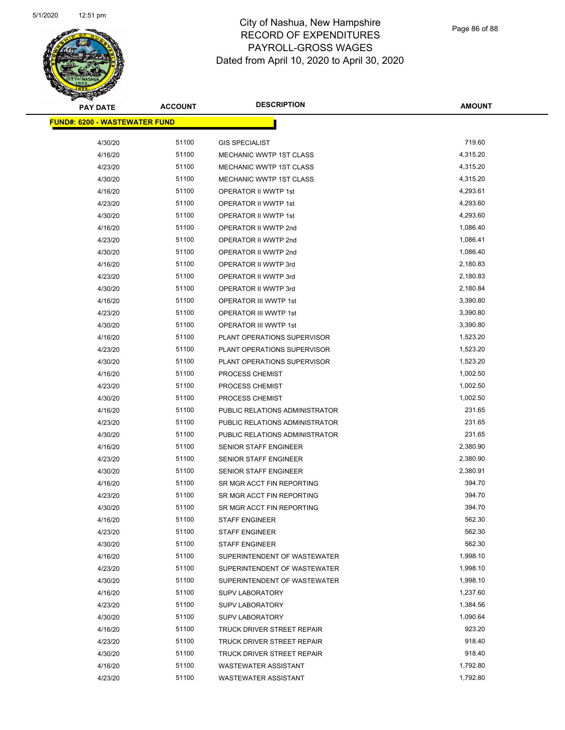# City of Nashua, New Hampshire
## RECORD OF EXPENDITURES
## PAYROLL-GROSS WAGES
## Dated from April 10, 2020 to April 30, 2020

| PAY DATE | ACCOUNT | DESCRIPTION | AMOUNT |
|---|---|---|---|
| **FUND#: 6200 - WASTEWATER FUND** | | | |
| 4/30/20 | 51100 | GIS SPECIALIST | 719.60 |
| 4/16/20 | 51100 | MECHANIC WWTP 1ST CLASS | 4,315.20 |
| 4/23/20 | 51100 | MECHANIC WWTP 1ST CLASS | 4,315.20 |
| 4/30/20 | 51100 | MECHANIC WWTP 1ST CLASS | 4,315.20 |
| 4/16/20 | 51100 | OPERATOR II WWTP 1st | 4,293.61 |
| 4/23/20 | 51100 | OPERATOR II WWTP 1st | 4,293.60 |
| 4/30/20 | 51100 | OPERATOR II WWTP 1st | 4,293.60 |
| 4/16/20 | 51100 | OPERATOR II WWTP 2nd | 1,086.40 |
| 4/23/20 | 51100 | OPERATOR II WWTP 2nd | 1,086.41 |
| 4/30/20 | 51100 | OPERATOR II WWTP 2nd | 1,086.40 |
| 4/16/20 | 51100 | OPERATOR II WWTP 3rd | 2,180.83 |
| 4/23/20 | 51100 | OPERATOR II WWTP 3rd | 2,180.83 |
| 4/30/20 | 51100 | OPERATOR II WWTP 3rd | 2,180.84 |
| 4/16/20 | 51100 | OPERATOR III WWTP 1st | 3,390.80 |
| 4/23/20 | 51100 | OPERATOR III WWTP 1st | 3,390.80 |
| 4/30/20 | 51100 | OPERATOR III WWTP 1st | 3,390.80 |
| 4/16/20 | 51100 | PLANT OPERATIONS SUPERVISOR | 1,523.20 |
| 4/23/20 | 51100 | PLANT OPERATIONS SUPERVISOR | 1,523.20 |
| 4/30/20 | 51100 | PLANT OPERATIONS SUPERVISOR | 1,523.20 |
| 4/16/20 | 51100 | PROCESS CHEMIST | 1,002.50 |
| 4/23/20 | 51100 | PROCESS CHEMIST | 1,002.50 |
| 4/30/20 | 51100 | PROCESS CHEMIST | 1,002.50 |
| 4/16/20 | 51100 | PUBLIC RELATIONS ADMINISTRATOR | 231.65 |
| 4/23/20 | 51100 | PUBLIC RELATIONS ADMINISTRATOR | 231.65 |
| 4/30/20 | 51100 | PUBLIC RELATIONS ADMINISTRATOR | 231.65 |
| 4/16/20 | 51100 | SENIOR STAFF ENGINEER | 2,380.90 |
| 4/23/20 | 51100 | SENIOR STAFF ENGINEER | 2,380.90 |
| 4/30/20 | 51100 | SENIOR STAFF ENGINEER | 2,380.91 |
| 4/16/20 | 51100 | SR MGR ACCT FIN REPORTING | 394.70 |
| 4/23/20 | 51100 | SR MGR ACCT FIN REPORTING | 394.70 |
| 4/30/20 | 51100 | SR MGR ACCT FIN REPORTING | 394.70 |
| 4/16/20 | 51100 | STAFF ENGINEER | 562.30 |
| 4/23/20 | 51100 | STAFF ENGINEER | 562.30 |
| 4/30/20 | 51100 | STAFF ENGINEER | 562.30 |
| 4/16/20 | 51100 | SUPERINTENDENT OF WASTEWATER | 1,998.10 |
| 4/23/20 | 51100 | SUPERINTENDENT OF WASTEWATER | 1,998.10 |
| 4/30/20 | 51100 | SUPERINTENDENT OF WASTEWATER | 1,998.10 |
| 4/16/20 | 51100 | SUPV LABORATORY | 1,237.60 |
| 4/23/20 | 51100 | SUPV LABORATORY | 1,384.56 |
| 4/30/20 | 51100 | SUPV LABORATORY | 1,090.64 |
| 4/16/20 | 51100 | TRUCK DRIVER STREET REPAIR | 923.20 |
| 4/23/20 | 51100 | TRUCK DRIVER STREET REPAIR | 918.40 |
| 4/30/20 | 51100 | TRUCK DRIVER STREET REPAIR | 918.40 |
| 4/16/20 | 51100 | WASTEWATER ASSISTANT | 1,792.80 |
| 4/23/20 | 51100 | WASTEWATER ASSISTANT | 1,792.80 |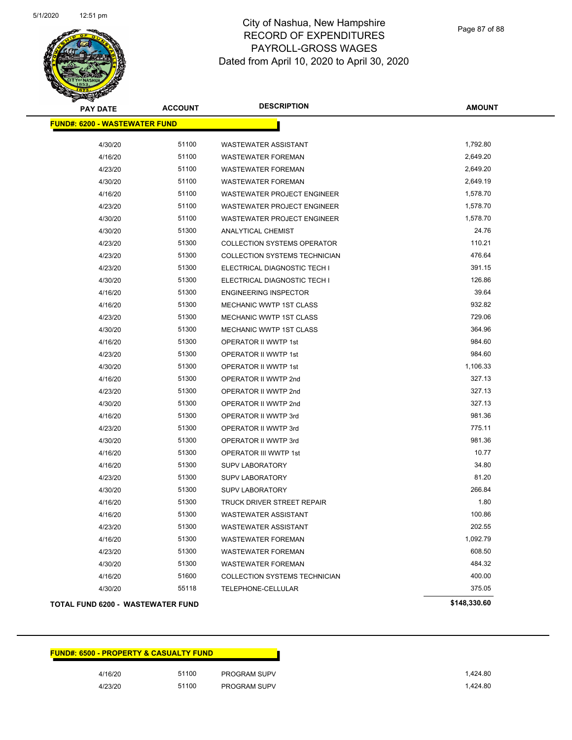City of Nashua, New Hampshire
RECORD OF EXPENDITURES
PAYROLL-GROSS WAGES
Dated from April 10, 2020 to April 30, 2020

| PAY DATE | ACCOUNT | DESCRIPTION | AMOUNT |
|---|---|---|---|
| **FUND#: 6200 - WASTEWATER FUND** | | | |
| 4/30/20 | 51100 | WASTEWATER ASSISTANT | 1,792.80 |
| 4/16/20 | 51100 | WASTEWATER FOREMAN | 2,649.20 |
| 4/23/20 | 51100 | WASTEWATER FOREMAN | 2,649.20 |
| 4/30/20 | 51100 | WASTEWATER FOREMAN | 2,649.19 |
| 4/16/20 | 51100 | WASTEWATER PROJECT ENGINEER | 1,578.70 |
| 4/23/20 | 51100 | WASTEWATER PROJECT ENGINEER | 1,578.70 |
| 4/30/20 | 51100 | WASTEWATER PROJECT ENGINEER | 1,578.70 |
| 4/30/20 | 51300 | ANALYTICAL CHEMIST | 24.76 |
| 4/23/20 | 51300 | COLLECTION SYSTEMS OPERATOR | 110.21 |
| 4/23/20 | 51300 | COLLECTION SYSTEMS TECHNICIAN | 476.64 |
| 4/23/20 | 51300 | ELECTRICAL DIAGNOSTIC TECH I | 391.15 |
| 4/30/20 | 51300 | ELECTRICAL DIAGNOSTIC TECH I | 126.86 |
| 4/16/20 | 51300 | ENGINEERING INSPECTOR | 39.64 |
| 4/16/20 | 51300 | MECHANIC WWTP 1ST CLASS | 932.82 |
| 4/23/20 | 51300 | MECHANIC WWTP 1ST CLASS | 729.06 |
| 4/30/20 | 51300 | MECHANIC WWTP 1ST CLASS | 364.96 |
| 4/16/20 | 51300 | OPERATOR II WWTP 1st | 984.60 |
| 4/23/20 | 51300 | OPERATOR II WWTP 1st | 984.60 |
| 4/30/20 | 51300 | OPERATOR II WWTP 1st | 1,106.33 |
| 4/16/20 | 51300 | OPERATOR II WWTP 2nd | 327.13 |
| 4/23/20 | 51300 | OPERATOR II WWTP 2nd | 327.13 |
| 4/30/20 | 51300 | OPERATOR II WWTP 2nd | 327.13 |
| 4/16/20 | 51300 | OPERATOR II WWTP 3rd | 981.36 |
| 4/23/20 | 51300 | OPERATOR II WWTP 3rd | 775.11 |
| 4/30/20 | 51300 | OPERATOR II WWTP 3rd | 981.36 |
| 4/16/20 | 51300 | OPERATOR III WWTP 1st | 10.77 |
| 4/16/20 | 51300 | SUPV LABORATORY | 34.80 |
| 4/23/20 | 51300 | SUPV LABORATORY | 81.20 |
| 4/30/20 | 51300 | SUPV LABORATORY | 266.84 |
| 4/16/20 | 51300 | TRUCK DRIVER STREET REPAIR | 1.80 |
| 4/16/20 | 51300 | WASTEWATER ASSISTANT | 100.86 |
| 4/23/20 | 51300 | WASTEWATER ASSISTANT | 202.55 |
| 4/16/20 | 51300 | WASTEWATER FOREMAN | 1,092.79 |
| 4/23/20 | 51300 | WASTEWATER FOREMAN | 608.50 |
| 4/30/20 | 51300 | WASTEWATER FOREMAN | 484.32 |
| 4/16/20 | 51600 | COLLECTION SYSTEMS TECHNICIAN | 400.00 |
| 4/30/20 | 55118 | TELEPHONE-CELLULAR | 375.05 |
| **TOTAL FUND 6200 - WASTEWATER FUND** | | | **$148,330.60** |

| PAY DATE | ACCOUNT | DESCRIPTION | AMOUNT |
|---|---|---|---|
| **FUND#: 6500 - PROPERTY & CASUALTY FUND** | | | |
| 4/16/20 | 51100 | PROGRAM SUPV | 1,424.80 |
| 4/23/20 | 51100 | PROGRAM SUPV | 1,424.80 |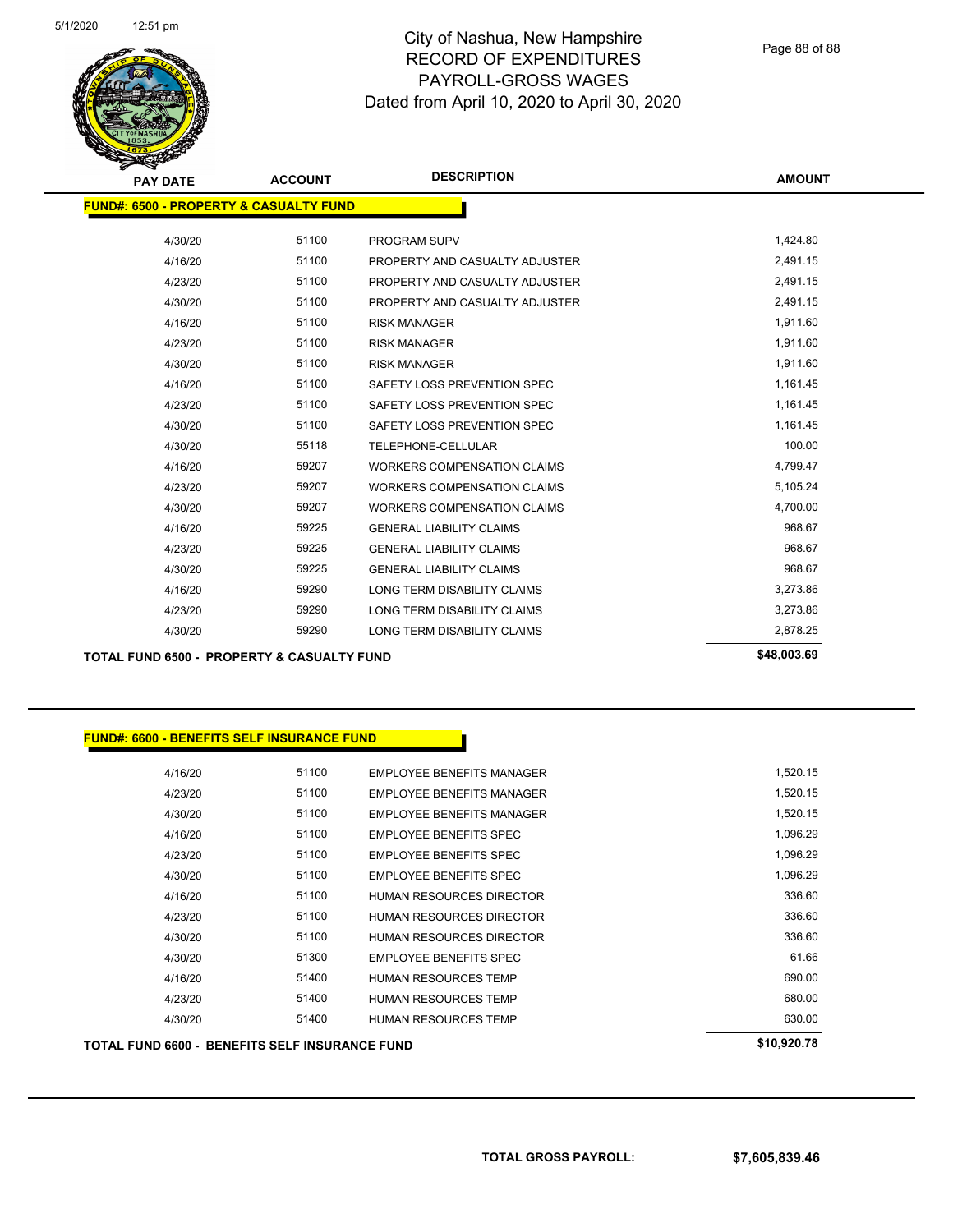# City of Nashua, New Hampshire
## RECORD OF EXPENDITURES
## PAYROLL-GROSS WAGES
## Dated from April 10, 2020 to April 30, 2020

**FUND#: 6500 - PROPERTY & CASUALTY FUND**

| PAY DATE | ACCOUNT | DESCRIPTION | AMOUNT |
|---|---|---|---|
| 4/30/20 | 51100 | PROGRAM SUPV | 1,424.80 |
| 4/16/20 | 51100 | PROPERTY AND CASUALTY ADJUSTER | 2,491.15 |
| 4/23/20 | 51100 | PROPERTY AND CASUALTY ADJUSTER | 2,491.15 |
| 4/30/20 | 51100 | PROPERTY AND CASUALTY ADJUSTER | 2,491.15 |
| 4/16/20 | 51100 | RISK MANAGER | 1,911.60 |
| 4/23/20 | 51100 | RISK MANAGER | 1,911.60 |
| 4/30/20 | 51100 | RISK MANAGER | 1,911.60 |
| 4/16/20 | 51100 | SAFETY LOSS PREVENTION SPEC | 1,161.45 |
| 4/23/20 | 51100 | SAFETY LOSS PREVENTION SPEC | 1,161.45 |
| 4/30/20 | 51100 | SAFETY LOSS PREVENTION SPEC | 1,161.45 |
| 4/30/20 | 55118 | TELEPHONE-CELLULAR | 100.00 |
| 4/16/20 | 59207 | WORKERS COMPENSATION CLAIMS | 4,799.47 |
| 4/23/20 | 59207 | WORKERS COMPENSATION CLAIMS | 5,105.24 |
| 4/30/20 | 59207 | WORKERS COMPENSATION CLAIMS | 4,700.00 |
| 4/16/20 | 59225 | GENERAL LIABILITY CLAIMS | 968.67 |
| 4/23/20 | 59225 | GENERAL LIABILITY CLAIMS | 968.67 |
| 4/30/20 | 59225 | GENERAL LIABILITY CLAIMS | 968.67 |
| 4/16/20 | 59290 | LONG TERM DISABILITY CLAIMS | 3,273.86 |
| 4/23/20 | 59290 | LONG TERM DISABILITY CLAIMS | 3,273.86 |
| 4/30/20 | 59290 | LONG TERM DISABILITY CLAIMS | 2,878.25 |

**TOTAL FUND 6500 - PROPERTY & CASUALTY FUND** **$48,003.69**

**FUND#: 6600 - BENEFITS SELF INSURANCE FUND**

| PAY DATE | ACCOUNT | DESCRIPTION | AMOUNT |
|---|---|---|---|
| 4/16/20 | 51100 | EMPLOYEE BENEFITS MANAGER | 1,520.15 |
| 4/23/20 | 51100 | EMPLOYEE BENEFITS MANAGER | 1,520.15 |
| 4/30/20 | 51100 | EMPLOYEE BENEFITS MANAGER | 1,520.15 |
| 4/16/20 | 51100 | EMPLOYEE BENEFITS SPEC | 1,096.29 |
| 4/23/20 | 51100 | EMPLOYEE BENEFITS SPEC | 1,096.29 |
| 4/30/20 | 51100 | EMPLOYEE BENEFITS SPEC | 1,096.29 |
| 4/16/20 | 51100 | HUMAN RESOURCES DIRECTOR | 336.60 |
| 4/23/20 | 51100 | HUMAN RESOURCES DIRECTOR | 336.60 |
| 4/30/20 | 51100 | HUMAN RESOURCES DIRECTOR | 336.60 |
| 4/30/20 | 51300 | EMPLOYEE BENEFITS SPEC | 61.66 |
| 4/16/20 | 51400 | HUMAN RESOURCES TEMP | 690.00 |
| 4/23/20 | 51400 | HUMAN RESOURCES TEMP | 680.00 |
| 4/30/20 | 51400 | HUMAN RESOURCES TEMP | 630.00 |

**TOTAL FUND 6600 - BENEFITS SELF INSURANCE FUND** **$10,920.78**

**TOTAL GROSS PAYROLL:** **$7,605,839.46**